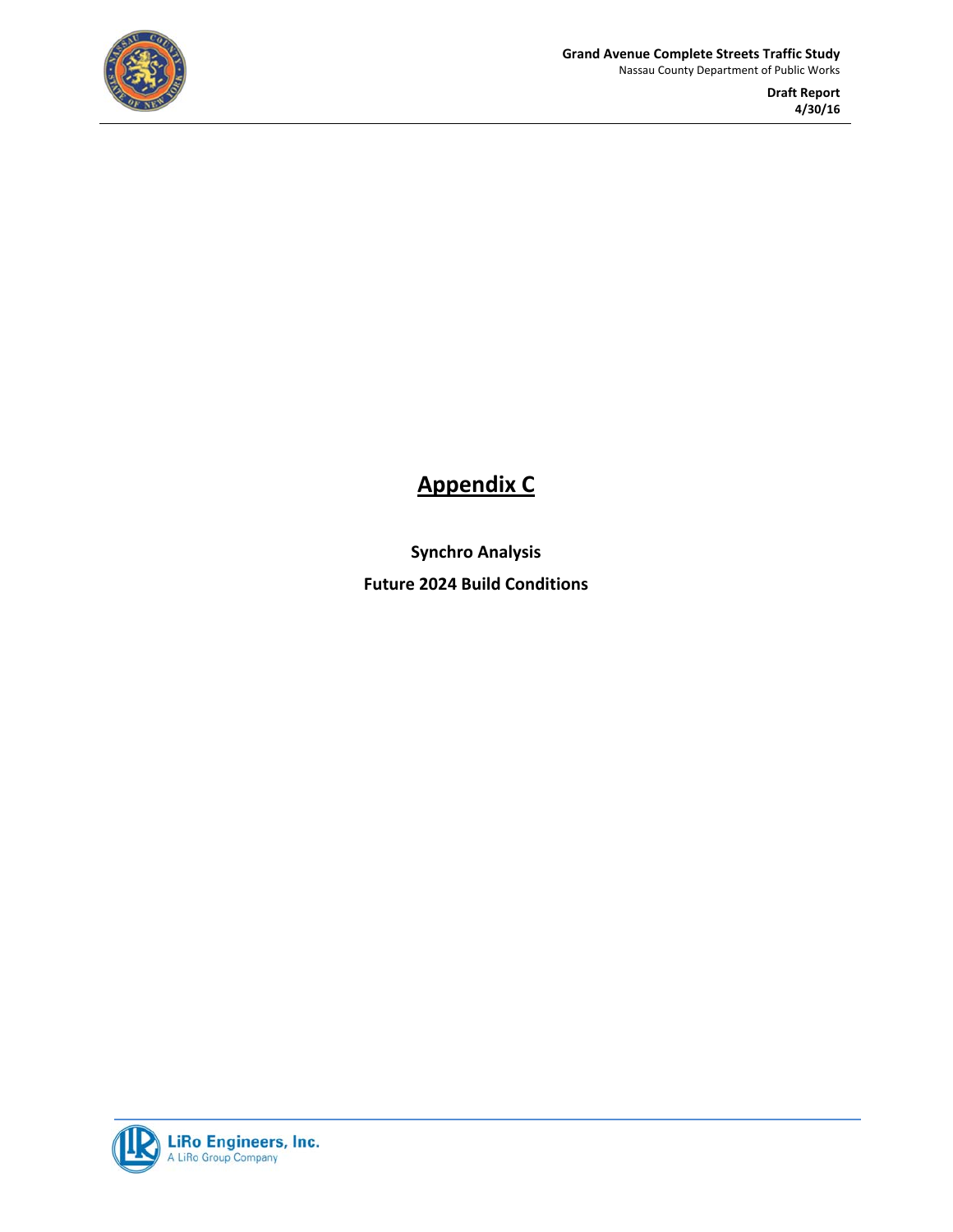# Appendix C

**Synchro Analysis**

**Future 2024 Build Conditions**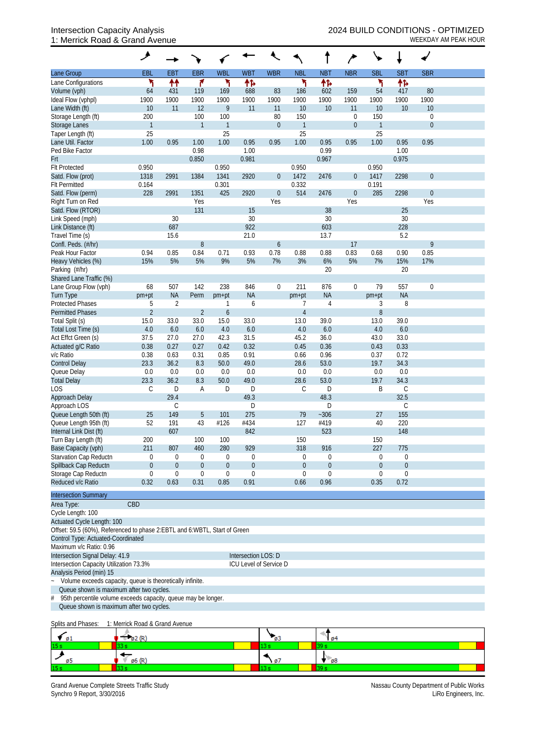# Intersection Capacity Analysis
## 1: Merrick Road & Grand Avenue

**2024 BUILD CONDITIONS - OPTIMIZED**
WEEKDAY AM PEAK HOUR

| Lane Group | EBL | EBT | EBR | WBL | WBT | WBR | NBL | NBT | NBR | SBL | SBT | SBR |
|---|---|---|---|---|---|---|---|---|---|---|---|---|
| Lane Configurations | ↰ | ↑↑ | ↱ | ↰ | ↑↱ | | ↰ | ↑↱ | | ↰ | ↑↱ | |
| Volume (vph) | 64 | 431 | 119 | 169 | 688 | 83 | 186 | 602 | 159 | 54 | 417 | 80 |
| Ideal Flow (vphpl) | 1900 | 1900 | 1900 | 1900 | 1900 | 1900 | 1900 | 1900 | 1900 | 1900 | 1900 | 1900 |
| Lane Width (ft) | 10 | 11 | 12 | 9 | 11 | 11 | 10 | 10 | 11 | 10 | 10 | 10 |
| Storage Length (ft) | 200 | | 100 | 100 | | 80 | 150 | | 0 | 150 | | 0 |
| Storage Lanes | 1 | | 1 | 1 | | 0 | 1 | | 0 | 1 | | 0 |
| Taper Length (ft) | 25 | | | 25 | | | 25 | | | 25 | | |
| Lane Util. Factor | 1.00 | 0.95 | 1.00 | 1.00 | 0.95 | 0.95 | 1.00 | 0.95 | 0.95 | 1.00 | 0.95 | 0.95 |
| Ped Bike Factor | | | 0.98 | | 1.00 | | | 0.99 | | | 1.00 | |
| Frt | | | 0.850 | | 0.981 | | | 0.967 | | | 0.975 | |
| Flt Protected | 0.950 | | | 0.950 | | | 0.950 | | | 0.950 | | |
| Satd. Flow (prot) | 1318 | 2991 | 1384 | 1341 | 2920 | 0 | 1472 | 2476 | 0 | 1417 | 2298 | 0 |
| Flt Permitted | 0.164 | | | 0.301 | | | 0.332 | | | 0.191 | | |
| Satd. Flow (perm) | 228 | 2991 | 1351 | 425 | 2920 | 0 | 514 | 2476 | 0 | 285 | 2298 | 0 |
| Right Turn on Red | | | Yes | | | Yes | | | Yes | | | Yes |
| Satd. Flow (RTOR) | | | 131 | | 15 | | | 38 | | | 25 | |
| Link Speed (mph) | | 30 | | | 30 | | | 30 | | | 30 | |
| Link Distance (ft) | | 687 | | | 922 | | | 603 | | | 228 | |
| Travel Time (s) | | 15.6 | | | 21.0 | | | 13.7 | | | 5.2 | |
| Confl. Peds. (#/hr) | | | 8 | | | 6 | | | 17 | | | 9 |
| Peak Hour Factor | 0.94 | 0.85 | 0.84 | 0.71 | 0.93 | 0.78 | 0.88 | 0.88 | 0.83 | 0.68 | 0.90 | 0.85 |
| Heavy Vehicles (%) | 15% | 5% | 5% | 9% | 5% | 7% | 3% | 6% | 5% | 7% | 15% | 17% |
| Parking (#/hr) | | | | | | | | 20 | | | 20 | |
| Shared Lane Traffic (%) | | | | | | | | | | | | |
| Lane Group Flow (vph) | 68 | 507 | 142 | 238 | 846 | 0 | 211 | 876 | 0 | 79 | 557 | 0 |
| Turn Type | pm+pt | NA | Perm | pm+pt | NA | | pm+pt | NA | | pm+pt | NA | |
| Protected Phases | 5 | 2 | | 1 | 6 | | 7 | 4 | | 3 | 8 | |
| Permitted Phases | 2 | | 2 | 6 | | | 4 | | | 8 | | |
| Total Split (s) | 15.0 | 33.0 | 33.0 | 15.0 | 33.0 | | 13.0 | 39.0 | | 13.0 | 39.0 | |
| Total Lost Time (s) | 4.0 | 6.0 | 6.0 | 4.0 | 6.0 | | 4.0 | 6.0 | | 4.0 | 6.0 | |
| Act Effct Green (s) | 37.5 | 27.0 | 27.0 | 42.3 | 31.5 | | 45.2 | 36.0 | | 43.0 | 33.0 | |
| Actuated g/C Ratio | 0.38 | 0.27 | 0.27 | 0.42 | 0.32 | | 0.45 | 0.36 | | 0.43 | 0.33 | |
| v/c Ratio | 0.38 | 0.63 | 0.31 | 0.85 | 0.91 | | 0.66 | 0.96 | | 0.37 | 0.72 | |
| Control Delay | 23.3 | 36.2 | 8.3 | 50.0 | 49.0 | | 28.6 | 53.0 | | 19.7 | 34.3 | |
| Queue Delay | 0.0 | 0.0 | 0.0 | 0.0 | 0.0 | | 0.0 | 0.0 | | 0.0 | 0.0 | |
| Total Delay | 23.3 | 36.2 | 8.3 | 50.0 | 49.0 | | 28.6 | 53.0 | | 19.7 | 34.3 | |
| LOS | C | D | A | D | D | | C | D | | B | C | |
| Approach Delay | | 29.4 | | | 49.3 | | | 48.3 | | | 32.5 | |
| Approach LOS | | C | | | D | | | D | | | C | |
| Queue Length 50th (ft) | 25 | 149 | 5 | 101 | 275 | | 79 | ~306 | | 27 | 155 | |
| Queue Length 95th (ft) | 52 | 191 | 43 | #126 | #434 | | 127 | #419 | | 40 | 220 | |
| Internal Link Dist (ft) | | 607 | | | 842 | | | 523 | | | 148 | |
| Turn Bay Length (ft) | 200 | | 100 | 100 | | | 150 | | | 150 | | |
| Base Capacity (vph) | 211 | 807 | 460 | 280 | 929 | | 318 | 916 | | 227 | 775 | |
| Starvation Cap Reductn | 0 | 0 | 0 | 0 | 0 | | 0 | 0 | | 0 | 0 | |
| Spillback Cap Reductn | 0 | 0 | 0 | 0 | 0 | | 0 | 0 | | 0 | 0 | |
| Storage Cap Reductn | 0 | 0 | 0 | 0 | 0 | | 0 | 0 | | 0 | 0 | |
| Reduced v/c Ratio | 0.32 | 0.63 | 0.31 | 0.85 | 0.91 | | 0.66 | 0.96 | | 0.35 | 0.72 | |

**Intersection Summary**

Area Type: CBD
Cycle Length: 100
Actuated Cycle Length: 100
Offset: 59.5 (60%), Referenced to phase 2:EBTL and 6:WBTL, Start of Green
Control Type: Actuated-Coordinated
Maximum v/c Ratio: 0.96
Intersection Signal Delay: 41.9 — Intersection LOS: D
Intersection Capacity Utilization 73.3% — ICU Level of Service D
Analysis Period (min) 15

~ Volume exceeds capacity, queue is theoretically infinite.
Queue shown is maximum after two cycles.

\# 95th percentile volume exceeds capacity, queue may be longer.
Queue shown is maximum after two cycles.

Splits and Phases: 1: Merrick Road & Grand Avenue

| ø1 | ø2 (R) | ø3 | ø4 |
|---|---|---|---|
| 15 s | 33 s | 13 s | 39 s |
| **ø5** | **ø6 (R)** | **ø7** | **ø8** |
| 15 s | 33 s | 13 s | 39 s |

Grand Avenue Complete Streets Traffic Study
Synchro 9 Report, 3/30/2016

Nassau County Department of Public Works
LiRo Engineers, Inc.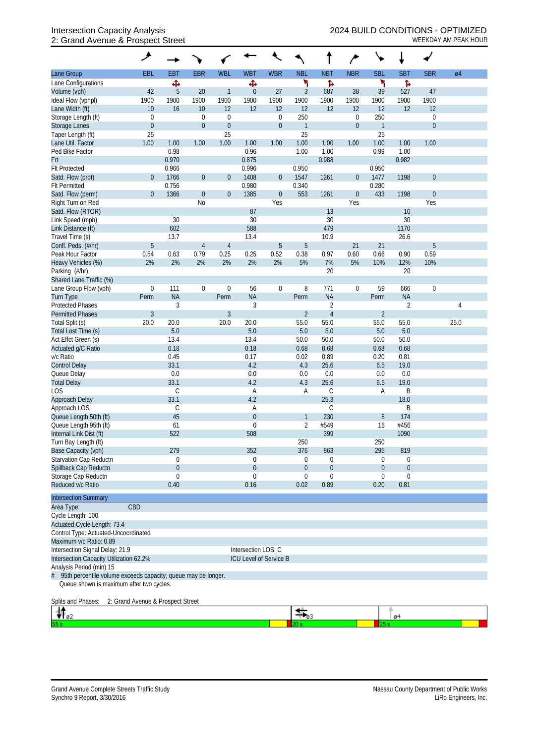Intersection Capacity Analysis
2: Grand Avenue & Prospect Street

2024 BUILD CONDITIONS - OPTIMIZED
WEEKDAY AM PEAK HOUR

| Lane Group | EBL | EBT | EBR | WBL | WBT | WBR | NBL | NBT | NBR | SBL | SBT | SBR | ø4 |
|---|---|---|---|---|---|---|---|---|---|---|---|---|---|
| Lane Configurations | | ✣ | | | ✣ | | ↰ | ↱ | | ↰ | ↱ | | |
| Volume (vph) | 42 | 5 | 20 | 1 | 0 | 27 | 3 | 687 | 38 | 39 | 527 | 47 | |
| Ideal Flow (vphpl) | 1900 | 1900 | 1900 | 1900 | 1900 | 1900 | 1900 | 1900 | 1900 | 1900 | 1900 | 1900 | |
| Lane Width (ft) | 10 | 16 | 10 | 12 | 12 | 12 | 12 | 12 | 12 | 12 | 12 | 12 | |
| Storage Length (ft) | 0 | | 0 | 0 | | 0 | 250 | | 0 | 250 | | 0 | |
| Storage Lanes | 0 | | 0 | 0 | | 0 | 1 | | 0 | 1 | | 0 | |
| Taper Length (ft) | 25 | | | 25 | | | 25 | | | 25 | | | |
| Lane Util. Factor | 1.00 | 1.00 | 1.00 | 1.00 | 1.00 | 1.00 | 1.00 | 1.00 | 1.00 | 1.00 | 1.00 | 1.00 | |
| Ped Bike Factor | | 0.98 | | | 0.96 | | 1.00 | 1.00 | | 0.99 | 1.00 | | |
| Frt | | 0.970 | | | 0.875 | | | 0.988 | | | 0.982 | | |
| Flt Protected | | 0.966 | | | 0.996 | | 0.950 | | | 0.950 | | | |
| Satd. Flow (prot) | 0 | 1766 | 0 | 0 | 1408 | 0 | 1547 | 1261 | 0 | 1477 | 1198 | 0 | |
| Flt Permitted | | 0.756 | | | 0.980 | | 0.340 | | | 0.280 | | | |
| Satd. Flow (perm) | 0 | 1366 | 0 | 0 | 1385 | 0 | 553 | 1261 | 0 | 433 | 1198 | 0 | |
| Right Turn on Red | | | No | | | Yes | | | Yes | | | Yes | |
| Satd. Flow (RTOR) | | | | | 87 | | | 13 | | | 10 | | |
| Link Speed (mph) | | 30 | | | 30 | | | 30 | | | 30 | | |
| Link Distance (ft) | | 602 | | | 588 | | | 479 | | | 1170 | | |
| Travel Time (s) | | 13.7 | | | 13.4 | | | 10.9 | | | 26.6 | | |
| Confl. Peds. (#/hr) | 5 | | 4 | 4 | | 5 | 5 | | 21 | 21 | | 5 | |
| Peak Hour Factor | 0.54 | 0.63 | 0.79 | 0.25 | 0.25 | 0.52 | 0.38 | 0.97 | 0.60 | 0.66 | 0.90 | 0.59 | |
| Heavy Vehicles (%) | 2% | 2% | 2% | 2% | 2% | 2% | 5% | 7% | 5% | 10% | 12% | 10% | |
| Parking (#/hr) | | | | | | | | 20 | | | 20 | | |
| Shared Lane Traffic (%) | | | | | | | | | | | | | |
| Lane Group Flow (vph) | 0 | 111 | 0 | 0 | 56 | 0 | 8 | 771 | 0 | 59 | 666 | 0 | |
| Turn Type | Perm | NA | | Perm | NA | | Perm | NA | | Perm | NA | | |
| Protected Phases | | 3 | | | 3 | | | 2 | | | 2 | | 4 |
| Permitted Phases | 3 | | | 3 | | | 2 | 4 | | 2 | | | |
| Total Split (s) | 20.0 | 20.0 | | 20.0 | 20.0 | | 55.0 | 55.0 | | 55.0 | 55.0 | | 25.0 |
| Total Lost Time (s) | | 5.0 | | | 5.0 | | 5.0 | 5.0 | | 5.0 | 5.0 | | |
| Act Effct Green (s) | | 13.4 | | | 13.4 | | 50.0 | 50.0 | | 50.0 | 50.0 | | |
| Actuated g/C Ratio | | 0.18 | | | 0.18 | | 0.68 | 0.68 | | 0.68 | 0.68 | | |
| v/c Ratio | | 0.45 | | | 0.17 | | 0.02 | 0.89 | | 0.20 | 0.81 | | |
| Control Delay | | 33.1 | | | 4.2 | | 4.3 | 25.6 | | 6.5 | 19.0 | | |
| Queue Delay | | 0.0 | | | 0.0 | | 0.0 | 0.0 | | 0.0 | 0.0 | | |
| Total Delay | | 33.1 | | | 4.2 | | 4.3 | 25.6 | | 6.5 | 19.0 | | |
| LOS | | C | | | A | | A | C | | A | B | | |
| Approach Delay | | 33.1 | | | 4.2 | | | 25.3 | | | 18.0 | | |
| Approach LOS | | C | | | A | | | C | | | B | | |
| Queue Length 50th (ft) | | 45 | | | 0 | | 1 | 230 | | 8 | 174 | | |
| Queue Length 95th (ft) | | 61 | | | 0 | | 2 | #549 | | 16 | #456 | | |
| Internal Link Dist (ft) | | 522 | | | 508 | | | 399 | | | 1090 | | |
| Turn Bay Length (ft) | | | | | | | 250 | | | 250 | | | |
| Base Capacity (vph) | | 279 | | | 352 | | 376 | 863 | | 295 | 819 | | |
| Starvation Cap Reductn | | 0 | | | 0 | | 0 | 0 | | 0 | 0 | | |
| Spillback Cap Reductn | | 0 | | | 0 | | 0 | 0 | | 0 | 0 | | |
| Storage Cap Reductn | | 0 | | | 0 | | 0 | 0 | | 0 | 0 | | |
| Reduced v/c Ratio | | 0.40 | | | 0.16 | | 0.02 | 0.89 | | 0.20 | 0.81 | | |

**Intersection Summary**

Area Type: CBD
Cycle Length: 100
Actuated Cycle Length: 73.4
Control Type: Actuated-Uncoordinated
Maximum v/c Ratio: 0.89
Intersection Signal Delay: 21.9 — Intersection LOS: C
Intersection Capacity Utilization 62.2% — ICU Level of Service B
Analysis Period (min) 15
# 95th percentile volume exceeds capacity, queue may be longer.
Queue shown is maximum after two cycles.

Splits and Phases: 2: Grand Avenue & Prospect Street

| ø2 | ø3 | ø4 |
|---|---|---|
| 55 s | 20 s | 25 s |

Grand Avenue Complete Streets Traffic Study
Synchro 9 Report, 3/30/2016

Nassau County Department of Public Works
LiRo Engineers, Inc.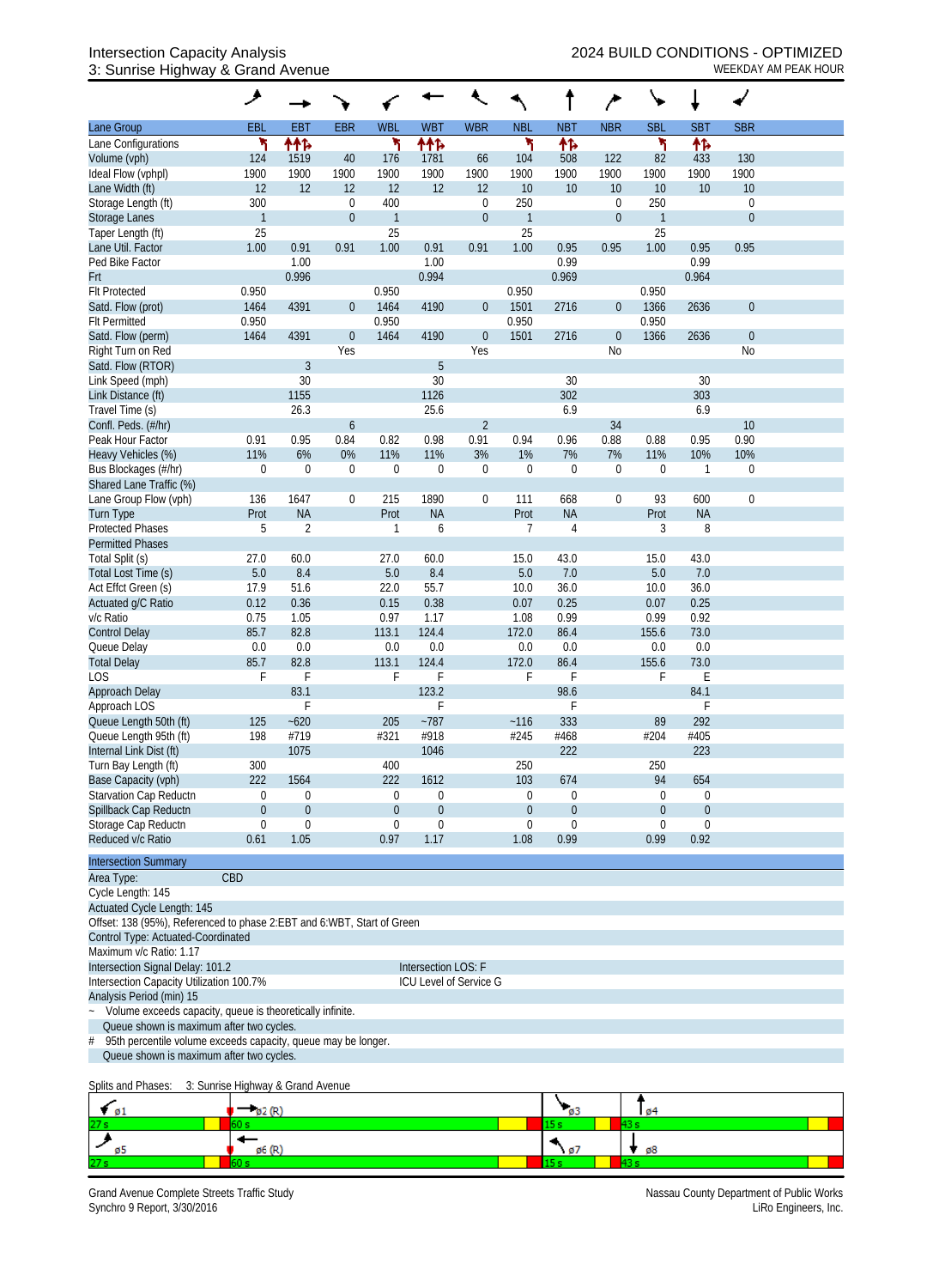Intersection Capacity Analysis
3: Sunrise Highway & Grand Avenue

2024 BUILD CONDITIONS - OPTIMIZED
WEEKDAY AM PEAK HOUR

| Lane Group | EBL | EBT | EBR | WBL | WBT | WBR | NBL | NBT | NBR | SBL | SBT | SBR |
|---|---|---|---|---|---|---|---|---|---|---|---|---|
| Lane Configurations | ↰ | ↑↑↱ | | ↰ | ↑↑↱ | | ↰ | ↑↱ | | ↰ | ↑↱ | |
| Volume (vph) | 124 | 1519 | 40 | 176 | 1781 | 66 | 104 | 508 | 122 | 82 | 433 | 130 |
| Ideal Flow (vphpl) | 1900 | 1900 | 1900 | 1900 | 1900 | 1900 | 1900 | 1900 | 1900 | 1900 | 1900 | 1900 |
| Lane Width (ft) | 12 | 12 | 12 | 12 | 12 | 12 | 10 | 10 | 10 | 10 | 10 | 10 |
| Storage Length (ft) | 300 | | 0 | 400 | | 0 | 250 | | 0 | 250 | | 0 |
| Storage Lanes | 1 | | 0 | 1 | | 0 | 1 | | 0 | 1 | | 0 |
| Taper Length (ft) | 25 | | | 25 | | | 25 | | | 25 | | |
| Lane Util. Factor | 1.00 | 0.91 | 0.91 | 1.00 | 0.91 | 0.91 | 1.00 | 0.95 | 0.95 | 1.00 | 0.95 | 0.95 |
| Ped Bike Factor | | 1.00 | | | 1.00 | | | 0.99 | | | 0.99 | |
| Frt | | 0.996 | | | 0.994 | | | 0.969 | | | 0.964 | |
| Flt Protected | 0.950 | | | 0.950 | | | 0.950 | | | 0.950 | | |
| Satd. Flow (prot) | 1464 | 4391 | 0 | 1464 | 4190 | 0 | 1501 | 2716 | 0 | 1366 | 2636 | 0 |
| Flt Permitted | 0.950 | | | 0.950 | | | 0.950 | | | 0.950 | | |
| Satd. Flow (perm) | 1464 | 4391 | 0 | 1464 | 4190 | 0 | 1501 | 2716 | 0 | 1366 | 2636 | 0 |
| Right Turn on Red | | | Yes | | | Yes | | | No | | | No |
| Satd. Flow (RTOR) | | 3 | | | 5 | | | | | | | |
| Link Speed (mph) | | 30 | | | 30 | | | 30 | | | 30 | |
| Link Distance (ft) | | 1155 | | | 1126 | | | 302 | | | 303 | |
| Travel Time (s) | | 26.3 | | | 25.6 | | | 6.9 | | | 6.9 | |
| Confl. Peds. (#/hr) | | | 6 | | | 2 | | | 34 | | | 10 |
| Peak Hour Factor | 0.91 | 0.95 | 0.84 | 0.82 | 0.98 | 0.91 | 0.94 | 0.96 | 0.88 | 0.88 | 0.95 | 0.90 |
| Heavy Vehicles (%) | 11% | 6% | 0% | 11% | 11% | 3% | 1% | 7% | 7% | 11% | 10% | 10% |
| Bus Blockages (#/hr) | 0 | 0 | 0 | 0 | 0 | 0 | 0 | 0 | 0 | 0 | 1 | 0 |
| Shared Lane Traffic (%) | | | | | | | | | | | | |
| Lane Group Flow (vph) | 136 | 1647 | 0 | 215 | 1890 | 0 | 111 | 668 | 0 | 93 | 600 | 0 |
| Turn Type | Prot | NA | | Prot | NA | | Prot | NA | | Prot | NA | |
| Protected Phases | 5 | 2 | | 1 | 6 | | 7 | 4 | | 3 | 8 | |
| Permitted Phases | | | | | | | | | | | | |
| Total Split (s) | 27.0 | 60.0 | | 27.0 | 60.0 | | 15.0 | 43.0 | | 15.0 | 43.0 | |
| Total Lost Time (s) | 5.0 | 8.4 | | 5.0 | 8.4 | | 5.0 | 7.0 | | 5.0 | 7.0 | |
| Act Effct Green (s) | 17.9 | 51.6 | | 22.0 | 55.7 | | 10.0 | 36.0 | | 10.0 | 36.0 | |
| Actuated g/C Ratio | 0.12 | 0.36 | | 0.15 | 0.38 | | 0.07 | 0.25 | | 0.07 | 0.25 | |
| v/c Ratio | 0.75 | 1.05 | | 0.97 | 1.17 | | 1.08 | 0.99 | | 0.99 | 0.92 | |
| Control Delay | 85.7 | 82.8 | | 113.1 | 124.4 | | 172.0 | 86.4 | | 155.6 | 73.0 | |
| Queue Delay | 0.0 | 0.0 | | 0.0 | 0.0 | | 0.0 | 0.0 | | 0.0 | 0.0 | |
| Total Delay | 85.7 | 82.8 | | 113.1 | 124.4 | | 172.0 | 86.4 | | 155.6 | 73.0 | |
| LOS | F | F | | F | F | | F | F | | F | E | |
| Approach Delay | | 83.1 | | | 123.2 | | | 98.6 | | | 84.1 | |
| Approach LOS | | F | | | F | | | F | | | F | |
| Queue Length 50th (ft) | 125 | ~620 | | 205 | ~787 | | ~116 | 333 | | 89 | 292 | |
| Queue Length 95th (ft) | 198 | #719 | | #321 | #918 | | #245 | #468 | | #204 | #405 | |
| Internal Link Dist (ft) | | 1075 | | | 1046 | | | 222 | | | 223 | |
| Turn Bay Length (ft) | 300 | | | 400 | | | 250 | | | 250 | | |
| Base Capacity (vph) | 222 | 1564 | | 222 | 1612 | | 103 | 674 | | 94 | 654 | |
| Starvation Cap Reductn | 0 | 0 | | 0 | 0 | | 0 | 0 | | 0 | 0 | |
| Spillback Cap Reductn | 0 | 0 | | 0 | 0 | | 0 | 0 | | 0 | 0 | |
| Storage Cap Reductn | 0 | 0 | | 0 | 0 | | 0 | 0 | | 0 | 0 | |
| Reduced v/c Ratio | 0.61 | 1.05 | | 0.97 | 1.17 | | 1.08 | 0.99 | | 0.99 | 0.92 | |

Intersection Summary

Area Type: CBD

Cycle Length: 145

Actuated Cycle Length: 145

Offset: 138 (95%), Referenced to phase 2:EBT and 6:WBT, Start of Green

Control Type: Actuated-Coordinated

Maximum v/c Ratio: 1.17

Intersection Signal Delay: 101.2 — Intersection LOS: F

Intersection Capacity Utilization 100.7% — ICU Level of Service G

Analysis Period (min) 15

~ Volume exceeds capacity, queue is theoretically infinite.
Queue shown is maximum after two cycles.

\# 95th percentile volume exceeds capacity, queue may be longer.
Queue shown is maximum after two cycles.

Splits and Phases: 3: Sunrise Highway & Grand Avenue

| ø1 | ø2 (R) | ø3 | ø4 |
|---|---|---|---|
| 27 s | 60 s | 15 s | 43 s |
| ø5 | ø6 (R) | ø7 | ø8 |
| 27 s | 60 s | 15 s | 43 s |

Grand Avenue Complete Streets Traffic Study
Synchro 9 Report, 3/30/2016

Nassau County Department of Public Works
LiRo Engineers, Inc.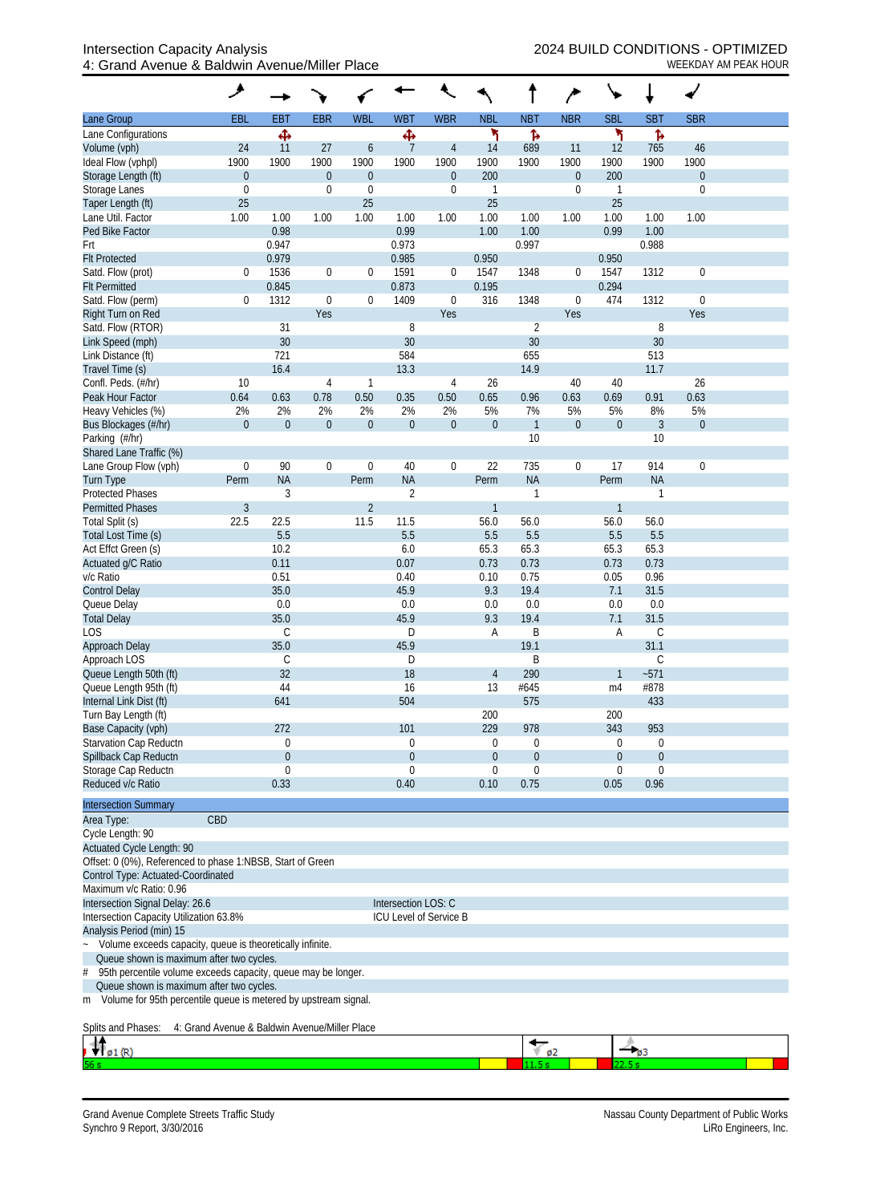# Intersection Capacity Analysis
## 4: Grand Avenue & Baldwin Avenue/Miller Place

2024 BUILD CONDITIONS - OPTIMIZED
WEEKDAY AM PEAK HOUR

| Lane Group | EBL | EBT | EBR | WBL | WBT | WBR | NBL | NBT | NBR | SBL | SBT | SBR |
|---|---|---|---|---|---|---|---|---|---|---|---|---|
| Lane Configurations | | ✣ | | | ✣ | | ↰ | ↱ | | ↰ | ↱ | |
| Volume (vph) | 24 | 11 | 27 | 6 | 7 | 4 | 14 | 689 | 11 | 12 | 765 | 46 |
| Ideal Flow (vphpl) | 1900 | 1900 | 1900 | 1900 | 1900 | 1900 | 1900 | 1900 | 1900 | 1900 | 1900 | 1900 |
| Storage Length (ft) | 0 | | 0 | 0 | | 0 | 200 | | 0 | 200 | | 0 |
| Storage Lanes | 0 | | 0 | 0 | | 0 | 1 | | 0 | 1 | | 0 |
| Taper Length (ft) | 25 | | | 25 | | | 25 | | | 25 | | |
| Lane Util. Factor | 1.00 | 1.00 | 1.00 | 1.00 | 1.00 | 1.00 | 1.00 | 1.00 | 1.00 | 1.00 | 1.00 | 1.00 |
| Ped Bike Factor | | 0.98 | | | 0.99 | | 1.00 | 1.00 | | 0.99 | 1.00 | |
| Frt | | 0.947 | | | 0.973 | | | 0.997 | | | 0.988 | |
| Flt Protected | | 0.979 | | | 0.985 | | 0.950 | | | 0.950 | | |
| Satd. Flow (prot) | 0 | 1536 | 0 | 0 | 1591 | 0 | 1547 | 1348 | 0 | 1547 | 1312 | 0 |
| Flt Permitted | | 0.845 | | | 0.873 | | 0.195 | | | 0.294 | | |
| Satd. Flow (perm) | 0 | 1312 | 0 | 0 | 1409 | 0 | 316 | 1348 | 0 | 474 | 1312 | 0 |
| Right Turn on Red | | | Yes | | | Yes | | | Yes | | | Yes |
| Satd. Flow (RTOR) | | 31 | | | 8 | | | 2 | | | 8 | |
| Link Speed (mph) | | 30 | | | 30 | | | 30 | | | 30 | |
| Link Distance (ft) | | 721 | | | 584 | | | 655 | | | 513 | |
| Travel Time (s) | | 16.4 | | | 13.3 | | | 14.9 | | | 11.7 | |
| Confl. Peds. (#/hr) | 10 | | 4 | 1 | | 4 | 26 | | 40 | 40 | | 26 |
| Peak Hour Factor | 0.64 | 0.63 | 0.78 | 0.50 | 0.35 | 0.50 | 0.65 | 0.96 | 0.63 | 0.69 | 0.91 | 0.63 |
| Heavy Vehicles (%) | 2% | 2% | 2% | 2% | 2% | 2% | 5% | 7% | 5% | 5% | 8% | 5% |
| Bus Blockages (#/hr) | 0 | 0 | 0 | 0 | 0 | 0 | 0 | 1 | 0 | 0 | 3 | 0 |
| Parking (#/hr) | | | | | | | | 10 | | | 10 | |
| Shared Lane Traffic (%) | | | | | | | | | | | | |
| Lane Group Flow (vph) | 0 | 90 | 0 | 0 | 40 | 0 | 22 | 735 | 0 | 17 | 914 | 0 |
| Turn Type | Perm | NA | | Perm | NA | | Perm | NA | | Perm | NA | |
| Protected Phases | | 3 | | | 2 | | | 1 | | | 1 | |
| Permitted Phases | 3 | | | 2 | | | 1 | | | 1 | | |
| Total Split (s) | 22.5 | 22.5 | | 11.5 | 11.5 | | 56.0 | 56.0 | | 56.0 | 56.0 | |
| Total Lost Time (s) | | 5.5 | | | 5.5 | | 5.5 | 5.5 | | 5.5 | 5.5 | |
| Act Effct Green (s) | | 10.2 | | | 6.0 | | 65.3 | 65.3 | | 65.3 | 65.3 | |
| Actuated g/C Ratio | | 0.11 | | | 0.07 | | 0.73 | 0.73 | | 0.73 | 0.73 | |
| v/c Ratio | | 0.51 | | | 0.40 | | 0.10 | 0.75 | | 0.05 | 0.96 | |
| Control Delay | | 35.0 | | | 45.9 | | 9.3 | 19.4 | | 7.1 | 31.5 | |
| Queue Delay | | 0.0 | | | 0.0 | | 0.0 | 0.0 | | 0.0 | 0.0 | |
| Total Delay | | 35.0 | | | 45.9 | | 9.3 | 19.4 | | 7.1 | 31.5 | |
| LOS | | C | | | D | | A | B | | A | C | |
| Approach Delay | | 35.0 | | | 45.9 | | | 19.1 | | | 31.1 | |
| Approach LOS | | C | | | D | | | B | | | C | |
| Queue Length 50th (ft) | | 32 | | | 18 | | 4 | 290 | | 1 | ~571 | |
| Queue Length 95th (ft) | | 44 | | | 16 | | 13 | #645 | | m4 | #878 | |
| Internal Link Dist (ft) | | 641 | | | 504 | | | 575 | | | 433 | |
| Turn Bay Length (ft) | | | | | | | 200 | | | 200 | | |
| Base Capacity (vph) | | 272 | | | 101 | | 229 | 978 | | 343 | 953 | |
| Starvation Cap Reductn | | 0 | | | 0 | | 0 | 0 | | 0 | 0 | |
| Spillback Cap Reductn | | 0 | | | 0 | | 0 | 0 | | 0 | 0 | |
| Storage Cap Reductn | | 0 | | | 0 | | 0 | 0 | | 0 | 0 | |
| Reduced v/c Ratio | | 0.33 | | | 0.40 | | 0.10 | 0.75 | | 0.05 | 0.96 | |

**Intersection Summary**

Area Type: CBD
Cycle Length: 90
Actuated Cycle Length: 90
Offset: 0 (0%), Referenced to phase 1:NBSB, Start of Green
Control Type: Actuated-Coordinated
Maximum v/c Ratio: 0.96
Intersection Signal Delay: 26.6 — Intersection LOS: C
Intersection Capacity Utilization 63.8% — ICU Level of Service B
Analysis Period (min) 15

~ Volume exceeds capacity, queue is theoretically infinite.
Queue shown is maximum after two cycles.
\# 95th percentile volume exceeds capacity, queue may be longer.
Queue shown is maximum after two cycles.
m Volume for 95th percentile queue is metered by upstream signal.

Splits and Phases: 4: Grand Avenue & Baldwin Avenue/Miller Place

| ø1 (R) | ø2 | ø3 |
|---|---|---|
| 56 s | 11.5 s | 22.5 s |

Grand Avenue Complete Streets Traffic Study
Synchro 9 Report, 3/30/2016

Nassau County Department of Public Works
LiRo Engineers, Inc.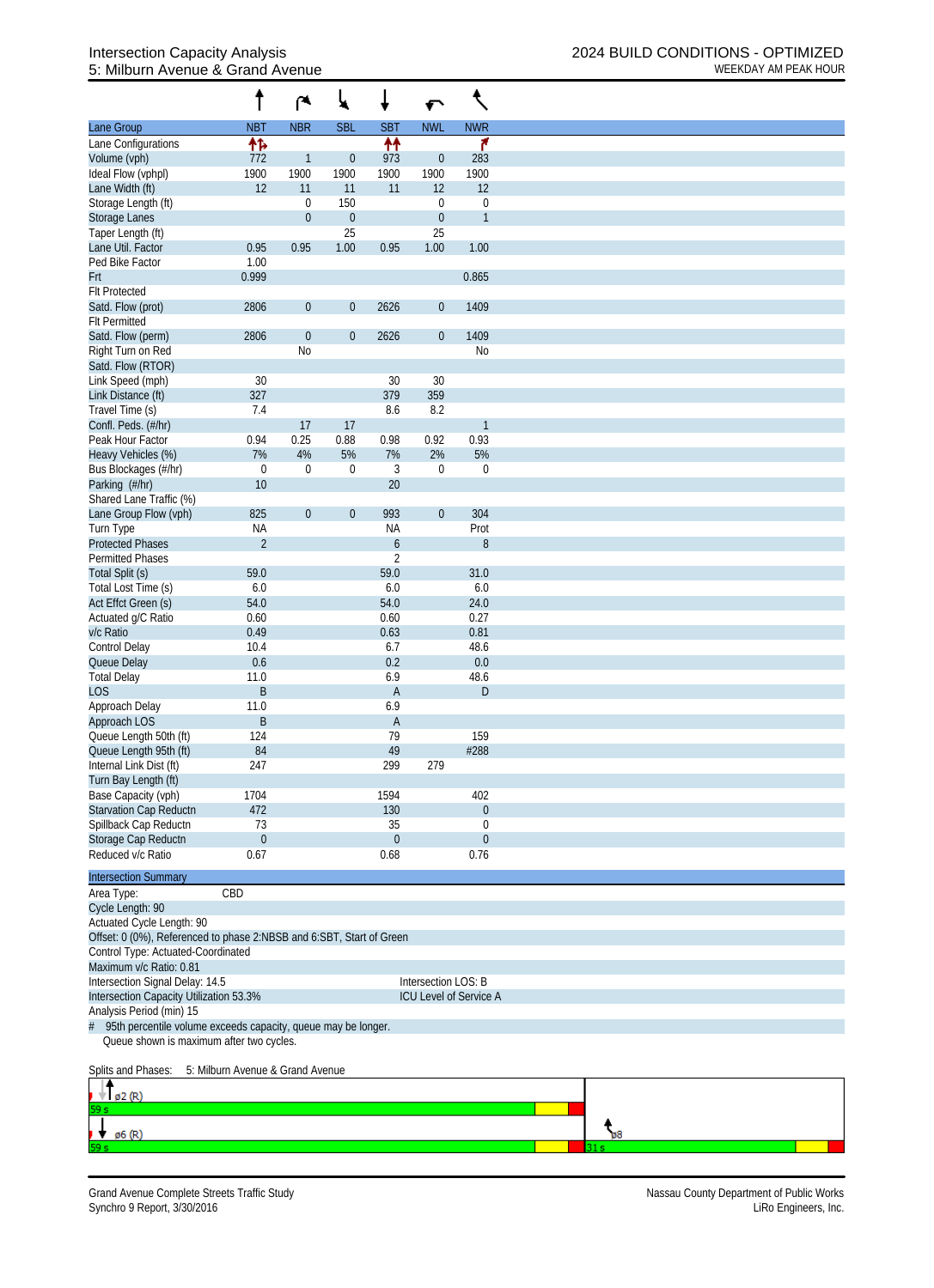# Intersection Capacity Analysis
## 5: Milburn Avenue & Grand Avenue

2024 BUILD CONDITIONS - OPTIMIZED
WEEKDAY AM PEAK HOUR

| Lane Group | NBT | NBR | SBL | SBT | NWL | NWR |
|---|---|---|---|---|---|---|
| Lane Configurations | ↑↱ | | | ↑↑ | | ↱ |
| Volume (vph) | 772 | 1 | 0 | 973 | 0 | 283 |
| Ideal Flow (vphpl) | 1900 | 1900 | 1900 | 1900 | 1900 | 1900 |
| Lane Width (ft) | 12 | 11 | 11 | 11 | 12 | 12 |
| Storage Length (ft) | | 0 | 150 | | 0 | 0 |
| Storage Lanes | | 0 | 0 | | 0 | 1 |
| Taper Length (ft) | | | 25 | | 25 | |
| Lane Util. Factor | 0.95 | 0.95 | 1.00 | 0.95 | 1.00 | 1.00 |
| Ped Bike Factor | 1.00 | | | | | |
| Frt | 0.999 | | | | | 0.865 |
| Flt Protected | | | | | | |
| Satd. Flow (prot) | 2806 | 0 | 0 | 2626 | 0 | 1409 |
| Flt Permitted | | | | | | |
| Satd. Flow (perm) | 2806 | 0 | 0 | 2626 | 0 | 1409 |
| Right Turn on Red | | No | | | | No |
| Satd. Flow (RTOR) | | | | | | |
| Link Speed (mph) | 30 | | | 30 | 30 | |
| Link Distance (ft) | 327 | | | 379 | 359 | |
| Travel Time (s) | 7.4 | | | 8.6 | 8.2 | |
| Confl. Peds. (#/hr) | | 17 | 17 | | | 1 |
| Peak Hour Factor | 0.94 | 0.25 | 0.88 | 0.98 | 0.92 | 0.93 |
| Heavy Vehicles (%) | 7% | 4% | 5% | 7% | 2% | 5% |
| Bus Blockages (#/hr) | 0 | 0 | 0 | 3 | 0 | 0 |
| Parking (#/hr) | 10 | | | 20 | | |
| Shared Lane Traffic (%) | | | | | | |
| Lane Group Flow (vph) | 825 | 0 | 0 | 993 | 0 | 304 |
| Turn Type | NA | | | NA | | Prot |
| Protected Phases | 2 | | | 6 | | 8 |
| Permitted Phases | | | | 2 | | |
| Total Split (s) | 59.0 | | | 59.0 | | 31.0 |
| Total Lost Time (s) | 6.0 | | | 6.0 | | 6.0 |
| Act Effct Green (s) | 54.0 | | | 54.0 | | 24.0 |
| Actuated g/C Ratio | 0.60 | | | 0.60 | | 0.27 |
| v/c Ratio | 0.49 | | | 0.63 | | 0.81 |
| Control Delay | 10.4 | | | 6.7 | | 48.6 |
| Queue Delay | 0.6 | | | 0.2 | | 0.0 |
| Total Delay | 11.0 | | | 6.9 | | 48.6 |
| LOS | B | | | A | | D |
| Approach Delay | 11.0 | | | 6.9 | | |
| Approach LOS | B | | | A | | |
| Queue Length 50th (ft) | 124 | | | 79 | | 159 |
| Queue Length 95th (ft) | 84 | | | 49 | | #288 |
| Internal Link Dist (ft) | 247 | | | 299 | 279 | |
| Turn Bay Length (ft) | | | | | | |
| Base Capacity (vph) | 1704 | | | 1594 | | 402 |
| Starvation Cap Reductn | 472 | | | 130 | | 0 |
| Spillback Cap Reductn | 73 | | | 35 | | 0 |
| Storage Cap Reductn | 0 | | | 0 | | 0 |
| Reduced v/c Ratio | 0.67 | | | 0.68 | | 0.76 |

**Intersection Summary**

Area Type: CBD
Cycle Length: 90
Actuated Cycle Length: 90
Offset: 0 (0%), Referenced to phase 2:NBSB and 6:SBT, Start of Green
Control Type: Actuated-Coordinated
Maximum v/c Ratio: 0.81
Intersection Signal Delay: 14.5 &nbsp;&nbsp;&nbsp; Intersection LOS: B
Intersection Capacity Utilization 53.3% &nbsp;&nbsp;&nbsp; ICU Level of Service A
Analysis Period (min) 15
\# 95th percentile volume exceeds capacity, queue may be longer.
Queue shown is maximum after two cycles.

Splits and Phases: 5: Milburn Avenue & Grand Avenue

ø2 (R) 59 s
ø6 (R) 59 s
ø8 31 s

Grand Avenue Complete Streets Traffic Study
Synchro 9 Report, 3/30/2016
Nassau County Department of Public Works
LiRo Engineers, Inc.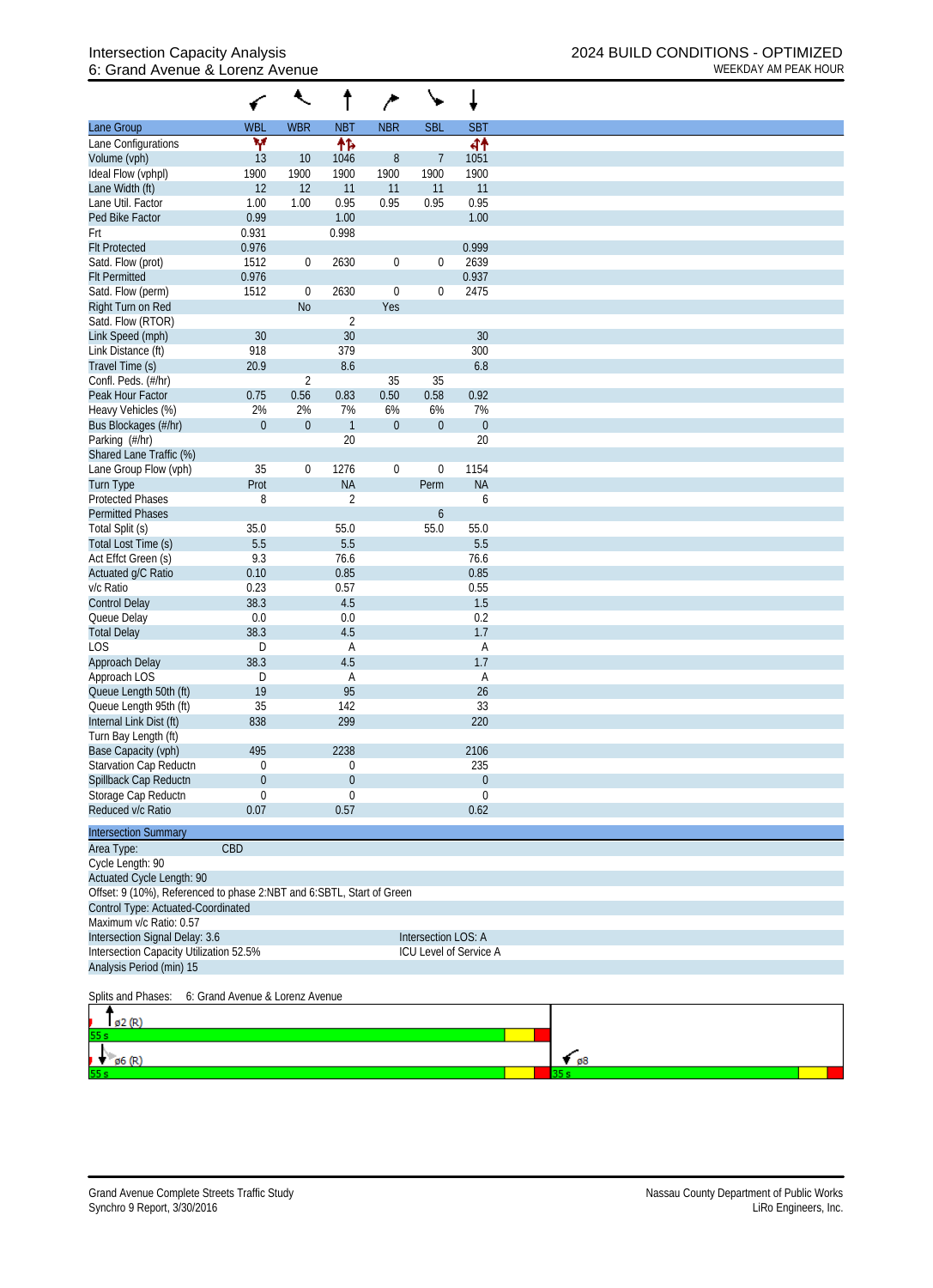# Intersection Capacity Analysis
## 6: Grand Avenue & Lorenz Avenue

**2024 BUILD CONDITIONS - OPTIMIZED**
WEEKDAY AM PEAK HOUR

| Lane Group | WBL | WBR | NBT | NBR | SBL | SBT |
|---|---|---|---|---|---|---|
| Lane Configurations | Y | | ↑↱ | | | ↰↑ |
| Volume (vph) | 13 | 10 | 1046 | 8 | 7 | 1051 |
| Ideal Flow (vphpl) | 1900 | 1900 | 1900 | 1900 | 1900 | 1900 |
| Lane Width (ft) | 12 | 12 | 11 | 11 | 11 | 11 |
| Lane Util. Factor | 1.00 | 1.00 | 0.95 | 0.95 | 0.95 | 0.95 |
| Ped Bike Factor | 0.99 | | 1.00 | | | 1.00 |
| Frt | 0.931 | | 0.998 | | | |
| Flt Protected | 0.976 | | | | | 0.999 |
| Satd. Flow (prot) | 1512 | 0 | 2630 | 0 | 0 | 2639 |
| Flt Permitted | 0.976 | | | | | 0.937 |
| Satd. Flow (perm) | 1512 | 0 | 2630 | 0 | 0 | 2475 |
| Right Turn on Red | | No | | Yes | | |
| Satd. Flow (RTOR) | | | 2 | | | |
| Link Speed (mph) | 30 | | 30 | | | 30 |
| Link Distance (ft) | 918 | | 379 | | | 300 |
| Travel Time (s) | 20.9 | | 8.6 | | | 6.8 |
| Confl. Peds. (#/hr) | | 2 | | 35 | 35 | |
| Peak Hour Factor | 0.75 | 0.56 | 0.83 | 0.50 | 0.58 | 0.92 |
| Heavy Vehicles (%) | 2% | 2% | 7% | 6% | 6% | 7% |
| Bus Blockages (#/hr) | 0 | 0 | 1 | 0 | 0 | 0 |
| Parking (#/hr) | | | 20 | | | 20 |
| Shared Lane Traffic (%) | | | | | | |
| Lane Group Flow (vph) | 35 | 0 | 1276 | 0 | 0 | 1154 |
| Turn Type | Prot | | NA | | Perm | NA |
| Protected Phases | 8 | | 2 | | | 6 |
| Permitted Phases | | | | | 6 | |
| Total Split (s) | 35.0 | | 55.0 | | 55.0 | 55.0 |
| Total Lost Time (s) | 5.5 | | 5.5 | | | 5.5 |
| Act Effct Green (s) | 9.3 | | 76.6 | | | 76.6 |
| Actuated g/C Ratio | 0.10 | | 0.85 | | | 0.85 |
| v/c Ratio | 0.23 | | 0.57 | | | 0.55 |
| Control Delay | 38.3 | | 4.5 | | | 1.5 |
| Queue Delay | 0.0 | | 0.0 | | | 0.2 |
| Total Delay | 38.3 | | 4.5 | | | 1.7 |
| LOS | D | | A | | | A |
| Approach Delay | 38.3 | | 4.5 | | | 1.7 |
| Approach LOS | D | | A | | | A |
| Queue Length 50th (ft) | 19 | | 95 | | | 26 |
| Queue Length 95th (ft) | 35 | | 142 | | | 33 |
| Internal Link Dist (ft) | 838 | | 299 | | | 220 |
| Turn Bay Length (ft) | | | | | | |
| Base Capacity (vph) | 495 | | 2238 | | | 2106 |
| Starvation Cap Reductn | 0 | | 0 | | | 235 |
| Spillback Cap Reductn | 0 | | 0 | | | 0 |
| Storage Cap Reductn | 0 | | 0 | | | 0 |
| Reduced v/c Ratio | 0.07 | | 0.57 | | | 0.62 |

**Intersection Summary**

Area Type: CBD
Cycle Length: 90
Actuated Cycle Length: 90
Offset: 9 (10%), Referenced to phase 2:NBT and 6:SBTL, Start of Green
Control Type: Actuated-Coordinated
Maximum v/c Ratio: 0.57
Intersection Signal Delay: 3.6 — Intersection LOS: A
Intersection Capacity Utilization 52.5% — ICU Level of Service A
Analysis Period (min) 15

Splits and Phases: 6: Grand Avenue & Lorenz Avenue

| Phase | Split |
|---|---|
| ø2 (R) | 55 s |
| ø6 (R) | 55 s |
| ø8 | 35 s |

Grand Avenue Complete Streets Traffic Study
Synchro 9 Report, 3/30/2016

Nassau County Department of Public Works
LiRo Engineers, Inc.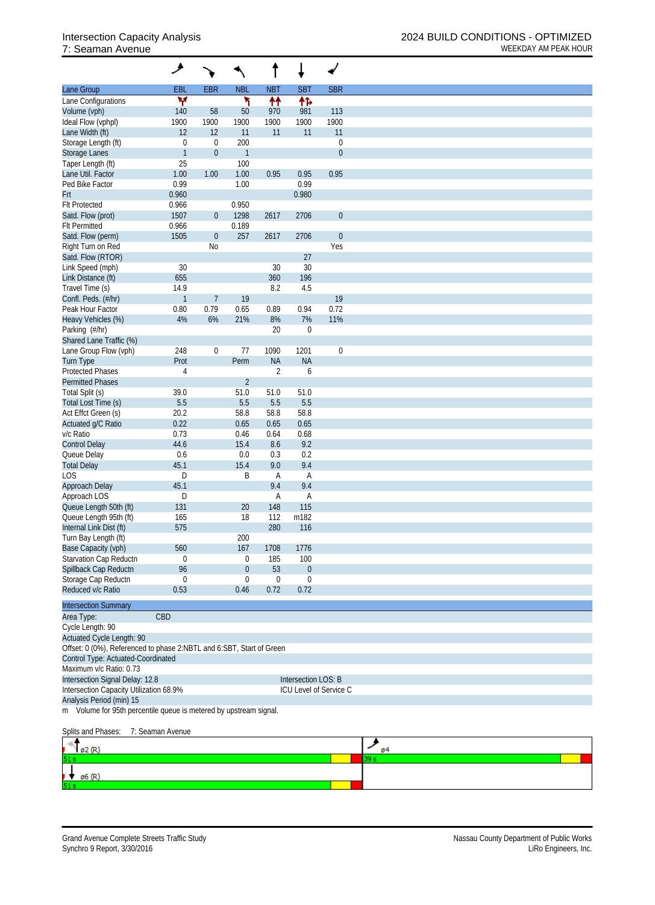# Intersection Capacity Analysis
## 7: Seaman Avenue

**2024 BUILD CONDITIONS - OPTIMIZED**
WEEKDAY AM PEAK HOUR

| Lane Group | EBL | EBR | NBL | NBT | SBT | SBR |
|---|---|---|---|---|---|---|
| Lane Configurations | | | | | | |
| Volume (vph) | 140 | 58 | 50 | 970 | 981 | 113 |
| Ideal Flow (vphpl) | 1900 | 1900 | 1900 | 1900 | 1900 | 1900 |
| Lane Width (ft) | 12 | 12 | 11 | 11 | 11 | 11 |
| Storage Length (ft) | 0 | 0 | 200 | | | 0 |
| Storage Lanes | 1 | 0 | 1 | | | 0 |
| Taper Length (ft) | 25 | | 100 | | | |
| Lane Util. Factor | 1.00 | 1.00 | 1.00 | 0.95 | 0.95 | 0.95 |
| Ped Bike Factor | 0.99 | | 1.00 | | 0.99 | |
| Frt | 0.960 | | | | 0.980 | |
| Flt Protected | 0.966 | | 0.950 | | | |
| Satd. Flow (prot) | 1507 | 0 | 1298 | 2617 | 2706 | 0 |
| Flt Permitted | 0.966 | | 0.189 | | | |
| Satd. Flow (perm) | 1505 | 0 | 257 | 2617 | 2706 | 0 |
| Right Turn on Red | | No | | | | Yes |
| Satd. Flow (RTOR) | | | | | 27 | |
| Link Speed (mph) | 30 | | | 30 | 30 | |
| Link Distance (ft) | 655 | | | 360 | 196 | |
| Travel Time (s) | 14.9 | | | 8.2 | 4.5 | |
| Confl. Peds. (#/hr) | 1 | 7 | 19 | | | 19 |
| Peak Hour Factor | 0.80 | 0.79 | 0.65 | 0.89 | 0.94 | 0.72 |
| Heavy Vehicles (%) | 4% | 6% | 21% | 8% | 7% | 11% |
| Parking (#/hr) | | | | 20 | 0 | |
| Shared Lane Traffic (%) | | | | | | |
| Lane Group Flow (vph) | 248 | 0 | 77 | 1090 | 1201 | 0 |
| Turn Type | Prot | | Perm | NA | NA | |
| Protected Phases | 4 | | | 2 | 6 | |
| Permitted Phases | | | 2 | | | |
| Total Split (s) | 39.0 | | 51.0 | 51.0 | 51.0 | |
| Total Lost Time (s) | 5.5 | | 5.5 | 5.5 | 5.5 | |
| Act Effct Green (s) | 20.2 | | 58.8 | 58.8 | 58.8 | |
| Actuated g/C Ratio | 0.22 | | 0.65 | 0.65 | 0.65 | |
| v/c Ratio | 0.73 | | 0.46 | 0.64 | 0.68 | |
| Control Delay | 44.6 | | 15.4 | 8.6 | 9.2 | |
| Queue Delay | 0.6 | | 0.0 | 0.3 | 0.2 | |
| Total Delay | 45.1 | | 15.4 | 9.0 | 9.4 | |
| LOS | D | | B | A | A | |
| Approach Delay | 45.1 | | | 9.4 | 9.4 | |
| Approach LOS | D | | | A | A | |
| Queue Length 50th (ft) | 131 | | 20 | 148 | 115 | |
| Queue Length 95th (ft) | 165 | | 18 | 112 | m182 | |
| Internal Link Dist (ft) | 575 | | | 280 | 116 | |
| Turn Bay Length (ft) | | | 200 | | | |
| Base Capacity (vph) | 560 | | 167 | 1708 | 1776 | |
| Starvation Cap Reductn | 0 | | 0 | 185 | 100 | |
| Spillback Cap Reductn | 96 | | 0 | 53 | 0 | |
| Storage Cap Reductn | 0 | | 0 | 0 | 0 | |
| Reduced v/c Ratio | 0.53 | | 0.46 | 0.72 | 0.72 | |

**Intersection Summary**

Area Type: CBD
Cycle Length: 90
Actuated Cycle Length: 90
Offset: 0 (0%), Referenced to phase 2:NBTL and 6:SBT, Start of Green
Control Type: Actuated-Coordinated
Maximum v/c Ratio: 0.73
Intersection Signal Delay: 12.8 — Intersection LOS: B
Intersection Capacity Utilization 68.9% — ICU Level of Service C
Analysis Period (min) 15
m Volume for 95th percentile queue is metered by upstream signal.

Splits and Phases: 7: Seaman Avenue

| ø2 (R) 51 s | ø4 39 s |
|---|---|
| ø6 (R) 51 s | |

Grand Avenue Complete Streets Traffic Study
Synchro 9 Report, 3/30/2016

Nassau County Department of Public Works
LiRo Engineers, Inc.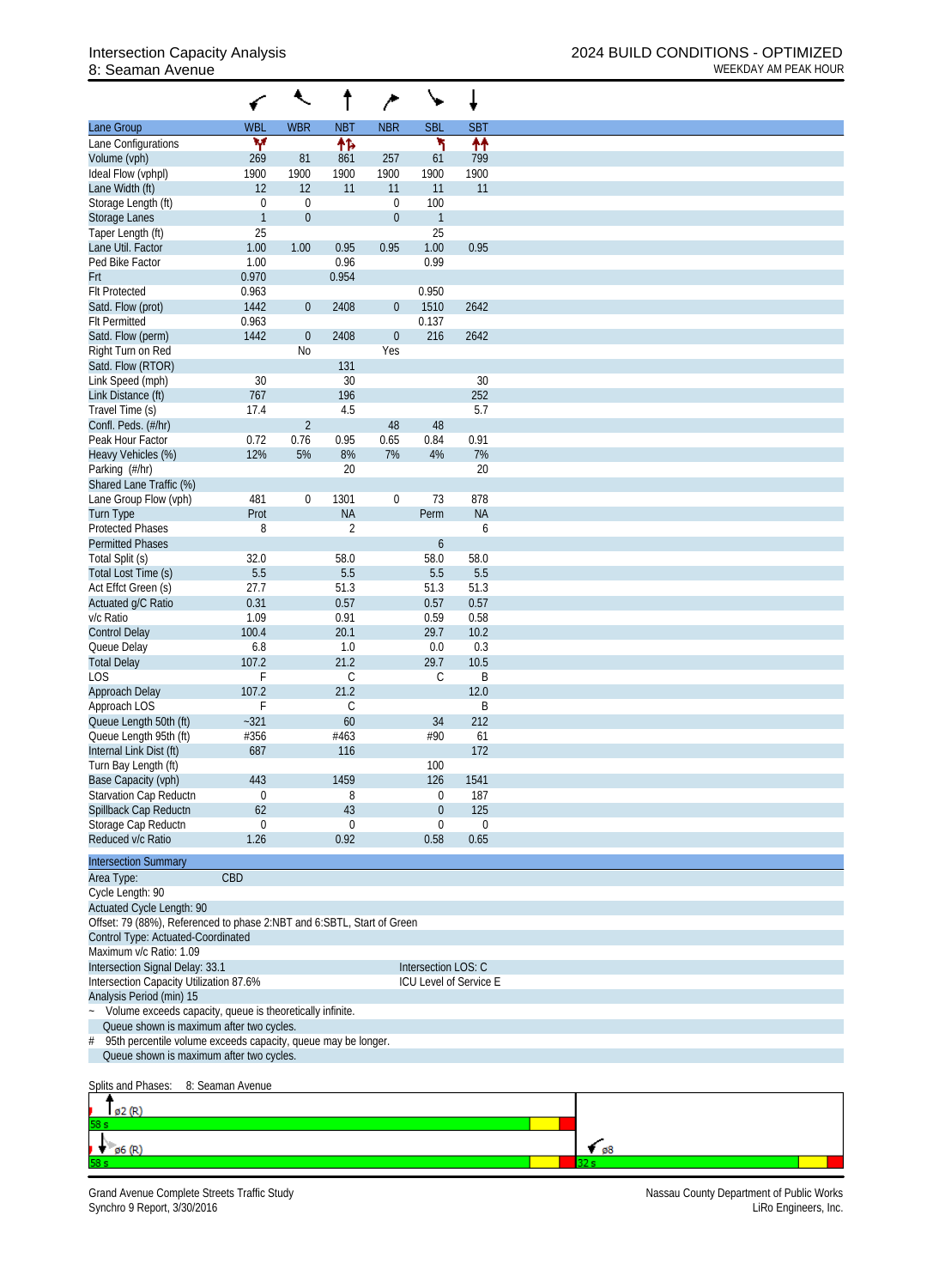# Intersection Capacity Analysis
## 8: Seaman Avenue

2024 BUILD CONDITIONS - OPTIMIZED
WEEKDAY AM PEAK HOUR

| Lane Group | WBL | WBR | NBT | NBR | SBL | SBT |
|---|---|---|---|---|---|---|
| Lane Configurations | | | | | | |
| Volume (vph) | 269 | 81 | 861 | 257 | 61 | 799 |
| Ideal Flow (vphpl) | 1900 | 1900 | 1900 | 1900 | 1900 | 1900 |
| Lane Width (ft) | 12 | 12 | 11 | 11 | 11 | 11 |
| Storage Length (ft) | 0 | 0 | | 0 | 100 | |
| Storage Lanes | 1 | 0 | | 0 | 1 | |
| Taper Length (ft) | 25 | | | | 25 | |
| Lane Util. Factor | 1.00 | 1.00 | 0.95 | 0.95 | 1.00 | 0.95 |
| Ped Bike Factor | 1.00 | | 0.96 | | 0.99 | |
| Frt | 0.970 | | 0.954 | | | |
| Flt Protected | 0.963 | | | | 0.950 | |
| Satd. Flow (prot) | 1442 | 0 | 2408 | 0 | 1510 | 2642 |
| Flt Permitted | 0.963 | | | | 0.137 | |
| Satd. Flow (perm) | 1442 | 0 | 2408 | 0 | 216 | 2642 |
| Right Turn on Red | | No | | Yes | | |
| Satd. Flow (RTOR) | | | 131 | | | |
| Link Speed (mph) | 30 | | 30 | | | 30 |
| Link Distance (ft) | 767 | | 196 | | | 252 |
| Travel Time (s) | 17.4 | | 4.5 | | | 5.7 |
| Confl. Peds. (#/hr) | | 2 | | 48 | 48 | |
| Peak Hour Factor | 0.72 | 0.76 | 0.95 | 0.65 | 0.84 | 0.91 |
| Heavy Vehicles (%) | 12% | 5% | 8% | 7% | 4% | 7% |
| Parking (#/hr) | | | 20 | | | 20 |
| Shared Lane Traffic (%) | | | | | | |
| Lane Group Flow (vph) | 481 | 0 | 1301 | 0 | 73 | 878 |
| Turn Type | Prot | | NA | | Perm | NA |
| Protected Phases | 8 | | 2 | | | 6 |
| Permitted Phases | | | | | 6 | |
| Total Split (s) | 32.0 | | 58.0 | | 58.0 | 58.0 |
| Total Lost Time (s) | 5.5 | | 5.5 | | 5.5 | 5.5 |
| Act Effct Green (s) | 27.7 | | 51.3 | | 51.3 | 51.3 |
| Actuated g/C Ratio | 0.31 | | 0.57 | | 0.57 | 0.57 |
| v/c Ratio | 1.09 | | 0.91 | | 0.59 | 0.58 |
| Control Delay | 100.4 | | 20.1 | | 29.7 | 10.2 |
| Queue Delay | 6.8 | | 1.0 | | 0.0 | 0.3 |
| Total Delay | 107.2 | | 21.2 | | 29.7 | 10.5 |
| LOS | F | | C | | C | B |
| Approach Delay | 107.2 | | 21.2 | | | 12.0 |
| Approach LOS | F | | C | | | B |
| Queue Length 50th (ft) | ~321 | | 60 | | 34 | 212 |
| Queue Length 95th (ft) | #356 | | #463 | | #90 | 61 |
| Internal Link Dist (ft) | 687 | | 116 | | | 172 |
| Turn Bay Length (ft) | | | | | 100 | |
| Base Capacity (vph) | 443 | | 1459 | | 126 | 1541 |
| Starvation Cap Reductn | 0 | | 8 | | 0 | 187 |
| Spillback Cap Reductn | 62 | | 43 | | 0 | 125 |
| Storage Cap Reductn | 0 | | 0 | | 0 | 0 |
| Reduced v/c Ratio | 1.26 | | 0.92 | | 0.58 | 0.65 |

**Intersection Summary**

Area Type: CBD

Cycle Length: 90

Actuated Cycle Length: 90

Offset: 79 (88%), Referenced to phase 2:NBT and 6:SBTL, Start of Green

Control Type: Actuated-Coordinated

Maximum v/c Ratio: 1.09

Intersection Signal Delay: 33.1 — Intersection LOS: C

Intersection Capacity Utilization 87.6% — ICU Level of Service E

Analysis Period (min) 15

~ Volume exceeds capacity, queue is theoretically infinite.
Queue shown is maximum after two cycles.

\# 95th percentile volume exceeds capacity, queue may be longer.
Queue shown is maximum after two cycles.

Splits and Phases: 8: Seaman Avenue

ø2 (R) 58 s

ø6 (R) 58 s — ø8 32 s

Grand Avenue Complete Streets Traffic Study
Synchro 9 Report, 3/30/2016

Nassau County Department of Public Works
LiRo Engineers, Inc.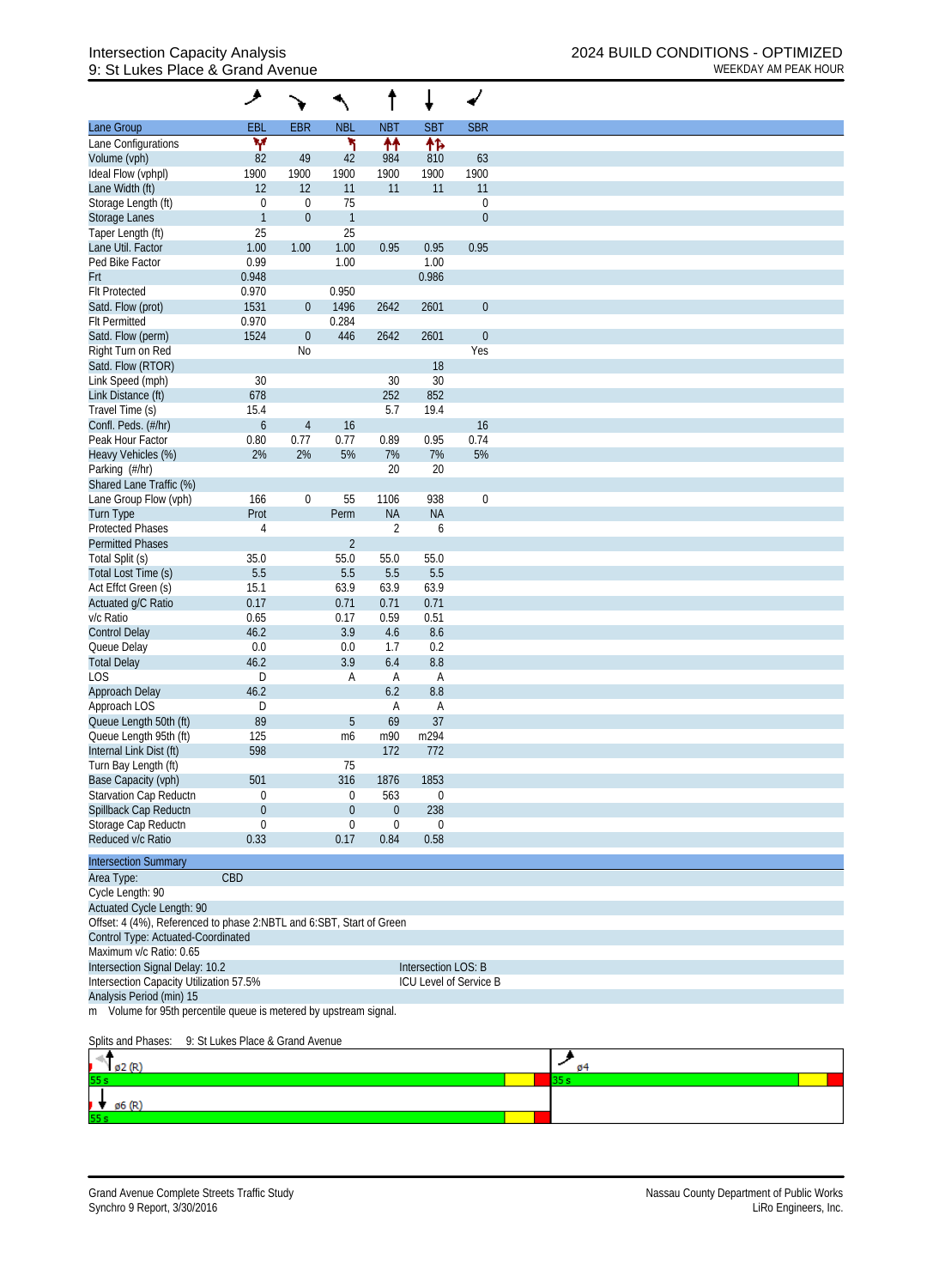# Intersection Capacity Analysis
## 9: St Lukes Place & Grand Avenue

**2024 BUILD CONDITIONS - OPTIMIZED**
WEEKDAY AM PEAK HOUR

| Lane Group | EBL | EBR | NBL | NBT | SBT | SBR |
|---|---|---|---|---|---|---|
| Lane Configurations | ↰↱ | | ↰ | ↑↑ | ↑↱ | |
| Volume (vph) | 82 | 49 | 42 | 984 | 810 | 63 |
| Ideal Flow (vphpl) | 1900 | 1900 | 1900 | 1900 | 1900 | 1900 |
| Lane Width (ft) | 12 | 12 | 11 | 11 | 11 | 11 |
| Storage Length (ft) | 0 | 0 | 75 | | | 0 |
| Storage Lanes | 1 | 0 | 1 | | | 0 |
| Taper Length (ft) | 25 | | 25 | | | |
| Lane Util. Factor | 1.00 | 1.00 | 1.00 | 0.95 | 0.95 | 0.95 |
| Ped Bike Factor | 0.99 | | 1.00 | | 1.00 | |
| Frt | 0.948 | | | | 0.986 | |
| Flt Protected | 0.970 | | 0.950 | | | |
| Satd. Flow (prot) | 1531 | 0 | 1496 | 2642 | 2601 | 0 |
| Flt Permitted | 0.970 | | 0.284 | | | |
| Satd. Flow (perm) | 1524 | 0 | 446 | 2642 | 2601 | 0 |
| Right Turn on Red | | No | | | | Yes |
| Satd. Flow (RTOR) | | | | | 18 | |
| Link Speed (mph) | 30 | | | 30 | 30 | |
| Link Distance (ft) | 678 | | | 252 | 852 | |
| Travel Time (s) | 15.4 | | | 5.7 | 19.4 | |
| Confl. Peds. (#/hr) | 6 | 4 | 16 | | | 16 |
| Peak Hour Factor | 0.80 | 0.77 | 0.77 | 0.89 | 0.95 | 0.74 |
| Heavy Vehicles (%) | 2% | 2% | 5% | 7% | 7% | 5% |
| Parking (#/hr) | | | | 20 | 20 | |
| Shared Lane Traffic (%) | | | | | | |
| Lane Group Flow (vph) | 166 | 0 | 55 | 1106 | 938 | 0 |
| Turn Type | Prot | | Perm | NA | NA | |
| Protected Phases | 4 | | | 2 | 6 | |
| Permitted Phases | | | 2 | | | |
| Total Split (s) | 35.0 | | 55.0 | 55.0 | 55.0 | |
| Total Lost Time (s) | 5.5 | | 5.5 | 5.5 | 5.5 | |
| Act Effct Green (s) | 15.1 | | 63.9 | 63.9 | 63.9 | |
| Actuated g/C Ratio | 0.17 | | 0.71 | 0.71 | 0.71 | |
| v/c Ratio | 0.65 | | 0.17 | 0.59 | 0.51 | |
| Control Delay | 46.2 | | 3.9 | 4.6 | 8.6 | |
| Queue Delay | 0.0 | | 0.0 | 1.7 | 0.2 | |
| Total Delay | 46.2 | | 3.9 | 6.4 | 8.8 | |
| LOS | D | | A | A | A | |
| Approach Delay | 46.2 | | | 6.2 | 8.8 | |
| Approach LOS | D | | | A | A | |
| Queue Length 50th (ft) | 89 | | 5 | 69 | 37 | |
| Queue Length 95th (ft) | 125 | | m6 | m90 | m294 | |
| Internal Link Dist (ft) | 598 | | | 172 | 772 | |
| Turn Bay Length (ft) | | | 75 | | | |
| Base Capacity (vph) | 501 | | 316 | 1876 | 1853 | |
| Starvation Cap Reductn | 0 | | 0 | 563 | 0 | |
| Spillback Cap Reductn | 0 | | 0 | 0 | 238 | |
| Storage Cap Reductn | 0 | | 0 | 0 | 0 | |
| Reduced v/c Ratio | 0.33 | | 0.17 | 0.84 | 0.58 | |

**Intersection Summary**

Area Type: CBD
Cycle Length: 90
Actuated Cycle Length: 90
Offset: 4 (4%), Referenced to phase 2:NBTL and 6:SBT, Start of Green
Control Type: Actuated-Coordinated
Maximum v/c Ratio: 0.65
Intersection Signal Delay: 10.2 — Intersection LOS: B
Intersection Capacity Utilization 57.5% — ICU Level of Service B
Analysis Period (min) 15
m Volume for 95th percentile queue is metered by upstream signal.

Splits and Phases: 9: St Lukes Place & Grand Avenue

| ø2 (R) 55 s | ø4 35 s |
|---|---|
| ø6 (R) 55 s | |

Grand Avenue Complete Streets Traffic Study
Synchro 9 Report, 3/30/2016

Nassau County Department of Public Works
LiRo Engineers, Inc.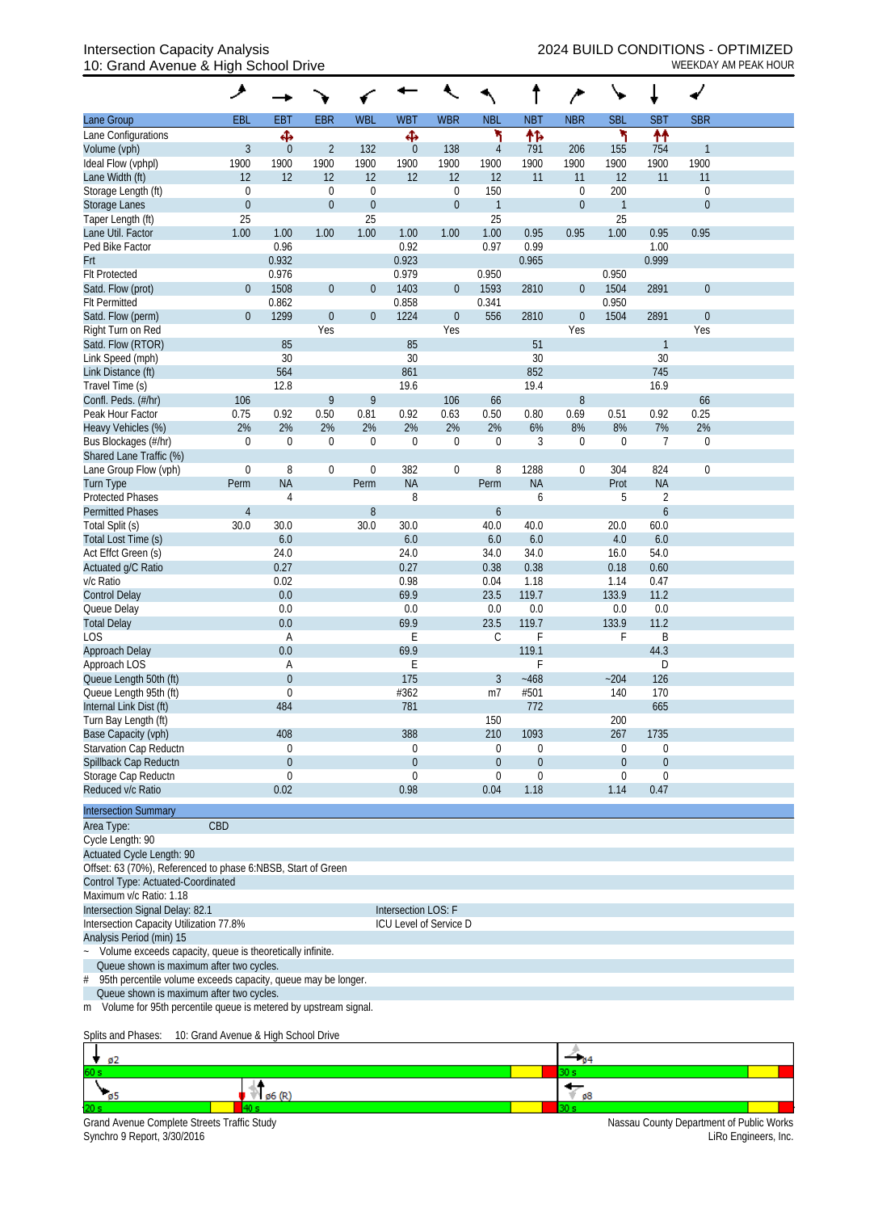Intersection Capacity Analysis
10: Grand Avenue & High School Drive

2024 BUILD CONDITIONS - OPTIMIZED
WEEKDAY AM PEAK HOUR

| Lane Group | EBL | EBT | EBR | WBL | WBT | WBR | NBL | NBT | NBR | SBL | SBT | SBR |
|---|---|---|---|---|---|---|---|---|---|---|---|---|
| Lane Configurations | | ✣ | | | ✣ | | ↰ | ↑↱ | | ↰ | ↑↑ | |
| Volume (vph) | 3 | 0 | 2 | 132 | 0 | 138 | 4 | 791 | 206 | 155 | 754 | 1 |
| Ideal Flow (vphpl) | 1900 | 1900 | 1900 | 1900 | 1900 | 1900 | 1900 | 1900 | 1900 | 1900 | 1900 | 1900 |
| Lane Width (ft) | 12 | 12 | 12 | 12 | 12 | 12 | 12 | 11 | 11 | 12 | 11 | 11 |
| Storage Length (ft) | 0 | | 0 | 0 | | 0 | 150 | | 0 | 200 | | 0 |
| Storage Lanes | 0 | | 0 | 0 | | 0 | 1 | | 0 | 1 | | 0 |
| Taper Length (ft) | 25 | | | 25 | | | 25 | | | 25 | | |
| Lane Util. Factor | 1.00 | 1.00 | 1.00 | 1.00 | 1.00 | 1.00 | 1.00 | 0.95 | 0.95 | 1.00 | 0.95 | 0.95 |
| Ped Bike Factor | | 0.96 | | | 0.92 | | 0.97 | 0.99 | | | 1.00 | |
| Frt | | 0.932 | | | 0.923 | | | 0.965 | | | 0.999 | |
| Flt Protected | | 0.976 | | | 0.979 | | 0.950 | | | 0.950 | | |
| Satd. Flow (prot) | 0 | 1508 | 0 | 0 | 1403 | 0 | 1593 | 2810 | 0 | 1504 | 2891 | 0 |
| Flt Permitted | | 0.862 | | | 0.858 | | 0.341 | | | 0.950 | | |
| Satd. Flow (perm) | 0 | 1299 | 0 | 0 | 1224 | 0 | 556 | 2810 | 0 | 1504 | 2891 | 0 |
| Right Turn on Red | | | Yes | | | Yes | | | Yes | | | Yes |
| Satd. Flow (RTOR) | | 85 | | | 85 | | | 51 | | | 1 | |
| Link Speed (mph) | | 30 | | | 30 | | | 30 | | | 30 | |
| Link Distance (ft) | | 564 | | | 861 | | | 852 | | | 745 | |
| Travel Time (s) | | 12.8 | | | 19.6 | | | 19.4 | | | 16.9 | |
| Confl. Peds. (#/hr) | 106 | | 9 | 9 | | 106 | 66 | | 8 | | | 66 |
| Peak Hour Factor | 0.75 | 0.92 | 0.50 | 0.81 | 0.92 | 0.63 | 0.50 | 0.80 | 0.69 | 0.51 | 0.92 | 0.25 |
| Heavy Vehicles (%) | 2% | 2% | 2% | 2% | 2% | 2% | 2% | 6% | 8% | 8% | 7% | 2% |
| Bus Blockages (#/hr) | 0 | 0 | 0 | 0 | 0 | 0 | 0 | 3 | 0 | 0 | 7 | 0 |
| Shared Lane Traffic (%) | | | | | | | | | | | | |
| Lane Group Flow (vph) | 0 | 8 | 0 | 0 | 382 | 0 | 8 | 1288 | 0 | 304 | 824 | 0 |
| Turn Type | Perm | NA | | Perm | NA | | Perm | NA | | Prot | NA | |
| Protected Phases | | 4 | | | 8 | | | 6 | | 5 | 2 | |
| Permitted Phases | 4 | | | 8 | | | 6 | | | | 6 | |
| Total Split (s) | 30.0 | 30.0 | | 30.0 | 30.0 | | 40.0 | 40.0 | | 20.0 | 60.0 | |
| Total Lost Time (s) | | 6.0 | | | 6.0 | | 6.0 | 6.0 | | 4.0 | 6.0 | |
| Act Effct Green (s) | | 24.0 | | | 24.0 | | 34.0 | 34.0 | | 16.0 | 54.0 | |
| Actuated g/C Ratio | | 0.27 | | | 0.27 | | 0.38 | 0.38 | | 0.18 | 0.60 | |
| v/c Ratio | | 0.02 | | | 0.98 | | 0.04 | 1.18 | | 1.14 | 0.47 | |
| Control Delay | | 0.0 | | | 69.9 | | 23.5 | 119.7 | | 133.9 | 11.2 | |
| Queue Delay | | 0.0 | | | 0.0 | | 0.0 | 0.0 | | 0.0 | 0.0 | |
| Total Delay | | 0.0 | | | 69.9 | | 23.5 | 119.7 | | 133.9 | 11.2 | |
| LOS | | A | | | E | | C | F | | F | B | |
| Approach Delay | | 0.0 | | | 69.9 | | | 119.1 | | | 44.3 | |
| Approach LOS | | A | | | E | | | F | | | D | |
| Queue Length 50th (ft) | | 0 | | | 175 | | 3 | ~468 | | ~204 | 126 | |
| Queue Length 95th (ft) | | 0 | | | #362 | | m7 | #501 | | 140 | 170 | |
| Internal Link Dist (ft) | | 484 | | | 781 | | | 772 | | | 665 | |
| Turn Bay Length (ft) | | | | | | | 150 | | | 200 | | |
| Base Capacity (vph) | | 408 | | | 388 | | 210 | 1093 | | 267 | 1735 | |
| Starvation Cap Reductn | | 0 | | | 0 | | 0 | 0 | | 0 | 0 | |
| Spillback Cap Reductn | | 0 | | | 0 | | 0 | 0 | | 0 | 0 | |
| Storage Cap Reductn | | 0 | | | 0 | | 0 | 0 | | 0 | 0 | |
| Reduced v/c Ratio | | 0.02 | | | 0.98 | | 0.04 | 1.18 | | 1.14 | 0.47 | |

**Intersection Summary**

Area Type: CBD
Cycle Length: 90
Actuated Cycle Length: 90
Offset: 63 (70%), Referenced to phase 6:NBSB, Start of Green
Control Type: Actuated-Coordinated
Maximum v/c Ratio: 1.18
Intersection Signal Delay: 82.1 — Intersection LOS: F
Intersection Capacity Utilization 77.8% — ICU Level of Service D
Analysis Period (min) 15

~ Volume exceeds capacity, queue is theoretically infinite.
Queue shown is maximum after two cycles.
# 95th percentile volume exceeds capacity, queue may be longer.
Queue shown is maximum after two cycles.
m Volume for 95th percentile queue is metered by upstream signal.

Splits and Phases: 10: Grand Avenue & High School Drive

| ø2 60 s | ø4 30 s |
|---|---|
| ø5 20 s, ø6 (R) 40 s | ø8 30 s |

Grand Avenue Complete Streets Traffic Study
Synchro 9 Report, 3/30/2016

Nassau County Department of Public Works
LiRo Engineers, Inc.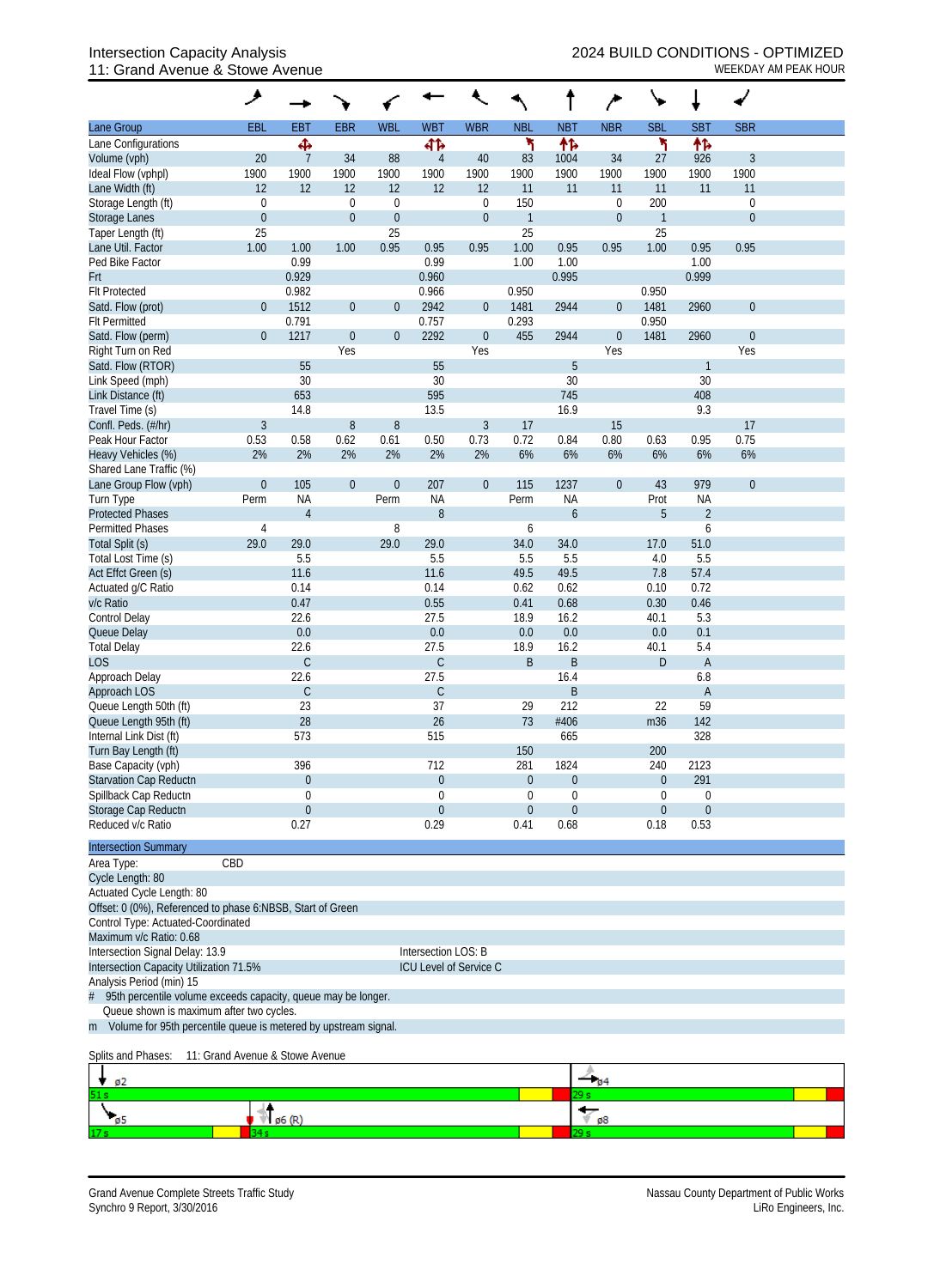# Intersection Capacity Analysis

## 11: Grand Avenue & Stowe Avenue

**2024 BUILD CONDITIONS - OPTIMIZED**
WEEKDAY AM PEAK HOUR

| Lane Group | EBL | EBT | EBR | WBL | WBT | WBR | NBL | NBT | NBR | SBL | SBT | SBR |
|---|---|---|---|---|---|---|---|---|---|---|---|---|
| Lane Configurations | | ✥ | | | ✥ | | ↰ | ↑↱ | | ↰ | ↑↱ | |
| Volume (vph) | 20 | 7 | 34 | 88 | 4 | 40 | 83 | 1004 | 34 | 27 | 926 | 3 |
| Ideal Flow (vphpl) | 1900 | 1900 | 1900 | 1900 | 1900 | 1900 | 1900 | 1900 | 1900 | 1900 | 1900 | 1900 |
| Lane Width (ft) | 12 | 12 | 12 | 12 | 12 | 12 | 11 | 11 | 11 | 11 | 11 | 11 |
| Storage Length (ft) | 0 | | 0 | 0 | | 0 | 150 | | 0 | 200 | | 0 |
| Storage Lanes | 0 | | 0 | 0 | | 0 | 1 | | 0 | 1 | | 0 |
| Taper Length (ft) | 25 | | | 25 | | | 25 | | | 25 | | |
| Lane Util. Factor | 1.00 | 1.00 | 1.00 | 0.95 | 0.95 | 0.95 | 1.00 | 0.95 | 0.95 | 1.00 | 0.95 | 0.95 |
| Ped Bike Factor | | 0.99 | | | 0.99 | | 1.00 | 1.00 | | | 1.00 | |
| Frt | | 0.929 | | | 0.960 | | | 0.995 | | | 0.999 | |
| Flt Protected | | 0.982 | | | 0.966 | | 0.950 | | | 0.950 | | |
| Satd. Flow (prot) | 0 | 1512 | 0 | 0 | 2942 | 0 | 1481 | 2944 | 0 | 1481 | 2960 | 0 |
| Flt Permitted | | 0.791 | | | 0.757 | | 0.293 | | | 0.950 | | |
| Satd. Flow (perm) | 0 | 1217 | 0 | 0 | 2292 | 0 | 455 | 2944 | 0 | 1481 | 2960 | 0 |
| Right Turn on Red | | | Yes | | | Yes | | | Yes | | | Yes |
| Satd. Flow (RTOR) | | 55 | | | 55 | | | 5 | | | 1 | |
| Link Speed (mph) | | 30 | | | 30 | | | 30 | | | 30 | |
| Link Distance (ft) | | 653 | | | 595 | | | 745 | | | 408 | |
| Travel Time (s) | | 14.8 | | | 13.5 | | | 16.9 | | | 9.3 | |
| Confl. Peds. (#/hr) | 3 | | 8 | 8 | | 3 | 17 | | 15 | | | 17 |
| Peak Hour Factor | 0.53 | 0.58 | 0.62 | 0.61 | 0.50 | 0.73 | 0.72 | 0.84 | 0.80 | 0.63 | 0.95 | 0.75 |
| Heavy Vehicles (%) | 2% | 2% | 2% | 2% | 2% | 2% | 6% | 6% | 6% | 6% | 6% | 6% |
| Shared Lane Traffic (%) | | | | | | | | | | | | |
| Lane Group Flow (vph) | 0 | 105 | 0 | 0 | 207 | 0 | 115 | 1237 | 0 | 43 | 979 | 0 |
| Turn Type | Perm | NA | | Perm | NA | | Perm | NA | | Prot | NA | |
| Protected Phases | | 4 | | | 8 | | | 6 | | 5 | 2 | |
| Permitted Phases | 4 | | | 8 | | | 6 | | | | 6 | |
| Total Split (s) | 29.0 | 29.0 | | 29.0 | 29.0 | | 34.0 | 34.0 | | 17.0 | 51.0 | |
| Total Lost Time (s) | | 5.5 | | | 5.5 | | 5.5 | 5.5 | | 4.0 | 5.5 | |
| Act Effct Green (s) | | 11.6 | | | 11.6 | | 49.5 | 49.5 | | 7.8 | 57.4 | |
| Actuated g/C Ratio | | 0.14 | | | 0.14 | | 0.62 | 0.62 | | 0.10 | 0.72 | |
| v/c Ratio | | 0.47 | | | 0.55 | | 0.41 | 0.68 | | 0.30 | 0.46 | |
| Control Delay | | 22.6 | | | 27.5 | | 18.9 | 16.2 | | 40.1 | 5.3 | |
| Queue Delay | | 0.0 | | | 0.0 | | 0.0 | 0.0 | | 0.0 | 0.1 | |
| Total Delay | | 22.6 | | | 27.5 | | 18.9 | 16.2 | | 40.1 | 5.4 | |
| LOS | | C | | | C | | B | B | | D | A | |
| Approach Delay | | 22.6 | | | 27.5 | | | 16.4 | | | 6.8 | |
| Approach LOS | | C | | | C | | | B | | | A | |
| Queue Length 50th (ft) | | 23 | | | 37 | | 29 | 212 | | 22 | 59 | |
| Queue Length 95th (ft) | | 28 | | | 26 | | 73 | #406 | | m36 | 142 | |
| Internal Link Dist (ft) | | 573 | | | 515 | | | 665 | | | 328 | |
| Turn Bay Length (ft) | | | | | | | 150 | | | 200 | | |
| Base Capacity (vph) | | 396 | | | 712 | | 281 | 1824 | | 240 | 2123 | |
| Starvation Cap Reductn | | 0 | | | 0 | | 0 | 0 | | 0 | 291 | |
| Spillback Cap Reductn | | 0 | | | 0 | | 0 | 0 | | 0 | 0 | |
| Storage Cap Reductn | | 0 | | | 0 | | 0 | 0 | | 0 | 0 | |
| Reduced v/c Ratio | | 0.27 | | | 0.29 | | 0.41 | 0.68 | | 0.18 | 0.53 | |

### Intersection Summary

Area Type: CBD
Cycle Length: 80
Actuated Cycle Length: 80
Offset: 0 (0%), Referenced to phase 6:NBSB, Start of Green
Control Type: Actuated-Coordinated
Maximum v/c Ratio: 0.68
Intersection Signal Delay: 13.9 — Intersection LOS: B
Intersection Capacity Utilization 71.5% — ICU Level of Service C
Analysis Period (min) 15
# 95th percentile volume exceeds capacity, queue may be longer.
Queue shown is maximum after two cycles.
m Volume for 95th percentile queue is metered by upstream signal.

Splits and Phases: 11: Grand Avenue & Stowe Avenue

| ø2 51 s | ø4 29 s |
|---|---|
| ø5 17 s, ø6 (R) 34 s | ø8 29 s |

Grand Avenue Complete Streets Traffic Study — Nassau County Department of Public Works
Synchro 9 Report, 3/30/2016 — LiRo Engineers, Inc.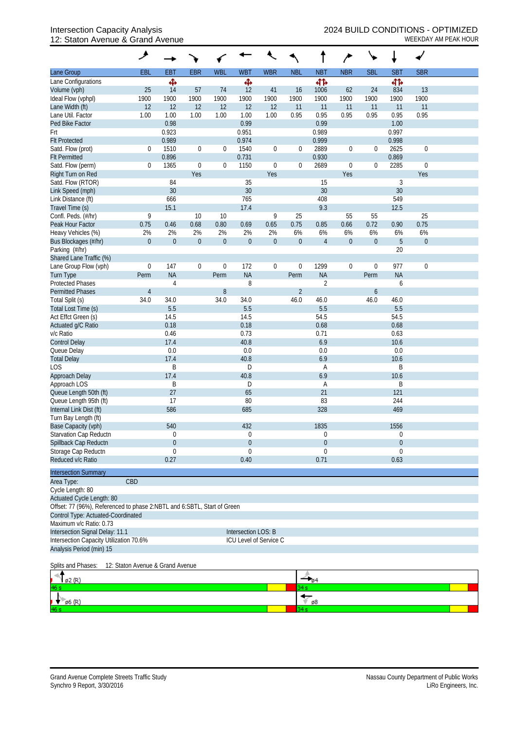# Intersection Capacity Analysis
## 12: Staton Avenue & Grand Avenue

**2024 BUILD CONDITIONS - OPTIMIZED**
WEEKDAY AM PEAK HOUR

| Lane Group | EBL | EBT | EBR | WBL | WBT | WBR | NBL | NBT | NBR | SBL | SBT | SBR |
|---|---|---|---|---|---|---|---|---|---|---|---|---|
| Lane Configurations | | ✥ | | | ✥ | | | ⇹ | | | ⇹ | |
| Volume (vph) | 25 | 14 | 57 | 74 | 12 | 41 | 16 | 1006 | 62 | 24 | 834 | 13 |
| Ideal Flow (vphpl) | 1900 | 1900 | 1900 | 1900 | 1900 | 1900 | 1900 | 1900 | 1900 | 1900 | 1900 | 1900 |
| Lane Width (ft) | 12 | 12 | 12 | 12 | 12 | 12 | 11 | 11 | 11 | 11 | 11 | 11 |
| Lane Util. Factor | 1.00 | 1.00 | 1.00 | 1.00 | 1.00 | 1.00 | 0.95 | 0.95 | 0.95 | 0.95 | 0.95 | 0.95 |
| Ped Bike Factor | | 0.98 | | | 0.99 | | | 0.99 | | | 1.00 | |
| Frt | | 0.923 | | | 0.951 | | | 0.989 | | | 0.997 | |
| Flt Protected | | 0.989 | | | 0.974 | | | 0.999 | | | 0.998 | |
| Satd. Flow (prot) | 0 | 1510 | 0 | 0 | 1540 | 0 | 0 | 2889 | 0 | 0 | 2625 | 0 |
| Flt Permitted | | 0.896 | | | 0.731 | | | 0.930 | | | 0.869 | |
| Satd. Flow (perm) | 0 | 1365 | 0 | 0 | 1150 | 0 | 0 | 2689 | 0 | 0 | 2285 | 0 |
| Right Turn on Red | | | Yes | | | Yes | | | Yes | | | Yes |
| Satd. Flow (RTOR) | | 84 | | | 35 | | | 15 | | | 3 | |
| Link Speed (mph) | | 30 | | | 30 | | | 30 | | | 30 | |
| Link Distance (ft) | | 666 | | | 765 | | | 408 | | | 549 | |
| Travel Time (s) | | 15.1 | | | 17.4 | | | 9.3 | | | 12.5 | |
| Confl. Peds. (#/hr) | 9 | | 10 | 10 | | 9 | 25 | | 55 | 55 | | 25 |
| Peak Hour Factor | 0.75 | 0.46 | 0.68 | 0.80 | 0.69 | 0.65 | 0.75 | 0.85 | 0.66 | 0.72 | 0.90 | 0.75 |
| Heavy Vehicles (%) | 2% | 2% | 2% | 2% | 2% | 2% | 6% | 6% | 6% | 6% | 6% | 6% |
| Bus Blockages (#/hr) | 0 | 0 | 0 | 0 | 0 | 0 | 0 | 4 | 0 | 0 | 5 | 0 |
| Parking (#/hr) | | | | | | | | | | | 20 | |
| Shared Lane Traffic (%) | | | | | | | | | | | | |
| Lane Group Flow (vph) | 0 | 147 | 0 | 0 | 172 | 0 | 0 | 1299 | 0 | 0 | 977 | 0 |
| Turn Type | Perm | NA | | Perm | NA | | Perm | NA | | Perm | NA | |
| Protected Phases | | 4 | | | 8 | | | 2 | | | 6 | |
| Permitted Phases | 4 | | | 8 | | | 2 | | | 6 | | |
| Total Split (s) | 34.0 | 34.0 | | 34.0 | 34.0 | | 46.0 | 46.0 | | 46.0 | 46.0 | |
| Total Lost Time (s) | | 5.5 | | | 5.5 | | | 5.5 | | | 5.5 | |
| Act Effct Green (s) | | 14.5 | | | 14.5 | | | 54.5 | | | 54.5 | |
| Actuated g/C Ratio | | 0.18 | | | 0.18 | | | 0.68 | | | 0.68 | |
| v/c Ratio | | 0.46 | | | 0.73 | | | 0.71 | | | 0.63 | |
| Control Delay | | 17.4 | | | 40.8 | | | 6.9 | | | 10.6 | |
| Queue Delay | | 0.0 | | | 0.0 | | | 0.0 | | | 0.0 | |
| Total Delay | | 17.4 | | | 40.8 | | | 6.9 | | | 10.6 | |
| LOS | | B | | | D | | | A | | | B | |
| Approach Delay | | 17.4 | | | 40.8 | | | 6.9 | | | 10.6 | |
| Approach LOS | | B | | | D | | | A | | | B | |
| Queue Length 50th (ft) | | 27 | | | 65 | | | 21 | | | 121 | |
| Queue Length 95th (ft) | | 17 | | | 80 | | | 83 | | | 244 | |
| Internal Link Dist (ft) | | 586 | | | 685 | | | 328 | | | 469 | |
| Turn Bay Length (ft) | | | | | | | | | | | | |
| Base Capacity (vph) | | 540 | | | 432 | | | 1835 | | | 1556 | |
| Starvation Cap Reductn | | 0 | | | 0 | | | 0 | | | 0 | |
| Spillback Cap Reductn | | 0 | | | 0 | | | 0 | | | 0 | |
| Storage Cap Reductn | | 0 | | | 0 | | | 0 | | | 0 | |
| Reduced v/c Ratio | | 0.27 | | | 0.40 | | | 0.71 | | | 0.63 | |

### Intersection Summary

Area Type: CBD
Cycle Length: 80
Actuated Cycle Length: 80
Offset: 77 (96%), Referenced to phase 2:NBTL and 6:SBTL, Start of Green
Control Type: Actuated-Coordinated
Maximum v/c Ratio: 0.73
Intersection Signal Delay: 11.1 — Intersection LOS: B
Intersection Capacity Utilization 70.6% — ICU Level of Service C
Analysis Period (min) 15

Splits and Phases: 12: Staton Avenue & Grand Avenue

| Phase | Split | Phase | Split |
|---|---|---|---|
| ø2 (R) | 46 s | ø4 | 34 s |
| ø6 (R) | 46 s | ø8 | 34 s |

Grand Avenue Complete Streets Traffic Study
Synchro 9 Report, 3/30/2016

Nassau County Department of Public Works
LiRo Engineers, Inc.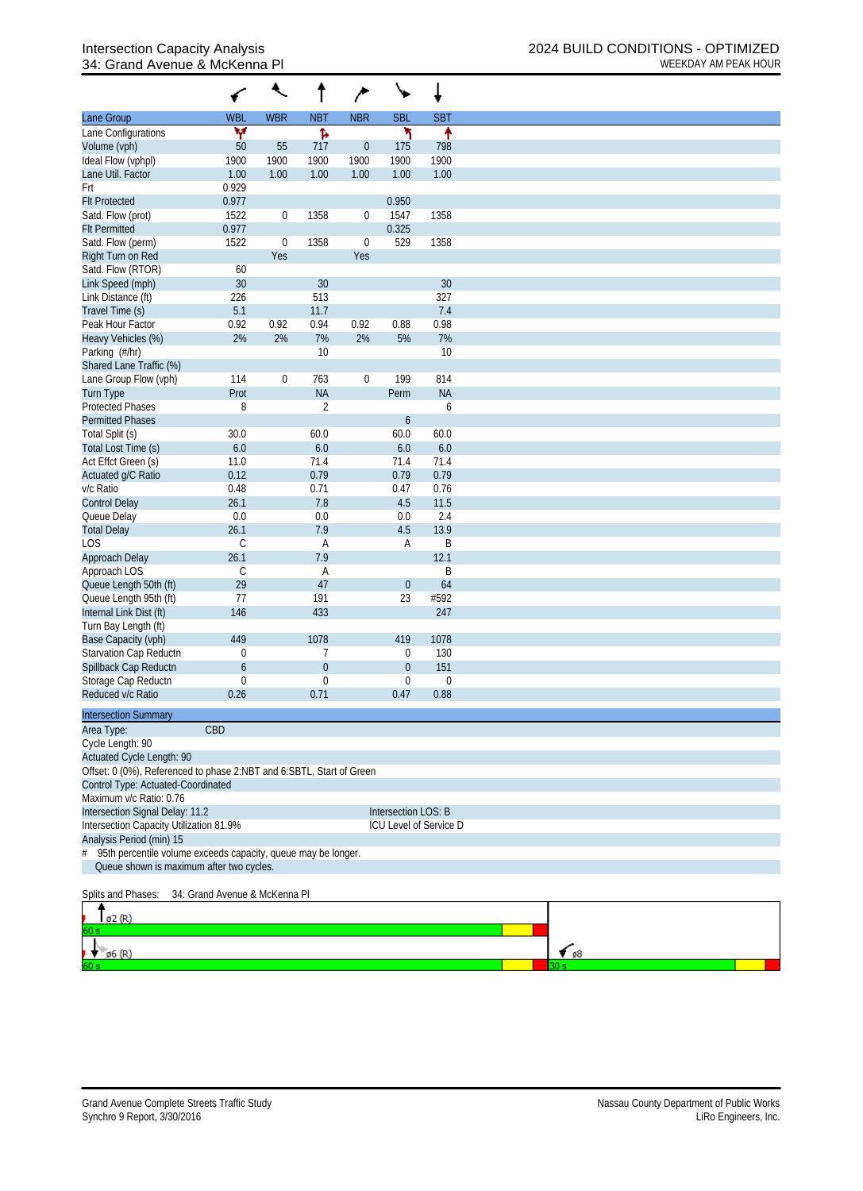# Intersection Capacity Analysis
## 34: Grand Avenue & McKenna Pl

2024 BUILD CONDITIONS - OPTIMIZED
WEEKDAY AM PEAK HOUR

| Lane Group | WBL | WBR | NBT | NBR | SBL | SBT |
|---|---|---|---|---|---|---|
| Lane Configurations | | | | | | |
| Volume (vph) | 50 | 55 | 717 | 0 | 175 | 798 |
| Ideal Flow (vphpl) | 1900 | 1900 | 1900 | 1900 | 1900 | 1900 |
| Lane Util. Factor | 1.00 | 1.00 | 1.00 | 1.00 | 1.00 | 1.00 |
| Frt | 0.929 | | | | | |
| Flt Protected | 0.977 | | | | 0.950 | |
| Satd. Flow (prot) | 1522 | 0 | 1358 | 0 | 1547 | 1358 |
| Flt Permitted | 0.977 | | | | 0.325 | |
| Satd. Flow (perm) | 1522 | 0 | 1358 | 0 | 529 | 1358 |
| Right Turn on Red | | Yes | | Yes | | |
| Satd. Flow (RTOR) | 60 | | | | | |
| Link Speed (mph) | 30 | | 30 | | | 30 |
| Link Distance (ft) | 226 | | 513 | | | 327 |
| Travel Time (s) | 5.1 | | 11.7 | | | 7.4 |
| Peak Hour Factor | 0.92 | 0.92 | 0.94 | 0.92 | 0.88 | 0.98 |
| Heavy Vehicles (%) | 2% | 2% | 7% | 2% | 5% | 7% |
| Parking (#/hr) | | | 10 | | | 10 |
| Shared Lane Traffic (%) | | | | | | |
| Lane Group Flow (vph) | 114 | 0 | 763 | 0 | 199 | 814 |
| Turn Type | Prot | | NA | | Perm | NA |
| Protected Phases | 8 | | 2 | | | 6 |
| Permitted Phases | | | | | 6 | |
| Total Split (s) | 30.0 | | 60.0 | | 60.0 | 60.0 |
| Total Lost Time (s) | 6.0 | | 6.0 | | 6.0 | 6.0 |
| Act Effct Green (s) | 11.0 | | 71.4 | | 71.4 | 71.4 |
| Actuated g/C Ratio | 0.12 | | 0.79 | | 0.79 | 0.79 |
| v/c Ratio | 0.48 | | 0.71 | | 0.47 | 0.76 |
| Control Delay | 26.1 | | 7.8 | | 4.5 | 11.5 |
| Queue Delay | 0.0 | | 0.0 | | 0.0 | 2.4 |
| Total Delay | 26.1 | | 7.9 | | 4.5 | 13.9 |
| LOS | C | | A | | A | B |
| Approach Delay | 26.1 | | 7.9 | | | 12.1 |
| Approach LOS | C | | A | | | B |
| Queue Length 50th (ft) | 29 | | 47 | | 0 | 64 |
| Queue Length 95th (ft) | 77 | | 191 | | 23 | #592 |
| Internal Link Dist (ft) | 146 | | 433 | | | 247 |
| Turn Bay Length (ft) | | | | | | |
| Base Capacity (vph) | 449 | | 1078 | | 419 | 1078 |
| Starvation Cap Reductn | 0 | | 7 | | 0 | 130 |
| Spillback Cap Reductn | 6 | | 0 | | 0 | 151 |
| Storage Cap Reductn | 0 | | 0 | | 0 | 0 |
| Reduced v/c Ratio | 0.26 | | 0.71 | | 0.47 | 0.88 |

**Intersection Summary**

Area Type: CBD
Cycle Length: 90
Actuated Cycle Length: 90
Offset: 0 (0%), Referenced to phase 2:NBT and 6:SBTL, Start of Green
Control Type: Actuated-Coordinated
Maximum v/c Ratio: 0.76
Intersection Signal Delay: 11.2 — Intersection LOS: B
Intersection Capacity Utilization 81.9% — ICU Level of Service D
Analysis Period (min) 15
\# 95th percentile volume exceeds capacity, queue may be longer.
Queue shown is maximum after two cycles.

Splits and Phases: 34: Grand Avenue & McKenna Pl

ø2 (R) 60 s
ø6 (R) 60 s
ø8 30 s

Grand Avenue Complete Streets Traffic Study
Synchro 9 Report, 3/30/2016

Nassau County Department of Public Works
LiRo Engineers, Inc.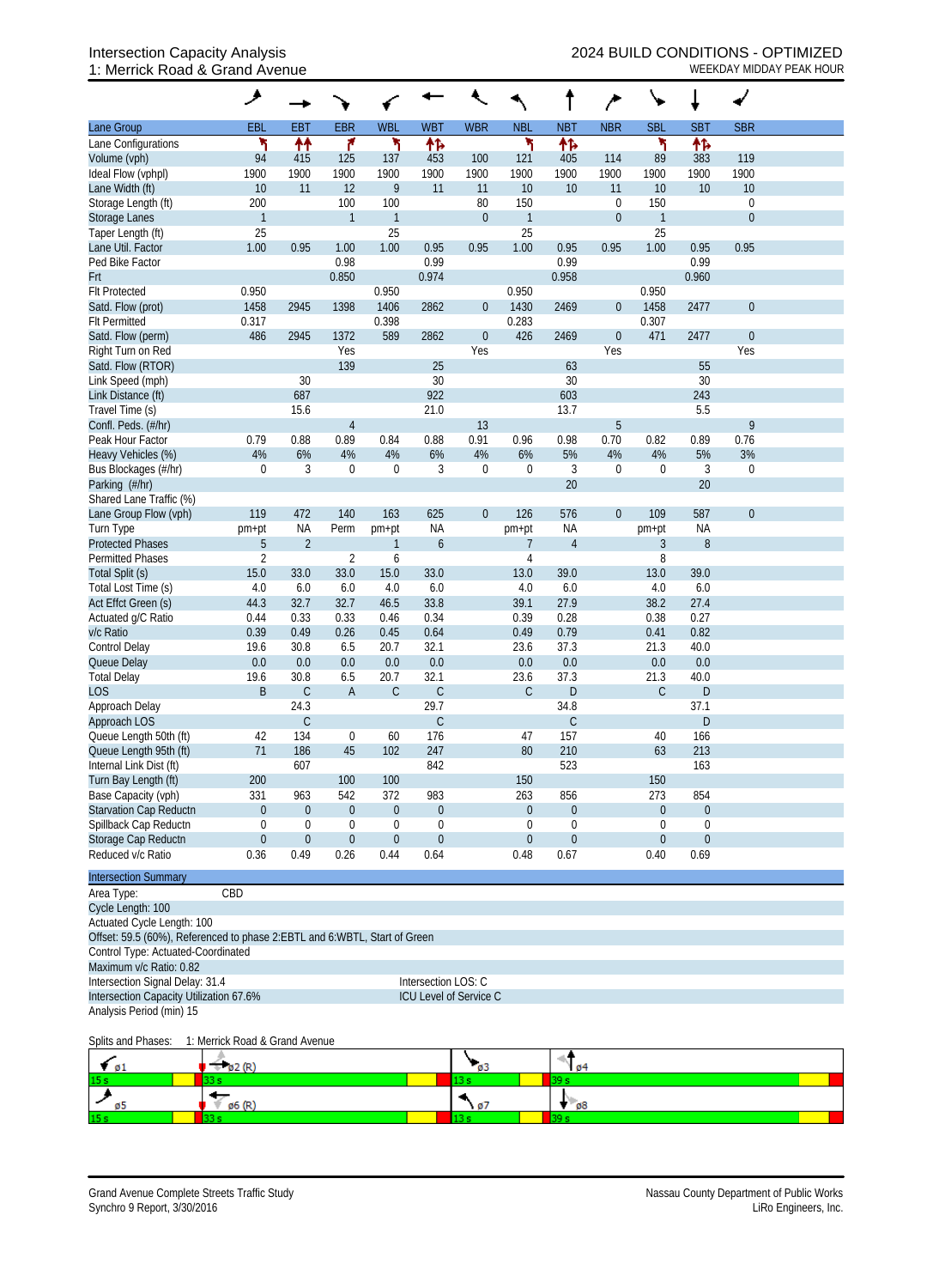Intersection Capacity Analysis
1: Merrick Road & Grand Avenue

2024 BUILD CONDITIONS - OPTIMIZED
WEEKDAY MIDDAY PEAK HOUR

| Lane Group | EBL | EBT | EBR | WBL | WBT | WBR | NBL | NBT | NBR | SBL | SBT | SBR |
|---|---|---|---|---|---|---|---|---|---|---|---|---|
| Lane Configurations | ↰ | ↑↑ | ↱ | ↰ | ↑↱ | | ↰ | ↑↱ | | ↰ | ↑↱ | |
| Volume (vph) | 94 | 415 | 125 | 137 | 453 | 100 | 121 | 405 | 114 | 89 | 383 | 119 |
| Ideal Flow (vphpl) | 1900 | 1900 | 1900 | 1900 | 1900 | 1900 | 1900 | 1900 | 1900 | 1900 | 1900 | 1900 |
| Lane Width (ft) | 10 | 11 | 12 | 9 | 11 | 11 | 10 | 10 | 11 | 10 | 10 | 10 |
| Storage Length (ft) | 200 | | 100 | 100 | | 80 | 150 | | 0 | 150 | | 0 |
| Storage Lanes | 1 | | 1 | 1 | | 0 | 1 | | 0 | 1 | | 0 |
| Taper Length (ft) | 25 | | | 25 | | | 25 | | | 25 | | |
| Lane Util. Factor | 1.00 | 0.95 | 1.00 | 1.00 | 0.95 | 0.95 | 1.00 | 0.95 | 0.95 | 1.00 | 0.95 | 0.95 |
| Ped Bike Factor | | | 0.98 | | 0.99 | | | 0.99 | | | 0.99 | |
| Frt | | | 0.850 | | 0.974 | | | 0.958 | | | 0.960 | |
| Flt Protected | 0.950 | | | 0.950 | | | 0.950 | | | 0.950 | | |
| Satd. Flow (prot) | 1458 | 2945 | 1398 | 1406 | 2862 | 0 | 1430 | 2469 | 0 | 1458 | 2477 | 0 |
| Flt Permitted | 0.317 | | | 0.398 | | | 0.283 | | | 0.307 | | |
| Satd. Flow (perm) | 486 | 2945 | 1372 | 589 | 2862 | 0 | 426 | 2469 | 0 | 471 | 2477 | 0 |
| Right Turn on Red | | | Yes | | | Yes | | | Yes | | | Yes |
| Satd. Flow (RTOR) | | | 139 | | 25 | | | 63 | | | 55 | |
| Link Speed (mph) | | 30 | | | 30 | | | 30 | | | 30 | |
| Link Distance (ft) | | 687 | | | 922 | | | 603 | | | 243 | |
| Travel Time (s) | | 15.6 | | | 21.0 | | | 13.7 | | | 5.5 | |
| Confl. Peds. (#/hr) | | | 4 | | | 13 | | | 5 | | | 9 |
| Peak Hour Factor | 0.79 | 0.88 | 0.89 | 0.84 | 0.88 | 0.91 | 0.96 | 0.98 | 0.70 | 0.82 | 0.89 | 0.76 |
| Heavy Vehicles (%) | 4% | 6% | 4% | 4% | 6% | 4% | 6% | 5% | 4% | 4% | 5% | 3% |
| Bus Blockages (#/hr) | 0 | 3 | 0 | 0 | 3 | 0 | 0 | 3 | 0 | 0 | 3 | 0 |
| Parking (#/hr) | | | | | | | | 20 | | | 20 | |
| Shared Lane Traffic (%) | | | | | | | | | | | | |
| Lane Group Flow (vph) | 119 | 472 | 140 | 163 | 625 | 0 | 126 | 576 | 0 | 109 | 587 | 0 |
| Turn Type | pm+pt | NA | Perm | pm+pt | NA | | pm+pt | NA | | pm+pt | NA | |
| Protected Phases | 5 | 2 | | 1 | 6 | | 7 | 4 | | 3 | 8 | |
| Permitted Phases | 2 | | 2 | 6 | | | 4 | | | 8 | | |
| Total Split (s) | 15.0 | 33.0 | 33.0 | 15.0 | 33.0 | | 13.0 | 39.0 | | 13.0 | 39.0 | |
| Total Lost Time (s) | 4.0 | 6.0 | 6.0 | 4.0 | 6.0 | | 4.0 | 6.0 | | 4.0 | 6.0 | |
| Act Effct Green (s) | 44.3 | 32.7 | 32.7 | 46.5 | 33.8 | | 39.1 | 27.9 | | 38.2 | 27.4 | |
| Actuated g/C Ratio | 0.44 | 0.33 | 0.33 | 0.46 | 0.34 | | 0.39 | 0.28 | | 0.38 | 0.27 | |
| v/c Ratio | 0.39 | 0.49 | 0.26 | 0.45 | 0.64 | | 0.49 | 0.79 | | 0.41 | 0.82 | |
| Control Delay | 19.6 | 30.8 | 6.5 | 20.7 | 32.1 | | 23.6 | 37.3 | | 21.3 | 40.0 | |
| Queue Delay | 0.0 | 0.0 | 0.0 | 0.0 | 0.0 | | 0.0 | 0.0 | | 0.0 | 0.0 | |
| Total Delay | 19.6 | 30.8 | 6.5 | 20.7 | 32.1 | | 23.6 | 37.3 | | 21.3 | 40.0 | |
| LOS | B | C | A | C | C | | C | D | | C | D | |
| Approach Delay | | 24.3 | | | 29.7 | | | 34.8 | | | 37.1 | |
| Approach LOS | | C | | | C | | | C | | | D | |
| Queue Length 50th (ft) | 42 | 134 | 0 | 60 | 176 | | 47 | 157 | | 40 | 166 | |
| Queue Length 95th (ft) | 71 | 186 | 45 | 102 | 247 | | 80 | 210 | | 63 | 213 | |
| Internal Link Dist (ft) | | 607 | | | 842 | | | 523 | | | 163 | |
| Turn Bay Length (ft) | 200 | | 100 | 100 | | | 150 | | | 150 | | |
| Base Capacity (vph) | 331 | 963 | 542 | 372 | 983 | | 263 | 856 | | 273 | 854 | |
| Starvation Cap Reductn | 0 | 0 | 0 | 0 | 0 | | 0 | 0 | | 0 | 0 | |
| Spillback Cap Reductn | 0 | 0 | 0 | 0 | 0 | | 0 | 0 | | 0 | 0 | |
| Storage Cap Reductn | 0 | 0 | 0 | 0 | 0 | | 0 | 0 | | 0 | 0 | |
| Reduced v/c Ratio | 0.36 | 0.49 | 0.26 | 0.44 | 0.64 | | 0.48 | 0.67 | | 0.40 | 0.69 | |

**Intersection Summary**

Area Type: CBD
Cycle Length: 100
Actuated Cycle Length: 100
Offset: 59.5 (60%), Referenced to phase 2:EBTL and 6:WBTL, Start of Green
Control Type: Actuated-Coordinated
Maximum v/c Ratio: 0.82
Intersection Signal Delay: 31.4 — Intersection LOS: C
Intersection Capacity Utilization 67.6% — ICU Level of Service C
Analysis Period (min) 15

Splits and Phases: 1: Merrick Road & Grand Avenue

| ø1 | ø2 (R) | ø3 | ø4 |
|---|---|---|---|
| 15 s | 33 s | 13 s | 39 s |
| **ø5** | **ø6 (R)** | **ø7** | **ø8** |
| 15 s | 33 s | 13 s | 39 s |

Grand Avenue Complete Streets Traffic Study
Synchro 9 Report, 3/30/2016

Nassau County Department of Public Works
LiRo Engineers, Inc.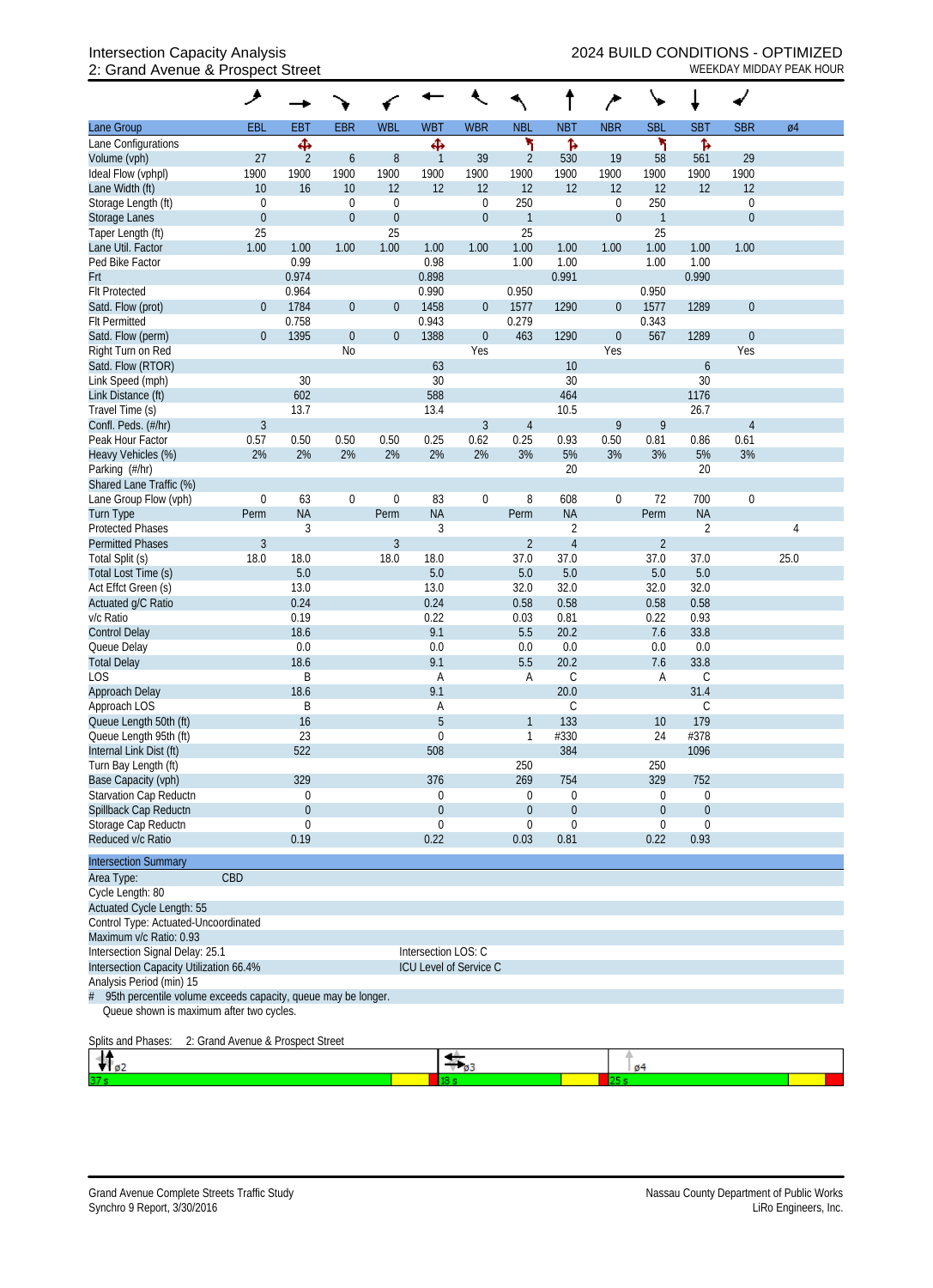Intersection Capacity Analysis
2: Grand Avenue & Prospect Street

2024 BUILD CONDITIONS - OPTIMIZED
WEEKDAY MIDDAY PEAK HOUR

| Lane Group | EBL | EBT | EBR | WBL | WBT | WBR | NBL | NBT | NBR | SBL | SBT | SBR | ø4 |
|---|---|---|---|---|---|---|---|---|---|---|---|---|---|
| Lane Configurations | | ✣ | | | ✣ | | ↰ | ↱ | | ↰ | ↱ | | |
| Volume (vph) | 27 | 2 | 6 | 8 | 1 | 39 | 2 | 530 | 19 | 58 | 561 | 29 | |
| Ideal Flow (vphpl) | 1900 | 1900 | 1900 | 1900 | 1900 | 1900 | 1900 | 1900 | 1900 | 1900 | 1900 | 1900 | |
| Lane Width (ft) | 10 | 16 | 10 | 12 | 12 | 12 | 12 | 12 | 12 | 12 | 12 | 12 | |
| Storage Length (ft) | 0 | | 0 | 0 | | 0 | 250 | | 0 | 250 | | 0 | |
| Storage Lanes | 0 | | 0 | 0 | | 0 | 1 | | 0 | 1 | | 0 | |
| Taper Length (ft) | 25 | | | 25 | | | 25 | | | 25 | | | |
| Lane Util. Factor | 1.00 | 1.00 | 1.00 | 1.00 | 1.00 | 1.00 | 1.00 | 1.00 | 1.00 | 1.00 | 1.00 | 1.00 | |
| Ped Bike Factor | | 0.99 | | | 0.98 | | 1.00 | 1.00 | | 1.00 | 1.00 | | |
| Frt | | 0.974 | | | 0.898 | | | 0.991 | | | 0.990 | | |
| Flt Protected | | 0.964 | | | 0.990 | | 0.950 | | | 0.950 | | | |
| Satd. Flow (prot) | 0 | 1784 | 0 | 0 | 1458 | 0 | 1577 | 1290 | 0 | 1577 | 1289 | 0 | |
| Flt Permitted | | 0.758 | | | 0.943 | | 0.279 | | | 0.343 | | | |
| Satd. Flow (perm) | 0 | 1395 | 0 | 0 | 1388 | 0 | 463 | 1290 | 0 | 567 | 1289 | 0 | |
| Right Turn on Red | | | No | | | Yes | | | Yes | | | Yes | |
| Satd. Flow (RTOR) | | | | | 63 | | | 10 | | | 6 | | |
| Link Speed (mph) | | 30 | | | 30 | | | 30 | | | 30 | | |
| Link Distance (ft) | | 602 | | | 588 | | | 464 | | | 1176 | | |
| Travel Time (s) | | 13.7 | | | 13.4 | | | 10.5 | | | 26.7 | | |
| Confl. Peds. (#/hr) | 3 | | | | | 3 | 4 | | 9 | 9 | | 4 | |
| Peak Hour Factor | 0.57 | 0.50 | 0.50 | 0.50 | 0.25 | 0.62 | 0.25 | 0.93 | 0.50 | 0.81 | 0.86 | 0.61 | |
| Heavy Vehicles (%) | 2% | 2% | 2% | 2% | 2% | 2% | 3% | 5% | 3% | 3% | 5% | 3% | |
| Parking (#/hr) | | | | | | | | 20 | | | 20 | | |
| Shared Lane Traffic (%) | | | | | | | | | | | | | |
| Lane Group Flow (vph) | 0 | 63 | 0 | 0 | 83 | 0 | 8 | 608 | 0 | 72 | 700 | 0 | |
| Turn Type | Perm | NA | | Perm | NA | | Perm | NA | | Perm | NA | | |
| Protected Phases | | 3 | | | 3 | | | 2 | | | 2 | | 4 |
| Permitted Phases | 3 | | | 3 | | | 2 | 4 | | 2 | | | |
| Total Split (s) | 18.0 | 18.0 | | 18.0 | 18.0 | | 37.0 | 37.0 | | 37.0 | 37.0 | | 25.0 |
| Total Lost Time (s) | | 5.0 | | | 5.0 | | 5.0 | 5.0 | | 5.0 | 5.0 | | |
| Act Effct Green (s) | | 13.0 | | | 13.0 | | 32.0 | 32.0 | | 32.0 | 32.0 | | |
| Actuated g/C Ratio | | 0.24 | | | 0.24 | | 0.58 | 0.58 | | 0.58 | 0.58 | | |
| v/c Ratio | | 0.19 | | | 0.22 | | 0.03 | 0.81 | | 0.22 | 0.93 | | |
| Control Delay | | 18.6 | | | 9.1 | | 5.5 | 20.2 | | 7.6 | 33.8 | | |
| Queue Delay | | 0.0 | | | 0.0 | | 0.0 | 0.0 | | 0.0 | 0.0 | | |
| Total Delay | | 18.6 | | | 9.1 | | 5.5 | 20.2 | | 7.6 | 33.8 | | |
| LOS | | B | | | A | | A | C | | A | C | | |
| Approach Delay | | 18.6 | | | 9.1 | | | 20.0 | | | 31.4 | | |
| Approach LOS | | B | | | A | | | C | | | C | | |
| Queue Length 50th (ft) | | 16 | | | 5 | | 1 | 133 | | 10 | 179 | | |
| Queue Length 95th (ft) | | 23 | | | 0 | | 1 | #330 | | 24 | #378 | | |
| Internal Link Dist (ft) | | 522 | | | 508 | | | 384 | | | 1096 | | |
| Turn Bay Length (ft) | | | | | | | 250 | | | 250 | | | |
| Base Capacity (vph) | | 329 | | | 376 | | 269 | 754 | | 329 | 752 | | |
| Starvation Cap Reductn | | 0 | | | 0 | | 0 | 0 | | 0 | 0 | | |
| Spillback Cap Reductn | | 0 | | | 0 | | 0 | 0 | | 0 | 0 | | |
| Storage Cap Reductn | | 0 | | | 0 | | 0 | 0 | | 0 | 0 | | |
| Reduced v/c Ratio | | 0.19 | | | 0.22 | | 0.03 | 0.81 | | 0.22 | 0.93 | | |

**Intersection Summary**

Area Type: CBD
Cycle Length: 80
Actuated Cycle Length: 55
Control Type: Actuated-Uncoordinated
Maximum v/c Ratio: 0.93
Intersection Signal Delay: 25.1 — Intersection LOS: C
Intersection Capacity Utilization 66.4% — ICU Level of Service C
Analysis Period (min) 15

\# 95th percentile volume exceeds capacity, queue may be longer.
Queue shown is maximum after two cycles.

Splits and Phases: 2: Grand Avenue & Prospect Street

| ø2 | ø3 | ø4 |
|---|---|---|
| 37 s | 18 s | 25 s |

Grand Avenue Complete Streets Traffic Study
Synchro 9 Report, 3/30/2016

Nassau County Department of Public Works
LiRo Engineers, Inc.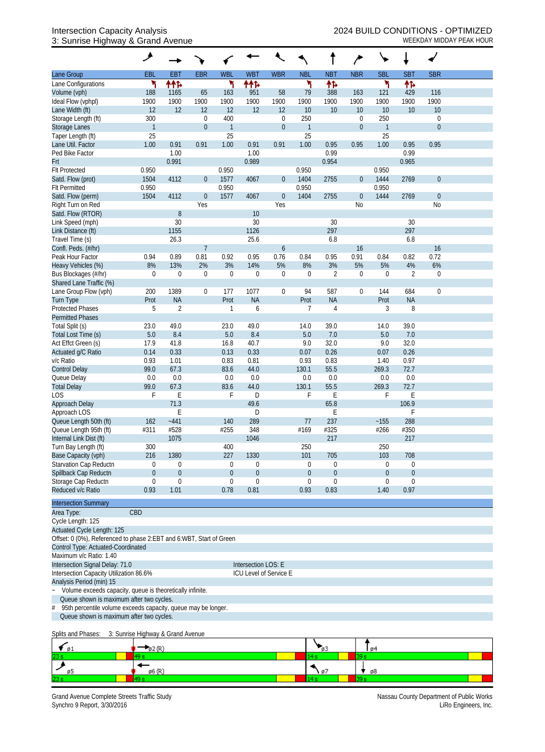Intersection Capacity Analysis
3: Sunrise Highway & Grand Avenue

2024 BUILD CONDITIONS - OPTIMIZED
WEEKDAY MIDDAY PEAK HOUR

| Lane Group | EBL | EBT | EBR | WBL | WBT | WBR | NBL | NBT | NBR | SBL | SBT | SBR |
|---|---|---|---|---|---|---|---|---|---|---|---|---|
| Lane Configurations | | | | | | | | | | | | |
| Volume (vph) | 188 | 1165 | 65 | 163 | 951 | 58 | 79 | 388 | 163 | 121 | 429 | 116 |
| Ideal Flow (vphpl) | 1900 | 1900 | 1900 | 1900 | 1900 | 1900 | 1900 | 1900 | 1900 | 1900 | 1900 | 1900 |
| Lane Width (ft) | 12 | 12 | 12 | 12 | 12 | 12 | 10 | 10 | 10 | 10 | 10 | 10 |
| Storage Length (ft) | 300 | | 0 | 400 | | 0 | 250 | | 0 | 250 | | 0 |
| Storage Lanes | 1 | | 0 | 1 | | 0 | 1 | | 0 | 1 | | 0 |
| Taper Length (ft) | 25 | | | 25 | | | 25 | | | 25 | | |
| Lane Util. Factor | 1.00 | 0.91 | 0.91 | 1.00 | 0.91 | 0.91 | 1.00 | 0.95 | 0.95 | 1.00 | 0.95 | 0.95 |
| Ped Bike Factor | | 1.00 | | | 1.00 | | | 0.99 | | | 0.99 | |
| Frt | | 0.991 | | | 0.989 | | | 0.954 | | | 0.965 | |
| Flt Protected | 0.950 | | | 0.950 | | | 0.950 | | | 0.950 | | |
| Satd. Flow (prot) | 1504 | 4112 | 0 | 1577 | 4067 | 0 | 1404 | 2755 | 0 | 1444 | 2769 | 0 |
| Flt Permitted | 0.950 | | | 0.950 | | | 0.950 | | | 0.950 | | |
| Satd. Flow (perm) | 1504 | 4112 | 0 | 1577 | 4067 | 0 | 1404 | 2755 | 0 | 1444 | 2769 | 0 |
| Right Turn on Red | | | Yes | | | Yes | | | No | | | No |
| Satd. Flow (RTOR) | | 8 | | | 10 | | | | | | | |
| Link Speed (mph) | | 30 | | | 30 | | | 30 | | | 30 | |
| Link Distance (ft) | | 1155 | | | 1126 | | | 297 | | | 297 | |
| Travel Time (s) | | 26.3 | | | 25.6 | | | 6.8 | | | 6.8 | |
| Confl. Peds. (#/hr) | | | 7 | | | 6 | | | 16 | | | 16 |
| Peak Hour Factor | 0.94 | 0.89 | 0.81 | 0.92 | 0.95 | 0.76 | 0.84 | 0.95 | 0.91 | 0.84 | 0.82 | 0.72 |
| Heavy Vehicles (%) | 8% | 13% | 2% | 3% | 14% | 5% | 8% | 3% | 5% | 5% | 4% | 6% |
| Bus Blockages (#/hr) | 0 | 0 | 0 | 0 | 0 | 0 | 0 | 2 | 0 | 0 | 2 | 0 |
| Shared Lane Traffic (%) | | | | | | | | | | | | |
| Lane Group Flow (vph) | 200 | 1389 | 0 | 177 | 1077 | 0 | 94 | 587 | 0 | 144 | 684 | 0 |
| Turn Type | Prot | NA | | Prot | NA | | Prot | NA | | Prot | NA | |
| Protected Phases | 5 | 2 | | 1 | 6 | | 7 | 4 | | 3 | 8 | |
| Permitted Phases | | | | | | | | | | | | |
| Total Split (s) | 23.0 | 49.0 | | 23.0 | 49.0 | | 14.0 | 39.0 | | 14.0 | 39.0 | |
| Total Lost Time (s) | 5.0 | 8.4 | | 5.0 | 8.4 | | 5.0 | 7.0 | | 5.0 | 7.0 | |
| Act Effct Green (s) | 17.9 | 41.8 | | 16.8 | 40.7 | | 9.0 | 32.0 | | 9.0 | 32.0 | |
| Actuated g/C Ratio | 0.14 | 0.33 | | 0.13 | 0.33 | | 0.07 | 0.26 | | 0.07 | 0.26 | |
| v/c Ratio | 0.93 | 1.01 | | 0.83 | 0.81 | | 0.93 | 0.83 | | 1.40 | 0.97 | |
| Control Delay | 99.0 | 67.3 | | 83.6 | 44.0 | | 130.1 | 55.5 | | 269.3 | 72.7 | |
| Queue Delay | 0.0 | 0.0 | | 0.0 | 0.0 | | 0.0 | 0.0 | | 0.0 | 0.0 | |
| Total Delay | 99.0 | 67.3 | | 83.6 | 44.0 | | 130.1 | 55.5 | | 269.3 | 72.7 | |
| LOS | F | E | | F | D | | F | E | | F | E | |
| Approach Delay | | 71.3 | | | 49.6 | | | 65.8 | | | 106.9 | |
| Approach LOS | | E | | | D | | | E | | | F | |
| Queue Length 50th (ft) | 162 | ~441 | | 140 | 289 | | 77 | 237 | | ~155 | 288 | |
| Queue Length 95th (ft) | #311 | #528 | | #255 | 348 | | #169 | #325 | | #266 | #350 | |
| Internal Link Dist (ft) | | 1075 | | | 1046 | | | 217 | | | 217 | |
| Turn Bay Length (ft) | 300 | | | 400 | | | 250 | | | 250 | | |
| Base Capacity (vph) | 216 | 1380 | | 227 | 1330 | | 101 | 705 | | 103 | 708 | |
| Starvation Cap Reductn | 0 | 0 | | 0 | 0 | | 0 | 0 | | 0 | 0 | |
| Spillback Cap Reductn | 0 | 0 | | 0 | 0 | | 0 | 0 | | 0 | 0 | |
| Storage Cap Reductn | 0 | 0 | | 0 | 0 | | 0 | 0 | | 0 | 0 | |
| Reduced v/c Ratio | 0.93 | 1.01 | | 0.78 | 0.81 | | 0.93 | 0.83 | | 1.40 | 0.97 | |

**Intersection Summary**

Area Type: CBD
Cycle Length: 125
Actuated Cycle Length: 125
Offset: 0 (0%), Referenced to phase 2:EBT and 6:WBT, Start of Green
Control Type: Actuated-Coordinated
Maximum v/c Ratio: 1.40
Intersection Signal Delay: 71.0 — Intersection LOS: E
Intersection Capacity Utilization 86.6% — ICU Level of Service E
Analysis Period (min) 15

~ Volume exceeds capacity, queue is theoretically infinite.
Queue shown is maximum after two cycles.
\# 95th percentile volume exceeds capacity, queue may be longer.
Queue shown is maximum after two cycles.

Splits and Phases: 3: Sunrise Highway & Grand Avenue

| ø1 | ø2 (R) | ø3 | ø4 |
|---|---|---|---|
| 23 s | 49 s | 14 s | 39 s |

| ø5 | ø6 (R) | ø7 | ø8 |
|---|---|---|---|
| 23 s | 49 s | 14 s | 39 s |

Grand Avenue Complete Streets Traffic Study
Synchro 9 Report, 3/30/2016

Nassau County Department of Public Works
LiRo Engineers, Inc.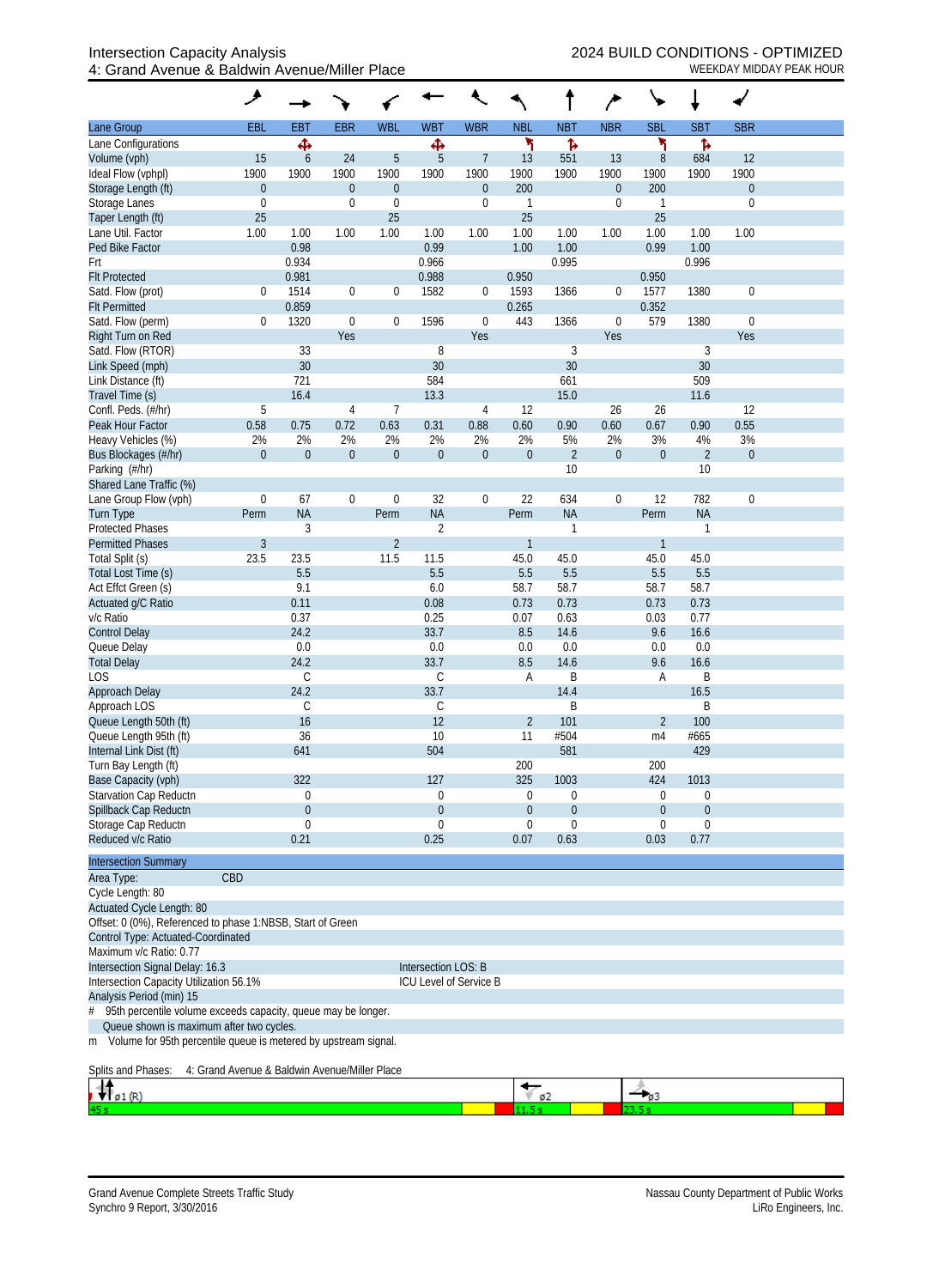Intersection Capacity Analysis
4: Grand Avenue & Baldwin Avenue/Miller Place

2024 BUILD CONDITIONS - OPTIMIZED
WEEKDAY MIDDAY PEAK HOUR

| Lane Group | EBL | EBT | EBR | WBL | WBT | WBR | NBL | NBT | NBR | SBL | SBT | SBR |
|---|---|---|---|---|---|---|---|---|---|---|---|---|
| Lane Configurations | | ✣ | | | ✣ | | ↰ | ↱ | | ↰ | ↱ | |
| Volume (vph) | 15 | 6 | 24 | 5 | 5 | 7 | 13 | 551 | 13 | 8 | 684 | 12 |
| Ideal Flow (vphpl) | 1900 | 1900 | 1900 | 1900 | 1900 | 1900 | 1900 | 1900 | 1900 | 1900 | 1900 | 1900 |
| Storage Length (ft) | 0 | | 0 | 0 | | 0 | 200 | | 0 | 200 | | 0 |
| Storage Lanes | 0 | | 0 | 0 | | 0 | 1 | | 0 | 1 | | 0 |
| Taper Length (ft) | 25 | | | 25 | | | 25 | | | 25 | | |
| Lane Util. Factor | 1.00 | 1.00 | 1.00 | 1.00 | 1.00 | 1.00 | 1.00 | 1.00 | 1.00 | 1.00 | 1.00 | 1.00 |
| Ped Bike Factor | | 0.98 | | | 0.99 | | 1.00 | 1.00 | | 0.99 | 1.00 | |
| Frt | | 0.934 | | | 0.966 | | | 0.995 | | | 0.996 | |
| Flt Protected | | 0.981 | | | 0.988 | | 0.950 | | | 0.950 | | |
| Satd. Flow (prot) | 0 | 1514 | 0 | 0 | 1582 | 0 | 1593 | 1366 | 0 | 1577 | 1380 | 0 |
| Flt Permitted | | 0.859 | | | | | 0.265 | | | 0.352 | | |
| Satd. Flow (perm) | 0 | 1320 | 0 | 0 | 1596 | 0 | 443 | 1366 | 0 | 579 | 1380 | 0 |
| Right Turn on Red | | | Yes | | | Yes | | | Yes | | | Yes |
| Satd. Flow (RTOR) | | 33 | | | 8 | | | 3 | | | 3 | |
| Link Speed (mph) | | 30 | | | 30 | | | 30 | | | 30 | |
| Link Distance (ft) | | 721 | | | 584 | | | 661 | | | 509 | |
| Travel Time (s) | | 16.4 | | | 13.3 | | | 15.0 | | | 11.6 | |
| Confl. Peds. (#/hr) | 5 | | 4 | 7 | | 4 | 12 | | 26 | 26 | | 12 |
| Peak Hour Factor | 0.58 | 0.75 | 0.72 | 0.63 | 0.31 | 0.88 | 0.60 | 0.90 | 0.60 | 0.67 | 0.90 | 0.55 |
| Heavy Vehicles (%) | 2% | 2% | 2% | 2% | 2% | 2% | 2% | 5% | 2% | 3% | 4% | 3% |
| Bus Blockages (#/hr) | 0 | 0 | 0 | 0 | 0 | 0 | 0 | 2 | 0 | 0 | 2 | 0 |
| Parking (#/hr) | | | | | | | | 10 | | | 10 | |
| Shared Lane Traffic (%) | | | | | | | | | | | | |
| Lane Group Flow (vph) | 0 | 67 | 0 | 0 | 32 | 0 | 22 | 634 | 0 | 12 | 782 | 0 |
| Turn Type | Perm | NA | | Perm | NA | | Perm | NA | | Perm | NA | |
| Protected Phases | | 3 | | | 2 | | | 1 | | | 1 | |
| Permitted Phases | 3 | | | 2 | | | 1 | | | 1 | | |
| Total Split (s) | 23.5 | 23.5 | | 11.5 | 11.5 | | 45.0 | 45.0 | | 45.0 | 45.0 | |
| Total Lost Time (s) | | 5.5 | | | 5.5 | | 5.5 | 5.5 | | 5.5 | 5.5 | |
| Act Effct Green (s) | | 9.1 | | | 6.0 | | 58.7 | 58.7 | | 58.7 | 58.7 | |
| Actuated g/C Ratio | | 0.11 | | | 0.08 | | 0.73 | 0.73 | | 0.73 | 0.73 | |
| v/c Ratio | | 0.37 | | | 0.25 | | 0.07 | 0.63 | | 0.03 | 0.77 | |
| Control Delay | | 24.2 | | | 33.7 | | 8.5 | 14.6 | | 9.6 | 16.6 | |
| Queue Delay | | 0.0 | | | 0.0 | | 0.0 | 0.0 | | 0.0 | 0.0 | |
| Total Delay | | 24.2 | | | 33.7 | | 8.5 | 14.6 | | 9.6 | 16.6 | |
| LOS | | C | | | C | | A | B | | A | B | |
| Approach Delay | | 24.2 | | | 33.7 | | | 14.4 | | | 16.5 | |
| Approach LOS | | C | | | C | | | B | | | B | |
| Queue Length 50th (ft) | | 16 | | | 12 | | 2 | 101 | | 2 | 100 | |
| Queue Length 95th (ft) | | 36 | | | 10 | | 11 | #504 | | m4 | #665 | |
| Internal Link Dist (ft) | | 641 | | | 504 | | | 581 | | | 429 | |
| Turn Bay Length (ft) | | | | | | | 200 | | | 200 | | |
| Base Capacity (vph) | | 322 | | | 127 | | 325 | 1003 | | 424 | 1013 | |
| Starvation Cap Reductn | | 0 | | | 0 | | 0 | 0 | | 0 | 0 | |
| Spillback Cap Reductn | | 0 | | | 0 | | 0 | 0 | | 0 | 0 | |
| Storage Cap Reductn | | 0 | | | 0 | | 0 | 0 | | 0 | 0 | |
| Reduced v/c Ratio | | 0.21 | | | 0.25 | | 0.07 | 0.63 | | 0.03 | 0.77 | |

**Intersection Summary**

Area Type: CBD

Cycle Length: 80

Actuated Cycle Length: 80

Offset: 0 (0%), Referenced to phase 1:NBSB, Start of Green

Control Type: Actuated-Coordinated

Maximum v/c Ratio: 0.77

Intersection Signal Delay: 16.3 — Intersection LOS: B

Intersection Capacity Utilization 56.1% — ICU Level of Service B

Analysis Period (min) 15

# 95th percentile volume exceeds capacity, queue may be longer.
Queue shown is maximum after two cycles.

m Volume for 95th percentile queue is metered by upstream signal.

Splits and Phases: 4: Grand Avenue & Baldwin Avenue/Miller Place

| ø1 (R) | ø2 | ø3 |
|---|---|---|
| 45 s | 11.5 s | 23.5 s |

Grand Avenue Complete Streets Traffic Study
Synchro 9 Report, 3/30/2016

Nassau County Department of Public Works
LiRo Engineers, Inc.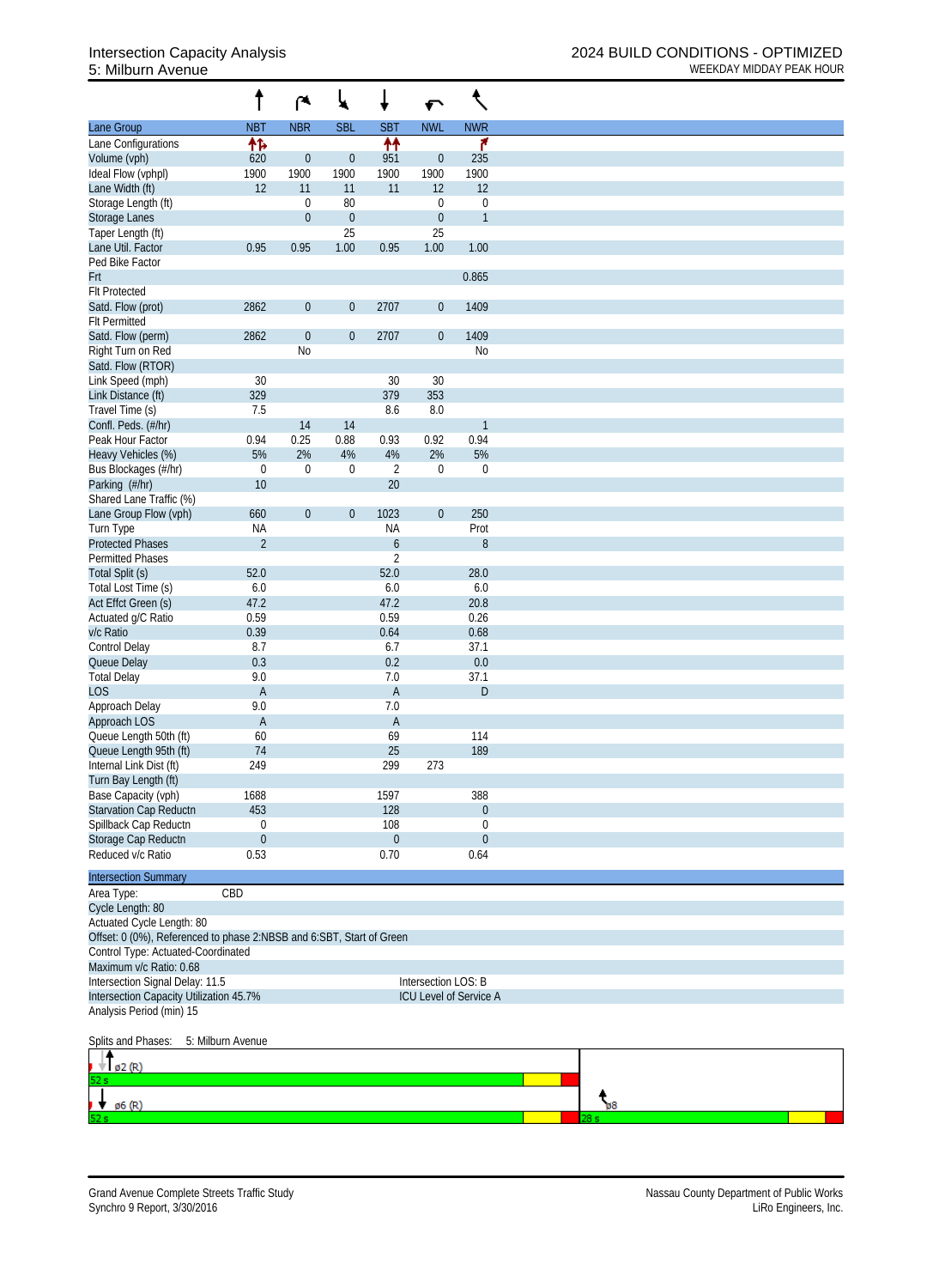Intersection Capacity Analysis
5: Milburn Avenue

2024 BUILD CONDITIONS - OPTIMIZED
WEEKDAY MIDDAY PEAK HOUR

| Lane Group | NBT | NBR | SBL | SBT | NWL | NWR |
|---|---|---|---|---|---|---|
| Lane Configurations | ↑↱ | | | ↑↑ | | ↱ |
| Volume (vph) | 620 | 0 | 0 | 951 | 0 | 235 |
| Ideal Flow (vphpl) | 1900 | 1900 | 1900 | 1900 | 1900 | 1900 |
| Lane Width (ft) | 12 | 11 | 11 | 11 | 12 | 12 |
| Storage Length (ft) | | 0 | 80 | | 0 | 0 |
| Storage Lanes | | 0 | 0 | | 0 | 1 |
| Taper Length (ft) | | | 25 | | 25 | |
| Lane Util. Factor | 0.95 | 0.95 | 1.00 | 0.95 | 1.00 | 1.00 |
| Ped Bike Factor | | | | | | |
| Frt | | | | | | 0.865 |
| Flt Protected | | | | | | |
| Satd. Flow (prot) | 2862 | 0 | 0 | 2707 | 0 | 1409 |
| Flt Permitted | | | | | | |
| Satd. Flow (perm) | 2862 | 0 | 0 | 2707 | 0 | 1409 |
| Right Turn on Red | | No | | | | No |
| Satd. Flow (RTOR) | | | | | | |
| Link Speed (mph) | 30 | | | 30 | 30 | |
| Link Distance (ft) | 329 | | | 379 | 353 | |
| Travel Time (s) | 7.5 | | | 8.6 | 8.0 | |
| Confl. Peds. (#/hr) | | 14 | 14 | | | 1 |
| Peak Hour Factor | 0.94 | 0.25 | 0.88 | 0.93 | 0.92 | 0.94 |
| Heavy Vehicles (%) | 5% | 2% | 4% | 4% | 2% | 5% |
| Bus Blockages (#/hr) | 0 | 0 | 0 | 2 | 0 | 0 |
| Parking (#/hr) | 10 | | | 20 | | |
| Shared Lane Traffic (%) | | | | | | |
| Lane Group Flow (vph) | 660 | 0 | 0 | 1023 | 0 | 250 |
| Turn Type | NA | | | NA | | Prot |
| Protected Phases | 2 | | | 6 | | 8 |
| Permitted Phases | | | | 2 | | |
| Total Split (s) | 52.0 | | | 52.0 | | 28.0 |
| Total Lost Time (s) | 6.0 | | | 6.0 | | 6.0 |
| Act Effct Green (s) | 47.2 | | | 47.2 | | 20.8 |
| Actuated g/C Ratio | 0.59 | | | 0.59 | | 0.26 |
| v/c Ratio | 0.39 | | | 0.64 | | 0.68 |
| Control Delay | 8.7 | | | 6.7 | | 37.1 |
| Queue Delay | 0.3 | | | 0.2 | | 0.0 |
| Total Delay | 9.0 | | | 7.0 | | 37.1 |
| LOS | A | | | A | | D |
| Approach Delay | 9.0 | | | 7.0 | | |
| Approach LOS | A | | | A | | |
| Queue Length 50th (ft) | 60 | | | 69 | | 114 |
| Queue Length 95th (ft) | 74 | | | 25 | | 189 |
| Internal Link Dist (ft) | 249 | | | 299 | 273 | |
| Turn Bay Length (ft) | | | | | | |
| Base Capacity (vph) | 1688 | | | 1597 | | 388 |
| Starvation Cap Reductn | 453 | | | 128 | | 0 |
| Spillback Cap Reductn | 0 | | | 108 | | 0 |
| Storage Cap Reductn | 0 | | | 0 | | 0 |
| Reduced v/c Ratio | 0.53 | | | 0.70 | | 0.64 |

**Intersection Summary**

Area Type: CBD
Cycle Length: 80
Actuated Cycle Length: 80
Offset: 0 (0%), Referenced to phase 2:NBSB and 6:SBT, Start of Green
Control Type: Actuated-Coordinated
Maximum v/c Ratio: 0.68
Intersection Signal Delay: 11.5 — Intersection LOS: B
Intersection Capacity Utilization 45.7% — ICU Level of Service A
Analysis Period (min) 15

Splits and Phases: 5: Milburn Avenue

ø2 (R) 52 s
ø6 (R) 52 s — ø8 28 s

Grand Avenue Complete Streets Traffic Study
Synchro 9 Report, 3/30/2016

Nassau County Department of Public Works
LiRo Engineers, Inc.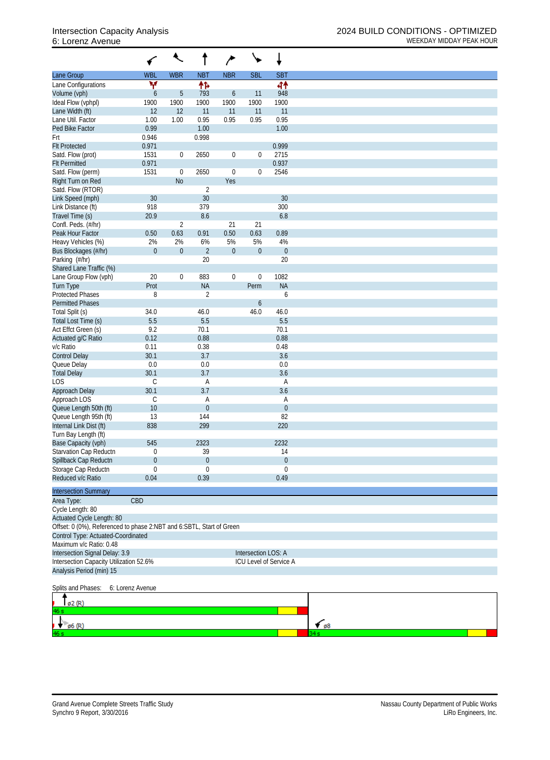# Intersection Capacity Analysis
## 6: Lorenz Avenue

2024 BUILD CONDITIONS - OPTIMIZED
WEEKDAY MIDDAY PEAK HOUR

| Lane Group | WBL | WBR | NBT | NBR | SBL | SBT |
|---|---|---|---|---|---|---|
| Lane Configurations | | | | | | |
| Volume (vph) | 6 | 5 | 793 | 6 | 11 | 948 |
| Ideal Flow (vphpl) | 1900 | 1900 | 1900 | 1900 | 1900 | 1900 |
| Lane Width (ft) | 12 | 12 | 11 | 11 | 11 | 11 |
| Lane Util. Factor | 1.00 | 1.00 | 0.95 | 0.95 | 0.95 | 0.95 |
| Ped Bike Factor | 0.99 | | 1.00 | | | 1.00 |
| Frt | 0.946 | | 0.998 | | | |
| Flt Protected | 0.971 | | | | | 0.999 |
| Satd. Flow (prot) | 1531 | 0 | 2650 | 0 | 0 | 2715 |
| Flt Permitted | 0.971 | | | | | 0.937 |
| Satd. Flow (perm) | 1531 | 0 | 2650 | 0 | 0 | 2546 |
| Right Turn on Red | | No | | Yes | | |
| Satd. Flow (RTOR) | | | 2 | | | |
| Link Speed (mph) | 30 | | 30 | | | 30 |
| Link Distance (ft) | 918 | | 379 | | | 300 |
| Travel Time (s) | 20.9 | | 8.6 | | | 6.8 |
| Confl. Peds. (#/hr) | | 2 | | 21 | 21 | |
| Peak Hour Factor | 0.50 | 0.63 | 0.91 | 0.50 | 0.63 | 0.89 |
| Heavy Vehicles (%) | 2% | 2% | 6% | 5% | 5% | 4% |
| Bus Blockages (#/hr) | 0 | 0 | 2 | 0 | 0 | 0 |
| Parking (#/hr) | | | 20 | | | 20 |
| Shared Lane Traffic (%) | | | | | | |
| Lane Group Flow (vph) | 20 | 0 | 883 | 0 | 0 | 1082 |
| Turn Type | Prot | | NA | | Perm | NA |
| Protected Phases | 8 | | 2 | | | 6 |
| Permitted Phases | | | | | 6 | |
| Total Split (s) | 34.0 | | 46.0 | | 46.0 | 46.0 |
| Total Lost Time (s) | 5.5 | | 5.5 | | | 5.5 |
| Act Effct Green (s) | 9.2 | | 70.1 | | | 70.1 |
| Actuated g/C Ratio | 0.12 | | 0.88 | | | 0.88 |
| v/c Ratio | 0.11 | | 0.38 | | | 0.48 |
| Control Delay | 30.1 | | 3.7 | | | 3.6 |
| Queue Delay | 0.0 | | 0.0 | | | 0.0 |
| Total Delay | 30.1 | | 3.7 | | | 3.6 |
| LOS | C | | A | | | A |
| Approach Delay | 30.1 | | 3.7 | | | 3.6 |
| Approach LOS | C | | A | | | A |
| Queue Length 50th (ft) | 10 | | 0 | | | 0 |
| Queue Length 95th (ft) | 13 | | 144 | | | 82 |
| Internal Link Dist (ft) | 838 | | 299 | | | 220 |
| Turn Bay Length (ft) | | | | | | |
| Base Capacity (vph) | 545 | | 2323 | | | 2232 |
| Starvation Cap Reductn | 0 | | 39 | | | 14 |
| Spillback Cap Reductn | 0 | | 0 | | | 0 |
| Storage Cap Reductn | 0 | | 0 | | | 0 |
| Reduced v/c Ratio | 0.04 | | 0.39 | | | 0.49 |

**Intersection Summary**

Area Type: CBD
Cycle Length: 80
Actuated Cycle Length: 80
Offset: 0 (0%), Referenced to phase 2:NBT and 6:SBTL, Start of Green
Control Type: Actuated-Coordinated
Maximum v/c Ratio: 0.48
Intersection Signal Delay: 3.9 — Intersection LOS: A
Intersection Capacity Utilization 52.6% — ICU Level of Service A
Analysis Period (min) 15

Splits and Phases: 6: Lorenz Avenue

ø2 (R) 46 s
ø6 (R) 46 s
ø8 34 s

Grand Avenue Complete Streets Traffic Study
Synchro 9 Report, 3/30/2016

Nassau County Department of Public Works
LiRo Engineers, Inc.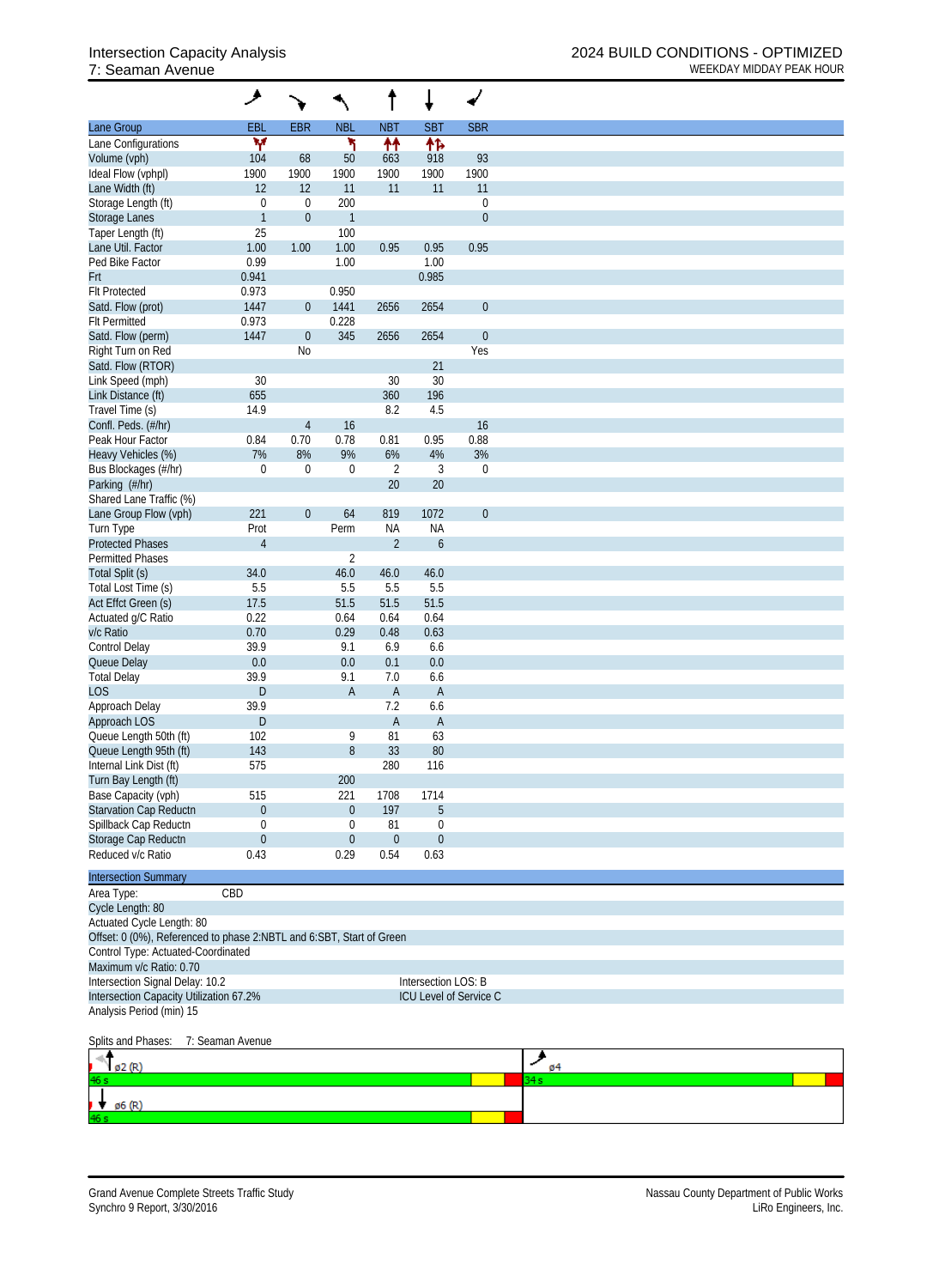# Intersection Capacity Analysis
## 7: Seaman Avenue

2024 BUILD CONDITIONS - OPTIMIZED
WEEKDAY MIDDAY PEAK HOUR

| Lane Group | EBL | EBR | NBL | NBT | SBT | SBR |
|---|---|---|---|---|---|---|
| Lane Configurations | | | | | | |
| Volume (vph) | 104 | 68 | 50 | 663 | 918 | 93 |
| Ideal Flow (vphpl) | 1900 | 1900 | 1900 | 1900 | 1900 | 1900 |
| Lane Width (ft) | 12 | 12 | 11 | 11 | 11 | 11 |
| Storage Length (ft) | 0 | 0 | 200 | | | 0 |
| Storage Lanes | 1 | 0 | 1 | | | 0 |
| Taper Length (ft) | 25 | | 100 | | | |
| Lane Util. Factor | 1.00 | 1.00 | 1.00 | 0.95 | 0.95 | 0.95 |
| Ped Bike Factor | 0.99 | | 1.00 | | 1.00 | |
| Frt | 0.941 | | | | 0.985 | |
| Flt Protected | 0.973 | | 0.950 | | | |
| Satd. Flow (prot) | 1447 | 0 | 1441 | 2656 | 2654 | 0 |
| Flt Permitted | 0.973 | | 0.228 | | | |
| Satd. Flow (perm) | 1447 | 0 | 345 | 2656 | 2654 | 0 |
| Right Turn on Red | | No | | | | Yes |
| Satd. Flow (RTOR) | | | | | 21 | |
| Link Speed (mph) | 30 | | | 30 | 30 | |
| Link Distance (ft) | 655 | | | 360 | 196 | |
| Travel Time (s) | 14.9 | | | 8.2 | 4.5 | |
| Confl. Peds. (#/hr) | | 4 | 16 | | | 16 |
| Peak Hour Factor | 0.84 | 0.70 | 0.78 | 0.81 | 0.95 | 0.88 |
| Heavy Vehicles (%) | 7% | 8% | 9% | 6% | 4% | 3% |
| Bus Blockages (#/hr) | 0 | 0 | 0 | 2 | 3 | 0 |
| Parking (#/hr) | | | | 20 | 20 | |
| Shared Lane Traffic (%) | | | | | | |
| Lane Group Flow (vph) | 221 | 0 | 64 | 819 | 1072 | 0 |
| Turn Type | Prot | | Perm | NA | NA | |
| Protected Phases | 4 | | | 2 | 6 | |
| Permitted Phases | | | 2 | | | |
| Total Split (s) | 34.0 | | 46.0 | 46.0 | 46.0 | |
| Total Lost Time (s) | 5.5 | | 5.5 | 5.5 | 5.5 | |
| Act Effct Green (s) | 17.5 | | 51.5 | 51.5 | 51.5 | |
| Actuated g/C Ratio | 0.22 | | 0.64 | 0.64 | 0.64 | |
| v/c Ratio | 0.70 | | 0.29 | 0.48 | 0.63 | |
| Control Delay | 39.9 | | 9.1 | 6.9 | 6.6 | |
| Queue Delay | 0.0 | | 0.0 | 0.1 | 0.0 | |
| Total Delay | 39.9 | | 9.1 | 7.0 | 6.6 | |
| LOS | D | | A | A | A | |
| Approach Delay | 39.9 | | | 7.2 | 6.6 | |
| Approach LOS | D | | | A | A | |
| Queue Length 50th (ft) | 102 | | 9 | 81 | 63 | |
| Queue Length 95th (ft) | 143 | | 8 | 33 | 80 | |
| Internal Link Dist (ft) | 575 | | | 280 | 116 | |
| Turn Bay Length (ft) | | | 200 | | | |
| Base Capacity (vph) | 515 | | 221 | 1708 | 1714 | |
| Starvation Cap Reductn | 0 | | 0 | 197 | 5 | |
| Spillback Cap Reductn | 0 | | 0 | 81 | 0 | |
| Storage Cap Reductn | 0 | | 0 | 0 | 0 | |
| Reduced v/c Ratio | 0.43 | | 0.29 | 0.54 | 0.63 | |

**Intersection Summary**

Area Type: CBD
Cycle Length: 80
Actuated Cycle Length: 80
Offset: 0 (0%), Referenced to phase 2:NBTL and 6:SBT, Start of Green
Control Type: Actuated-Coordinated
Maximum v/c Ratio: 0.70
Intersection Signal Delay: 10.2 — Intersection LOS: B
Intersection Capacity Utilization 67.2% — ICU Level of Service C
Analysis Period (min) 15

Splits and Phases: 7: Seaman Avenue

| ø2 (R) 46 s | ø4 34 s |
|---|---|
| ø6 (R) 46 s | |

Grand Avenue Complete Streets Traffic Study
Synchro 9 Report, 3/30/2016

Nassau County Department of Public Works
LiRo Engineers, Inc.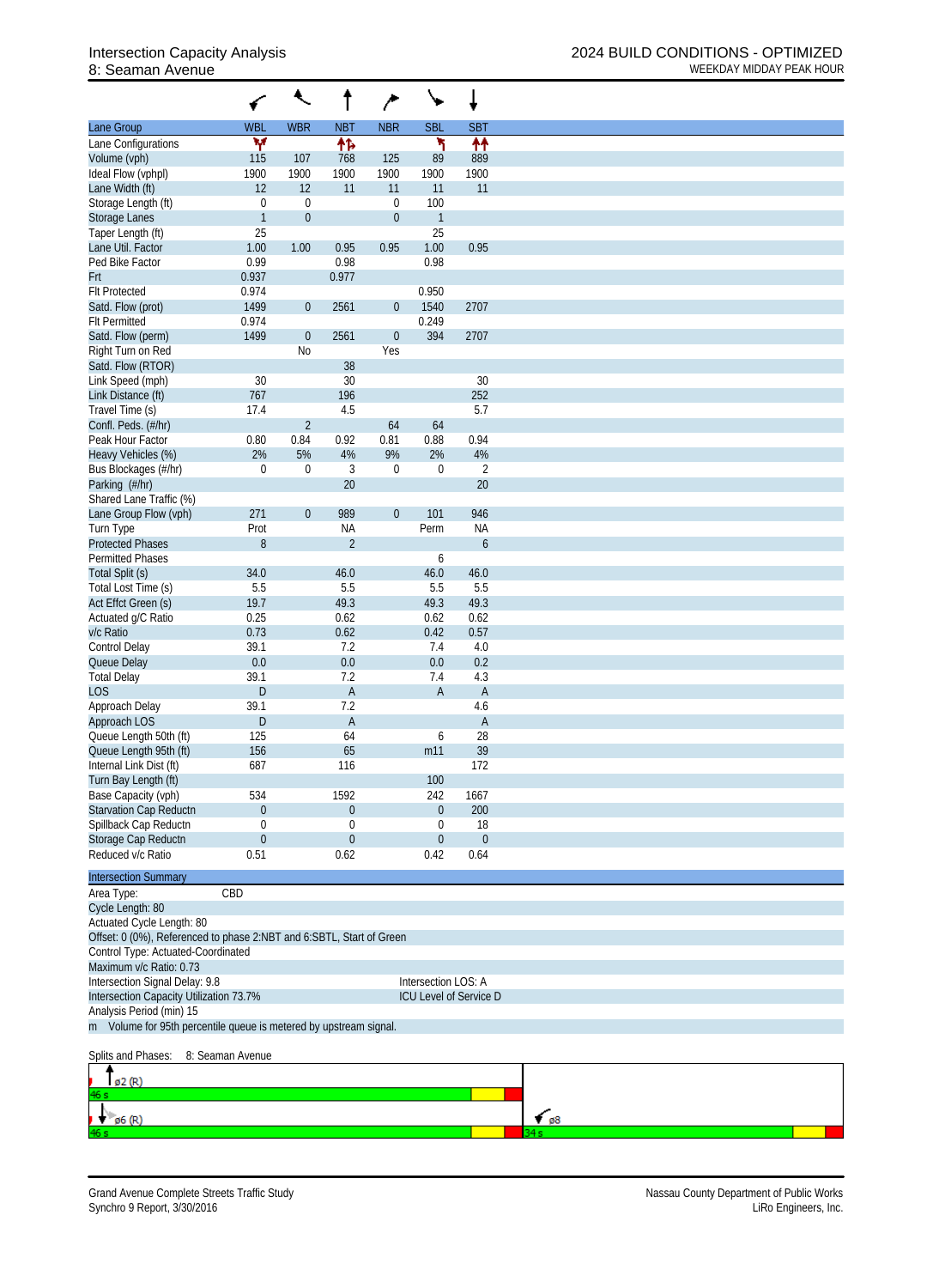Intersection Capacity Analysis
8: Seaman Avenue

2024 BUILD CONDITIONS - OPTIMIZED
WEEKDAY MIDDAY PEAK HOUR

| Lane Group | WBL | WBR | NBT | NBR | SBL | SBT |
|---|---|---|---|---|---|---|
| Lane Configurations | Y | | ↑↱ | | ↰ | ↑↑ |
| Volume (vph) | 115 | 107 | 768 | 125 | 89 | 889 |
| Ideal Flow (vphpl) | 1900 | 1900 | 1900 | 1900 | 1900 | 1900 |
| Lane Width (ft) | 12 | 12 | 11 | 11 | 11 | 11 |
| Storage Length (ft) | 0 | 0 | | 0 | 100 | |
| Storage Lanes | 1 | 0 | | 0 | 1 | |
| Taper Length (ft) | 25 | | | | 25 | |
| Lane Util. Factor | 1.00 | 1.00 | 0.95 | 0.95 | 1.00 | 0.95 |
| Ped Bike Factor | 0.99 | | 0.98 | | 0.98 | |
| Frt | 0.937 | | 0.977 | | | |
| Flt Protected | 0.974 | | | | 0.950 | |
| Satd. Flow (prot) | 1499 | 0 | 2561 | 0 | 1540 | 2707 |
| Flt Permitted | 0.974 | | | | 0.249 | |
| Satd. Flow (perm) | 1499 | 0 | 2561 | 0 | 394 | 2707 |
| Right Turn on Red | | No | | Yes | | |
| Satd. Flow (RTOR) | | | 38 | | | |
| Link Speed (mph) | 30 | | 30 | | | 30 |
| Link Distance (ft) | 767 | | 196 | | | 252 |
| Travel Time (s) | 17.4 | | 4.5 | | | 5.7 |
| Confl. Peds. (#/hr) | | 2 | | 64 | 64 | |
| Peak Hour Factor | 0.80 | 0.84 | 0.92 | 0.81 | 0.88 | 0.94 |
| Heavy Vehicles (%) | 2% | 5% | 4% | 9% | 2% | 4% |
| Bus Blockages (#/hr) | 0 | 0 | 3 | 0 | 0 | 2 |
| Parking (#/hr) | | | 20 | | | 20 |
| Shared Lane Traffic (%) | | | | | | |
| Lane Group Flow (vph) | 271 | 0 | 989 | 0 | 101 | 946 |
| Turn Type | Prot | | NA | | Perm | NA |
| Protected Phases | 8 | | 2 | | | 6 |
| Permitted Phases | | | | | 6 | |
| Total Split (s) | 34.0 | | 46.0 | | 46.0 | 46.0 |
| Total Lost Time (s) | 5.5 | | 5.5 | | 5.5 | 5.5 |
| Act Effct Green (s) | 19.7 | | 49.3 | | 49.3 | 49.3 |
| Actuated g/C Ratio | 0.25 | | 0.62 | | 0.62 | 0.62 |
| v/c Ratio | 0.73 | | 0.62 | | 0.42 | 0.57 |
| Control Delay | 39.1 | | 7.2 | | 7.4 | 4.0 |
| Queue Delay | 0.0 | | 0.0 | | 0.0 | 0.2 |
| Total Delay | 39.1 | | 7.2 | | 7.4 | 4.3 |
| LOS | D | | A | | A | A |
| Approach Delay | 39.1 | | 7.2 | | | 4.6 |
| Approach LOS | D | | A | | | A |
| Queue Length 50th (ft) | 125 | | 64 | | 6 | 28 |
| Queue Length 95th (ft) | 156 | | 65 | | m11 | 39 |
| Internal Link Dist (ft) | 687 | | 116 | | | 172 |
| Turn Bay Length (ft) | | | | | 100 | |
| Base Capacity (vph) | 534 | | 1592 | | 242 | 1667 |
| Starvation Cap Reductn | 0 | | 0 | | 0 | 200 |
| Spillback Cap Reductn | 0 | | 0 | | 0 | 18 |
| Storage Cap Reductn | 0 | | 0 | | 0 | 0 |
| Reduced v/c Ratio | 0.51 | | 0.62 | | 0.42 | 0.64 |

**Intersection Summary**

Area Type: CBD
Cycle Length: 80
Actuated Cycle Length: 80
Offset: 0 (0%), Referenced to phase 2:NBT and 6:SBTL, Start of Green
Control Type: Actuated-Coordinated
Maximum v/c Ratio: 0.73
Intersection Signal Delay: 9.8 — Intersection LOS: A
Intersection Capacity Utilization 73.7% — ICU Level of Service D
Analysis Period (min) 15
m Volume for 95th percentile queue is metered by upstream signal.

Splits and Phases: 8: Seaman Avenue

ø2 (R) 46 s
ø6 (R) 46 s
ø8 34 s

Grand Avenue Complete Streets Traffic Study
Synchro 9 Report, 3/30/2016

Nassau County Department of Public Works
LiRo Engineers, Inc.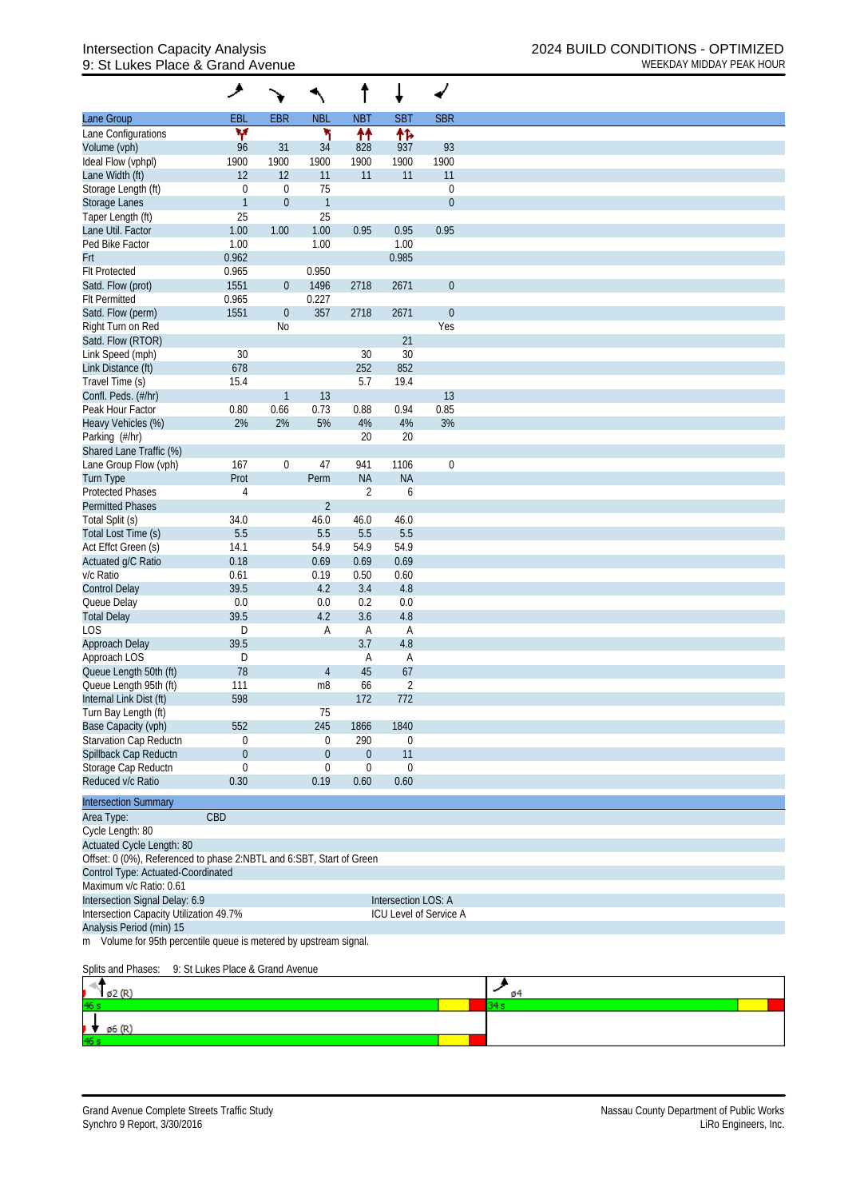# Intersection Capacity Analysis
## 9: St Lukes Place & Grand Avenue

**2024 BUILD CONDITIONS - OPTIMIZED**
WEEKDAY MIDDAY PEAK HOUR

| Lane Group | EBL | EBR | NBL | NBT | SBT | SBR |
|---|---|---|---|---|---|---|
| Lane Configurations | | | | | | |
| Volume (vph) | 96 | 31 | 34 | 828 | 937 | 93 |
| Ideal Flow (vphpl) | 1900 | 1900 | 1900 | 1900 | 1900 | 1900 |
| Lane Width (ft) | 12 | 12 | 11 | 11 | 11 | 11 |
| Storage Length (ft) | 0 | 0 | 75 | | | 0 |
| Storage Lanes | 1 | 0 | 1 | | | 0 |
| Taper Length (ft) | 25 | | 25 | | | |
| Lane Util. Factor | 1.00 | 1.00 | 1.00 | 0.95 | 0.95 | 0.95 |
| Ped Bike Factor | 1.00 | | 1.00 | | 1.00 | |
| Frt | 0.962 | | | | 0.985 | |
| Flt Protected | 0.965 | | 0.950 | | | |
| Satd. Flow (prot) | 1551 | 0 | 1496 | 2718 | 2671 | 0 |
| Flt Permitted | 0.965 | | 0.227 | | | |
| Satd. Flow (perm) | 1551 | 0 | 357 | 2718 | 2671 | 0 |
| Right Turn on Red | | No | | | | Yes |
| Satd. Flow (RTOR) | | | | | 21 | |
| Link Speed (mph) | 30 | | | 30 | 30 | |
| Link Distance (ft) | 678 | | | 252 | 852 | |
| Travel Time (s) | 15.4 | | | 5.7 | 19.4 | |
| Confl. Peds. (#/hr) | | 1 | 13 | | | 13 |
| Peak Hour Factor | 0.80 | 0.66 | 0.73 | 0.88 | 0.94 | 0.85 |
| Heavy Vehicles (%) | 2% | 2% | 5% | 4% | 4% | 3% |
| Parking (#/hr) | | | | 20 | 20 | |
| Shared Lane Traffic (%) | | | | | | |
| Lane Group Flow (vph) | 167 | 0 | 47 | 941 | 1106 | 0 |
| Turn Type | Prot | | Perm | NA | NA | |
| Protected Phases | 4 | | | 2 | 6 | |
| Permitted Phases | | | 2 | | | |
| Total Split (s) | 34.0 | | 46.0 | 46.0 | 46.0 | |
| Total Lost Time (s) | 5.5 | | 5.5 | 5.5 | 5.5 | |
| Act Effct Green (s) | 14.1 | | 54.9 | 54.9 | 54.9 | |
| Actuated g/C Ratio | 0.18 | | 0.69 | 0.69 | 0.69 | |
| v/c Ratio | 0.61 | | 0.19 | 0.50 | 0.60 | |
| Control Delay | 39.5 | | 4.2 | 3.4 | 4.8 | |
| Queue Delay | 0.0 | | 0.0 | 0.2 | 0.0 | |
| Total Delay | 39.5 | | 4.2 | 3.6 | 4.8 | |
| LOS | D | | A | A | A | |
| Approach Delay | 39.5 | | | 3.7 | 4.8 | |
| Approach LOS | D | | | A | A | |
| Queue Length 50th (ft) | 78 | | 4 | 45 | 67 | |
| Queue Length 95th (ft) | 111 | | m8 | 66 | 2 | |
| Internal Link Dist (ft) | 598 | | | 172 | 772 | |
| Turn Bay Length (ft) | | | 75 | | | |
| Base Capacity (vph) | 552 | | 245 | 1866 | 1840 | |
| Starvation Cap Reductn | 0 | | 0 | 290 | 0 | |
| Spillback Cap Reductn | 0 | | 0 | 0 | 11 | |
| Storage Cap Reductn | 0 | | 0 | 0 | 0 | |
| Reduced v/c Ratio | 0.30 | | 0.19 | 0.60 | 0.60 | |

**Intersection Summary**

Area Type: CBD
Cycle Length: 80
Actuated Cycle Length: 80
Offset: 0 (0%), Referenced to phase 2:NBTL and 6:SBT, Start of Green
Control Type: Actuated-Coordinated
Maximum v/c Ratio: 0.61
Intersection Signal Delay: 6.9 — Intersection LOS: A
Intersection Capacity Utilization 49.7% — ICU Level of Service A
Analysis Period (min) 15
m Volume for 95th percentile queue is metered by upstream signal.

Splits and Phases: 9: St Lukes Place & Grand Avenue

ø2 (R) 46 s | ø4 34 s
ø6 (R) 46 s

Grand Avenue Complete Streets Traffic Study
Synchro 9 Report, 3/30/2016
Nassau County Department of Public Works
LiRo Engineers, Inc.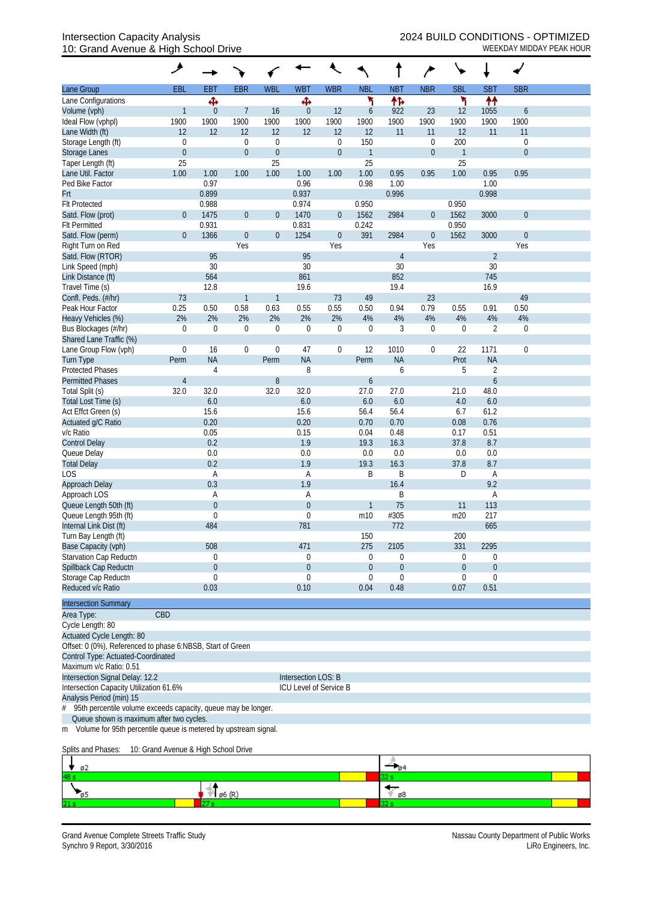Intersection Capacity Analysis
10: Grand Avenue & High School Drive

2024 BUILD CONDITIONS - OPTIMIZED
WEEKDAY MIDDAY PEAK HOUR

| Lane Group | EBL | EBT | EBR | WBL | WBT | WBR | NBL | NBT | NBR | SBL | SBT | SBR |
|---|---|---|---|---|---|---|---|---|---|---|---|---|
| Lane Configurations | | ✣ | | | ✣ | | ↰ | ↑↱ | | ↰ | ↑↑ | |
| Volume (vph) | 1 | 0 | 7 | 16 | 0 | 12 | 6 | 922 | 23 | 12 | 1055 | 6 |
| Ideal Flow (vphpl) | 1900 | 1900 | 1900 | 1900 | 1900 | 1900 | 1900 | 1900 | 1900 | 1900 | 1900 | 1900 |
| Lane Width (ft) | 12 | 12 | 12 | 12 | 12 | 12 | 12 | 11 | 11 | 12 | 11 | 11 |
| Storage Length (ft) | 0 | | 0 | 0 | | 0 | 150 | | 0 | 200 | | 0 |
| Storage Lanes | 0 | | 0 | 0 | | 0 | 1 | | 0 | 1 | | 0 |
| Taper Length (ft) | 25 | | | 25 | | | 25 | | | 25 | | |
| Lane Util. Factor | 1.00 | 1.00 | 1.00 | 1.00 | 1.00 | 1.00 | 1.00 | 0.95 | 0.95 | 1.00 | 0.95 | 0.95 |
| Ped Bike Factor | | 0.97 | | | 0.96 | | 0.98 | 1.00 | | | 1.00 | |
| Frt | | 0.899 | | | 0.937 | | | 0.996 | | | 0.998 | |
| Flt Protected | | 0.988 | | | 0.974 | | 0.950 | | | 0.950 | | |
| Satd. Flow (prot) | 0 | 1475 | 0 | 0 | 1470 | 0 | 1562 | 2984 | 0 | 1562 | 3000 | 0 |
| Flt Permitted | | 0.931 | | | 0.831 | | 0.242 | | | 0.950 | | |
| Satd. Flow (perm) | 0 | 1366 | 0 | 0 | 1254 | 0 | 391 | 2984 | 0 | 1562 | 3000 | 0 |
| Right Turn on Red | | | Yes | | | Yes | | | Yes | | | Yes |
| Satd. Flow (RTOR) | | 95 | | | 95 | | | 4 | | | 2 | |
| Link Speed (mph) | | 30 | | | 30 | | | 30 | | | 30 | |
| Link Distance (ft) | | 564 | | | 861 | | | 852 | | | 745 | |
| Travel Time (s) | | 12.8 | | | 19.6 | | | 19.4 | | | 16.9 | |
| Confl. Peds. (#/hr) | 73 | | 1 | 1 | | 73 | 49 | | 23 | | | 49 |
| Peak Hour Factor | 0.25 | 0.50 | 0.58 | 0.63 | 0.55 | 0.55 | 0.50 | 0.94 | 0.79 | 0.55 | 0.91 | 0.50 |
| Heavy Vehicles (%) | 2% | 2% | 2% | 2% | 2% | 2% | 4% | 4% | 4% | 4% | 4% | 4% |
| Bus Blockages (#/hr) | 0 | 0 | 0 | 0 | 0 | 0 | 0 | 3 | 0 | 0 | 2 | 0 |
| Shared Lane Traffic (%) | | | | | | | | | | | | |
| Lane Group Flow (vph) | 0 | 16 | 0 | 0 | 47 | 0 | 12 | 1010 | 0 | 22 | 1171 | 0 |
| Turn Type | Perm | NA | | Perm | NA | | Perm | NA | | Prot | NA | |
| Protected Phases | | 4 | | | 8 | | | 6 | | 5 | 2 | |
| Permitted Phases | 4 | | | 8 | | | 6 | | | | 6 | |
| Total Split (s) | 32.0 | 32.0 | | 32.0 | 32.0 | | 27.0 | 27.0 | | 21.0 | 48.0 | |
| Total Lost Time (s) | | 6.0 | | | 6.0 | | 6.0 | 6.0 | | 4.0 | 6.0 | |
| Act Effct Green (s) | | 15.6 | | | 15.6 | | 56.4 | 56.4 | | 6.7 | 61.2 | |
| Actuated g/C Ratio | | 0.20 | | | 0.20 | | 0.70 | 0.70 | | 0.08 | 0.76 | |
| v/c Ratio | | 0.05 | | | 0.15 | | 0.04 | 0.48 | | 0.17 | 0.51 | |
| Control Delay | | 0.2 | | | 1.9 | | 19.3 | 16.3 | | 37.8 | 8.7 | |
| Queue Delay | | 0.0 | | | 0.0 | | 0.0 | 0.0 | | 0.0 | 0.0 | |
| Total Delay | | 0.2 | | | 1.9 | | 19.3 | 16.3 | | 37.8 | 8.7 | |
| LOS | | A | | | A | | B | B | | D | A | |
| Approach Delay | | 0.3 | | | 1.9 | | | 16.4 | | | 9.2 | |
| Approach LOS | | A | | | A | | | B | | | A | |
| Queue Length 50th (ft) | | 0 | | | 0 | | 1 | 75 | | 11 | 113 | |
| Queue Length 95th (ft) | | 0 | | | 0 | | m10 | #305 | | m20 | 217 | |
| Internal Link Dist (ft) | | 484 | | | 781 | | | 772 | | | 665 | |
| Turn Bay Length (ft) | | | | | | | 150 | | | 200 | | |
| Base Capacity (vph) | | 508 | | | 471 | | 275 | 2105 | | 331 | 2295 | |
| Starvation Cap Reductn | | 0 | | | 0 | | 0 | 0 | | 0 | 0 | |
| Spillback Cap Reductn | | 0 | | | 0 | | 0 | 0 | | 0 | 0 | |
| Storage Cap Reductn | | 0 | | | 0 | | 0 | 0 | | 0 | 0 | |
| Reduced v/c Ratio | | 0.03 | | | 0.10 | | 0.04 | 0.48 | | 0.07 | 0.51 | |

**Intersection Summary**

Area Type: CBD
Cycle Length: 80
Actuated Cycle Length: 80
Offset: 0 (0%), Referenced to phase 6:NBSB, Start of Green
Control Type: Actuated-Coordinated
Maximum v/c Ratio: 0.51
Intersection Signal Delay: 12.2 &nbsp;&nbsp;&nbsp;&nbsp; Intersection LOS: B
Intersection Capacity Utilization 61.6% &nbsp;&nbsp;&nbsp;&nbsp; ICU Level of Service B
Analysis Period (min) 15
\# 95th percentile volume exceeds capacity, queue may be longer.
Queue shown is maximum after two cycles.
m Volume for 95th percentile queue is metered by upstream signal.

Splits and Phases: 10: Grand Avenue & High School Drive

| ø2 48 s | ø4 32 s |
|---|---|
| ø5 21 s / ø6 (R) 27 s | ø8 32 s |

Grand Avenue Complete Streets Traffic Study
Synchro 9 Report, 3/30/2016

Nassau County Department of Public Works
LiRo Engineers, Inc.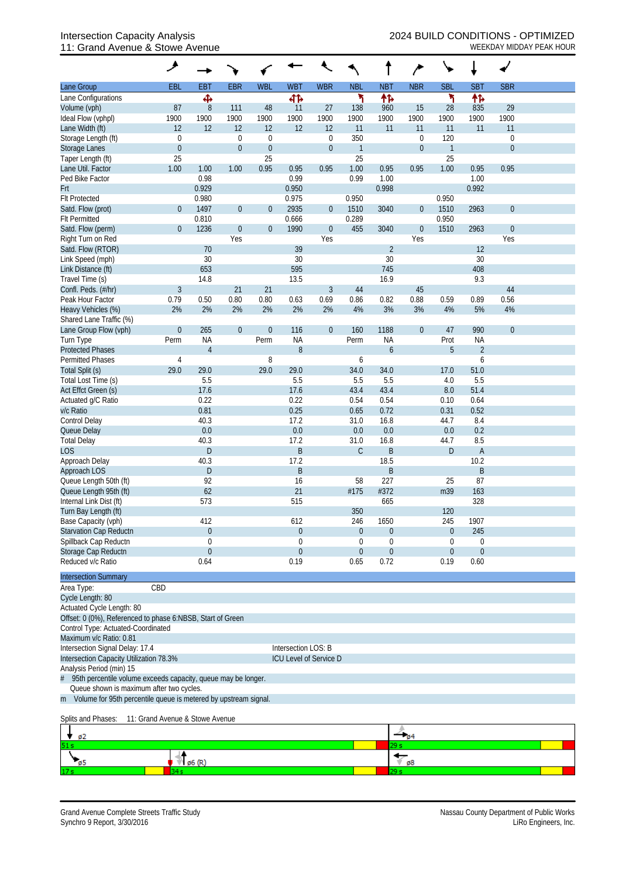# Intersection Capacity Analysis
## 11: Grand Avenue & Stowe Avenue

**2024 BUILD CONDITIONS - OPTIMIZED**
WEEKDAY MIDDAY PEAK HOUR

| Lane Group | EBL | EBT | EBR | WBL | WBT | WBR | NBL | NBT | NBR | SBL | SBT | SBR |
|---|---|---|---|---|---|---|---|---|---|---|---|---|
| Lane Configurations | | ꩜ | | | ꩜ | | ↰ | ↑↱ | | ↰ | ↑↱ | |
| Volume (vph) | 87 | 8 | 111 | 48 | 11 | 27 | 138 | 960 | 15 | 28 | 835 | 29 |
| Ideal Flow (vphpl) | 1900 | 1900 | 1900 | 1900 | 1900 | 1900 | 1900 | 1900 | 1900 | 1900 | 1900 | 1900 |
| Lane Width (ft) | 12 | 12 | 12 | 12 | 12 | 12 | 11 | 11 | 11 | 11 | 11 | 11 |
| Storage Length (ft) | 0 | | 0 | 0 | | 0 | 350 | | 0 | 120 | | 0 |
| Storage Lanes | 0 | | 0 | 0 | | 0 | 1 | | 0 | 1 | | 0 |
| Taper Length (ft) | 25 | | | 25 | | | 25 | | | 25 | | |
| Lane Util. Factor | 1.00 | 1.00 | 1.00 | 0.95 | 0.95 | 0.95 | 1.00 | 0.95 | 0.95 | 1.00 | 0.95 | 0.95 |
| Ped Bike Factor | | 0.98 | | | 0.99 | | 0.99 | 1.00 | | | 1.00 | |
| Frt | | 0.929 | | | 0.950 | | | 0.998 | | | 0.992 | |
| Flt Protected | | 0.980 | | | 0.975 | | 0.950 | | | 0.950 | | |
| Satd. Flow (prot) | 0 | 1497 | 0 | 0 | 2935 | 0 | 1510 | 3040 | 0 | 1510 | 2963 | 0 |
| Flt Permitted | | 0.810 | | | 0.666 | | 0.289 | | | 0.950 | | |
| Satd. Flow (perm) | 0 | 1236 | 0 | 0 | 1990 | 0 | 455 | 3040 | 0 | 1510 | 2963 | 0 |
| Right Turn on Red | | | Yes | | | Yes | | | Yes | | | Yes |
| Satd. Flow (RTOR) | | 70 | | | 39 | | | 2 | | | 12 | |
| Link Speed (mph) | | 30 | | | 30 | | | 30 | | | 30 | |
| Link Distance (ft) | | 653 | | | 595 | | | 745 | | | 408 | |
| Travel Time (s) | | 14.8 | | | 13.5 | | | 16.9 | | | 9.3 | |
| Confl. Peds. (#/hr) | 3 | | 21 | 21 | | 3 | 44 | | 45 | | | 44 |
| Peak Hour Factor | 0.79 | 0.50 | 0.80 | 0.80 | 0.63 | 0.69 | 0.86 | 0.82 | 0.88 | 0.59 | 0.89 | 0.56 |
| Heavy Vehicles (%) | 2% | 2% | 2% | 2% | 2% | 2% | 4% | 3% | 3% | 4% | 5% | 4% |
| Shared Lane Traffic (%) | | | | | | | | | | | | |
| Lane Group Flow (vph) | 0 | 265 | 0 | 0 | 116 | 0 | 160 | 1188 | 0 | 47 | 990 | 0 |
| Turn Type | Perm | NA | | Perm | NA | | Perm | NA | | Prot | NA | |
| Protected Phases | | 4 | | | 8 | | | 6 | | 5 | 2 | |
| Permitted Phases | 4 | | | 8 | | | 6 | | | | 6 | |
| Total Split (s) | 29.0 | 29.0 | | 29.0 | 29.0 | | 34.0 | 34.0 | | 17.0 | 51.0 | |
| Total Lost Time (s) | | 5.5 | | | 5.5 | | 5.5 | 5.5 | | 4.0 | 5.5 | |
| Act Effct Green (s) | | 17.6 | | | 17.6 | | 43.4 | 43.4 | | 8.0 | 51.4 | |
| Actuated g/C Ratio | | 0.22 | | | 0.22 | | 0.54 | 0.54 | | 0.10 | 0.64 | |
| v/c Ratio | | 0.81 | | | 0.25 | | 0.65 | 0.72 | | 0.31 | 0.52 | |
| Control Delay | | 40.3 | | | 17.2 | | 31.0 | 16.8 | | 44.7 | 8.4 | |
| Queue Delay | | 0.0 | | | 0.0 | | 0.0 | 0.0 | | 0.0 | 0.2 | |
| Total Delay | | 40.3 | | | 17.2 | | 31.0 | 16.8 | | 44.7 | 8.5 | |
| LOS | | D | | | B | | C | B | | D | A | |
| Approach Delay | | 40.3 | | | 17.2 | | | 18.5 | | | 10.2 | |
| Approach LOS | | D | | | B | | | B | | | B | |
| Queue Length 50th (ft) | | 92 | | | 16 | | 58 | 227 | | 25 | 87 | |
| Queue Length 95th (ft) | | 62 | | | 21 | | #175 | #372 | | m39 | 163 | |
| Internal Link Dist (ft) | | 573 | | | 515 | | | 665 | | | 328 | |
| Turn Bay Length (ft) | | | | | | | 350 | | | 120 | | |
| Base Capacity (vph) | | 412 | | | 612 | | 246 | 1650 | | 245 | 1907 | |
| Starvation Cap Reductn | | 0 | | | 0 | | 0 | 0 | | 0 | 245 | |
| Spillback Cap Reductn | | 0 | | | 0 | | 0 | 0 | | 0 | 0 | |
| Storage Cap Reductn | | 0 | | | 0 | | 0 | 0 | | 0 | 0 | |
| Reduced v/c Ratio | | 0.64 | | | 0.19 | | 0.65 | 0.72 | | 0.19 | 0.60 | |

**Intersection Summary**

Area Type: CBD
Cycle Length: 80
Actuated Cycle Length: 80
Offset: 0 (0%), Referenced to phase 6:NBSB, Start of Green
Control Type: Actuated-Coordinated
Maximum v/c Ratio: 0.81
Intersection Signal Delay: 17.4 — Intersection LOS: B
Intersection Capacity Utilization 78.3% — ICU Level of Service D
Analysis Period (min) 15

\# 95th percentile volume exceeds capacity, queue may be longer.
Queue shown is maximum after two cycles.
m Volume for 95th percentile queue is metered by upstream signal.

Splits and Phases: 11: Grand Avenue & Stowe Avenue

| ø2: 51 s | ø4: 29 s |
|---|---|
| ø5: 17 s, ø6 (R): 34 s | ø8: 29 s |

Grand Avenue Complete Streets Traffic Study
Synchro 9 Report, 3/30/2016

Nassau County Department of Public Works
LiRo Engineers, Inc.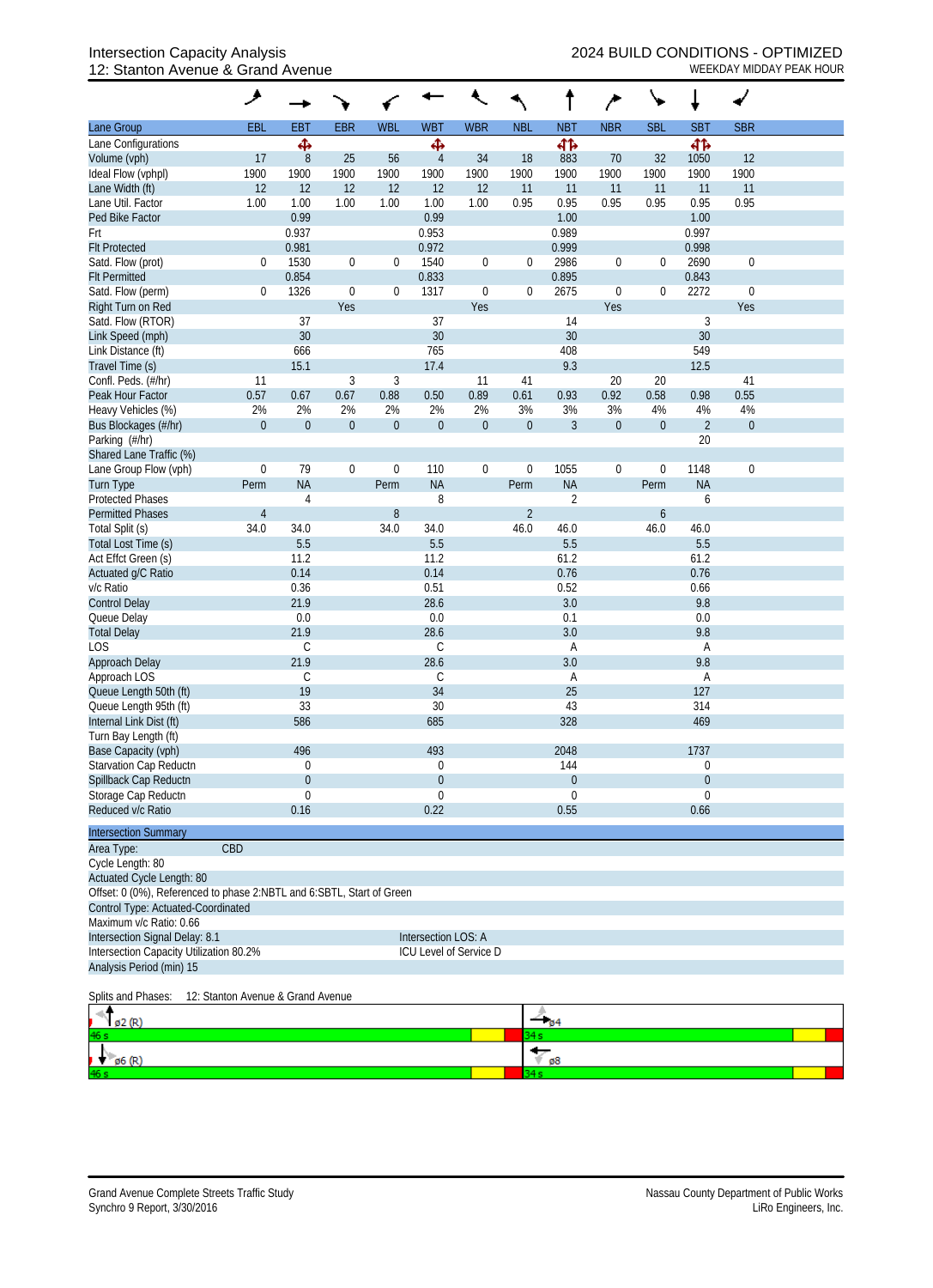Intersection Capacity Analysis
12: Stanton Avenue & Grand Avenue

2024 BUILD CONDITIONS - OPTIMIZED
WEEKDAY MIDDAY PEAK HOUR

| Lane Group | EBL | EBT | EBR | WBL | WBT | WBR | NBL | NBT | NBR | SBL | SBT | SBR |
|---|---|---|---|---|---|---|---|---|---|---|---|---|
| Lane Configurations | | ✣ | | | ✣ | | | ⮆⮅ | | | ⮆⮅ | |
| Volume (vph) | 17 | 8 | 25 | 56 | 4 | 34 | 18 | 883 | 70 | 32 | 1050 | 12 |
| Ideal Flow (vphpl) | 1900 | 1900 | 1900 | 1900 | 1900 | 1900 | 1900 | 1900 | 1900 | 1900 | 1900 | 1900 |
| Lane Width (ft) | 12 | 12 | 12 | 12 | 12 | 12 | 11 | 11 | 11 | 11 | 11 | 11 |
| Lane Util. Factor | 1.00 | 1.00 | 1.00 | 1.00 | 1.00 | 1.00 | 0.95 | 0.95 | 0.95 | 0.95 | 0.95 | 0.95 |
| Ped Bike Factor | | 0.99 | | | 0.99 | | | 1.00 | | | 1.00 | |
| Frt | | 0.937 | | | 0.953 | | | 0.989 | | | 0.997 | |
| Flt Protected | | 0.981 | | | 0.972 | | | 0.999 | | | 0.998 | |
| Satd. Flow (prot) | 0 | 1530 | 0 | 0 | 1540 | 0 | 0 | 2986 | 0 | 0 | 2690 | 0 |
| Flt Permitted | | 0.854 | | | 0.833 | | | 0.895 | | | 0.843 | |
| Satd. Flow (perm) | 0 | 1326 | 0 | 0 | 1317 | 0 | 0 | 2675 | 0 | 0 | 2272 | 0 |
| Right Turn on Red | | | Yes | | | Yes | | | Yes | | | Yes |
| Satd. Flow (RTOR) | | 37 | | | 37 | | | 14 | | | 3 | |
| Link Speed (mph) | | 30 | | | 30 | | | 30 | | | 30 | |
| Link Distance (ft) | | 666 | | | 765 | | | 408 | | | 549 | |
| Travel Time (s) | | 15.1 | | | 17.4 | | | 9.3 | | | 12.5 | |
| Confl. Peds. (#/hr) | 11 | | 3 | 3 | | 11 | 41 | | 20 | 20 | | 41 |
| Peak Hour Factor | 0.57 | 0.67 | 0.67 | 0.88 | 0.50 | 0.89 | 0.61 | 0.93 | 0.92 | 0.58 | 0.98 | 0.55 |
| Heavy Vehicles (%) | 2% | 2% | 2% | 2% | 2% | 2% | 3% | 3% | 3% | 4% | 4% | 4% |
| Bus Blockages (#/hr) | 0 | 0 | 0 | 0 | 0 | 0 | 0 | 3 | 0 | 0 | 2 | 0 |
| Parking (#/hr) | | | | | | | | | | | 20 | |
| Shared Lane Traffic (%) | | | | | | | | | | | | |
| Lane Group Flow (vph) | 0 | 79 | 0 | 0 | 110 | 0 | 0 | 1055 | 0 | 0 | 1148 | 0 |
| Turn Type | Perm | NA | | Perm | NA | | Perm | NA | | Perm | NA | |
| Protected Phases | | 4 | | | 8 | | | 2 | | | 6 | |
| Permitted Phases | 4 | | | 8 | | | 2 | | | 6 | | |
| Total Split (s) | 34.0 | 34.0 | | 34.0 | 34.0 | | 46.0 | 46.0 | | 46.0 | 46.0 | |
| Total Lost Time (s) | | 5.5 | | | 5.5 | | | 5.5 | | | 5.5 | |
| Act Effct Green (s) | | 11.2 | | | 11.2 | | | 61.2 | | | 61.2 | |
| Actuated g/C Ratio | | 0.14 | | | 0.14 | | | 0.76 | | | 0.76 | |
| v/c Ratio | | 0.36 | | | 0.51 | | | 0.52 | | | 0.66 | |
| Control Delay | | 21.9 | | | 28.6 | | | 3.0 | | | 9.8 | |
| Queue Delay | | 0.0 | | | 0.0 | | | 0.1 | | | 0.0 | |
| Total Delay | | 21.9 | | | 28.6 | | | 3.0 | | | 9.8 | |
| LOS | | C | | | C | | | A | | | A | |
| Approach Delay | | 21.9 | | | 28.6 | | | 3.0 | | | 9.8 | |
| Approach LOS | | C | | | C | | | A | | | A | |
| Queue Length 50th (ft) | | 19 | | | 34 | | | 25 | | | 127 | |
| Queue Length 95th (ft) | | 33 | | | 30 | | | 43 | | | 314 | |
| Internal Link Dist (ft) | | 586 | | | 685 | | | 328 | | | 469 | |
| Turn Bay Length (ft) | | | | | | | | | | | | |
| Base Capacity (vph) | | 496 | | | 493 | | | 2048 | | | 1737 | |
| Starvation Cap Reductn | | 0 | | | 0 | | | 144 | | | 0 | |
| Spillback Cap Reductn | | 0 | | | 0 | | | 0 | | | 0 | |
| Storage Cap Reductn | | 0 | | | 0 | | | 0 | | | 0 | |
| Reduced v/c Ratio | | 0.16 | | | 0.22 | | | 0.55 | | | 0.66 | |

**Intersection Summary**

Area Type: CBD
Cycle Length: 80
Actuated Cycle Length: 80
Offset: 0 (0%), Referenced to phase 2:NBTL and 6:SBTL, Start of Green
Control Type: Actuated-Coordinated
Maximum v/c Ratio: 0.66
Intersection Signal Delay: 8.1 — Intersection LOS: A
Intersection Capacity Utilization 80.2% — ICU Level of Service D
Analysis Period (min) 15

Splits and Phases: 12: Stanton Avenue & Grand Avenue

| ø2 (R) 46 s | ø4 34 s |
|---|---|
| ø6 (R) 46 s | ø8 34 s |

Grand Avenue Complete Streets Traffic Study
Synchro 9 Report, 3/30/2016

Nassau County Department of Public Works
LiRo Engineers, Inc.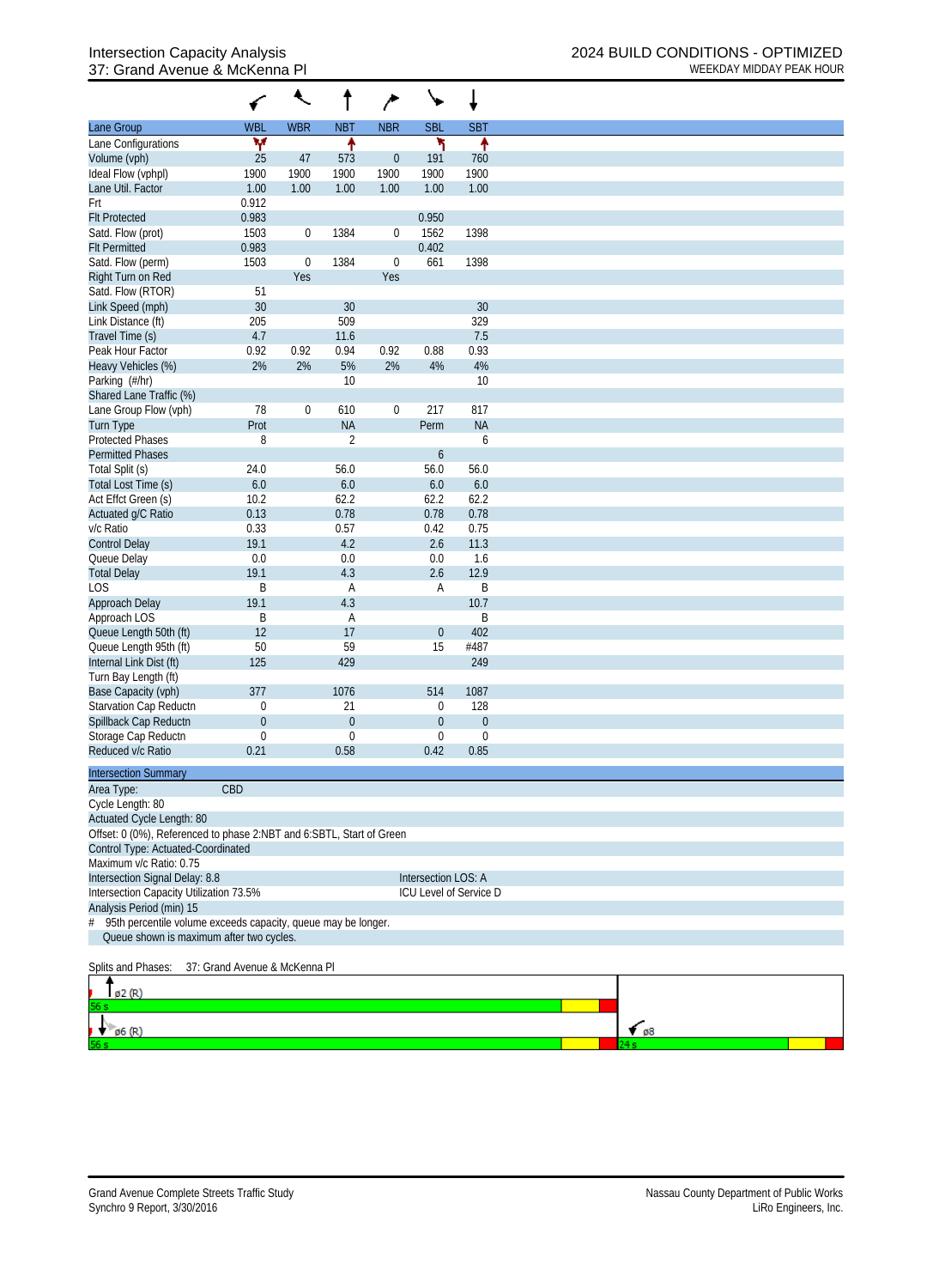Intersection Capacity Analysis
37: Grand Avenue & McKenna Pl

2024 BUILD CONDITIONS - OPTIMIZED
WEEKDAY MIDDAY PEAK HOUR

| Lane Group | WBL | WBR | NBT | NBR | SBL | SBT |
|---|---|---|---|---|---|---|
| Lane Configurations | | | | | | |
| Volume (vph) | 25 | 47 | 573 | 0 | 191 | 760 |
| Ideal Flow (vphpl) | 1900 | 1900 | 1900 | 1900 | 1900 | 1900 |
| Lane Util. Factor | 1.00 | 1.00 | 1.00 | 1.00 | 1.00 | 1.00 |
| Frt | 0.912 | | | | | |
| Flt Protected | 0.983 | | | | 0.950 | |
| Satd. Flow (prot) | 1503 | 0 | 1384 | 0 | 1562 | 1398 |
| Flt Permitted | 0.983 | | | | 0.402 | |
| Satd. Flow (perm) | 1503 | 0 | 1384 | 0 | 661 | 1398 |
| Right Turn on Red | | Yes | | Yes | | |
| Satd. Flow (RTOR) | 51 | | | | | |
| Link Speed (mph) | 30 | | 30 | | | 30 |
| Link Distance (ft) | 205 | | 509 | | | 329 |
| Travel Time (s) | 4.7 | | 11.6 | | | 7.5 |
| Peak Hour Factor | 0.92 | 0.92 | 0.94 | 0.92 | 0.88 | 0.93 |
| Heavy Vehicles (%) | 2% | 2% | 5% | 2% | 4% | 4% |
| Parking (#/hr) | | | 10 | | | 10 |
| Shared Lane Traffic (%) | | | | | | |
| Lane Group Flow (vph) | 78 | 0 | 610 | 0 | 217 | 817 |
| Turn Type | Prot | | NA | | Perm | NA |
| Protected Phases | 8 | | 2 | | | 6 |
| Permitted Phases | | | | | 6 | |
| Total Split (s) | 24.0 | | 56.0 | | 56.0 | 56.0 |
| Total Lost Time (s) | 6.0 | | 6.0 | | 6.0 | 6.0 |
| Act Effct Green (s) | 10.2 | | 62.2 | | 62.2 | 62.2 |
| Actuated g/C Ratio | 0.13 | | 0.78 | | 0.78 | 0.78 |
| v/c Ratio | 0.33 | | 0.57 | | 0.42 | 0.75 |
| Control Delay | 19.1 | | 4.2 | | 2.6 | 11.3 |
| Queue Delay | 0.0 | | 0.0 | | 0.0 | 1.6 |
| Total Delay | 19.1 | | 4.3 | | 2.6 | 12.9 |
| LOS | B | | A | | A | B |
| Approach Delay | 19.1 | | 4.3 | | | 10.7 |
| Approach LOS | B | | A | | | B |
| Queue Length 50th (ft) | 12 | | 17 | | 0 | 402 |
| Queue Length 95th (ft) | 50 | | 59 | | 15 | #487 |
| Internal Link Dist (ft) | 125 | | 429 | | | 249 |
| Turn Bay Length (ft) | | | | | | |
| Base Capacity (vph) | 377 | | 1076 | | 514 | 1087 |
| Starvation Cap Reductn | 0 | | 21 | | 0 | 128 |
| Spillback Cap Reductn | 0 | | 0 | | 0 | 0 |
| Storage Cap Reductn | 0 | | 0 | | 0 | 0 |
| Reduced v/c Ratio | 0.21 | | 0.58 | | 0.42 | 0.85 |

**Intersection Summary**

Area Type: CBD
Cycle Length: 80
Actuated Cycle Length: 80
Offset: 0 (0%), Referenced to phase 2:NBT and 6:SBTL, Start of Green
Control Type: Actuated-Coordinated
Maximum v/c Ratio: 0.75
Intersection Signal Delay: 8.8 — Intersection LOS: A
Intersection Capacity Utilization 73.5% — ICU Level of Service D
Analysis Period (min) 15
# 95th percentile volume exceeds capacity, queue may be longer.
Queue shown is maximum after two cycles.

Splits and Phases: 37: Grand Avenue & McKenna Pl

ø2 (R) 56 s
ø6 (R) 56 s
ø8 24 s

Grand Avenue Complete Streets Traffic Study
Synchro 9 Report, 3/30/2016

Nassau County Department of Public Works
LiRo Engineers, Inc.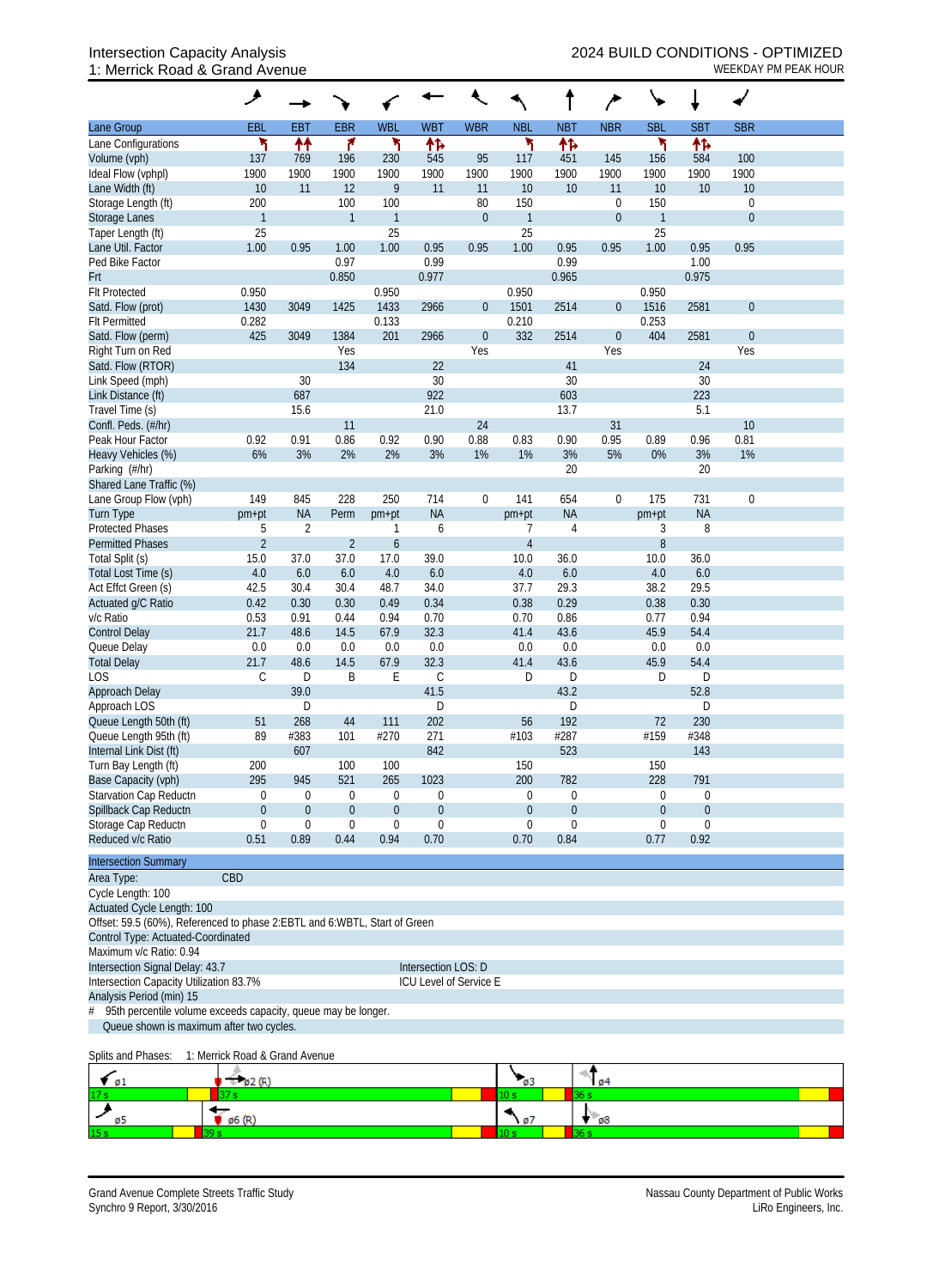Intersection Capacity Analysis
1: Merrick Road & Grand Avenue

2024 BUILD CONDITIONS - OPTIMIZED
WEEKDAY PM PEAK HOUR

| Lane Group | EBL | EBT | EBR | WBL | WBT | WBR | NBL | NBT | NBR | SBL | SBT | SBR |
|---|---|---|---|---|---|---|---|---|---|---|---|---|
| Lane Configurations | | | | | | | | | | | | |
| Volume (vph) | 137 | 769 | 196 | 230 | 545 | 95 | 117 | 451 | 145 | 156 | 584 | 100 |
| Ideal Flow (vphpl) | 1900 | 1900 | 1900 | 1900 | 1900 | 1900 | 1900 | 1900 | 1900 | 1900 | 1900 | 1900 |
| Lane Width (ft) | 10 | 11 | 12 | 9 | 11 | 11 | 10 | 10 | 11 | 10 | 10 | 10 |
| Storage Length (ft) | 200 | | 100 | 100 | | 80 | 150 | | 0 | 150 | | 0 |
| Storage Lanes | 1 | | 1 | 1 | | 0 | 1 | | 0 | 1 | | 0 |
| Taper Length (ft) | 25 | | | 25 | | | 25 | | | 25 | | |
| Lane Util. Factor | 1.00 | 0.95 | 1.00 | 1.00 | 0.95 | 0.95 | 1.00 | 0.95 | 0.95 | 1.00 | 0.95 | 0.95 |
| Ped Bike Factor | | | 0.97 | | 0.99 | | | 0.99 | | | 1.00 | |
| Frt | | | 0.850 | | 0.977 | | | 0.965 | | | 0.975 | |
| Flt Protected | 0.950 | | | 0.950 | | | 0.950 | | | 0.950 | | |
| Satd. Flow (prot) | 1430 | 3049 | 1425 | 1433 | 2966 | 0 | 1501 | 2514 | 0 | 1516 | 2581 | 0 |
| Flt Permitted | 0.282 | | | 0.133 | | | 0.210 | | | 0.253 | | |
| Satd. Flow (perm) | 425 | 3049 | 1384 | 201 | 2966 | 0 | 332 | 2514 | 0 | 404 | 2581 | 0 |
| Right Turn on Red | | | Yes | | | Yes | | | Yes | | | Yes |
| Satd. Flow (RTOR) | | | 134 | | 22 | | | 41 | | | 24 | |
| Link Speed (mph) | | 30 | | | 30 | | | 30 | | | 30 | |
| Link Distance (ft) | | 687 | | | 922 | | | 603 | | | 223 | |
| Travel Time (s) | | 15.6 | | | 21.0 | | | 13.7 | | | 5.1 | |
| Confl. Peds. (#/hr) | | | 11 | | | 24 | | | 31 | | | 10 |
| Peak Hour Factor | 0.92 | 0.91 | 0.86 | 0.92 | 0.90 | 0.88 | 0.83 | 0.90 | 0.95 | 0.89 | 0.96 | 0.81 |
| Heavy Vehicles (%) | 6% | 3% | 2% | 2% | 3% | 1% | 1% | 3% | 5% | 0% | 3% | 1% |
| Parking (#/hr) | | | | | | | | 20 | | | 20 | |
| Shared Lane Traffic (%) | | | | | | | | | | | | |
| Lane Group Flow (vph) | 149 | 845 | 228 | 250 | 714 | 0 | 141 | 654 | 0 | 175 | 731 | 0 |
| Turn Type | pm+pt | NA | Perm | pm+pt | NA | | pm+pt | NA | | pm+pt | NA | |
| Protected Phases | 5 | 2 | | 1 | 6 | | 7 | 4 | | 3 | 8 | |
| Permitted Phases | 2 | | 2 | 6 | | | 4 | | | 8 | | |
| Total Split (s) | 15.0 | 37.0 | 37.0 | 17.0 | 39.0 | | 10.0 | 36.0 | | 10.0 | 36.0 | |
| Total Lost Time (s) | 4.0 | 6.0 | 6.0 | 4.0 | 6.0 | | 4.0 | 6.0 | | 4.0 | 6.0 | |
| Act Effct Green (s) | 42.5 | 30.4 | 30.4 | 48.7 | 34.0 | | 37.7 | 29.3 | | 38.2 | 29.5 | |
| Actuated g/C Ratio | 0.42 | 0.30 | 0.30 | 0.49 | 0.34 | | 0.38 | 0.29 | | 0.38 | 0.30 | |
| v/c Ratio | 0.53 | 0.91 | 0.44 | 0.94 | 0.70 | | 0.70 | 0.86 | | 0.77 | 0.94 | |
| Control Delay | 21.7 | 48.6 | 14.5 | 67.9 | 32.3 | | 41.4 | 43.6 | | 45.9 | 54.4 | |
| Queue Delay | 0.0 | 0.0 | 0.0 | 0.0 | 0.0 | | 0.0 | 0.0 | | 0.0 | 0.0 | |
| Total Delay | 21.7 | 48.6 | 14.5 | 67.9 | 32.3 | | 41.4 | 43.6 | | 45.9 | 54.4 | |
| LOS | C | D | B | E | C | | D | D | | D | D | |
| Approach Delay | | 39.0 | | | 41.5 | | | 43.2 | | | 52.8 | |
| Approach LOS | | D | | | D | | | D | | | D | |
| Queue Length 50th (ft) | 51 | 268 | 44 | 111 | 202 | | 56 | 192 | | 72 | 230 | |
| Queue Length 95th (ft) | 89 | #383 | 101 | #270 | 271 | | #103 | #287 | | #159 | #348 | |
| Internal Link Dist (ft) | | 607 | | | 842 | | | 523 | | | 143 | |
| Turn Bay Length (ft) | 200 | | 100 | 100 | | | 150 | | | 150 | | |
| Base Capacity (vph) | 295 | 945 | 521 | 265 | 1023 | | 200 | 782 | | 228 | 791 | |
| Starvation Cap Reductn | 0 | 0 | 0 | 0 | 0 | | 0 | 0 | | 0 | 0 | |
| Spillback Cap Reductn | 0 | 0 | 0 | 0 | 0 | | 0 | 0 | | 0 | 0 | |
| Storage Cap Reductn | 0 | 0 | 0 | 0 | 0 | | 0 | 0 | | 0 | 0 | |
| Reduced v/c Ratio | 0.51 | 0.89 | 0.44 | 0.94 | 0.70 | | 0.70 | 0.84 | | 0.77 | 0.92 | |

**Intersection Summary**

Area Type: CBD
Cycle Length: 100
Actuated Cycle Length: 100
Offset: 59.5 (60%), Referenced to phase 2:EBTL and 6:WBTL, Start of Green
Control Type: Actuated-Coordinated
Maximum v/c Ratio: 0.94
Intersection Signal Delay: 43.7 — Intersection LOS: D
Intersection Capacity Utilization 83.7% — ICU Level of Service E
Analysis Period (min) 15
# 95th percentile volume exceeds capacity, queue may be longer.
Queue shown is maximum after two cycles.

Splits and Phases: 1: Merrick Road & Grand Avenue

| ø1 | ø2 (R) | ø3 | ø4 |
|---|---|---|---|
| 17 s | 37 s | 10 s | 36 s |
| **ø5** | **ø6 (R)** | **ø7** | **ø8** |
| 15 s | 39 s | 10 s | 36 s |

Grand Avenue Complete Streets Traffic Study
Synchro 9 Report, 3/30/2016

Nassau County Department of Public Works
LiRo Engineers, Inc.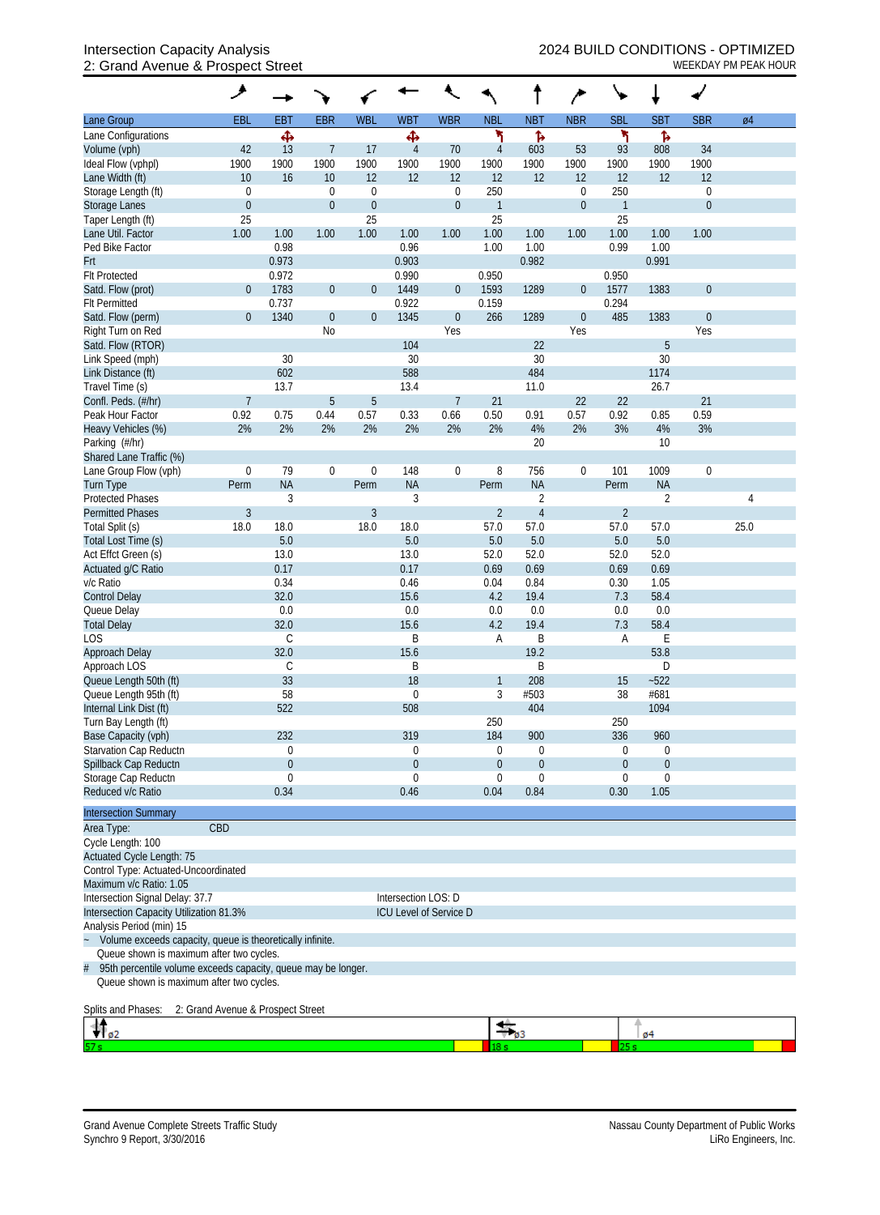Intersection Capacity Analysis
2: Grand Avenue & Prospect Street

2024 BUILD CONDITIONS - OPTIMIZED
WEEKDAY PM PEAK HOUR

| Lane Group | EBL | EBT | EBR | WBL | WBT | WBR | NBL | NBT | NBR | SBL | SBT | SBR | ø4 |
|---|---|---|---|---|---|---|---|---|---|---|---|---|---|
| Lane Configurations | | ✣ | | | ✣ | | ↰ | ↱ | | ↰ | ↱ | | |
| Volume (vph) | 42 | 13 | 7 | 17 | 4 | 70 | 4 | 603 | 53 | 93 | 808 | 34 | |
| Ideal Flow (vphpl) | 1900 | 1900 | 1900 | 1900 | 1900 | 1900 | 1900 | 1900 | 1900 | 1900 | 1900 | 1900 | |
| Lane Width (ft) | 10 | 16 | 10 | 12 | 12 | 12 | 12 | 12 | 12 | 12 | 12 | 12 | |
| Storage Length (ft) | 0 | | 0 | 0 | | 0 | 250 | | 0 | 250 | | 0 | |
| Storage Lanes | 0 | | 0 | 0 | | 0 | 1 | | 0 | 1 | | 0 | |
| Taper Length (ft) | 25 | | | 25 | | | 25 | | | 25 | | | |
| Lane Util. Factor | 1.00 | 1.00 | 1.00 | 1.00 | 1.00 | 1.00 | 1.00 | 1.00 | 1.00 | 1.00 | 1.00 | 1.00 | |
| Ped Bike Factor | | 0.98 | | | 0.96 | | 1.00 | 1.00 | | 0.99 | 1.00 | | |
| Frt | | 0.973 | | | 0.903 | | | 0.982 | | | 0.991 | | |
| Flt Protected | | 0.972 | | | 0.990 | | 0.950 | | | 0.950 | | | |
| Satd. Flow (prot) | 0 | 1783 | 0 | 0 | 1449 | 0 | 1593 | 1289 | 0 | 1577 | 1383 | 0 | |
| Flt Permitted | | 0.737 | | | 0.922 | | 0.159 | | | 0.294 | | | |
| Satd. Flow (perm) | 0 | 1340 | 0 | 0 | 1345 | 0 | 266 | 1289 | 0 | 485 | 1383 | 0 | |
| Right Turn on Red | | | No | | | Yes | | | Yes | | | Yes | |
| Satd. Flow (RTOR) | | | | | 104 | | | 22 | | | 5 | | |
| Link Speed (mph) | | 30 | | | 30 | | | 30 | | | 30 | | |
| Link Distance (ft) | | 602 | | | 588 | | | 484 | | | 1174 | | |
| Travel Time (s) | | 13.7 | | | 13.4 | | | 11.0 | | | 26.7 | | |
| Confl. Peds. (#/hr) | 7 | | 5 | 5 | | 7 | 21 | | 22 | 22 | | 21 | |
| Peak Hour Factor | 0.92 | 0.75 | 0.44 | 0.57 | 0.33 | 0.66 | 0.50 | 0.91 | 0.57 | 0.92 | 0.85 | 0.59 | |
| Heavy Vehicles (%) | 2% | 2% | 2% | 2% | 2% | 2% | 2% | 4% | 2% | 3% | 4% | 3% | |
| Parking (#/hr) | | | | | | | | 20 | | | 10 | | |
| Shared Lane Traffic (%) | | | | | | | | | | | | | |
| Lane Group Flow (vph) | 0 | 79 | 0 | 0 | 148 | 0 | 8 | 756 | 0 | 101 | 1009 | 0 | |
| Turn Type | Perm | NA | | Perm | NA | | Perm | NA | | Perm | NA | | |
| Protected Phases | | 3 | | | 3 | | | 2 | | | 2 | | 4 |
| Permitted Phases | 3 | | | 3 | | | 2 | 4 | | 2 | | | |
| Total Split (s) | 18.0 | 18.0 | | 18.0 | 18.0 | | 57.0 | 57.0 | | 57.0 | 57.0 | | 25.0 |
| Total Lost Time (s) | | 5.0 | | | 5.0 | | 5.0 | 5.0 | | 5.0 | 5.0 | | |
| Act Effct Green (s) | | 13.0 | | | 13.0 | | 52.0 | 52.0 | | 52.0 | 52.0 | | |
| Actuated g/C Ratio | | 0.17 | | | 0.17 | | 0.69 | 0.69 | | 0.69 | 0.69 | | |
| v/c Ratio | | 0.34 | | | 0.46 | | 0.04 | 0.84 | | 0.30 | 1.05 | | |
| Control Delay | | 32.0 | | | 15.6 | | 4.2 | 19.4 | | 7.3 | 58.4 | | |
| Queue Delay | | 0.0 | | | 0.0 | | 0.0 | 0.0 | | 0.0 | 0.0 | | |
| Total Delay | | 32.0 | | | 15.6 | | 4.2 | 19.4 | | 7.3 | 58.4 | | |
| LOS | | C | | | B | | A | B | | A | E | | |
| Approach Delay | | 32.0 | | | 15.6 | | | 19.2 | | | 53.8 | | |
| Approach LOS | | C | | | B | | | B | | | D | | |
| Queue Length 50th (ft) | | 33 | | | 18 | | 1 | 208 | | 15 | ~522 | | |
| Queue Length 95th (ft) | | 58 | | | 0 | | 3 | #503 | | 38 | #681 | | |
| Internal Link Dist (ft) | | 522 | | | 508 | | | 404 | | | 1094 | | |
| Turn Bay Length (ft) | | | | | | | 250 | | | 250 | | | |
| Base Capacity (vph) | | 232 | | | 319 | | 184 | 900 | | 336 | 960 | | |
| Starvation Cap Reductn | | 0 | | | 0 | | 0 | 0 | | 0 | 0 | | |
| Spillback Cap Reductn | | 0 | | | 0 | | 0 | 0 | | 0 | 0 | | |
| Storage Cap Reductn | | 0 | | | 0 | | 0 | 0 | | 0 | 0 | | |
| Reduced v/c Ratio | | 0.34 | | | 0.46 | | 0.04 | 0.84 | | 0.30 | 1.05 | | |

**Intersection Summary**

Area Type: CBD
Cycle Length: 100
Actuated Cycle Length: 75
Control Type: Actuated-Uncoordinated
Maximum v/c Ratio: 1.05
Intersection Signal Delay: 37.7 — Intersection LOS: D
Intersection Capacity Utilization 81.3% — ICU Level of Service D
Analysis Period (min) 15

~ Volume exceeds capacity, queue is theoretically infinite.
Queue shown is maximum after two cycles.
# 95th percentile volume exceeds capacity, queue may be longer.
Queue shown is maximum after two cycles.

Splits and Phases: 2: Grand Avenue & Prospect Street

| ø2 | ø3 | ø4 |
|---|---|---|
| 57 s | 18 s | 25 s |

Grand Avenue Complete Streets Traffic Study
Synchro 9 Report, 3/30/2016

Nassau County Department of Public Works
LiRo Engineers, Inc.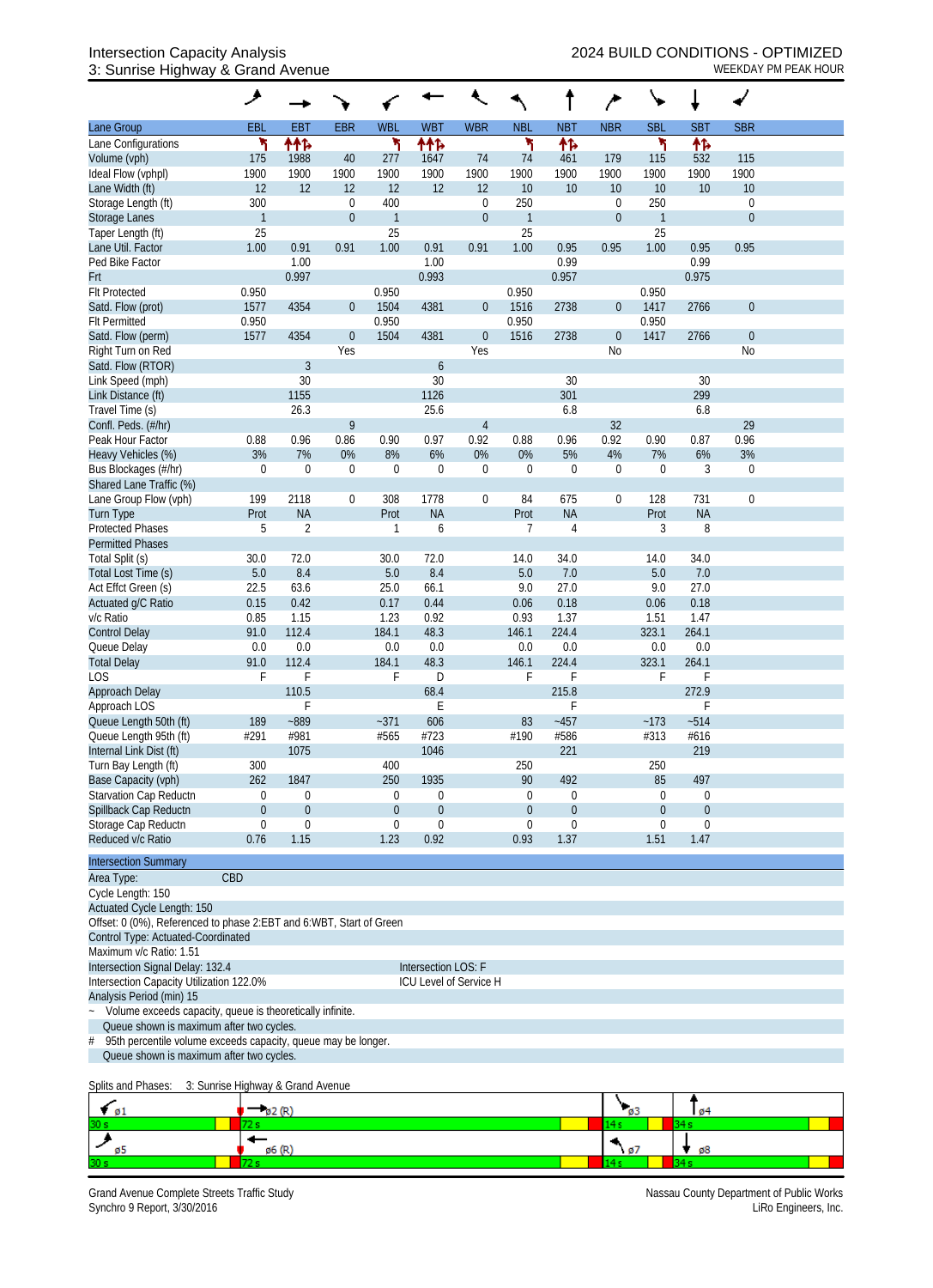Intersection Capacity Analysis
3: Sunrise Highway & Grand Avenue

2024 BUILD CONDITIONS - OPTIMIZED
WEEKDAY PM PEAK HOUR

| Lane Group | EBL | EBT | EBR | WBL | WBT | WBR | NBL | NBT | NBR | SBL | SBT | SBR |
|---|---|---|---|---|---|---|---|---|---|---|---|---|
| Lane Configurations | | | | | | | | | | | | |
| Volume (vph) | 175 | 1988 | 40 | 277 | 1647 | 74 | 74 | 461 | 179 | 115 | 532 | 115 |
| Ideal Flow (vphpl) | 1900 | 1900 | 1900 | 1900 | 1900 | 1900 | 1900 | 1900 | 1900 | 1900 | 1900 | 1900 |
| Lane Width (ft) | 12 | 12 | 12 | 12 | 12 | 12 | 10 | 10 | 10 | 10 | 10 | 10 |
| Storage Length (ft) | 300 | | 0 | 400 | | 0 | 250 | | 0 | 250 | | 0 |
| Storage Lanes | 1 | | 0 | 1 | | 0 | 1 | | 0 | 1 | | 0 |
| Taper Length (ft) | 25 | | | 25 | | | 25 | | | 25 | | |
| Lane Util. Factor | 1.00 | 0.91 | 0.91 | 1.00 | 0.91 | 0.91 | 1.00 | 0.95 | 0.95 | 1.00 | 0.95 | 0.95 |
| Ped Bike Factor | | 1.00 | | | 1.00 | | | 0.99 | | | 0.99 | |
| Frt | | 0.997 | | | 0.993 | | | 0.957 | | | 0.975 | |
| Flt Protected | 0.950 | | | 0.950 | | | 0.950 | | | 0.950 | | |
| Satd. Flow (prot) | 1577 | 4354 | 0 | 1504 | 4381 | 0 | 1516 | 2738 | 0 | 1417 | 2766 | 0 |
| Flt Permitted | 0.950 | | | 0.950 | | | 0.950 | | | 0.950 | | |
| Satd. Flow (perm) | 1577 | 4354 | 0 | 1504 | 4381 | 0 | 1516 | 2738 | 0 | 1417 | 2766 | 0 |
| Right Turn on Red | | | Yes | | | Yes | | | No | | | No |
| Satd. Flow (RTOR) | | 3 | | | 6 | | | | | | | |
| Link Speed (mph) | | 30 | | | 30 | | | 30 | | | 30 | |
| Link Distance (ft) | | 1155 | | | 1126 | | | 301 | | | 299 | |
| Travel Time (s) | | 26.3 | | | 25.6 | | | 6.8 | | | 6.8 | |
| Confl. Peds. (#/hr) | | | 9 | | | 4 | | | 32 | | | 29 |
| Peak Hour Factor | 0.88 | 0.96 | 0.86 | 0.90 | 0.97 | 0.92 | 0.88 | 0.96 | 0.92 | 0.90 | 0.87 | 0.96 |
| Heavy Vehicles (%) | 3% | 7% | 0% | 8% | 6% | 0% | 0% | 5% | 4% | 7% | 6% | 3% |
| Bus Blockages (#/hr) | 0 | 0 | 0 | 0 | 0 | 0 | 0 | 0 | 0 | 0 | 3 | 0 |
| Shared Lane Traffic (%) | | | | | | | | | | | | |
| Lane Group Flow (vph) | 199 | 2118 | 0 | 308 | 1778 | 0 | 84 | 675 | 0 | 128 | 731 | 0 |
| Turn Type | Prot | NA | | Prot | NA | | Prot | NA | | Prot | NA | |
| Protected Phases | 5 | 2 | | 1 | 6 | | 7 | 4 | | 3 | 8 | |
| Permitted Phases | | | | | | | | | | | | |
| Total Split (s) | 30.0 | 72.0 | | 30.0 | 72.0 | | 14.0 | 34.0 | | 14.0 | 34.0 | |
| Total Lost Time (s) | 5.0 | 8.4 | | 5.0 | 8.4 | | 5.0 | 7.0 | | 5.0 | 7.0 | |
| Act Effct Green (s) | 22.5 | 63.6 | | 25.0 | 66.1 | | 9.0 | 27.0 | | 9.0 | 27.0 | |
| Actuated g/C Ratio | 0.15 | 0.42 | | 0.17 | 0.44 | | 0.06 | 0.18 | | 0.06 | 0.18 | |
| v/c Ratio | 0.85 | 1.15 | | 1.23 | 0.92 | | 0.93 | 1.37 | | 1.51 | 1.47 | |
| Control Delay | 91.0 | 112.4 | | 184.1 | 48.3 | | 146.1 | 224.4 | | 323.1 | 264.1 | |
| Queue Delay | 0.0 | 0.0 | | 0.0 | 0.0 | | 0.0 | 0.0 | | 0.0 | 0.0 | |
| Total Delay | 91.0 | 112.4 | | 184.1 | 48.3 | | 146.1 | 224.4 | | 323.1 | 264.1 | |
| LOS | F | F | | F | D | | F | F | | F | F | |
| Approach Delay | | 110.5 | | | 68.4 | | | 215.8 | | | 272.9 | |
| Approach LOS | | F | | | E | | | F | | | F | |
| Queue Length 50th (ft) | 189 | ~889 | | ~371 | 606 | | 83 | ~457 | | ~173 | ~514 | |
| Queue Length 95th (ft) | #291 | #981 | | #565 | #723 | | #190 | #586 | | #313 | #616 | |
| Internal Link Dist (ft) | | 1075 | | | 1046 | | | 221 | | | 219 | |
| Turn Bay Length (ft) | 300 | | | 400 | | | 250 | | | 250 | | |
| Base Capacity (vph) | 262 | 1847 | | 250 | 1935 | | 90 | 492 | | 85 | 497 | |
| Starvation Cap Reductn | 0 | 0 | | 0 | 0 | | 0 | 0 | | 0 | 0 | |
| Spillback Cap Reductn | 0 | 0 | | 0 | 0 | | 0 | 0 | | 0 | 0 | |
| Storage Cap Reductn | 0 | 0 | | 0 | 0 | | 0 | 0 | | 0 | 0 | |
| Reduced v/c Ratio | 0.76 | 1.15 | | 1.23 | 0.92 | | 0.93 | 1.37 | | 1.51 | 1.47 | |

**Intersection Summary**

Area Type: CBD
Cycle Length: 150
Actuated Cycle Length: 150
Offset: 0 (0%), Referenced to phase 2:EBT and 6:WBT, Start of Green
Control Type: Actuated-Coordinated
Maximum v/c Ratio: 1.51
Intersection Signal Delay: 132.4 — Intersection LOS: F
Intersection Capacity Utilization 122.0% — ICU Level of Service H
Analysis Period (min) 15

~ Volume exceeds capacity, queue is theoretically infinite.
Queue shown is maximum after two cycles.
\# 95th percentile volume exceeds capacity, queue may be longer.
Queue shown is maximum after two cycles.

Splits and Phases: 3: Sunrise Highway & Grand Avenue

| ø1 | ø2 (R) | ø3 | ø4 |
|---|---|---|---|
| 30 s | 72 s | 14 s | 34 s |

| ø5 | ø6 (R) | ø7 | ø8 |
|---|---|---|---|
| 30 s | 72 s | 14 s | 34 s |

Grand Avenue Complete Streets Traffic Study
Synchro 9 Report, 3/30/2016

Nassau County Department of Public Works
LiRo Engineers, Inc.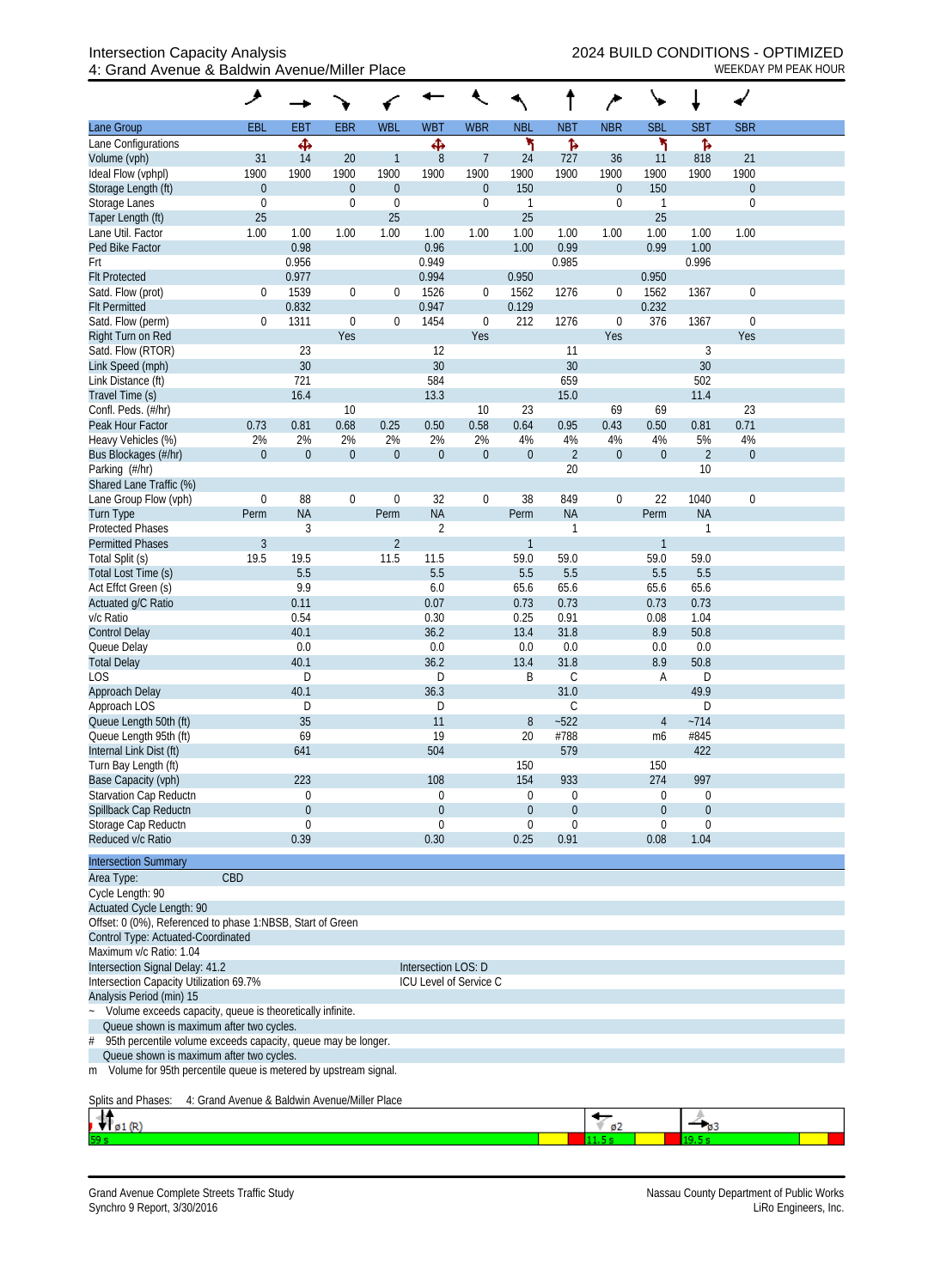Intersection Capacity Analysis
4: Grand Avenue & Baldwin Avenue/Miller Place

2024 BUILD CONDITIONS - OPTIMIZED
WEEKDAY PM PEAK HOUR

| Lane Group | EBL | EBT | EBR | WBL | WBT | WBR | NBL | NBT | NBR | SBL | SBT | SBR |
|---|---|---|---|---|---|---|---|---|---|---|---|---|
| Lane Configurations | | ✥ | | | ✥ | | ↰ | ↱ | | ↰ | ↱ | |
| Volume (vph) | 31 | 14 | 20 | 1 | 8 | 7 | 24 | 727 | 36 | 11 | 818 | 21 |
| Ideal Flow (vphpl) | 1900 | 1900 | 1900 | 1900 | 1900 | 1900 | 1900 | 1900 | 1900 | 1900 | 1900 | 1900 |
| Storage Length (ft) | 0 | | 0 | 0 | | 0 | 150 | | 0 | 150 | | 0 |
| Storage Lanes | 0 | | 0 | 0 | | 0 | 1 | | 0 | 1 | | 0 |
| Taper Length (ft) | 25 | | | 25 | | | 25 | | | 25 | | |
| Lane Util. Factor | 1.00 | 1.00 | 1.00 | 1.00 | 1.00 | 1.00 | 1.00 | 1.00 | 1.00 | 1.00 | 1.00 | 1.00 |
| Ped Bike Factor | | 0.98 | | | 0.96 | | 1.00 | 0.99 | | 0.99 | 1.00 | |
| Frt | | 0.956 | | | 0.949 | | | 0.985 | | | 0.996 | |
| Flt Protected | | 0.977 | | | 0.994 | | 0.950 | | | 0.950 | | |
| Satd. Flow (prot) | 0 | 1539 | 0 | 0 | 1526 | 0 | 1562 | 1276 | 0 | 1562 | 1367 | 0 |
| Flt Permitted | | 0.832 | | | 0.947 | | 0.129 | | | 0.232 | | |
| Satd. Flow (perm) | 0 | 1311 | 0 | 0 | 1454 | 0 | 212 | 1276 | 0 | 376 | 1367 | 0 |
| Right Turn on Red | | | Yes | | | Yes | | | Yes | | | Yes |
| Satd. Flow (RTOR) | | 23 | | | 12 | | | 11 | | | 3 | |
| Link Speed (mph) | | 30 | | | 30 | | | 30 | | | 30 | |
| Link Distance (ft) | | 721 | | | 584 | | | 659 | | | 502 | |
| Travel Time (s) | | 16.4 | | | 13.3 | | | 15.0 | | | 11.4 | |
| Confl. Peds. (#/hr) | | | 10 | | | 10 | 23 | | 69 | 69 | | 23 |
| Peak Hour Factor | 0.73 | 0.81 | 0.68 | 0.25 | 0.50 | 0.58 | 0.64 | 0.95 | 0.43 | 0.50 | 0.81 | 0.71 |
| Heavy Vehicles (%) | 2% | 2% | 2% | 2% | 2% | 2% | 4% | 4% | 4% | 4% | 5% | 4% |
| Bus Blockages (#/hr) | 0 | 0 | 0 | 0 | 0 | 0 | 0 | 2 | 0 | 0 | 2 | 0 |
| Parking (#/hr) | | | | | | | | 20 | | | 10 | |
| Shared Lane Traffic (%) | | | | | | | | | | | | |
| Lane Group Flow (vph) | 0 | 88 | 0 | 0 | 32 | 0 | 38 | 849 | 0 | 22 | 1040 | 0 |
| Turn Type | Perm | NA | | Perm | NA | | Perm | NA | | Perm | NA | |
| Protected Phases | | 3 | | | 2 | | | 1 | | | 1 | |
| Permitted Phases | 3 | | | 2 | | | 1 | | | 1 | | |
| Total Split (s) | 19.5 | 19.5 | | 11.5 | 11.5 | | 59.0 | 59.0 | | 59.0 | 59.0 | |
| Total Lost Time (s) | | 5.5 | | | 5.5 | | 5.5 | 5.5 | | 5.5 | 5.5 | |
| Act Effct Green (s) | | 9.9 | | | 6.0 | | 65.6 | 65.6 | | 65.6 | 65.6 | |
| Actuated g/C Ratio | | 0.11 | | | 0.07 | | 0.73 | 0.73 | | 0.73 | 0.73 | |
| v/c Ratio | | 0.54 | | | 0.30 | | 0.25 | 0.91 | | 0.08 | 1.04 | |
| Control Delay | | 40.1 | | | 36.2 | | 13.4 | 31.8 | | 8.9 | 50.8 | |
| Queue Delay | | 0.0 | | | 0.0 | | 0.0 | 0.0 | | 0.0 | 0.0 | |
| Total Delay | | 40.1 | | | 36.2 | | 13.4 | 31.8 | | 8.9 | 50.8 | |
| LOS | | D | | | D | | B | C | | A | D | |
| Approach Delay | | 40.1 | | | 36.3 | | | 31.0 | | | 49.9 | |
| Approach LOS | | D | | | D | | | C | | | D | |
| Queue Length 50th (ft) | | 35 | | | 11 | | 8 | ~522 | | 4 | ~714 | |
| Queue Length 95th (ft) | | 69 | | | 19 | | 20 | #788 | | m6 | #845 | |
| Internal Link Dist (ft) | | 641 | | | 504 | | | 579 | | | 422 | |
| Turn Bay Length (ft) | | | | | | | 150 | | | 150 | | |
| Base Capacity (vph) | | 223 | | | 108 | | 154 | 933 | | 274 | 997 | |
| Starvation Cap Reductn | | 0 | | | 0 | | 0 | 0 | | 0 | 0 | |
| Spillback Cap Reductn | | 0 | | | 0 | | 0 | 0 | | 0 | 0 | |
| Storage Cap Reductn | | 0 | | | 0 | | 0 | 0 | | 0 | 0 | |
| Reduced v/c Ratio | | 0.39 | | | 0.30 | | 0.25 | 0.91 | | 0.08 | 1.04 | |

**Intersection Summary**

Area Type: CBD
Cycle Length: 90
Actuated Cycle Length: 90
Offset: 0 (0%), Referenced to phase 1:NBSB, Start of Green
Control Type: Actuated-Coordinated
Maximum v/c Ratio: 1.04
Intersection Signal Delay: 41.2 — Intersection LOS: D
Intersection Capacity Utilization 69.7% — ICU Level of Service C
Analysis Period (min) 15

~ Volume exceeds capacity, queue is theoretically infinite.
Queue shown is maximum after two cycles.
\# 95th percentile volume exceeds capacity, queue may be longer.
Queue shown is maximum after two cycles.
m Volume for 95th percentile queue is metered by upstream signal.

Splits and Phases: 4: Grand Avenue & Baldwin Avenue/Miller Place

| ø1 (R) | ø2 | ø3 |
|---|---|---|
| 59 s | 11.5 s | 19.5 s |

Grand Avenue Complete Streets Traffic Study
Synchro 9 Report, 3/30/2016

Nassau County Department of Public Works
LiRo Engineers, Inc.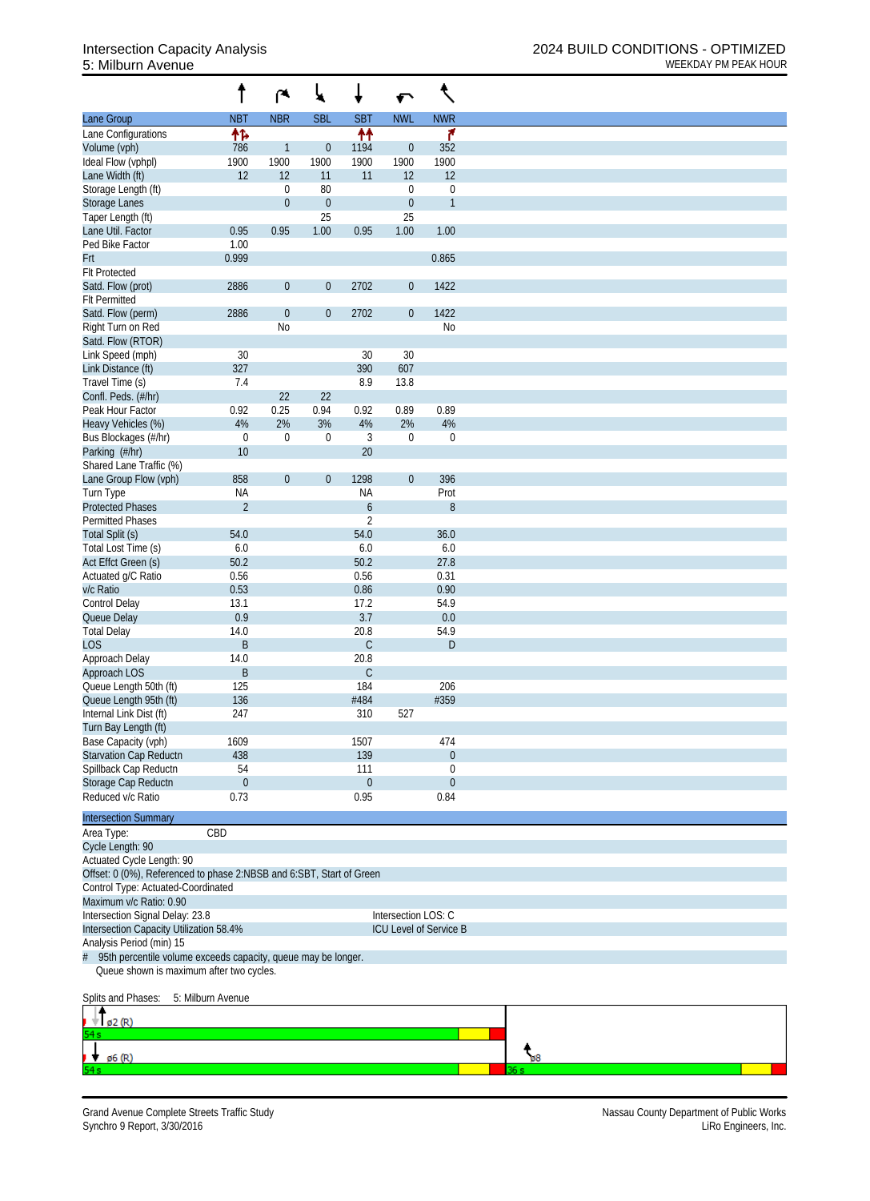# Intersection Capacity Analysis
## 5: Milburn Avenue

**2024 BUILD CONDITIONS - OPTIMIZED**
WEEKDAY PM PEAK HOUR

| Lane Group | NBT | NBR | SBL | SBT | NWL | NWR |
|---|---|---|---|---|---|---|
| Lane Configurations | ↑↱ | | | ↑↑ | | ↱ |
| Volume (vph) | 786 | 1 | 0 | 1194 | 0 | 352 |
| Ideal Flow (vphpl) | 1900 | 1900 | 1900 | 1900 | 1900 | 1900 |
| Lane Width (ft) | 12 | 12 | 11 | 11 | 12 | 12 |
| Storage Length (ft) | | 0 | 80 | | 0 | 0 |
| Storage Lanes | | 0 | 0 | | 0 | 1 |
| Taper Length (ft) | | | 25 | | 25 | |
| Lane Util. Factor | 0.95 | 0.95 | 1.00 | 0.95 | 1.00 | 1.00 |
| Ped Bike Factor | 1.00 | | | | | |
| Frt | 0.999 | | | | | 0.865 |
| Flt Protected | | | | | | |
| Satd. Flow (prot) | 2886 | 0 | 0 | 2702 | 0 | 1422 |
| Flt Permitted | | | | | | |
| Satd. Flow (perm) | 2886 | 0 | 0 | 2702 | 0 | 1422 |
| Right Turn on Red | | No | | | | No |
| Satd. Flow (RTOR) | | | | | | |
| Link Speed (mph) | 30 | | | 30 | 30 | |
| Link Distance (ft) | 327 | | | 390 | 607 | |
| Travel Time (s) | 7.4 | | | 8.9 | 13.8 | |
| Confl. Peds. (#/hr) | | 22 | 22 | | | |
| Peak Hour Factor | 0.92 | 0.25 | 0.94 | 0.92 | 0.89 | 0.89 |
| Heavy Vehicles (%) | 4% | 2% | 3% | 4% | 2% | 4% |
| Bus Blockages (#/hr) | 0 | 0 | 0 | 3 | 0 | 0 |
| Parking (#/hr) | 10 | | | 20 | | |
| Shared Lane Traffic (%) | | | | | | |
| Lane Group Flow (vph) | 858 | 0 | 0 | 1298 | 0 | 396 |
| Turn Type | NA | | | NA | | Prot |
| Protected Phases | 2 | | | 6 | | 8 |
| Permitted Phases | | | | 2 | | |
| Total Split (s) | 54.0 | | | 54.0 | | 36.0 |
| Total Lost Time (s) | 6.0 | | | 6.0 | | 6.0 |
| Act Effct Green (s) | 50.2 | | | 50.2 | | 27.8 |
| Actuated g/C Ratio | 0.56 | | | 0.56 | | 0.31 |
| v/c Ratio | 0.53 | | | 0.86 | | 0.90 |
| Control Delay | 13.1 | | | 17.2 | | 54.9 |
| Queue Delay | 0.9 | | | 3.7 | | 0.0 |
| Total Delay | 14.0 | | | 20.8 | | 54.9 |
| LOS | B | | | C | | D |
| Approach Delay | 14.0 | | | 20.8 | | |
| Approach LOS | B | | | C | | |
| Queue Length 50th (ft) | 125 | | | 184 | | 206 |
| Queue Length 95th (ft) | 136 | | | #484 | | #359 |
| Internal Link Dist (ft) | 247 | | | 310 | 527 | |
| Turn Bay Length (ft) | | | | | | |
| Base Capacity (vph) | 1609 | | | 1507 | | 474 |
| Starvation Cap Reductn | 438 | | | 139 | | 0 |
| Spillback Cap Reductn | 54 | | | 111 | | 0 |
| Storage Cap Reductn | 0 | | | 0 | | 0 |
| Reduced v/c Ratio | 0.73 | | | 0.95 | | 0.84 |

**Intersection Summary**

Area Type: CBD
Cycle Length: 90
Actuated Cycle Length: 90
Offset: 0 (0%), Referenced to phase 2:NBSB and 6:SBT, Start of Green
Control Type: Actuated-Coordinated
Maximum v/c Ratio: 0.90
Intersection Signal Delay: 23.8 &nbsp;&nbsp;&nbsp; Intersection LOS: C
Intersection Capacity Utilization 58.4% &nbsp;&nbsp;&nbsp; ICU Level of Service B
Analysis Period (min) 15
\# 95th percentile volume exceeds capacity, queue may be longer.
Queue shown is maximum after two cycles.

Splits and Phases: 5: Milburn Avenue

ø2 (R) 54 s
ø6 (R) 54 s
ø8 36 s

Grand Avenue Complete Streets Traffic Study
Synchro 9 Report, 3/30/2016

Nassau County Department of Public Works
LiRo Engineers, Inc.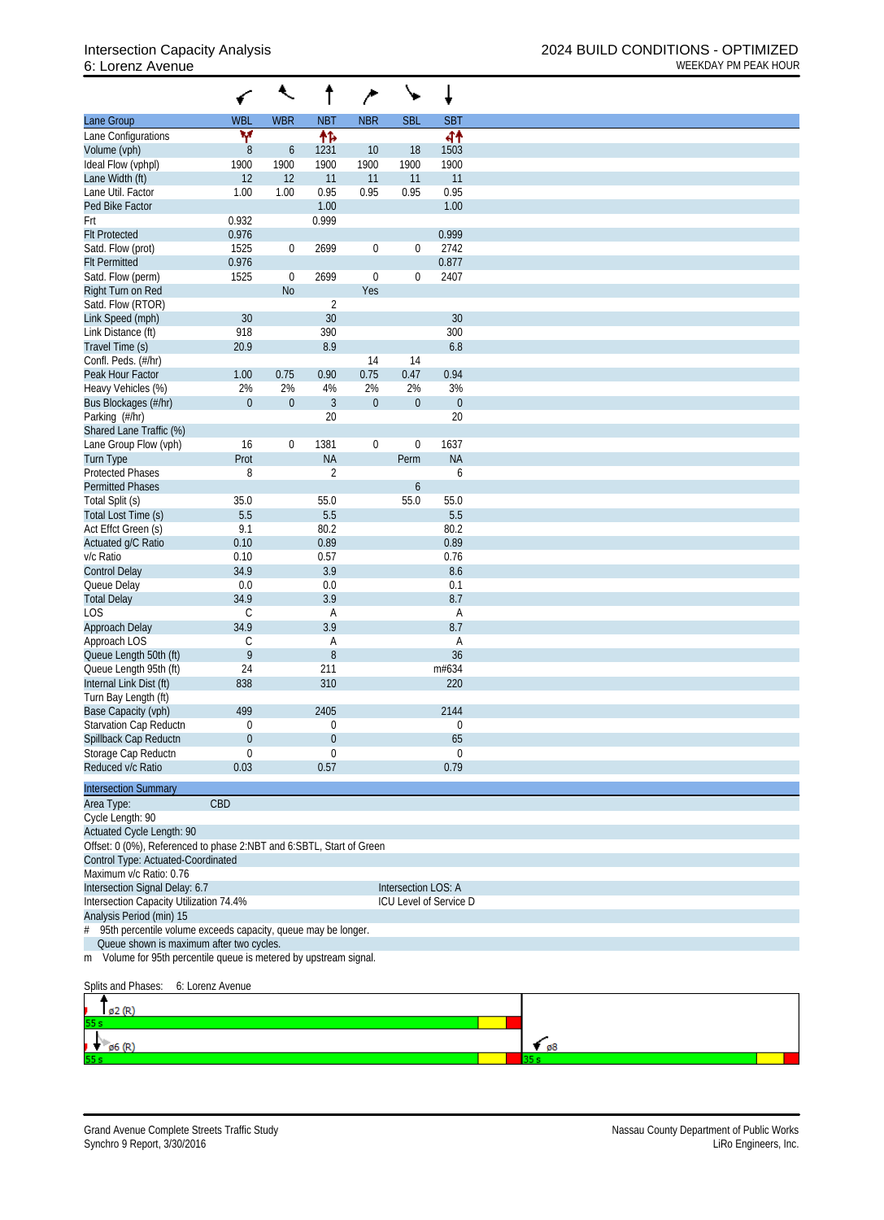Intersection Capacity Analysis
6: Lorenz Avenue

2024 BUILD CONDITIONS - OPTIMIZED
WEEKDAY PM PEAK HOUR

| Lane Group | WBL | WBR | NBT | NBR | SBL | SBT |
|---|---|---|---|---|---|---|
| Lane Configurations | Y | | ↑↱ | | | ↰↑ |
| Volume (vph) | 8 | 6 | 1231 | 10 | 18 | 1503 |
| Ideal Flow (vphpl) | 1900 | 1900 | 1900 | 1900 | 1900 | 1900 |
| Lane Width (ft) | 12 | 12 | 11 | 11 | 11 | 11 |
| Lane Util. Factor | 1.00 | 1.00 | 0.95 | 0.95 | 0.95 | 0.95 |
| Ped Bike Factor | | | 1.00 | | | 1.00 |
| Frt | 0.932 | | 0.999 | | | |
| Flt Protected | 0.976 | | | | | 0.999 |
| Satd. Flow (prot) | 1525 | 0 | 2699 | 0 | 0 | 2742 |
| Flt Permitted | 0.976 | | | | | 0.877 |
| Satd. Flow (perm) | 1525 | 0 | 2699 | 0 | 0 | 2407 |
| Right Turn on Red | | No | | Yes | | |
| Satd. Flow (RTOR) | | | 2 | | | |
| Link Speed (mph) | 30 | | 30 | | | 30 |
| Link Distance (ft) | 918 | | 390 | | | 300 |
| Travel Time (s) | 20.9 | | 8.9 | | | 6.8 |
| Confl. Peds. (#/hr) | | | | 14 | 14 | |
| Peak Hour Factor | 1.00 | 0.75 | 0.90 | 0.75 | 0.47 | 0.94 |
| Heavy Vehicles (%) | 2% | 2% | 4% | 2% | 2% | 3% |
| Bus Blockages (#/hr) | 0 | 0 | 3 | 0 | 0 | 0 |
| Parking (#/hr) | | | 20 | | | 20 |
| Shared Lane Traffic (%) | | | | | | |
| Lane Group Flow (vph) | 16 | 0 | 1381 | 0 | 0 | 1637 |
| Turn Type | Prot | | NA | | Perm | NA |
| Protected Phases | 8 | | 2 | | | 6 |
| Permitted Phases | | | | | 6 | |
| Total Split (s) | 35.0 | | 55.0 | | 55.0 | 55.0 |
| Total Lost Time (s) | 5.5 | | 5.5 | | | 5.5 |
| Act Effct Green (s) | 9.1 | | 80.2 | | | 80.2 |
| Actuated g/C Ratio | 0.10 | | 0.89 | | | 0.89 |
| v/c Ratio | 0.10 | | 0.57 | | | 0.76 |
| Control Delay | 34.9 | | 3.9 | | | 8.6 |
| Queue Delay | 0.0 | | 0.0 | | | 0.1 |
| Total Delay | 34.9 | | 3.9 | | | 8.7 |
| LOS | C | | A | | | A |
| Approach Delay | 34.9 | | 3.9 | | | 8.7 |
| Approach LOS | C | | A | | | A |
| Queue Length 50th (ft) | 9 | | 8 | | | 36 |
| Queue Length 95th (ft) | 24 | | 211 | | | m#634 |
| Internal Link Dist (ft) | 838 | | 310 | | | 220 |
| Turn Bay Length (ft) | | | | | | |
| Base Capacity (vph) | 499 | | 2405 | | | 2144 |
| Starvation Cap Reductn | 0 | | 0 | | | 0 |
| Spillback Cap Reductn | 0 | | 0 | | | 65 |
| Storage Cap Reductn | 0 | | 0 | | | 0 |
| Reduced v/c Ratio | 0.03 | | 0.57 | | | 0.79 |

**Intersection Summary**

Area Type: CBD
Cycle Length: 90
Actuated Cycle Length: 90
Offset: 0 (0%), Referenced to phase 2:NBT and 6:SBTL, Start of Green
Control Type: Actuated-Coordinated
Maximum v/c Ratio: 0.76
Intersection Signal Delay: 6.7 — Intersection LOS: A
Intersection Capacity Utilization 74.4% — ICU Level of Service D
Analysis Period (min) 15
# 95th percentile volume exceeds capacity, queue may be longer.
Queue shown is maximum after two cycles.
m Volume for 95th percentile queue is metered by upstream signal.

Splits and Phases: 6: Lorenz Avenue

ø2 (R) 55 s
ø6 (R) 55 s
ø8 35 s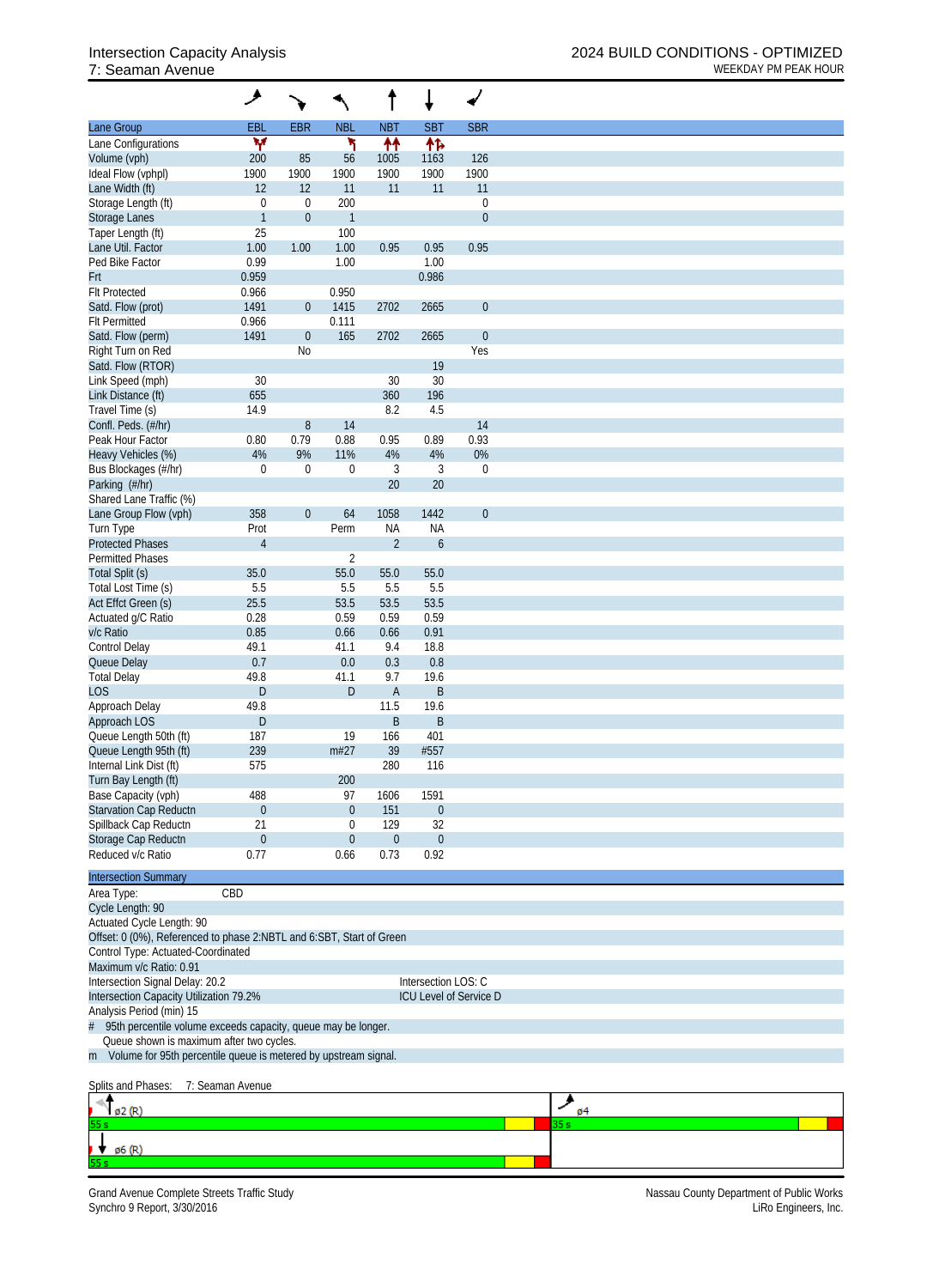# Intersection Capacity Analysis
## 7: Seaman Avenue

2024 BUILD CONDITIONS - OPTIMIZED
WEEKDAY PM PEAK HOUR

| Lane Group | EBL | EBR | NBL | NBT | SBT | SBR |
|---|---|---|---|---|---|---|
| Lane Configurations | | | | | | |
| Volume (vph) | 200 | 85 | 56 | 1005 | 1163 | 126 |
| Ideal Flow (vphpl) | 1900 | 1900 | 1900 | 1900 | 1900 | 1900 |
| Lane Width (ft) | 12 | 12 | 11 | 11 | 11 | 11 |
| Storage Length (ft) | 0 | 0 | 200 | | | 0 |
| Storage Lanes | 1 | 0 | 1 | | | 0 |
| Taper Length (ft) | 25 | | 100 | | | |
| Lane Util. Factor | 1.00 | 1.00 | 1.00 | 0.95 | 0.95 | 0.95 |
| Ped Bike Factor | 0.99 | | 1.00 | | 1.00 | |
| Frt | 0.959 | | | | 0.986 | |
| Flt Protected | 0.966 | | 0.950 | | | |
| Satd. Flow (prot) | 1491 | 0 | 1415 | 2702 | 2665 | 0 |
| Flt Permitted | 0.966 | | 0.111 | | | |
| Satd. Flow (perm) | 1491 | 0 | 165 | 2702 | 2665 | 0 |
| Right Turn on Red | | No | | | | Yes |
| Satd. Flow (RTOR) | | | | | 19 | |
| Link Speed (mph) | 30 | | | 30 | 30 | |
| Link Distance (ft) | 655 | | | 360 | 196 | |
| Travel Time (s) | 14.9 | | | 8.2 | 4.5 | |
| Confl. Peds. (#/hr) | | 8 | 14 | | | 14 |
| Peak Hour Factor | 0.80 | 0.79 | 0.88 | 0.95 | 0.89 | 0.93 |
| Heavy Vehicles (%) | 4% | 9% | 11% | 4% | 4% | 0% |
| Bus Blockages (#/hr) | 0 | 0 | 0 | 3 | 3 | 0 |
| Parking (#/hr) | | | | 20 | 20 | |
| Shared Lane Traffic (%) | | | | | | |
| Lane Group Flow (vph) | 358 | 0 | 64 | 1058 | 1442 | 0 |
| Turn Type | Prot | | Perm | NA | NA | |
| Protected Phases | 4 | | | 2 | 6 | |
| Permitted Phases | | | 2 | | | |
| Total Split (s) | 35.0 | | 55.0 | 55.0 | 55.0 | |
| Total Lost Time (s) | 5.5 | | 5.5 | 5.5 | 5.5 | |
| Act Effct Green (s) | 25.5 | | 53.5 | 53.5 | 53.5 | |
| Actuated g/C Ratio | 0.28 | | 0.59 | 0.59 | 0.59 | |
| v/c Ratio | 0.85 | | 0.66 | 0.66 | 0.91 | |
| Control Delay | 49.1 | | 41.1 | 9.4 | 18.8 | |
| Queue Delay | 0.7 | | 0.0 | 0.3 | 0.8 | |
| Total Delay | 49.8 | | 41.1 | 9.7 | 19.6 | |
| LOS | D | | D | A | B | |
| Approach Delay | 49.8 | | | 11.5 | 19.6 | |
| Approach LOS | D | | | B | B | |
| Queue Length 50th (ft) | 187 | | 19 | 166 | 401 | |
| Queue Length 95th (ft) | 239 | | m#27 | 39 | #557 | |
| Internal Link Dist (ft) | 575 | | | 280 | 116 | |
| Turn Bay Length (ft) | | | 200 | | | |
| Base Capacity (vph) | 488 | | 97 | 1606 | 1591 | |
| Starvation Cap Reductn | 0 | | 0 | 151 | 0 | |
| Spillback Cap Reductn | 21 | | 0 | 129 | 32 | |
| Storage Cap Reductn | 0 | | 0 | 0 | 0 | |
| Reduced v/c Ratio | 0.77 | | 0.66 | 0.73 | 0.92 | |

**Intersection Summary**

Area Type: CBD
Cycle Length: 90
Actuated Cycle Length: 90
Offset: 0 (0%), Referenced to phase 2:NBTL and 6:SBT, Start of Green
Control Type: Actuated-Coordinated
Maximum v/c Ratio: 0.91
Intersection Signal Delay: 20.2 — Intersection LOS: C
Intersection Capacity Utilization 79.2% — ICU Level of Service D
Analysis Period (min) 15
\# 95th percentile volume exceeds capacity, queue may be longer.
Queue shown is maximum after two cycles.
m Volume for 95th percentile queue is metered by upstream signal.

Splits and Phases: 7: Seaman Avenue

| ø2 (R) 55 s | ø4 35 s |
|---|---|
| ø6 (R) 55 s | |

Grand Avenue Complete Streets Traffic Study
Synchro 9 Report, 3/30/2016

Nassau County Department of Public Works
LiRo Engineers, Inc.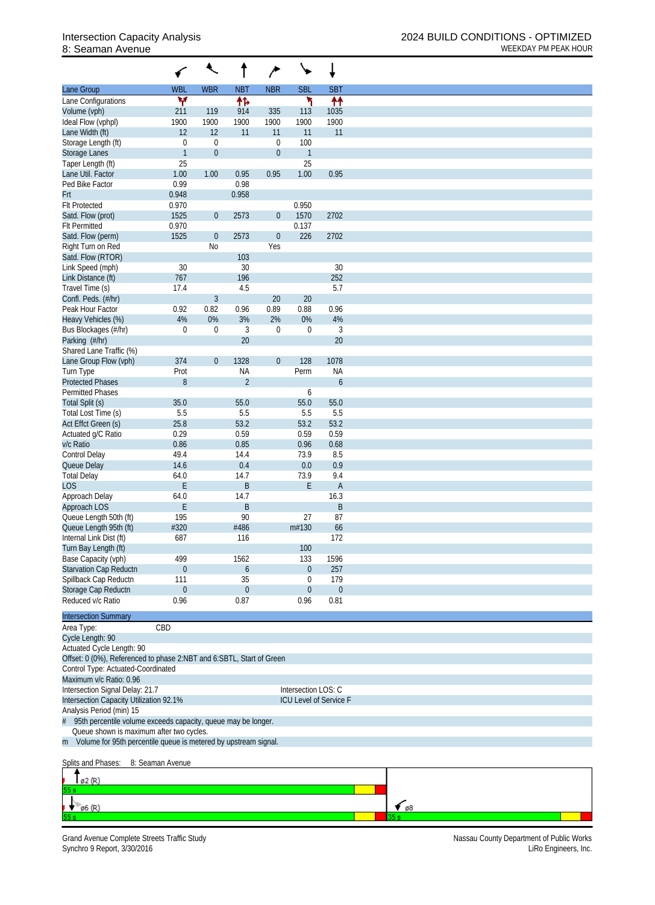Intersection Capacity Analysis
8: Seaman Avenue

2024 BUILD CONDITIONS - OPTIMIZED
WEEKDAY PM PEAK HOUR

| Lane Group | WBL | WBR | NBT | NBR | SBL | SBT |
|---|---|---|---|---|---|---|
| Lane Configurations | | | | | | |
| Volume (vph) | 211 | 119 | 914 | 335 | 113 | 1035 |
| Ideal Flow (vphpl) | 1900 | 1900 | 1900 | 1900 | 1900 | 1900 |
| Lane Width (ft) | 12 | 12 | 11 | 11 | 11 | 11 |
| Storage Length (ft) | 0 | 0 | | 0 | 100 | |
| Storage Lanes | 1 | 0 | | 0 | 1 | |
| Taper Length (ft) | 25 | | | | 25 | |
| Lane Util. Factor | 1.00 | 1.00 | 0.95 | 0.95 | 1.00 | 0.95 |
| Ped Bike Factor | 0.99 | | 0.98 | | | |
| Frt | 0.948 | | 0.958 | | | |
| Flt Protected | 0.970 | | | | 0.950 | |
| Satd. Flow (prot) | 1525 | 0 | 2573 | 0 | 1570 | 2702 |
| Flt Permitted | 0.970 | | | | 0.137 | |
| Satd. Flow (perm) | 1525 | 0 | 2573 | 0 | 226 | 2702 |
| Right Turn on Red | | No | | Yes | | |
| Satd. Flow (RTOR) | | | 103 | | | |
| Link Speed (mph) | 30 | | 30 | | | 30 |
| Link Distance (ft) | 767 | | 196 | | | 252 |
| Travel Time (s) | 17.4 | | 4.5 | | | 5.7 |
| Confl. Peds. (#/hr) | | 3 | | 20 | 20 | |
| Peak Hour Factor | 0.92 | 0.82 | 0.96 | 0.89 | 0.88 | 0.96 |
| Heavy Vehicles (%) | 4% | 0% | 3% | 2% | 0% | 4% |
| Bus Blockages (#/hr) | 0 | 0 | 3 | 0 | 0 | 3 |
| Parking (#/hr) | | | 20 | | | 20 |
| Shared Lane Traffic (%) | | | | | | |
| Lane Group Flow (vph) | 374 | 0 | 1328 | 0 | 128 | 1078 |
| Turn Type | Prot | | NA | | Perm | NA |
| Protected Phases | 8 | | 2 | | | 6 |
| Permitted Phases | | | | | 6 | |
| Total Split (s) | 35.0 | | 55.0 | | 55.0 | 55.0 |
| Total Lost Time (s) | 5.5 | | 5.5 | | 5.5 | 5.5 |
| Act Effct Green (s) | 25.8 | | 53.2 | | 53.2 | 53.2 |
| Actuated g/C Ratio | 0.29 | | 0.59 | | 0.59 | 0.59 |
| v/c Ratio | 0.86 | | 0.85 | | 0.96 | 0.68 |
| Control Delay | 49.4 | | 14.4 | | 73.9 | 8.5 |
| Queue Delay | 14.6 | | 0.4 | | 0.0 | 0.9 |
| Total Delay | 64.0 | | 14.7 | | 73.9 | 9.4 |
| LOS | E | | B | | E | A |
| Approach Delay | 64.0 | | 14.7 | | | 16.3 |
| Approach LOS | E | | B | | | B |
| Queue Length 50th (ft) | 195 | | 90 | | 27 | 87 |
| Queue Length 95th (ft) | #320 | | #486 | | m#130 | 66 |
| Internal Link Dist (ft) | 687 | | 116 | | | 172 |
| Turn Bay Length (ft) | | | | | 100 | |
| Base Capacity (vph) | 499 | | 1562 | | 133 | 1596 |
| Starvation Cap Reductn | 0 | | 6 | | 0 | 257 |
| Spillback Cap Reductn | 111 | | 35 | | 0 | 179 |
| Storage Cap Reductn | 0 | | 0 | | 0 | 0 |
| Reduced v/c Ratio | 0.96 | | 0.87 | | 0.96 | 0.81 |

**Intersection Summary**

Area Type: CBD
Cycle Length: 90
Actuated Cycle Length: 90
Offset: 0 (0%), Referenced to phase 2:NBT and 6:SBTL, Start of Green
Control Type: Actuated-Coordinated
Maximum v/c Ratio: 0.96
Intersection Signal Delay: 21.7 — Intersection LOS: C
Intersection Capacity Utilization 92.1% — ICU Level of Service F
Analysis Period (min) 15
# 95th percentile volume exceeds capacity, queue may be longer.
Queue shown is maximum after two cycles.
m Volume for 95th percentile queue is metered by upstream signal.

Splits and Phases: 8: Seaman Avenue

ø2 (R) 55 s
ø6 (R) 55 s
ø8 35 s

Grand Avenue Complete Streets Traffic Study
Synchro 9 Report, 3/30/2016

Nassau County Department of Public Works
LiRo Engineers, Inc.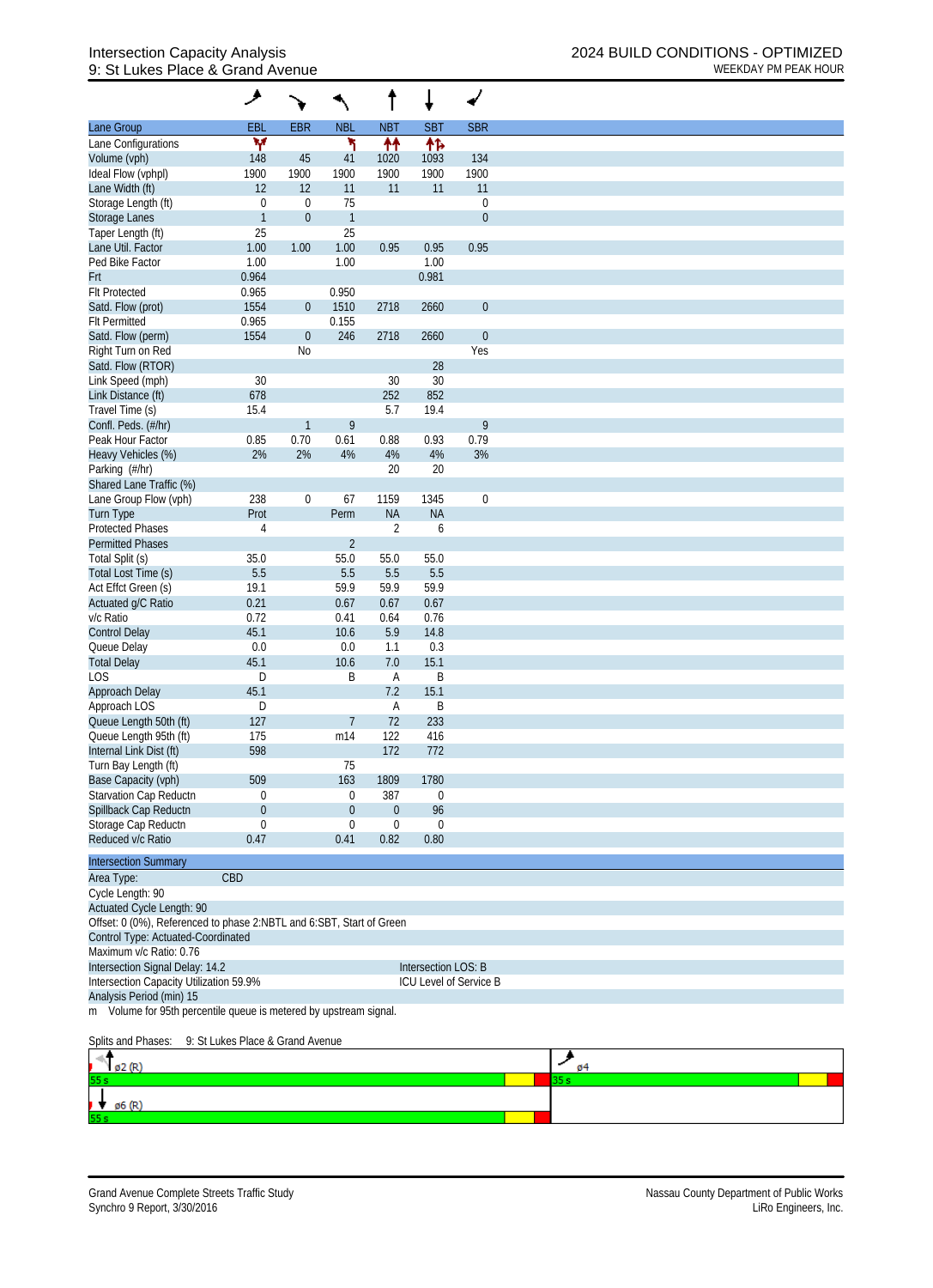# Intersection Capacity Analysis
## 9: St Lukes Place & Grand Avenue

2024 BUILD CONDITIONS - OPTIMIZED
WEEKDAY PM PEAK HOUR

| Lane Group | EBL | EBR | NBL | NBT | SBT | SBR |
|---|---|---|---|---|---|---|
| Lane Configurations | | | | | | |
| Volume (vph) | 148 | 45 | 41 | 1020 | 1093 | 134 |
| Ideal Flow (vphpl) | 1900 | 1900 | 1900 | 1900 | 1900 | 1900 |
| Lane Width (ft) | 12 | 12 | 11 | 11 | 11 | 11 |
| Storage Length (ft) | 0 | 0 | 75 | | | 0 |
| Storage Lanes | 1 | 0 | 1 | | | 0 |
| Taper Length (ft) | 25 | | 25 | | | |
| Lane Util. Factor | 1.00 | 1.00 | 1.00 | 0.95 | 0.95 | 0.95 |
| Ped Bike Factor | 1.00 | | 1.00 | | 1.00 | |
| Frt | 0.964 | | | | 0.981 | |
| Flt Protected | 0.965 | | 0.950 | | | |
| Satd. Flow (prot) | 1554 | 0 | 1510 | 2718 | 2660 | 0 |
| Flt Permitted | 0.965 | | 0.155 | | | |
| Satd. Flow (perm) | 1554 | 0 | 246 | 2718 | 2660 | 0 |
| Right Turn on Red | | No | | | | Yes |
| Satd. Flow (RTOR) | | | | | 28 | |
| Link Speed (mph) | 30 | | | 30 | 30 | |
| Link Distance (ft) | 678 | | | 252 | 852 | |
| Travel Time (s) | 15.4 | | | 5.7 | 19.4 | |
| Confl. Peds. (#/hr) | | 1 | 9 | | | 9 |
| Peak Hour Factor | 0.85 | 0.70 | 0.61 | 0.88 | 0.93 | 0.79 |
| Heavy Vehicles (%) | 2% | 2% | 4% | 4% | 4% | 3% |
| Parking (#/hr) | | | | 20 | 20 | |
| Shared Lane Traffic (%) | | | | | | |
| Lane Group Flow (vph) | 238 | 0 | 67 | 1159 | 1345 | 0 |
| Turn Type | Prot | | Perm | NA | NA | |
| Protected Phases | 4 | | | 2 | 6 | |
| Permitted Phases | | | 2 | | | |
| Total Split (s) | 35.0 | | 55.0 | 55.0 | 55.0 | |
| Total Lost Time (s) | 5.5 | | 5.5 | 5.5 | 5.5 | |
| Act Effct Green (s) | 19.1 | | 59.9 | 59.9 | 59.9 | |
| Actuated g/C Ratio | 0.21 | | 0.67 | 0.67 | 0.67 | |
| v/c Ratio | 0.72 | | 0.41 | 0.64 | 0.76 | |
| Control Delay | 45.1 | | 10.6 | 5.9 | 14.8 | |
| Queue Delay | 0.0 | | 0.0 | 1.1 | 0.3 | |
| Total Delay | 45.1 | | 10.6 | 7.0 | 15.1 | |
| LOS | D | | B | A | B | |
| Approach Delay | 45.1 | | | 7.2 | 15.1 | |
| Approach LOS | D | | | A | B | |
| Queue Length 50th (ft) | 127 | | 7 | 72 | 233 | |
| Queue Length 95th (ft) | 175 | | m14 | 122 | 416 | |
| Internal Link Dist (ft) | 598 | | | 172 | 772 | |
| Turn Bay Length (ft) | | | 75 | | | |
| Base Capacity (vph) | 509 | | 163 | 1809 | 1780 | |
| Starvation Cap Reductn | 0 | | 0 | 387 | 0 | |
| Spillback Cap Reductn | 0 | | 0 | 0 | 96 | |
| Storage Cap Reductn | 0 | | 0 | 0 | 0 | |
| Reduced v/c Ratio | 0.47 | | 0.41 | 0.82 | 0.80 | |

**Intersection Summary**

Area Type: CBD
Cycle Length: 90
Actuated Cycle Length: 90
Offset: 0 (0%), Referenced to phase 2:NBTL and 6:SBT, Start of Green
Control Type: Actuated-Coordinated
Maximum v/c Ratio: 0.76
Intersection Signal Delay: 14.2 — Intersection LOS: B
Intersection Capacity Utilization 59.9% — ICU Level of Service B
Analysis Period (min) 15
m Volume for 95th percentile queue is metered by upstream signal.

Splits and Phases: 9: St Lukes Place & Grand Avenue

| ø2 (R) | ø4 |
|---|---|
| 55 s | 35 s |
| ø6 (R) | |
| 55 s | |

Grand Avenue Complete Streets Traffic Study
Synchro 9 Report, 3/30/2016

Nassau County Department of Public Works
LiRo Engineers, Inc.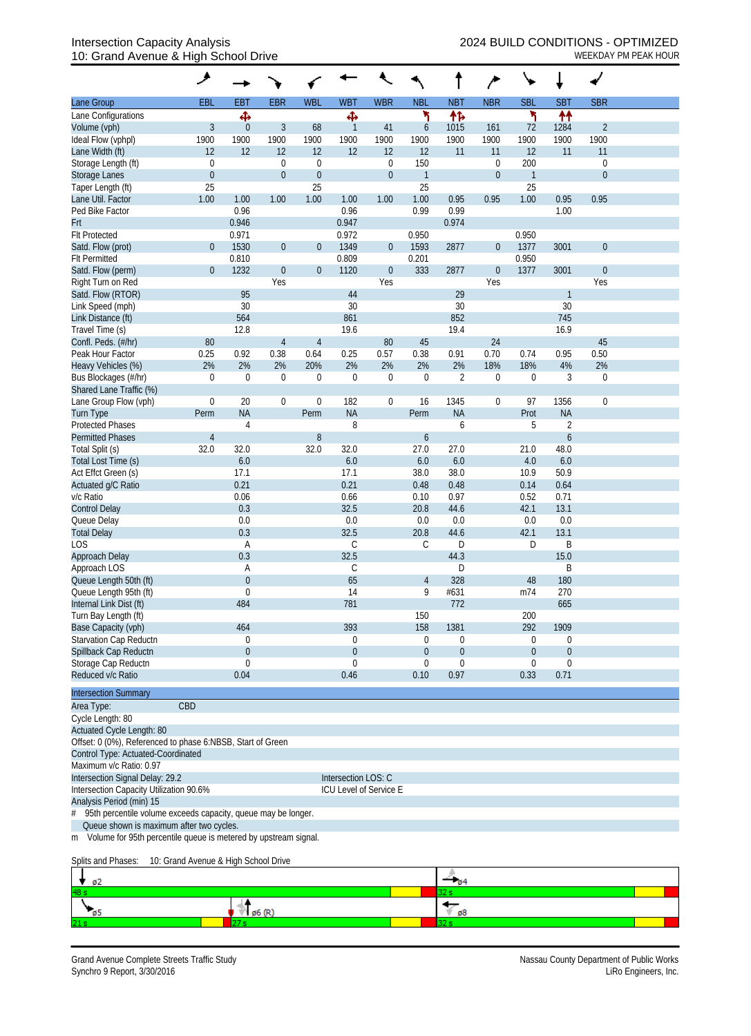# Intersection Capacity Analysis
## 10: Grand Avenue & High School Drive

2024 BUILD CONDITIONS - OPTIMIZED
WEEKDAY PM PEAK HOUR

| Lane Group | EBL | EBT | EBR | WBL | WBT | WBR | NBL | NBT | NBR | SBL | SBT | SBR |
|---|---|---|---|---|---|---|---|---|---|---|---|---|
| Lane Configurations | | ✣ | | | ✣ | | ↰ | ↑↱ | | ↰ | ↑↑ | |
| Volume (vph) | 3 | 0 | 3 | 68 | 1 | 41 | 6 | 1015 | 161 | 72 | 1284 | 2 |
| Ideal Flow (vphpl) | 1900 | 1900 | 1900 | 1900 | 1900 | 1900 | 1900 | 1900 | 1900 | 1900 | 1900 | 1900 |
| Lane Width (ft) | 12 | 12 | 12 | 12 | 12 | 12 | 12 | 11 | 11 | 12 | 11 | 11 |
| Storage Length (ft) | 0 | | 0 | 0 | | 0 | 150 | | 0 | 200 | | 0 |
| Storage Lanes | 0 | | 0 | 0 | | 0 | 1 | | 0 | 1 | | 0 |
| Taper Length (ft) | 25 | | | 25 | | | 25 | | | 25 | | |
| Lane Util. Factor | 1.00 | 1.00 | 1.00 | 1.00 | 1.00 | 1.00 | 1.00 | 0.95 | 0.95 | 1.00 | 0.95 | 0.95 |
| Ped Bike Factor | | 0.96 | | | 0.96 | | 0.99 | 0.99 | | | 1.00 | |
| Frt | | 0.946 | | | 0.947 | | | 0.974 | | | | |
| Flt Protected | | 0.971 | | | 0.972 | | 0.950 | | | 0.950 | | |
| Satd. Flow (prot) | 0 | 1530 | 0 | 0 | 1349 | 0 | 1593 | 2877 | 0 | 1377 | 3001 | 0 |
| Flt Permitted | | 0.810 | | | 0.809 | | 0.201 | | | 0.950 | | |
| Satd. Flow (perm) | 0 | 1232 | 0 | 0 | 1120 | 0 | 333 | 2877 | 0 | 1377 | 3001 | 0 |
| Right Turn on Red | | | Yes | | | Yes | | | Yes | | | Yes |
| Satd. Flow (RTOR) | | 95 | | | 44 | | | 29 | | | 1 | |
| Link Speed (mph) | | 30 | | | 30 | | | 30 | | | 30 | |
| Link Distance (ft) | | 564 | | | 861 | | | 852 | | | 745 | |
| Travel Time (s) | | 12.8 | | | 19.6 | | | 19.4 | | | 16.9 | |
| Confl. Peds. (#/hr) | 80 | | 4 | 4 | | 80 | 45 | | 24 | | | 45 |
| Peak Hour Factor | 0.25 | 0.92 | 0.38 | 0.64 | 0.25 | 0.57 | 0.38 | 0.91 | 0.70 | 0.74 | 0.95 | 0.50 |
| Heavy Vehicles (%) | 2% | 2% | 2% | 20% | 2% | 2% | 2% | 2% | 18% | 18% | 4% | 2% |
| Bus Blockages (#/hr) | 0 | 0 | 0 | 0 | 0 | 0 | 0 | 2 | 0 | 0 | 3 | 0 |
| Shared Lane Traffic (%) | | | | | | | | | | | | |
| Lane Group Flow (vph) | 0 | 20 | 0 | 0 | 182 | 0 | 16 | 1345 | 0 | 97 | 1356 | 0 |
| Turn Type | Perm | NA | | Perm | NA | | Perm | NA | | Prot | NA | |
| Protected Phases | | 4 | | | 8 | | | 6 | | 5 | 2 | |
| Permitted Phases | 4 | | | 8 | | | 6 | | | | 6 | |
| Total Split (s) | 32.0 | 32.0 | | 32.0 | 32.0 | | 27.0 | 27.0 | | 21.0 | 48.0 | |
| Total Lost Time (s) | | 6.0 | | | 6.0 | | 6.0 | 6.0 | | 4.0 | 6.0 | |
| Act Effct Green (s) | | 17.1 | | | 17.1 | | 38.0 | 38.0 | | 10.9 | 50.9 | |
| Actuated g/C Ratio | | 0.21 | | | 0.21 | | 0.48 | 0.48 | | 0.14 | 0.64 | |
| v/c Ratio | | 0.06 | | | 0.66 | | 0.10 | 0.97 | | 0.52 | 0.71 | |
| Control Delay | | 0.3 | | | 32.5 | | 20.8 | 44.6 | | 42.1 | 13.1 | |
| Queue Delay | | 0.0 | | | 0.0 | | 0.0 | 0.0 | | 0.0 | 0.0 | |
| Total Delay | | 0.3 | | | 32.5 | | 20.8 | 44.6 | | 42.1 | 13.1 | |
| LOS | | A | | | C | | C | D | | D | B | |
| Approach Delay | | 0.3 | | | 32.5 | | | 44.3 | | | 15.0 | |
| Approach LOS | | A | | | C | | | D | | | B | |
| Queue Length 50th (ft) | | 0 | | | 65 | | 4 | 328 | | 48 | 180 | |
| Queue Length 95th (ft) | | 0 | | | 14 | | 9 | #631 | | m74 | 270 | |
| Internal Link Dist (ft) | | 484 | | | 781 | | | 772 | | | 665 | |
| Turn Bay Length (ft) | | | | | | | 150 | | | 200 | | |
| Base Capacity (vph) | | 464 | | | 393 | | 158 | 1381 | | 292 | 1909 | |
| Starvation Cap Reductn | | 0 | | | 0 | | 0 | 0 | | 0 | 0 | |
| Spillback Cap Reductn | | 0 | | | 0 | | 0 | 0 | | 0 | 0 | |
| Storage Cap Reductn | | 0 | | | 0 | | 0 | 0 | | 0 | 0 | |
| Reduced v/c Ratio | | 0.04 | | | 0.46 | | 0.10 | 0.97 | | 0.33 | 0.71 | |

**Intersection Summary**

Area Type: CBD
Cycle Length: 80
Actuated Cycle Length: 80
Offset: 0 (0%), Referenced to phase 6:NBSB, Start of Green
Control Type: Actuated-Coordinated
Maximum v/c Ratio: 0.97
Intersection Signal Delay: 29.2 — Intersection LOS: C
Intersection Capacity Utilization 90.6% — ICU Level of Service E
Analysis Period (min) 15

\# 95th percentile volume exceeds capacity, queue may be longer.
Queue shown is maximum after two cycles.
m Volume for 95th percentile queue is metered by upstream signal.

Splits and Phases: 10: Grand Avenue & High School Drive

ø2 48 s | ø4 32 s
ø5 21 s | ø6 (R) 27 s | ø8 32 s

Grand Avenue Complete Streets Traffic Study
Synchro 9 Report, 3/30/2016
Nassau County Department of Public Works
LiRo Engineers, Inc.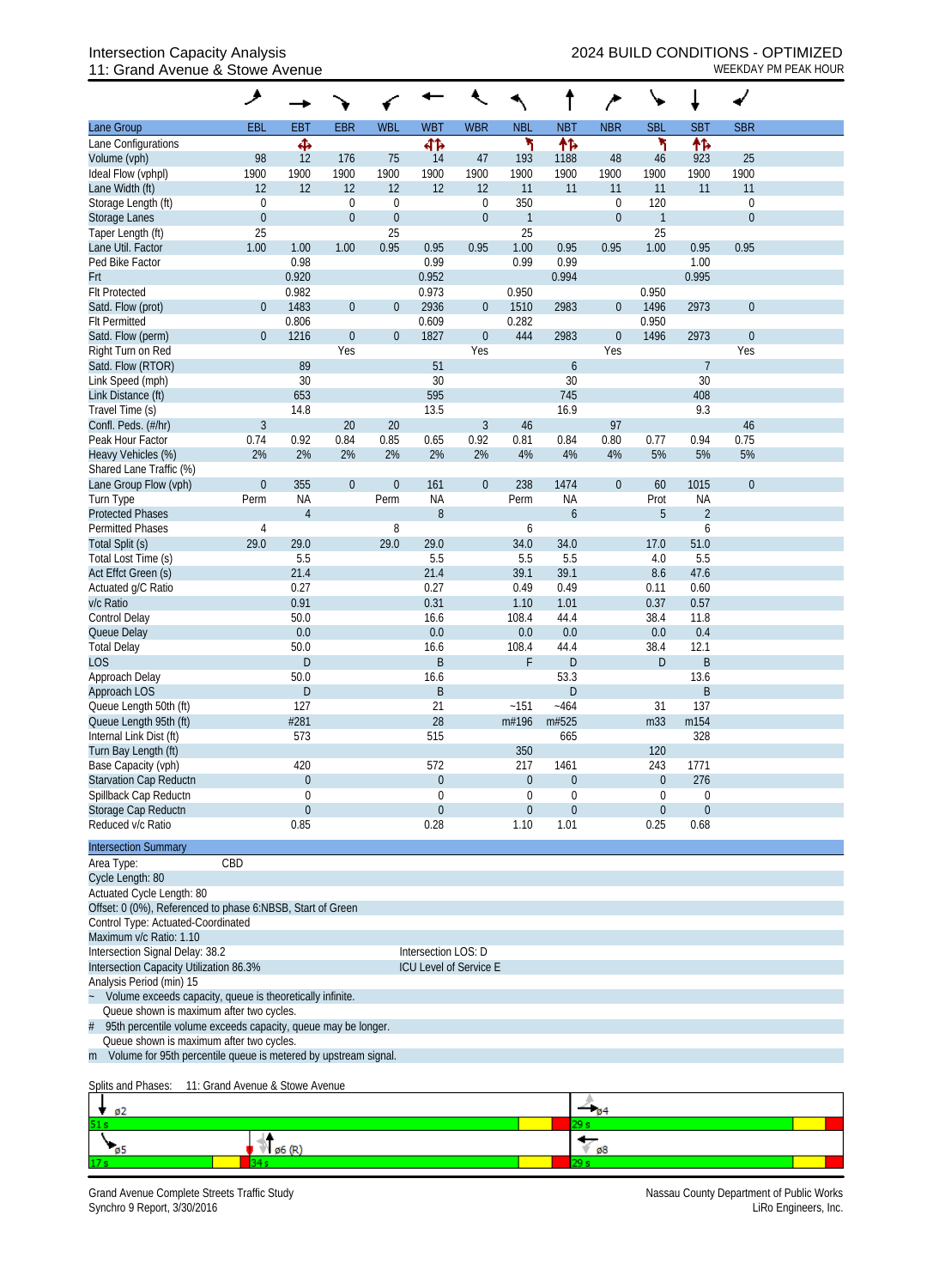Intersection Capacity Analysis
11: Grand Avenue & Stowe Avenue

2024 BUILD CONDITIONS - OPTIMIZED
WEEKDAY PM PEAK HOUR

| Lane Group | EBL | EBT | EBR | WBL | WBT | WBR | NBL | NBT | NBR | SBL | SBT | SBR |
|---|---|---|---|---|---|---|---|---|---|---|---|---|
| Lane Configurations | | ✣ | | | ⇹ | | ↰ | ↑↱ | | ↰ | ↑↱ | |
| Volume (vph) | 98 | 12 | 176 | 75 | 14 | 47 | 193 | 1188 | 48 | 46 | 923 | 25 |
| Ideal Flow (vphpl) | 1900 | 1900 | 1900 | 1900 | 1900 | 1900 | 1900 | 1900 | 1900 | 1900 | 1900 | 1900 |
| Lane Width (ft) | 12 | 12 | 12 | 12 | 12 | 12 | 11 | 11 | 11 | 11 | 11 | 11 |
| Storage Length (ft) | 0 | | 0 | 0 | | 0 | 350 | | 0 | 120 | | 0 |
| Storage Lanes | 0 | | 0 | 0 | | 0 | 1 | | 0 | 1 | | 0 |
| Taper Length (ft) | 25 | | | 25 | | | 25 | | | 25 | | |
| Lane Util. Factor | 1.00 | 1.00 | 1.00 | 0.95 | 0.95 | 0.95 | 1.00 | 0.95 | 0.95 | 1.00 | 0.95 | 0.95 |
| Ped Bike Factor | | 0.98 | | | 0.99 | | 0.99 | 0.99 | | | 1.00 | |
| Frt | | 0.920 | | | 0.952 | | | 0.994 | | | 0.995 | |
| Flt Protected | | 0.982 | | | 0.973 | | 0.950 | | | 0.950 | | |
| Satd. Flow (prot) | 0 | 1483 | 0 | 0 | 2936 | 0 | 1510 | 2983 | 0 | 1496 | 2973 | 0 |
| Flt Permitted | | 0.806 | | | 0.609 | | 0.282 | | | 0.950 | | |
| Satd. Flow (perm) | 0 | 1216 | 0 | 0 | 1827 | 0 | 444 | 2983 | 0 | 1496 | 2973 | 0 |
| Right Turn on Red | | | Yes | | | Yes | | | Yes | | | Yes |
| Satd. Flow (RTOR) | | 89 | | | 51 | | | 6 | | | 7 | |
| Link Speed (mph) | | 30 | | | 30 | | | 30 | | | 30 | |
| Link Distance (ft) | | 653 | | | 595 | | | 745 | | | 408 | |
| Travel Time (s) | | 14.8 | | | 13.5 | | | 16.9 | | | 9.3 | |
| Confl. Peds. (#/hr) | 3 | | 20 | 20 | | 3 | 46 | | 97 | | | 46 |
| Peak Hour Factor | 0.74 | 0.92 | 0.84 | 0.85 | 0.65 | 0.92 | 0.81 | 0.84 | 0.80 | 0.77 | 0.94 | 0.75 |
| Heavy Vehicles (%) | 2% | 2% | 2% | 2% | 2% | 2% | 4% | 4% | 4% | 5% | 5% | 5% |
| Shared Lane Traffic (%) | | | | | | | | | | | | |
| Lane Group Flow (vph) | 0 | 355 | 0 | 0 | 161 | 0 | 238 | 1474 | 0 | 60 | 1015 | 0 |
| Turn Type | Perm | NA | | Perm | NA | | Perm | NA | | Prot | NA | |
| Protected Phases | | 4 | | | 8 | | | 6 | | 5 | 2 | |
| Permitted Phases | 4 | | | 8 | | | 6 | | | | 6 | |
| Total Split (s) | 29.0 | 29.0 | | 29.0 | 29.0 | | 34.0 | 34.0 | | 17.0 | 51.0 | |
| Total Lost Time (s) | | 5.5 | | | 5.5 | | 5.5 | 5.5 | | 4.0 | 5.5 | |
| Act Effct Green (s) | | 21.4 | | | 21.4 | | 39.1 | 39.1 | | 8.6 | 47.6 | |
| Actuated g/C Ratio | | 0.27 | | | 0.27 | | 0.49 | 0.49 | | 0.11 | 0.60 | |
| v/c Ratio | | 0.91 | | | 0.31 | | 1.10 | 1.01 | | 0.37 | 0.57 | |
| Control Delay | | 50.0 | | | 16.6 | | 108.4 | 44.4 | | 38.4 | 11.8 | |
| Queue Delay | | 0.0 | | | 0.0 | | 0.0 | 0.0 | | 0.0 | 0.4 | |
| Total Delay | | 50.0 | | | 16.6 | | 108.4 | 44.4 | | 38.4 | 12.1 | |
| LOS | | D | | | B | | F | D | | D | B | |
| Approach Delay | | 50.0 | | | 16.6 | | | 53.3 | | | 13.6 | |
| Approach LOS | | D | | | B | | | D | | | B | |
| Queue Length 50th (ft) | | 127 | | | 21 | | ~151 | ~464 | | 31 | 137 | |
| Queue Length 95th (ft) | | #281 | | | 28 | | m#196 | m#525 | | m33 | m154 | |
| Internal Link Dist (ft) | | 573 | | | 515 | | | 665 | | | 328 | |
| Turn Bay Length (ft) | | | | | | | 350 | | | 120 | | |
| Base Capacity (vph) | | 420 | | | 572 | | 217 | 1461 | | 243 | 1771 | |
| Starvation Cap Reductn | | 0 | | | 0 | | 0 | 0 | | 0 | 276 | |
| Spillback Cap Reductn | | 0 | | | 0 | | 0 | 0 | | 0 | 0 | |
| Storage Cap Reductn | | 0 | | | 0 | | 0 | 0 | | 0 | 0 | |
| Reduced v/c Ratio | | 0.85 | | | 0.28 | | 1.10 | 1.01 | | 0.25 | 0.68 | |

**Intersection Summary**

Area Type: CBD
Cycle Length: 80
Actuated Cycle Length: 80
Offset: 0 (0%), Referenced to phase 6:NBSB, Start of Green
Control Type: Actuated-Coordinated
Maximum v/c Ratio: 1.10
Intersection Signal Delay: 38.2 — Intersection LOS: D
Intersection Capacity Utilization 86.3% — ICU Level of Service E
Analysis Period (min) 15

~ Volume exceeds capacity, queue is theoretically infinite.
Queue shown is maximum after two cycles.
\# 95th percentile volume exceeds capacity, queue may be longer.
Queue shown is maximum after two cycles.
m Volume for 95th percentile queue is metered by upstream signal.

Splits and Phases: 11: Grand Avenue & Stowe Avenue

| ø2: 51 s | ø4: 29 s |
|---|---|
| ø5: 17 s, ø6 (R): 34 s | ø8: 29 s |

Grand Avenue Complete Streets Traffic Study
Synchro 9 Report, 3/30/2016

Nassau County Department of Public Works
LiRo Engineers, Inc.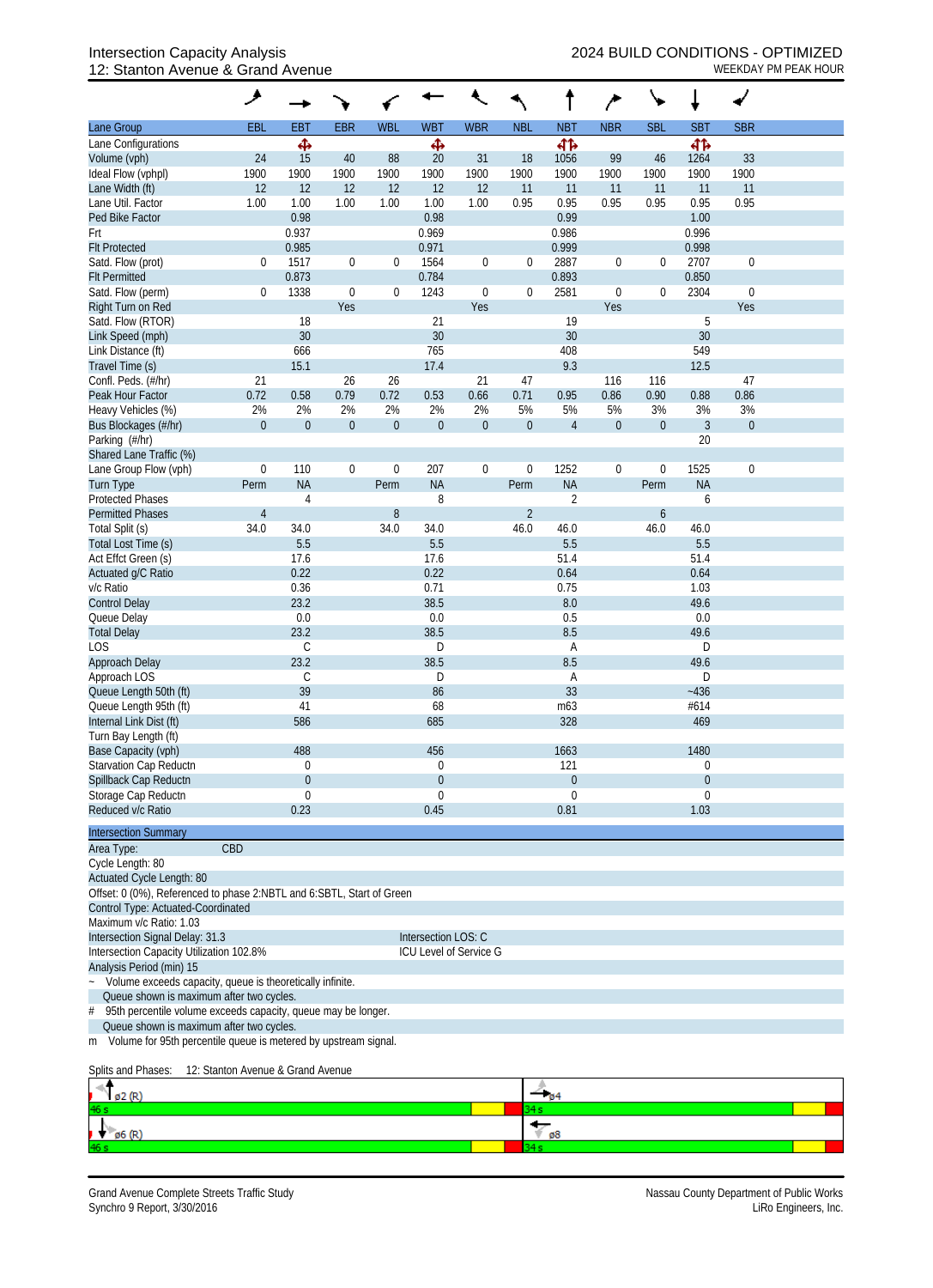# Intersection Capacity Analysis
## 12: Stanton Avenue & Grand Avenue

2024 BUILD CONDITIONS - OPTIMIZED
WEEKDAY PM PEAK HOUR

| Lane Group | EBL | EBT | EBR | WBL | WBT | WBR | NBL | NBT | NBR | SBL | SBT | SBR |
|---|---|---|---|---|---|---|---|---|---|---|---|---|
| Lane Configurations | | ✥ | | | ✥ | | | ↰↱ | | | ↰↱ | |
| Volume (vph) | 24 | 15 | 40 | 88 | 20 | 31 | 18 | 1056 | 99 | 46 | 1264 | 33 |
| Ideal Flow (vphpl) | 1900 | 1900 | 1900 | 1900 | 1900 | 1900 | 1900 | 1900 | 1900 | 1900 | 1900 | 1900 |
| Lane Width (ft) | 12 | 12 | 12 | 12 | 12 | 12 | 11 | 11 | 11 | 11 | 11 | 11 |
| Lane Util. Factor | 1.00 | 1.00 | 1.00 | 1.00 | 1.00 | 1.00 | 0.95 | 0.95 | 0.95 | 0.95 | 0.95 | 0.95 |
| Ped Bike Factor | | 0.98 | | | 0.98 | | | 0.99 | | | 1.00 | |
| Frt | | 0.937 | | | 0.969 | | | 0.986 | | | 0.996 | |
| Flt Protected | | 0.985 | | | 0.971 | | | 0.999 | | | 0.998 | |
| Satd. Flow (prot) | 0 | 1517 | 0 | 0 | 1564 | 0 | 0 | 2887 | 0 | 0 | 2707 | 0 |
| Flt Permitted | | 0.873 | | | 0.784 | | | 0.893 | | | 0.850 | |
| Satd. Flow (perm) | 0 | 1338 | 0 | 0 | 1243 | 0 | 0 | 2581 | 0 | 0 | 2304 | 0 |
| Right Turn on Red | | | Yes | | | Yes | | | Yes | | | Yes |
| Satd. Flow (RTOR) | | 18 | | | 21 | | | 19 | | | 5 | |
| Link Speed (mph) | | 30 | | | 30 | | | 30 | | | 30 | |
| Link Distance (ft) | | 666 | | | 765 | | | 408 | | | 549 | |
| Travel Time (s) | | 15.1 | | | 17.4 | | | 9.3 | | | 12.5 | |
| Confl. Peds. (#/hr) | 21 | | 26 | 26 | | 21 | 47 | | 116 | 116 | | 47 |
| Peak Hour Factor | 0.72 | 0.58 | 0.79 | 0.72 | 0.53 | 0.66 | 0.71 | 0.95 | 0.86 | 0.90 | 0.88 | 0.86 |
| Heavy Vehicles (%) | 2% | 2% | 2% | 2% | 2% | 2% | 5% | 5% | 5% | 3% | 3% | 3% |
| Bus Blockages (#/hr) | 0 | 0 | 0 | 0 | 0 | 0 | 0 | 4 | 0 | 0 | 3 | 0 |
| Parking (#/hr) | | | | | | | | | | | 20 | |
| Shared Lane Traffic (%) | | | | | | | | | | | | |
| Lane Group Flow (vph) | 0 | 110 | 0 | 0 | 207 | 0 | 0 | 1252 | 0 | 0 | 1525 | 0 |
| Turn Type | Perm | NA | | Perm | NA | | Perm | NA | | Perm | NA | |
| Protected Phases | | 4 | | | 8 | | | 2 | | | 6 | |
| Permitted Phases | 4 | | | 8 | | | 2 | | | 6 | | |
| Total Split (s) | 34.0 | 34.0 | | 34.0 | 34.0 | | 46.0 | 46.0 | | 46.0 | 46.0 | |
| Total Lost Time (s) | | 5.5 | | | 5.5 | | | 5.5 | | | 5.5 | |
| Act Effct Green (s) | | 17.6 | | | 17.6 | | | 51.4 | | | 51.4 | |
| Actuated g/C Ratio | | 0.22 | | | 0.22 | | | 0.64 | | | 0.64 | |
| v/c Ratio | | 0.36 | | | 0.71 | | | 0.75 | | | 1.03 | |
| Control Delay | | 23.2 | | | 38.5 | | | 8.0 | | | 49.6 | |
| Queue Delay | | 0.0 | | | 0.0 | | | 0.5 | | | 0.0 | |
| Total Delay | | 23.2 | | | 38.5 | | | 8.5 | | | 49.6 | |
| LOS | | C | | | D | | | A | | | D | |
| Approach Delay | | 23.2 | | | 38.5 | | | 8.5 | | | 49.6 | |
| Approach LOS | | C | | | D | | | A | | | D | |
| Queue Length 50th (ft) | | 39 | | | 86 | | | 33 | | | ~436 | |
| Queue Length 95th (ft) | | 41 | | | 68 | | | m63 | | | #614 | |
| Internal Link Dist (ft) | | 586 | | | 685 | | | 328 | | | 469 | |
| Turn Bay Length (ft) | | | | | | | | | | | | |
| Base Capacity (vph) | | 488 | | | 456 | | | 1663 | | | 1480 | |
| Starvation Cap Reductn | | 0 | | | 0 | | | 121 | | | 0 | |
| Spillback Cap Reductn | | 0 | | | 0 | | | 0 | | | 0 | |
| Storage Cap Reductn | | 0 | | | 0 | | | 0 | | | 0 | |
| Reduced v/c Ratio | | 0.23 | | | 0.45 | | | 0.81 | | | 1.03 | |

**Intersection Summary**

Area Type: CBD
Cycle Length: 80
Actuated Cycle Length: 80
Offset: 0 (0%), Referenced to phase 2:NBTL and 6:SBTL, Start of Green
Control Type: Actuated-Coordinated
Maximum v/c Ratio: 1.03
Intersection Signal Delay: 31.3 — Intersection LOS: C
Intersection Capacity Utilization 102.8% — ICU Level of Service G
Analysis Period (min) 15

~ Volume exceeds capacity, queue is theoretically infinite.
Queue shown is maximum after two cycles.
\# 95th percentile volume exceeds capacity, queue may be longer.
Queue shown is maximum after two cycles.
m Volume for 95th percentile queue is metered by upstream signal.

Splits and Phases: 12: Stanton Avenue & Grand Avenue

| ø2 (R) 46 s | ø4 34 s |
|---|---|
| ø6 (R) 46 s | ø8 34 s |

Grand Avenue Complete Streets Traffic Study
Synchro 9 Report, 3/30/2016

Nassau County Department of Public Works
LiRo Engineers, Inc.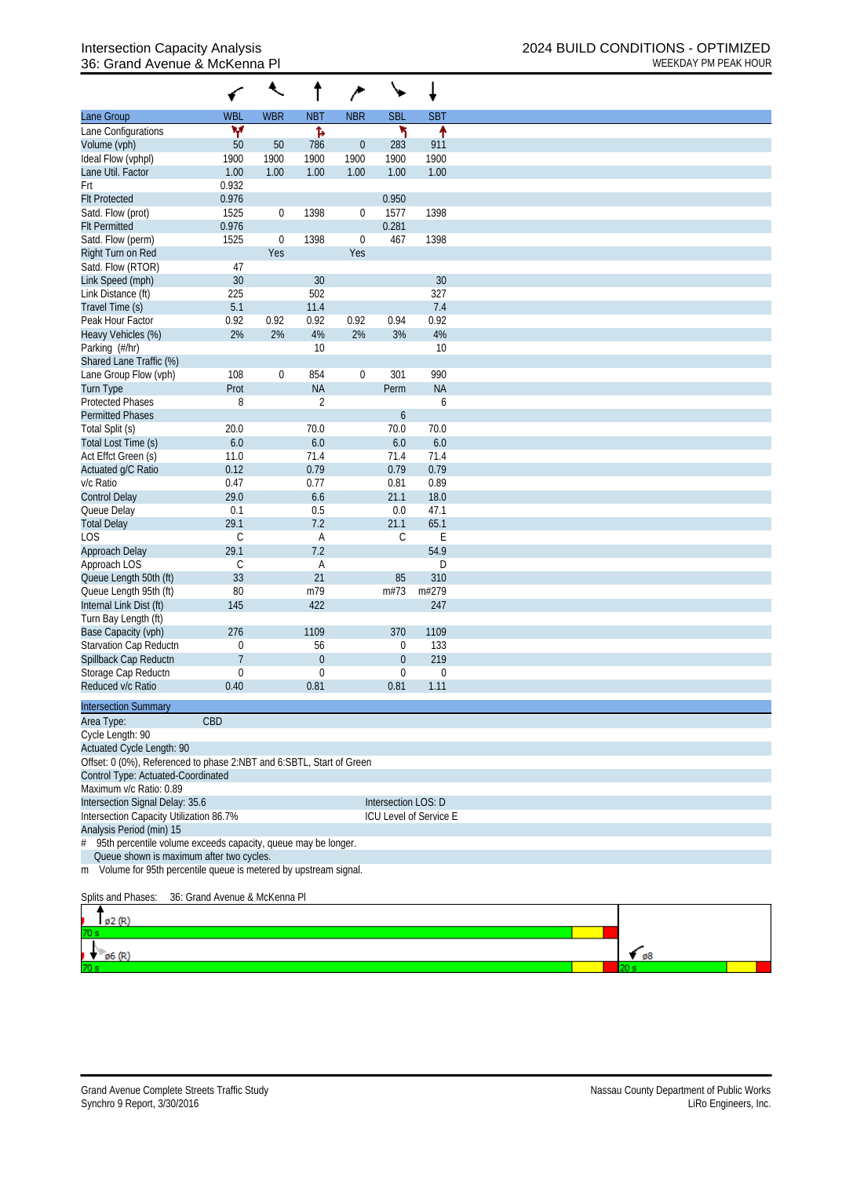# Intersection Capacity Analysis
## 36: Grand Avenue & McKenna Pl

**2024 BUILD CONDITIONS - OPTIMIZED**
WEEKDAY PM PEAK HOUR

| Lane Group | WBL | WBR | NBT | NBR | SBL | SBT |
|---|---|---|---|---|---|---|
| Lane Configurations | | | | | | |
| Volume (vph) | 50 | 50 | 786 | 0 | 283 | 911 |
| Ideal Flow (vphpl) | 1900 | 1900 | 1900 | 1900 | 1900 | 1900 |
| Lane Util. Factor | 1.00 | 1.00 | 1.00 | 1.00 | 1.00 | 1.00 |
| Frt | 0.932 | | | | | |
| Flt Protected | 0.976 | | | | 0.950 | |
| Satd. Flow (prot) | 1525 | 0 | 1398 | 0 | 1577 | 1398 |
| Flt Permitted | 0.976 | | | | 0.281 | |
| Satd. Flow (perm) | 1525 | 0 | 1398 | 0 | 467 | 1398 |
| Right Turn on Red | | Yes | | Yes | | |
| Satd. Flow (RTOR) | 47 | | | | | |
| Link Speed (mph) | 30 | | 30 | | | 30 |
| Link Distance (ft) | 225 | | 502 | | | 327 |
| Travel Time (s) | 5.1 | | 11.4 | | | 7.4 |
| Peak Hour Factor | 0.92 | 0.92 | 0.92 | 0.92 | 0.94 | 0.92 |
| Heavy Vehicles (%) | 2% | 2% | 4% | 2% | 3% | 4% |
| Parking (#/hr) | | | 10 | | | 10 |
| Shared Lane Traffic (%) | | | | | | |
| Lane Group Flow (vph) | 108 | 0 | 854 | 0 | 301 | 990 |
| Turn Type | Prot | | NA | | Perm | NA |
| Protected Phases | 8 | | 2 | | | 6 |
| Permitted Phases | | | | | 6 | |
| Total Split (s) | 20.0 | | 70.0 | | 70.0 | 70.0 |
| Total Lost Time (s) | 6.0 | | 6.0 | | 6.0 | 6.0 |
| Act Effct Green (s) | 11.0 | | 71.4 | | 71.4 | 71.4 |
| Actuated g/C Ratio | 0.12 | | 0.79 | | 0.79 | 0.79 |
| v/c Ratio | 0.47 | | 0.77 | | 0.81 | 0.89 |
| Control Delay | 29.0 | | 6.6 | | 21.1 | 18.0 |
| Queue Delay | 0.1 | | 0.5 | | 0.0 | 47.1 |
| Total Delay | 29.1 | | 7.2 | | 21.1 | 65.1 |
| LOS | C | | A | | C | E |
| Approach Delay | 29.1 | | 7.2 | | | 54.9 |
| Approach LOS | C | | A | | | D |
| Queue Length 50th (ft) | 33 | | 21 | | 85 | 310 |
| Queue Length 95th (ft) | 80 | | m79 | | m#73 | m#279 |
| Internal Link Dist (ft) | 145 | | 422 | | | 247 |
| Turn Bay Length (ft) | | | | | | |
| Base Capacity (vph) | 276 | | 1109 | | 370 | 1109 |
| Starvation Cap Reductn | 0 | | 56 | | 0 | 133 |
| Spillback Cap Reductn | 7 | | 0 | | 0 | 219 |
| Storage Cap Reductn | 0 | | 0 | | 0 | 0 |
| Reduced v/c Ratio | 0.40 | | 0.81 | | 0.81 | 1.11 |

**Intersection Summary**

Area Type: CBD
Cycle Length: 90
Actuated Cycle Length: 90
Offset: 0 (0%), Referenced to phase 2:NBT and 6:SBTL, Start of Green
Control Type: Actuated-Coordinated
Maximum v/c Ratio: 0.89
Intersection Signal Delay: 35.6 — Intersection LOS: D
Intersection Capacity Utilization 86.7% — ICU Level of Service E
Analysis Period (min) 15

\# 95th percentile volume exceeds capacity, queue may be longer.
Queue shown is maximum after two cycles.
m Volume for 95th percentile queue is metered by upstream signal.

Splits and Phases: 36: Grand Avenue & McKenna Pl

ø2 (R) 70 s
ø6 (R) 70 s
ø8 20 s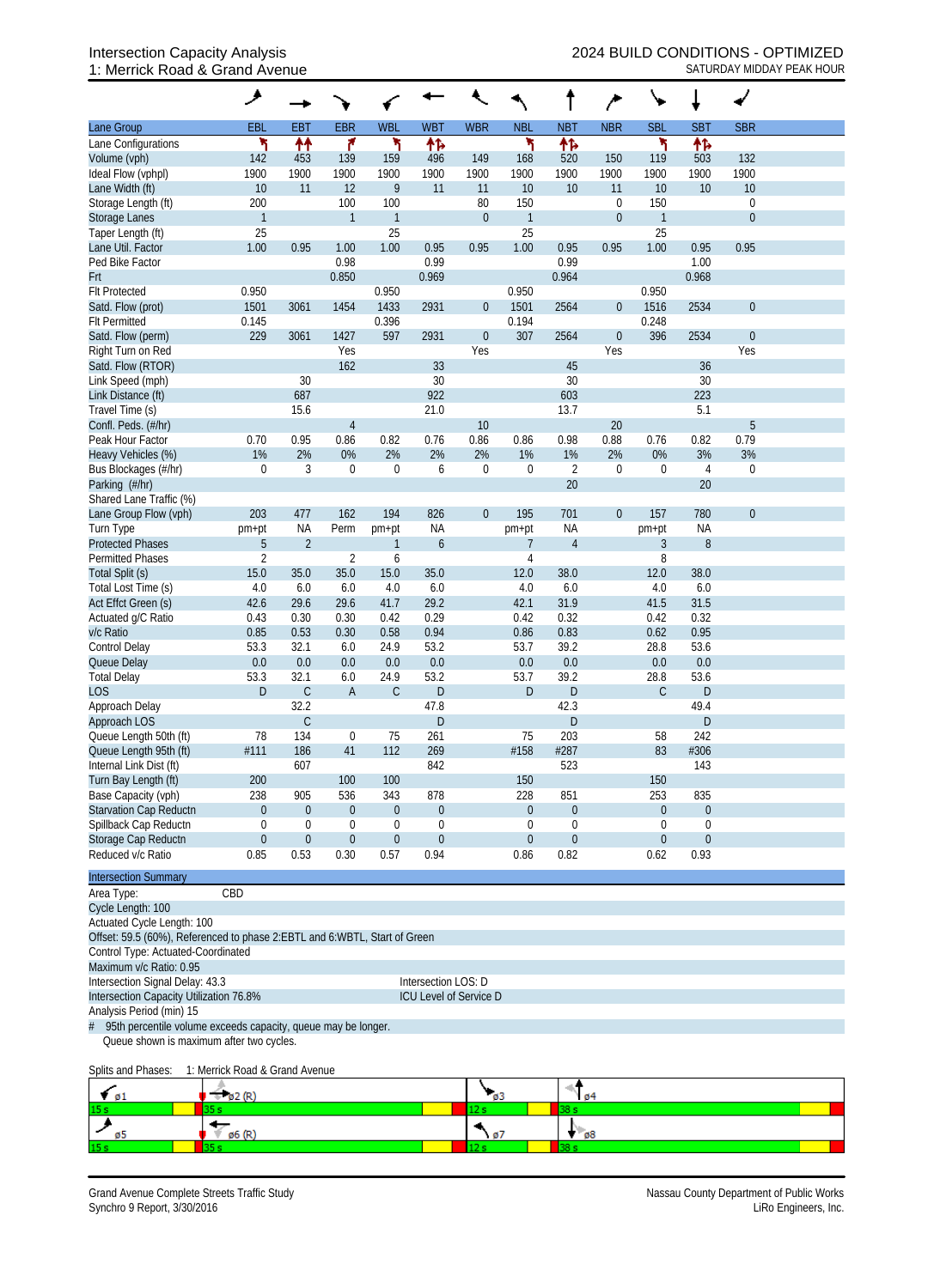Intersection Capacity Analysis
1: Merrick Road & Grand Avenue

2024 BUILD CONDITIONS - OPTIMIZED
SATURDAY MIDDAY PEAK HOUR

| Lane Group | EBL | EBT | EBR | WBL | WBT | WBR | NBL | NBT | NBR | SBL | SBT | SBR |
|---|---|---|---|---|---|---|---|---|---|---|---|---|
| Lane Configurations | | | | | | | | | | | | |
| Volume (vph) | 142 | 453 | 139 | 159 | 496 | 149 | 168 | 520 | 150 | 119 | 503 | 132 |
| Ideal Flow (vphpl) | 1900 | 1900 | 1900 | 1900 | 1900 | 1900 | 1900 | 1900 | 1900 | 1900 | 1900 | 1900 |
| Lane Width (ft) | 10 | 11 | 12 | 9 | 11 | 11 | 10 | 10 | 11 | 10 | 10 | 10 |
| Storage Length (ft) | 200 | | 100 | 100 | | 80 | 150 | | 0 | 150 | | 0 |
| Storage Lanes | 1 | | 1 | 1 | | 0 | 1 | | 0 | 1 | | 0 |
| Taper Length (ft) | 25 | | | 25 | | | 25 | | | 25 | | |
| Lane Util. Factor | 1.00 | 0.95 | 1.00 | 1.00 | 0.95 | 0.95 | 1.00 | 0.95 | 0.95 | 1.00 | 0.95 | 0.95 |
| Ped Bike Factor | | | 0.98 | | 0.99 | | | 0.99 | | | 1.00 | |
| Frt | | | 0.850 | | 0.969 | | | 0.964 | | | 0.968 | |
| Flt Protected | 0.950 | | | 0.950 | | | 0.950 | | | 0.950 | | |
| Satd. Flow (prot) | 1501 | 3061 | 1454 | 1433 | 2931 | 0 | 1501 | 2564 | 0 | 1516 | 2534 | 0 |
| Flt Permitted | 0.145 | | | 0.396 | | | 0.194 | | | 0.248 | | |
| Satd. Flow (perm) | 229 | 3061 | 1427 | 597 | 2931 | 0 | 307 | 2564 | 0 | 396 | 2534 | 0 |
| Right Turn on Red | | | Yes | | | Yes | | | Yes | | | Yes |
| Satd. Flow (RTOR) | | | 162 | | 33 | | | 45 | | | 36 | |
| Link Speed (mph) | | 30 | | | 30 | | | 30 | | | 30 | |
| Link Distance (ft) | | 687 | | | 922 | | | 603 | | | 223 | |
| Travel Time (s) | | 15.6 | | | 21.0 | | | 13.7 | | | 5.1 | |
| Confl. Peds. (#/hr) | | | 4 | | | 10 | | | 20 | | | 5 |
| Peak Hour Factor | 0.70 | 0.95 | 0.86 | 0.82 | 0.76 | 0.86 | 0.86 | 0.98 | 0.88 | 0.76 | 0.82 | 0.79 |
| Heavy Vehicles (%) | 1% | 2% | 0% | 2% | 2% | 2% | 1% | 1% | 2% | 0% | 3% | 3% |
| Bus Blockages (#/hr) | 0 | 3 | 0 | 0 | 6 | 0 | 0 | 2 | 0 | 0 | 4 | 0 |
| Parking (#/hr) | | | | | | | | 20 | | | 20 | |
| Shared Lane Traffic (%) | | | | | | | | | | | | |
| Lane Group Flow (vph) | 203 | 477 | 162 | 194 | 826 | 0 | 195 | 701 | 0 | 157 | 780 | 0 |
| Turn Type | pm+pt | NA | Perm | pm+pt | NA | | pm+pt | NA | | pm+pt | NA | |
| Protected Phases | 5 | 2 | | 1 | 6 | | 7 | 4 | | 3 | 8 | |
| Permitted Phases | 2 | | 2 | 6 | | | 4 | | | 8 | | |
| Total Split (s) | 15.0 | 35.0 | 35.0 | 15.0 | 35.0 | | 12.0 | 38.0 | | 12.0 | 38.0 | |
| Total Lost Time (s) | 4.0 | 6.0 | 6.0 | 4.0 | 6.0 | | 4.0 | 6.0 | | 4.0 | 6.0 | |
| Act Effct Green (s) | 42.6 | 29.6 | 29.6 | 41.7 | 29.2 | | 42.1 | 31.9 | | 41.5 | 31.5 | |
| Actuated g/C Ratio | 0.43 | 0.30 | 0.30 | 0.42 | 0.29 | | 0.42 | 0.32 | | 0.42 | 0.32 | |
| v/c Ratio | 0.85 | 0.53 | 0.30 | 0.58 | 0.94 | | 0.86 | 0.83 | | 0.62 | 0.95 | |
| Control Delay | 53.3 | 32.1 | 6.0 | 24.9 | 53.2 | | 53.7 | 39.2 | | 28.8 | 53.6 | |
| Queue Delay | 0.0 | 0.0 | 0.0 | 0.0 | 0.0 | | 0.0 | 0.0 | | 0.0 | 0.0 | |
| Total Delay | 53.3 | 32.1 | 6.0 | 24.9 | 53.2 | | 53.7 | 39.2 | | 28.8 | 53.6 | |
| LOS | D | C | A | C | D | | D | D | | C | D | |
| Approach Delay | | 32.2 | | | 47.8 | | | 42.3 | | | 49.4 | |
| Approach LOS | | C | | | D | | | D | | | D | |
| Queue Length 50th (ft) | 78 | 134 | 0 | 75 | 261 | | 75 | 203 | | 58 | 242 | |
| Queue Length 95th (ft) | #111 | 186 | 41 | 112 | 269 | | #158 | #287 | | 83 | #306 | |
| Internal Link Dist (ft) | | 607 | | | 842 | | | 523 | | | 143 | |
| Turn Bay Length (ft) | 200 | | 100 | 100 | | | 150 | | | 150 | | |
| Base Capacity (vph) | 238 | 905 | 536 | 343 | 878 | | 228 | 851 | | 253 | 835 | |
| Starvation Cap Reductn | 0 | 0 | 0 | 0 | 0 | | 0 | 0 | | 0 | 0 | |
| Spillback Cap Reductn | 0 | 0 | 0 | 0 | 0 | | 0 | 0 | | 0 | 0 | |
| Storage Cap Reductn | 0 | 0 | 0 | 0 | 0 | | 0 | 0 | | 0 | 0 | |
| Reduced v/c Ratio | 0.85 | 0.53 | 0.30 | 0.57 | 0.94 | | 0.86 | 0.82 | | 0.62 | 0.93 | |

**Intersection Summary**

Area Type: CBD
Cycle Length: 100
Actuated Cycle Length: 100
Offset: 59.5 (60%), Referenced to phase 2:EBTL and 6:WBTL, Start of Green
Control Type: Actuated-Coordinated
Maximum v/c Ratio: 0.95
Intersection Signal Delay: 43.3 — Intersection LOS: D
Intersection Capacity Utilization 76.8% — ICU Level of Service D
Analysis Period (min) 15
# 95th percentile volume exceeds capacity, queue may be longer.
Queue shown is maximum after two cycles.

Splits and Phases: 1: Merrick Road & Grand Avenue

| ø1 | ø2 (R) | ø3 | ø4 |
|---|---|---|---|
| 15 s | 35 s | 12 s | 38 s |
| **ø5** | **ø6 (R)** | **ø7** | **ø8** |
| 15 s | 35 s | 12 s | 38 s |

Grand Avenue Complete Streets Traffic Study
Synchro 9 Report, 3/30/2016

Nassau County Department of Public Works
LiRo Engineers, Inc.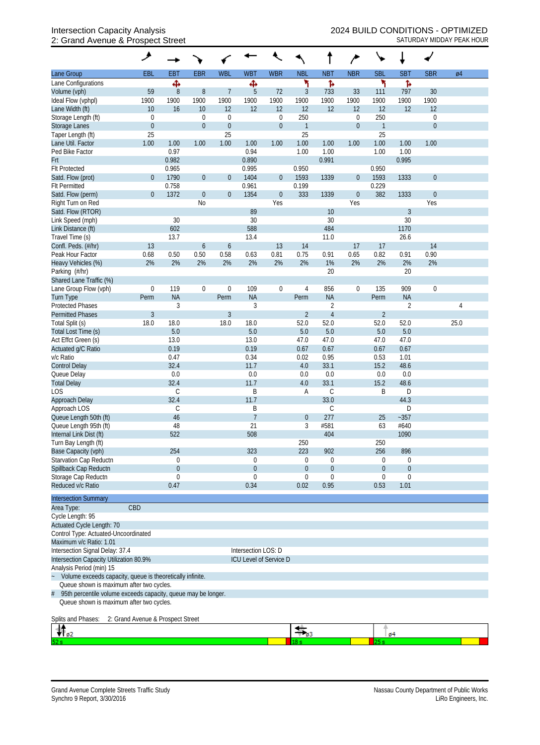# Intersection Capacity Analysis
## 2: Grand Avenue & Prospect Street

2024 BUILD CONDITIONS - OPTIMIZED
SATURDAY MIDDAY PEAK HOUR

| Lane Group | EBL | EBT | EBR | WBL | WBT | WBR | NBL | NBT | NBR | SBL | SBT | SBR | ø4 |
|---|---|---|---|---|---|---|---|---|---|---|---|---|---|
| Lane Configurations | | ✥ | | | ✥ | | ↰ | ↱ | | ↰ | ↱ | | |
| Volume (vph) | 59 | 8 | 8 | 7 | 5 | 72 | 3 | 733 | 33 | 111 | 797 | 30 | |
| Ideal Flow (vphpl) | 1900 | 1900 | 1900 | 1900 | 1900 | 1900 | 1900 | 1900 | 1900 | 1900 | 1900 | 1900 | |
| Lane Width (ft) | 10 | 16 | 10 | 12 | 12 | 12 | 12 | 12 | 12 | 12 | 12 | 12 | |
| Storage Length (ft) | 0 | | 0 | 0 | | 0 | 250 | | 0 | 250 | | 0 | |
| Storage Lanes | 0 | | 0 | 0 | | 0 | 1 | | 0 | 1 | | 0 | |
| Taper Length (ft) | 25 | | | 25 | | | 25 | | | 25 | | | |
| Lane Util. Factor | 1.00 | 1.00 | 1.00 | 1.00 | 1.00 | 1.00 | 1.00 | 1.00 | 1.00 | 1.00 | 1.00 | 1.00 | |
| Ped Bike Factor | | 0.97 | | | 0.94 | | 1.00 | 1.00 | | 1.00 | 1.00 | | |
| Frt | | 0.982 | | | 0.890 | | | 0.991 | | | 0.995 | | |
| Flt Protected | | 0.965 | | | 0.995 | | 0.950 | | | 0.950 | | | |
| Satd. Flow (prot) | 0 | 1790 | 0 | 0 | 1404 | 0 | 1593 | 1339 | 0 | 1593 | 1333 | 0 | |
| Flt Permitted | | 0.758 | | | 0.961 | | 0.199 | | | 0.229 | | | |
| Satd. Flow (perm) | 0 | 1372 | 0 | 0 | 1354 | 0 | 333 | 1339 | 0 | 382 | 1333 | 0 | |
| Right Turn on Red | | | No | | | Yes | | | Yes | | | Yes | |
| Satd. Flow (RTOR) | | | | | 89 | | | 10 | | | 3 | | |
| Link Speed (mph) | | 30 | | | 30 | | | 30 | | | 30 | | |
| Link Distance (ft) | | 602 | | | 588 | | | 484 | | | 1170 | | |
| Travel Time (s) | | 13.7 | | | 13.4 | | | 11.0 | | | 26.6 | | |
| Confl. Peds. (#/hr) | 13 | | 6 | 6 | | 13 | 14 | | 17 | 17 | | 14 | |
| Peak Hour Factor | 0.68 | 0.50 | 0.50 | 0.58 | 0.63 | 0.81 | 0.75 | 0.91 | 0.65 | 0.82 | 0.91 | 0.90 | |
| Heavy Vehicles (%) | 2% | 2% | 2% | 2% | 2% | 2% | 2% | 1% | 2% | 2% | 2% | 2% | |
| Parking (#/hr) | | | | | | | | 20 | | | 20 | | |
| Shared Lane Traffic (%) | | | | | | | | | | | | | |
| Lane Group Flow (vph) | 0 | 119 | 0 | 0 | 109 | 0 | 4 | 856 | 0 | 135 | 909 | 0 | |
| Turn Type | Perm | NA | | Perm | NA | | Perm | NA | | Perm | NA | | |
| Protected Phases | | 3 | | | 3 | | | 2 | | | 2 | | 4 |
| Permitted Phases | 3 | | | 3 | | | 2 | 4 | | 2 | | | |
| Total Split (s) | 18.0 | 18.0 | | 18.0 | 18.0 | | 52.0 | 52.0 | | 52.0 | 52.0 | | 25.0 |
| Total Lost Time (s) | | 5.0 | | | 5.0 | | 5.0 | 5.0 | | 5.0 | 5.0 | | |
| Act Effct Green (s) | | 13.0 | | | 13.0 | | 47.0 | 47.0 | | 47.0 | 47.0 | | |
| Actuated g/C Ratio | | 0.19 | | | 0.19 | | 0.67 | 0.67 | | 0.67 | 0.67 | | |
| v/c Ratio | | 0.47 | | | 0.34 | | 0.02 | 0.95 | | 0.53 | 1.01 | | |
| Control Delay | | 32.4 | | | 11.7 | | 4.0 | 33.1 | | 15.2 | 48.6 | | |
| Queue Delay | | 0.0 | | | 0.0 | | 0.0 | 0.0 | | 0.0 | 0.0 | | |
| Total Delay | | 32.4 | | | 11.7 | | 4.0 | 33.1 | | 15.2 | 48.6 | | |
| LOS | | C | | | B | | A | C | | B | D | | |
| Approach Delay | | 32.4 | | | 11.7 | | | 33.0 | | | 44.3 | | |
| Approach LOS | | C | | | B | | | C | | | D | | |
| Queue Length 50th (ft) | | 46 | | | 7 | | 0 | 277 | | 25 | ~357 | | |
| Queue Length 95th (ft) | | 48 | | | 21 | | 3 | #581 | | 63 | #640 | | |
| Internal Link Dist (ft) | | 522 | | | 508 | | | 404 | | | 1090 | | |
| Turn Bay Length (ft) | | | | | | | 250 | | | 250 | | | |
| Base Capacity (vph) | | 254 | | | 323 | | 223 | 902 | | 256 | 896 | | |
| Starvation Cap Reductn | | 0 | | | 0 | | 0 | 0 | | 0 | 0 | | |
| Spillback Cap Reductn | | 0 | | | 0 | | 0 | 0 | | 0 | 0 | | |
| Storage Cap Reductn | | 0 | | | 0 | | 0 | 0 | | 0 | 0 | | |
| Reduced v/c Ratio | | 0.47 | | | 0.34 | | 0.02 | 0.95 | | 0.53 | 1.01 | | |

**Intersection Summary**

Area Type: CBD
Cycle Length: 95
Actuated Cycle Length: 70
Control Type: Actuated-Uncoordinated
Maximum v/c Ratio: 1.01
Intersection Signal Delay: 37.4 — Intersection LOS: D
Intersection Capacity Utilization 80.9% — ICU Level of Service D
Analysis Period (min) 15

~ Volume exceeds capacity, queue is theoretically infinite.
Queue shown is maximum after two cycles.

# 95th percentile volume exceeds capacity, queue may be longer.
Queue shown is maximum after two cycles.

Splits and Phases: 2: Grand Avenue & Prospect Street

| ø2 | ø3 | ø4 |
|---|---|---|
| 52 s | 18 s | 25 s |

Grand Avenue Complete Streets Traffic Study
Synchro 9 Report, 3/30/2016

Nassau County Department of Public Works
LiRo Engineers, Inc.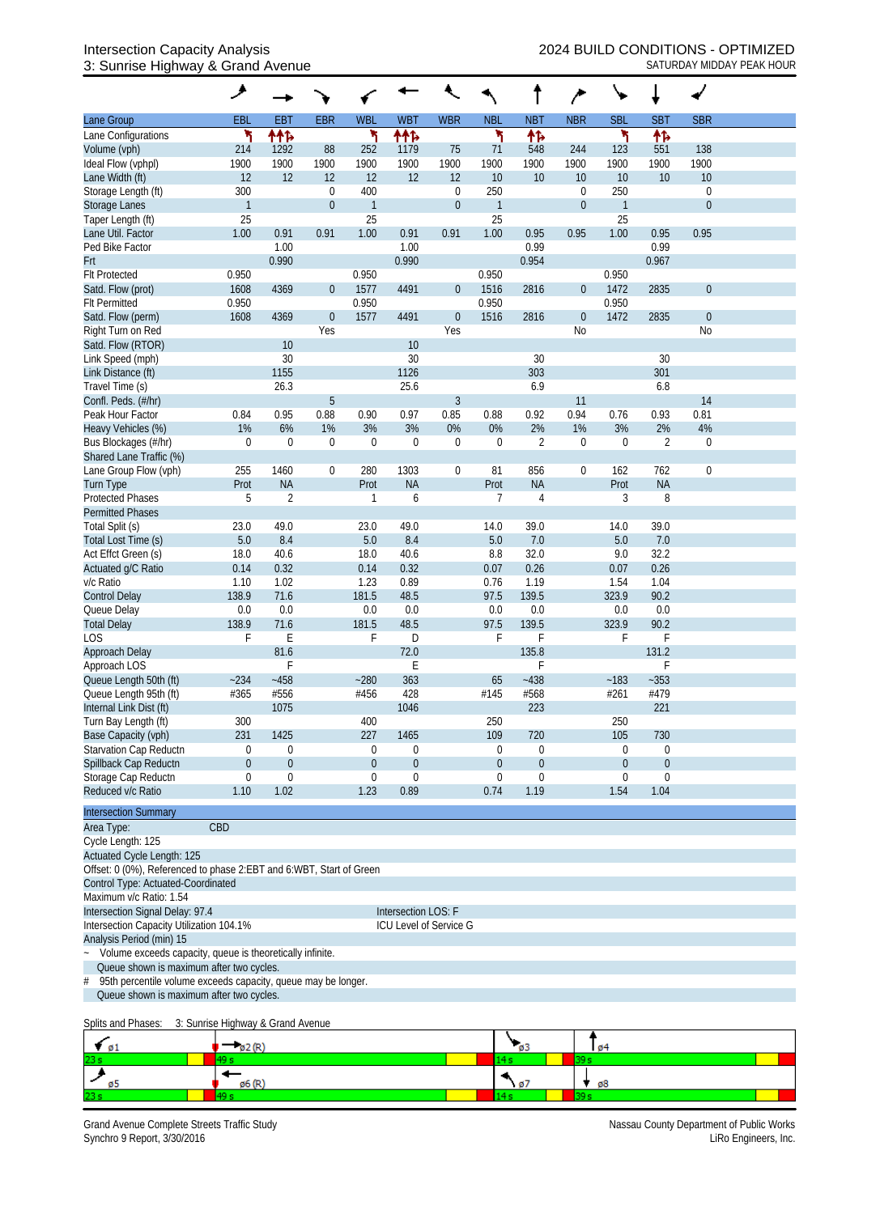Intersection Capacity Analysis
3: Sunrise Highway & Grand Avenue

2024 BUILD CONDITIONS - OPTIMIZED
SATURDAY MIDDAY PEAK HOUR

| Lane Group | EBL | EBT | EBR | WBL | WBT | WBR | NBL | NBT | NBR | SBL | SBT | SBR |
|---|---|---|---|---|---|---|---|---|---|---|---|---|
| Lane Configurations | ↰ | ↑↑↱ | | ↰ | ↑↑↱ | | ↰ | ↑↱ | | ↰ | ↑↱ | |
| Volume (vph) | 214 | 1292 | 88 | 252 | 1179 | 75 | 71 | 548 | 244 | 123 | 551 | 138 |
| Ideal Flow (vphpl) | 1900 | 1900 | 1900 | 1900 | 1900 | 1900 | 1900 | 1900 | 1900 | 1900 | 1900 | 1900 |
| Lane Width (ft) | 12 | 12 | 12 | 12 | 12 | 12 | 10 | 10 | 10 | 10 | 10 | 10 |
| Storage Length (ft) | 300 | | 0 | 400 | | 0 | 250 | | 0 | 250 | | 0 |
| Storage Lanes | 1 | | 0 | 1 | | 0 | 1 | | 0 | 1 | | 0 |
| Taper Length (ft) | 25 | | | 25 | | | 25 | | | 25 | | |
| Lane Util. Factor | 1.00 | 0.91 | 0.91 | 1.00 | 0.91 | 0.91 | 1.00 | 0.95 | 0.95 | 1.00 | 0.95 | 0.95 |
| Ped Bike Factor | | 1.00 | | | 1.00 | | | 0.99 | | | 0.99 | |
| Frt | | 0.990 | | | 0.990 | | | 0.954 | | | 0.967 | |
| Flt Protected | 0.950 | | | 0.950 | | | 0.950 | | | 0.950 | | |
| Satd. Flow (prot) | 1608 | 4369 | 0 | 1577 | 4491 | 0 | 1516 | 2816 | 0 | 1472 | 2835 | 0 |
| Flt Permitted | 0.950 | | | 0.950 | | | 0.950 | | | 0.950 | | |
| Satd. Flow (perm) | 1608 | 4369 | 0 | 1577 | 4491 | 0 | 1516 | 2816 | 0 | 1472 | 2835 | 0 |
| Right Turn on Red | | | Yes | | | Yes | | | No | | | No |
| Satd. Flow (RTOR) | | 10 | | | 10 | | | | | | | |
| Link Speed (mph) | | 30 | | | 30 | | | 30 | | | 30 | |
| Link Distance (ft) | | 1155 | | | 1126 | | | 303 | | | 301 | |
| Travel Time (s) | | 26.3 | | | 25.6 | | | 6.9 | | | 6.8 | |
| Confl. Peds. (#/hr) | | | 5 | | | 3 | | | 11 | | | 14 |
| Peak Hour Factor | 0.84 | 0.95 | 0.88 | 0.90 | 0.97 | 0.85 | 0.88 | 0.92 | 0.94 | 0.76 | 0.93 | 0.81 |
| Heavy Vehicles (%) | 1% | 6% | 1% | 3% | 3% | 0% | 0% | 2% | 1% | 3% | 2% | 4% |
| Bus Blockages (#/hr) | 0 | 0 | 0 | 0 | 0 | 0 | 0 | 2 | 0 | 0 | 2 | 0 |
| Shared Lane Traffic (%) | | | | | | | | | | | | |
| Lane Group Flow (vph) | 255 | 1460 | 0 | 280 | 1303 | 0 | 81 | 856 | 0 | 162 | 762 | 0 |
| Turn Type | Prot | NA | | Prot | NA | | Prot | NA | | Prot | NA | |
| Protected Phases | 5 | 2 | | 1 | 6 | | 7 | 4 | | 3 | 8 | |
| Permitted Phases | | | | | | | | | | | | |
| Total Split (s) | 23.0 | 49.0 | | 23.0 | 49.0 | | 14.0 | 39.0 | | 14.0 | 39.0 | |
| Total Lost Time (s) | 5.0 | 8.4 | | 5.0 | 8.4 | | 5.0 | 7.0 | | 5.0 | 7.0 | |
| Act Effct Green (s) | 18.0 | 40.6 | | 18.0 | 40.6 | | 8.8 | 32.0 | | 9.0 | 32.2 | |
| Actuated g/C Ratio | 0.14 | 0.32 | | 0.14 | 0.32 | | 0.07 | 0.26 | | 0.07 | 0.26 | |
| v/c Ratio | 1.10 | 1.02 | | 1.23 | 0.89 | | 0.76 | 1.19 | | 1.54 | 1.04 | |
| Control Delay | 138.9 | 71.6 | | 181.5 | 48.5 | | 97.5 | 139.5 | | 323.9 | 90.2 | |
| Queue Delay | 0.0 | 0.0 | | 0.0 | 0.0 | | 0.0 | 0.0 | | 0.0 | 0.0 | |
| Total Delay | 138.9 | 71.6 | | 181.5 | 48.5 | | 97.5 | 139.5 | | 323.9 | 90.2 | |
| LOS | F | E | | F | D | | F | F | | F | F | |
| Approach Delay | | 81.6 | | | 72.0 | | | 135.8 | | | 131.2 | |
| Approach LOS | | F | | | E | | | F | | | F | |
| Queue Length 50th (ft) | ~234 | ~458 | | ~280 | 363 | | 65 | ~438 | | ~183 | ~353 | |
| Queue Length 95th (ft) | #365 | #556 | | #456 | 428 | | #145 | #568 | | #261 | #479 | |
| Internal Link Dist (ft) | | 1075 | | | 1046 | | | 223 | | | 221 | |
| Turn Bay Length (ft) | 300 | | | 400 | | | 250 | | | 250 | | |
| Base Capacity (vph) | 231 | 1425 | | 227 | 1465 | | 109 | 720 | | 105 | 730 | |
| Starvation Cap Reductn | 0 | 0 | | 0 | 0 | | 0 | 0 | | 0 | 0 | |
| Spillback Cap Reductn | 0 | 0 | | 0 | 0 | | 0 | 0 | | 0 | 0 | |
| Storage Cap Reductn | 0 | 0 | | 0 | 0 | | 0 | 0 | | 0 | 0 | |
| Reduced v/c Ratio | 1.10 | 1.02 | | 1.23 | 0.89 | | 0.74 | 1.19 | | 1.54 | 1.04 | |

**Intersection Summary**

Area Type: CBD
Cycle Length: 125
Actuated Cycle Length: 125
Offset: 0 (0%), Referenced to phase 2:EBT and 6:WBT, Start of Green
Control Type: Actuated-Coordinated
Maximum v/c Ratio: 1.54
Intersection Signal Delay: 97.4 — Intersection LOS: F
Intersection Capacity Utilization 104.1% — ICU Level of Service G
Analysis Period (min) 15

~ Volume exceeds capacity, queue is theoretically infinite.
Queue shown is maximum after two cycles.
\# 95th percentile volume exceeds capacity, queue may be longer.
Queue shown is maximum after two cycles.

Splits and Phases: 3: Sunrise Highway & Grand Avenue

| ø1 | ø2 (R) | ø3 | ø4 |
|---|---|---|---|
| 23 s | 49 s | 14 s | 39 s |
| **ø5** | **ø6 (R)** | **ø7** | **ø8** |
| 23 s | 49 s | 14 s | 39 s |

Grand Avenue Complete Streets Traffic Study
Synchro 9 Report, 3/30/2016

Nassau County Department of Public Works
LiRo Engineers, Inc.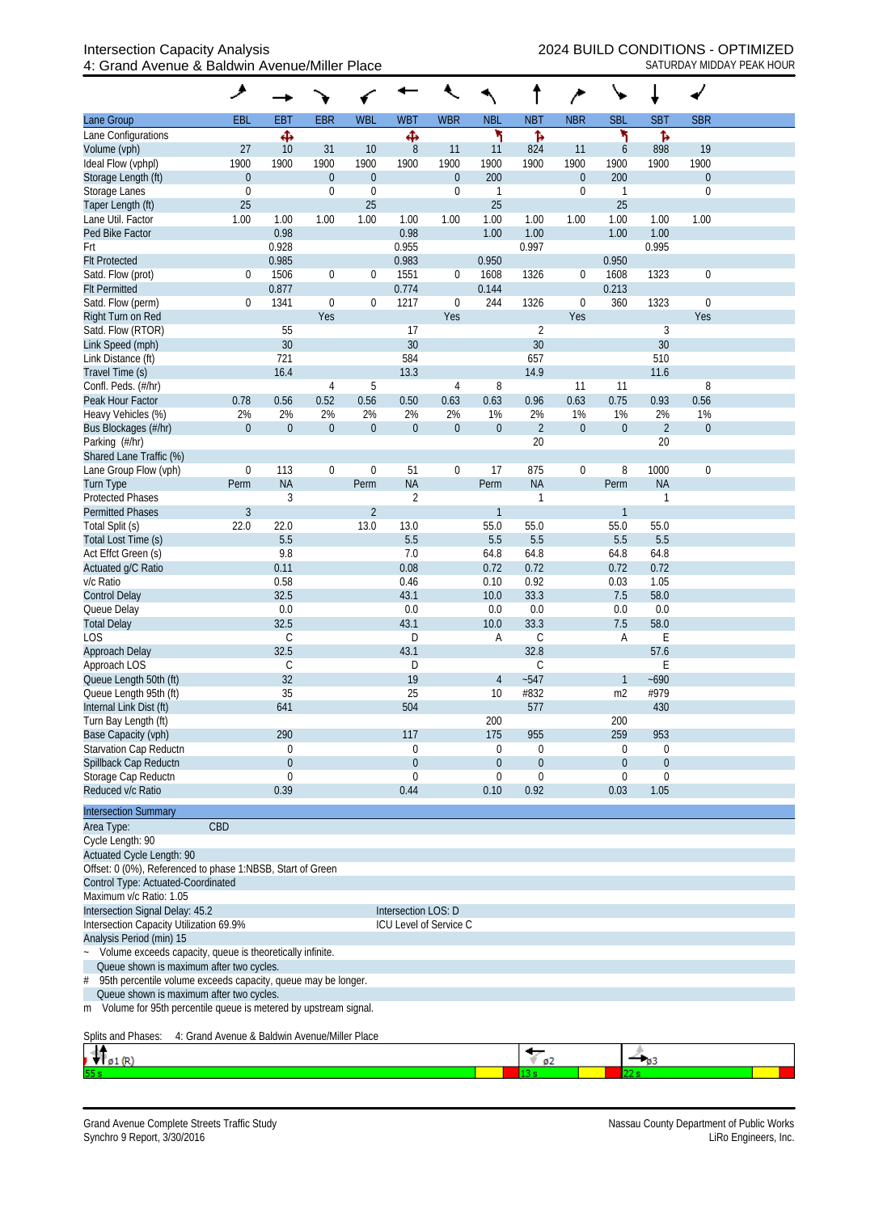Intersection Capacity Analysis
4: Grand Avenue & Baldwin Avenue/Miller Place

2024 BUILD CONDITIONS - OPTIMIZED
SATURDAY MIDDAY PEAK HOUR

| Lane Group | EBL | EBT | EBR | WBL | WBT | WBR | NBL | NBT | NBR | SBL | SBT | SBR |
|---|---|---|---|---|---|---|---|---|---|---|---|---|
| Lane Configurations | | ✥ | | | ✥ | | ↰ | ↱ | | ↰ | ↱ | |
| Volume (vph) | 27 | 10 | 31 | 10 | 8 | 11 | 11 | 824 | 11 | 6 | 898 | 19 |
| Ideal Flow (vphpl) | 1900 | 1900 | 1900 | 1900 | 1900 | 1900 | 1900 | 1900 | 1900 | 1900 | 1900 | 1900 |
| Storage Length (ft) | 0 | | 0 | 0 | | 0 | 200 | | 0 | 200 | | 0 |
| Storage Lanes | 0 | | 0 | 0 | | 0 | 1 | | 0 | 1 | | 0 |
| Taper Length (ft) | 25 | | | 25 | | | 25 | | | 25 | | |
| Lane Util. Factor | 1.00 | 1.00 | 1.00 | 1.00 | 1.00 | 1.00 | 1.00 | 1.00 | 1.00 | 1.00 | 1.00 | 1.00 |
| Ped Bike Factor | | 0.98 | | | 0.98 | | 1.00 | 1.00 | | 1.00 | 1.00 | |
| Frt | | 0.928 | | | 0.955 | | | 0.997 | | | 0.995 | |
| Flt Protected | | 0.985 | | | 0.983 | | 0.950 | | | 0.950 | | |
| Satd. Flow (prot) | 0 | 1506 | 0 | 0 | 1551 | 0 | 1608 | 1326 | 0 | 1608 | 1323 | 0 |
| Flt Permitted | | 0.877 | | | 0.774 | | 0.144 | | | 0.213 | | |
| Satd. Flow (perm) | 0 | 1341 | 0 | 0 | 1217 | 0 | 244 | 1326 | 0 | 360 | 1323 | 0 |
| Right Turn on Red | | | Yes | | | Yes | | | Yes | | | Yes |
| Satd. Flow (RTOR) | | 55 | | | 17 | | | 2 | | | 3 | |
| Link Speed (mph) | | 30 | | | 30 | | | 30 | | | 30 | |
| Link Distance (ft) | | 721 | | | 584 | | | 657 | | | 510 | |
| Travel Time (s) | | 16.4 | | | 13.3 | | | 14.9 | | | 11.6 | |
| Confl. Peds. (#/hr) | | | 4 | 5 | | 4 | 8 | | 11 | 11 | | 8 |
| Peak Hour Factor | 0.78 | 0.56 | 0.52 | 0.56 | 0.50 | 0.63 | 0.63 | 0.96 | 0.63 | 0.75 | 0.93 | 0.56 |
| Heavy Vehicles (%) | 2% | 2% | 2% | 2% | 2% | 2% | 1% | 2% | 1% | 1% | 2% | 1% |
| Bus Blockages (#/hr) | 0 | 0 | 0 | 0 | 0 | 0 | 0 | 2 | 0 | 0 | 2 | 0 |
| Parking (#/hr) | | | | | | | | 20 | | | 20 | |
| Shared Lane Traffic (%) | | | | | | | | | | | | |
| Lane Group Flow (vph) | 0 | 113 | 0 | 0 | 51 | 0 | 17 | 875 | 0 | 8 | 1000 | 0 |
| Turn Type | Perm | NA | | Perm | NA | | Perm | NA | | Perm | NA | |
| Protected Phases | | 3 | | | 2 | | | 1 | | | 1 | |
| Permitted Phases | 3 | | | 2 | | | 1 | | | 1 | | |
| Total Split (s) | 22.0 | 22.0 | | 13.0 | 13.0 | | 55.0 | 55.0 | | 55.0 | 55.0 | |
| Total Lost Time (s) | | 5.5 | | | 5.5 | | 5.5 | 5.5 | | 5.5 | 5.5 | |
| Act Effct Green (s) | | 9.8 | | | 7.0 | | 64.8 | 64.8 | | 64.8 | 64.8 | |
| Actuated g/C Ratio | | 0.11 | | | 0.08 | | 0.72 | 0.72 | | 0.72 | 0.72 | |
| v/c Ratio | | 0.58 | | | 0.46 | | 0.10 | 0.92 | | 0.03 | 1.05 | |
| Control Delay | | 32.5 | | | 43.1 | | 10.0 | 33.3 | | 7.5 | 58.0 | |
| Queue Delay | | 0.0 | | | 0.0 | | 0.0 | 0.0 | | 0.0 | 0.0 | |
| Total Delay | | 32.5 | | | 43.1 | | 10.0 | 33.3 | | 7.5 | 58.0 | |
| LOS | | C | | | D | | A | C | | A | E | |
| Approach Delay | | 32.5 | | | 43.1 | | | 32.8 | | | 57.6 | |
| Approach LOS | | C | | | D | | | C | | | E | |
| Queue Length 50th (ft) | | 32 | | | 19 | | 4 | ~547 | | 1 | ~690 | |
| Queue Length 95th (ft) | | 35 | | | 25 | | 10 | #832 | | m2 | #979 | |
| Internal Link Dist (ft) | | 641 | | | 504 | | | 577 | | | 430 | |
| Turn Bay Length (ft) | | | | | | | 200 | | | 200 | | |
| Base Capacity (vph) | | 290 | | | 117 | | 175 | 955 | | 259 | 953 | |
| Starvation Cap Reductn | | 0 | | | 0 | | 0 | 0 | | 0 | 0 | |
| Spillback Cap Reductn | | 0 | | | 0 | | 0 | 0 | | 0 | 0 | |
| Storage Cap Reductn | | 0 | | | 0 | | 0 | 0 | | 0 | 0 | |
| Reduced v/c Ratio | | 0.39 | | | 0.44 | | 0.10 | 0.92 | | 0.03 | 1.05 | |

**Intersection Summary**

Area Type: CBD
Cycle Length: 90
Actuated Cycle Length: 90
Offset: 0 (0%), Referenced to phase 1:NBSB, Start of Green
Control Type: Actuated-Coordinated
Maximum v/c Ratio: 1.05
Intersection Signal Delay: 45.2 — Intersection LOS: D
Intersection Capacity Utilization 69.9% — ICU Level of Service C
Analysis Period (min) 15

~ Volume exceeds capacity, queue is theoretically infinite.
Queue shown is maximum after two cycles.
\# 95th percentile volume exceeds capacity, queue may be longer.
Queue shown is maximum after two cycles.
m Volume for 95th percentile queue is metered by upstream signal.

Splits and Phases: 4: Grand Avenue & Baldwin Avenue/Miller Place

| ø1 (R) | ø2 | ø3 |
|---|---|---|
| 55 s | 13 s | 22 s |

Grand Avenue Complete Streets Traffic Study
Synchro 9 Report, 3/30/2016

Nassau County Department of Public Works
LiRo Engineers, Inc.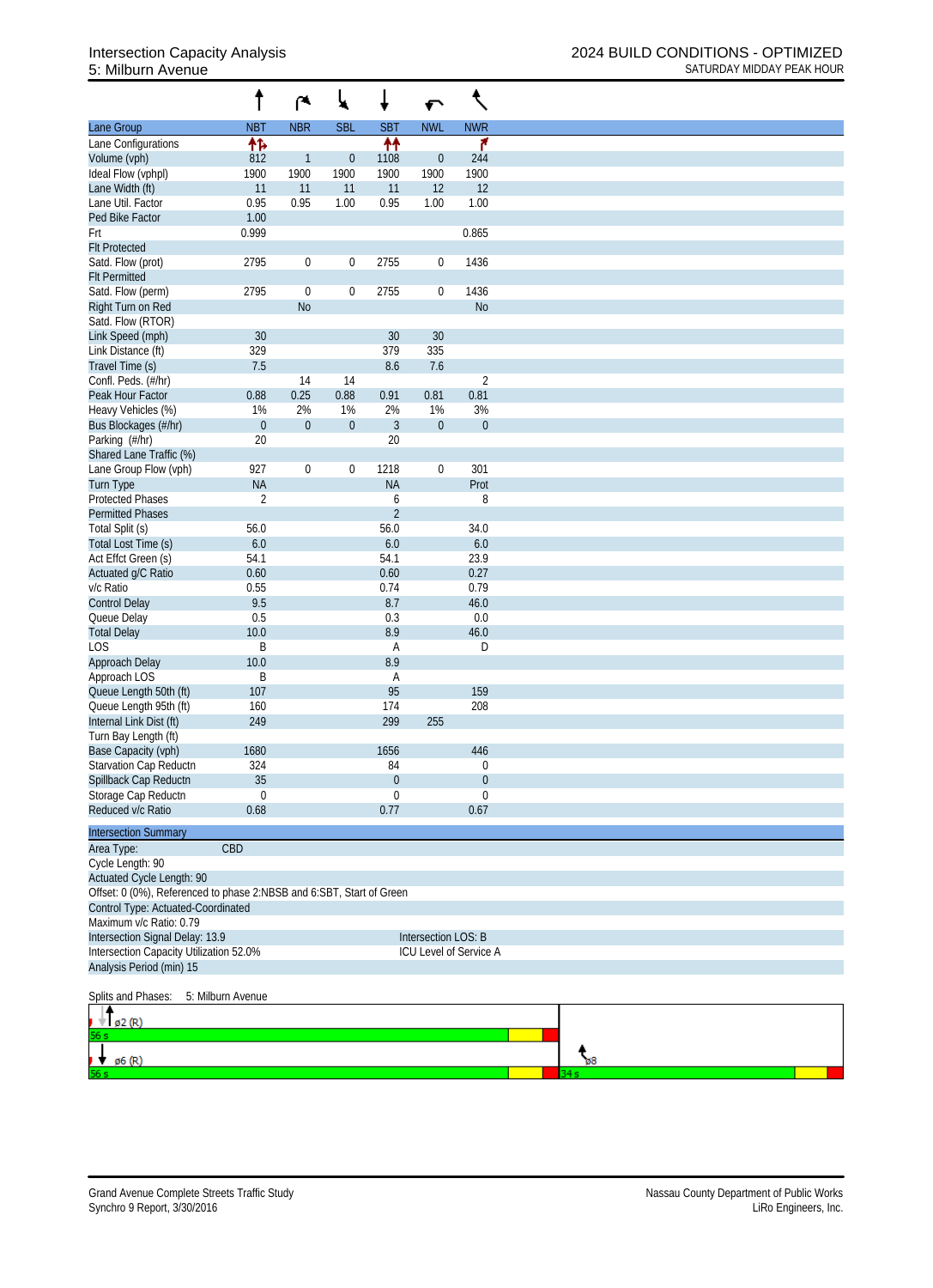# Intersection Capacity Analysis
## 5: Milburn Avenue

**2024 BUILD CONDITIONS - OPTIMIZED**
SATURDAY MIDDAY PEAK HOUR

| Lane Group | NBT | NBR | SBL | SBT | NWL | NWR |
|---|---|---|---|---|---|---|
| Lane Configurations | ↑↱ | | | ↑↑ | | ↱ |
| Volume (vph) | 812 | 1 | 0 | 1108 | 0 | 244 |
| Ideal Flow (vphpl) | 1900 | 1900 | 1900 | 1900 | 1900 | 1900 |
| Lane Width (ft) | 11 | 11 | 11 | 11 | 12 | 12 |
| Lane Util. Factor | 0.95 | 0.95 | 1.00 | 0.95 | 1.00 | 1.00 |
| Ped Bike Factor | 1.00 | | | | | |
| Frt | 0.999 | | | | | 0.865 |
| Flt Protected | | | | | | |
| Satd. Flow (prot) | 2795 | 0 | 0 | 2755 | 0 | 1436 |
| Flt Permitted | | | | | | |
| Satd. Flow (perm) | 2795 | 0 | 0 | 2755 | 0 | 1436 |
| Right Turn on Red | | No | | | | No |
| Satd. Flow (RTOR) | | | | | | |
| Link Speed (mph) | 30 | | | 30 | 30 | |
| Link Distance (ft) | 329 | | | 379 | 335 | |
| Travel Time (s) | 7.5 | | | 8.6 | 7.6 | |
| Confl. Peds. (#/hr) | | 14 | 14 | | | 2 |
| Peak Hour Factor | 0.88 | 0.25 | 0.88 | 0.91 | 0.81 | 0.81 |
| Heavy Vehicles (%) | 1% | 2% | 1% | 2% | 1% | 3% |
| Bus Blockages (#/hr) | 0 | 0 | 0 | 3 | 0 | 0 |
| Parking (#/hr) | 20 | | | 20 | | |
| Shared Lane Traffic (%) | | | | | | |
| Lane Group Flow (vph) | 927 | 0 | 0 | 1218 | 0 | 301 |
| Turn Type | NA | | | NA | | Prot |
| Protected Phases | 2 | | | 6 | | 8 |
| Permitted Phases | | | | 2 | | |
| Total Split (s) | 56.0 | | | 56.0 | | 34.0 |
| Total Lost Time (s) | 6.0 | | | 6.0 | | 6.0 |
| Act Effct Green (s) | 54.1 | | | 54.1 | | 23.9 |
| Actuated g/C Ratio | 0.60 | | | 0.60 | | 0.27 |
| v/c Ratio | 0.55 | | | 0.74 | | 0.79 |
| Control Delay | 9.5 | | | 8.7 | | 46.0 |
| Queue Delay | 0.5 | | | 0.3 | | 0.0 |
| Total Delay | 10.0 | | | 8.9 | | 46.0 |
| LOS | B | | | A | | D |
| Approach Delay | 10.0 | | | 8.9 | | |
| Approach LOS | B | | | A | | |
| Queue Length 50th (ft) | 107 | | | 95 | | 159 |
| Queue Length 95th (ft) | 160 | | | 174 | | 208 |
| Internal Link Dist (ft) | 249 | | | 299 | 255 | |
| Turn Bay Length (ft) | | | | | | |
| Base Capacity (vph) | 1680 | | | 1656 | | 446 |
| Starvation Cap Reductn | 324 | | | 84 | | 0 |
| Spillback Cap Reductn | 35 | | | 0 | | 0 |
| Storage Cap Reductn | 0 | | | 0 | | 0 |
| Reduced v/c Ratio | 0.68 | | | 0.77 | | 0.67 |

**Intersection Summary**

Area Type: CBD
Cycle Length: 90
Actuated Cycle Length: 90
Offset: 0 (0%), Referenced to phase 2:NBSB and 6:SBT, Start of Green
Control Type: Actuated-Coordinated
Maximum v/c Ratio: 0.79
Intersection Signal Delay: 13.9 — Intersection LOS: B
Intersection Capacity Utilization 52.0% — ICU Level of Service A
Analysis Period (min) 15

Splits and Phases: 5: Milburn Avenue

ø2 (R) 56 s
ø6 (R) 56 s
ø8 34 s

Grand Avenue Complete Streets Traffic Study
Synchro 9 Report, 3/30/2016

Nassau County Department of Public Works
LiRo Engineers, Inc.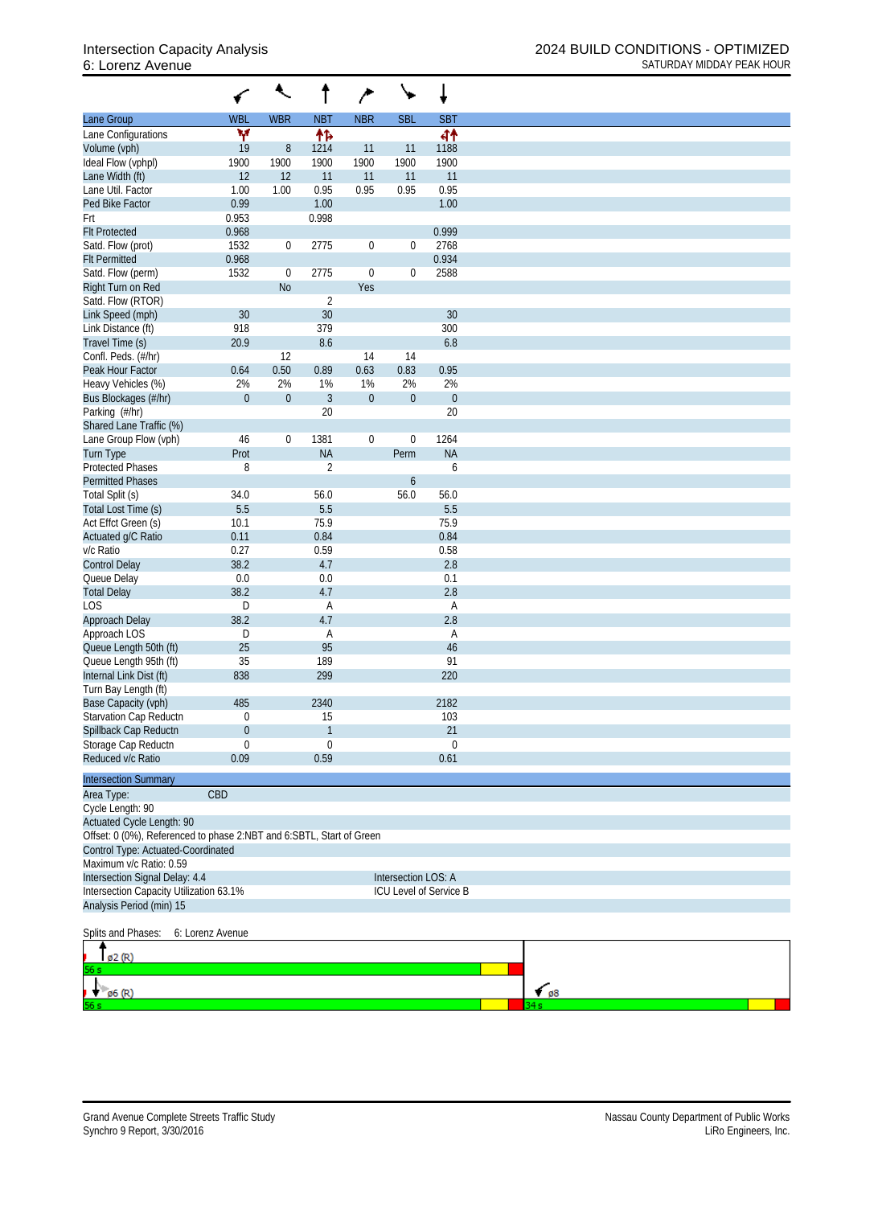# Intersection Capacity Analysis
## 6: Lorenz Avenue

2024 BUILD CONDITIONS - OPTIMIZED
SATURDAY MIDDAY PEAK HOUR

| Lane Group | WBL | WBR | NBT | NBR | SBL | SBT |
|---|---|---|---|---|---|---|
| Lane Configurations | | | | | | |
| Volume (vph) | 19 | 8 | 1214 | 11 | 11 | 1188 |
| Ideal Flow (vphpl) | 1900 | 1900 | 1900 | 1900 | 1900 | 1900 |
| Lane Width (ft) | 12 | 12 | 11 | 11 | 11 | 11 |
| Lane Util. Factor | 1.00 | 1.00 | 0.95 | 0.95 | 0.95 | 0.95 |
| Ped Bike Factor | 0.99 | | 1.00 | | | 1.00 |
| Frt | 0.953 | | 0.998 | | | |
| Flt Protected | 0.968 | | | | | 0.999 |
| Satd. Flow (prot) | 1532 | 0 | 2775 | 0 | 0 | 2768 |
| Flt Permitted | 0.968 | | | | | 0.934 |
| Satd. Flow (perm) | 1532 | 0 | 2775 | 0 | 0 | 2588 |
| Right Turn on Red | | No | | Yes | | |
| Satd. Flow (RTOR) | | | 2 | | | |
| Link Speed (mph) | 30 | | 30 | | | 30 |
| Link Distance (ft) | 918 | | 379 | | | 300 |
| Travel Time (s) | 20.9 | | 8.6 | | | 6.8 |
| Confl. Peds. (#/hr) | | 12 | | 14 | 14 | |
| Peak Hour Factor | 0.64 | 0.50 | 0.89 | 0.63 | 0.83 | 0.95 |
| Heavy Vehicles (%) | 2% | 2% | 1% | 1% | 2% | 2% |
| Bus Blockages (#/hr) | 0 | 0 | 3 | 0 | 0 | 0 |
| Parking (#/hr) | | | 20 | | | 20 |
| Shared Lane Traffic (%) | | | | | | |
| Lane Group Flow (vph) | 46 | 0 | 1381 | 0 | 0 | 1264 |
| Turn Type | Prot | | NA | | Perm | NA |
| Protected Phases | 8 | | 2 | | | 6 |
| Permitted Phases | | | | | 6 | |
| Total Split (s) | 34.0 | | 56.0 | | 56.0 | 56.0 |
| Total Lost Time (s) | 5.5 | | 5.5 | | | 5.5 |
| Act Effct Green (s) | 10.1 | | 75.9 | | | 75.9 |
| Actuated g/C Ratio | 0.11 | | 0.84 | | | 0.84 |
| v/c Ratio | 0.27 | | 0.59 | | | 0.58 |
| Control Delay | 38.2 | | 4.7 | | | 2.8 |
| Queue Delay | 0.0 | | 0.0 | | | 0.1 |
| Total Delay | 38.2 | | 4.7 | | | 2.8 |
| LOS | D | | A | | | A |
| Approach Delay | 38.2 | | 4.7 | | | 2.8 |
| Approach LOS | D | | A | | | A |
| Queue Length 50th (ft) | 25 | | 95 | | | 46 |
| Queue Length 95th (ft) | 35 | | 189 | | | 91 |
| Internal Link Dist (ft) | 838 | | 299 | | | 220 |
| Turn Bay Length (ft) | | | | | | |
| Base Capacity (vph) | 485 | | 2340 | | | 2182 |
| Starvation Cap Reductn | 0 | | 15 | | | 103 |
| Spillback Cap Reductn | 0 | | 1 | | | 21 |
| Storage Cap Reductn | 0 | | 0 | | | 0 |
| Reduced v/c Ratio | 0.09 | | 0.59 | | | 0.61 |

**Intersection Summary**

Area Type: CBD
Cycle Length: 90
Actuated Cycle Length: 90
Offset: 0 (0%), Referenced to phase 2:NBT and 6:SBTL, Start of Green
Control Type: Actuated-Coordinated
Maximum v/c Ratio: 0.59
Intersection Signal Delay: 4.4 — Intersection LOS: A
Intersection Capacity Utilization 63.1% — ICU Level of Service B
Analysis Period (min) 15

Splits and Phases: 6: Lorenz Avenue

ø2 (R) 56 s
ø6 (R) 56 s — ø8 34 s

Grand Avenue Complete Streets Traffic Study
Synchro 9 Report, 3/30/2016

Nassau County Department of Public Works
LiRo Engineers, Inc.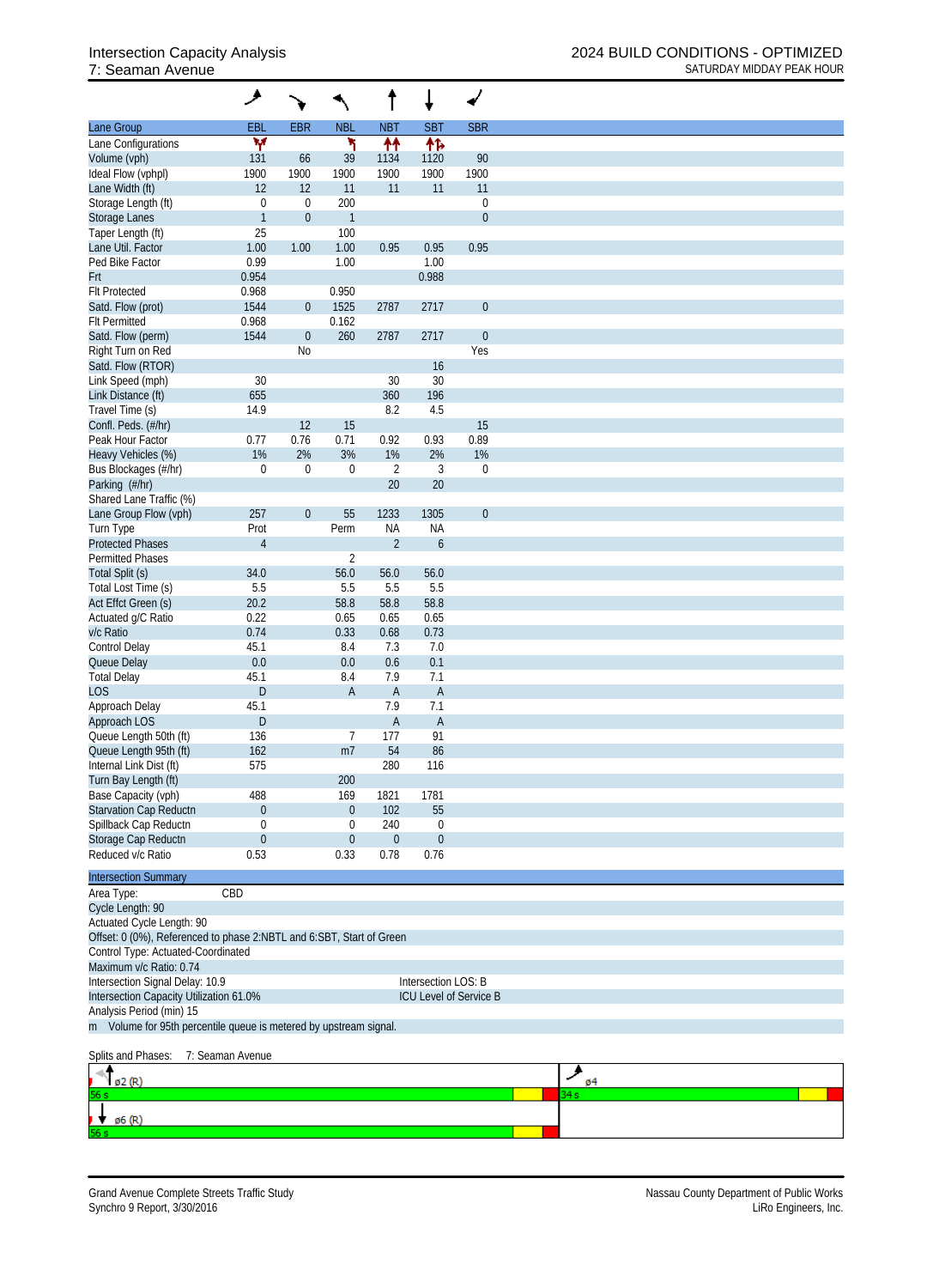Intersection Capacity Analysis
7: Seaman Avenue

2024 BUILD CONDITIONS - OPTIMIZED
SATURDAY MIDDAY PEAK HOUR

| Lane Group | EBL | EBR | NBL | NBT | SBT | SBR |
|---|---|---|---|---|---|---|
| Lane Configurations | | | | | | |
| Volume (vph) | 131 | 66 | 39 | 1134 | 1120 | 90 |
| Ideal Flow (vphpl) | 1900 | 1900 | 1900 | 1900 | 1900 | 1900 |
| Lane Width (ft) | 12 | 12 | 11 | 11 | 11 | 11 |
| Storage Length (ft) | 0 | 0 | 200 | | | 0 |
| Storage Lanes | 1 | 0 | 1 | | | 0 |
| Taper Length (ft) | 25 | | 100 | | | |
| Lane Util. Factor | 1.00 | 1.00 | 1.00 | 0.95 | 0.95 | 0.95 |
| Ped Bike Factor | 0.99 | | 1.00 | | 1.00 | |
| Frt | 0.954 | | | | 0.988 | |
| Flt Protected | 0.968 | | 0.950 | | | |
| Satd. Flow (prot) | 1544 | 0 | 1525 | 2787 | 2717 | 0 |
| Flt Permitted | 0.968 | | 0.162 | | | |
| Satd. Flow (perm) | 1544 | 0 | 260 | 2787 | 2717 | 0 |
| Right Turn on Red | | No | | | | Yes |
| Satd. Flow (RTOR) | | | | | 16 | |
| Link Speed (mph) | 30 | | | 30 | 30 | |
| Link Distance (ft) | 655 | | | 360 | 196 | |
| Travel Time (s) | 14.9 | | | 8.2 | 4.5 | |
| Confl. Peds. (#/hr) | | 12 | 15 | | | 15 |
| Peak Hour Factor | 0.77 | 0.76 | 0.71 | 0.92 | 0.93 | 0.89 |
| Heavy Vehicles (%) | 1% | 2% | 3% | 1% | 2% | 1% |
| Bus Blockages (#/hr) | 0 | 0 | 0 | 2 | 3 | 0 |
| Parking (#/hr) | | | | 20 | 20 | |
| Shared Lane Traffic (%) | | | | | | |
| Lane Group Flow (vph) | 257 | 0 | 55 | 1233 | 1305 | 0 |
| Turn Type | Prot | | Perm | NA | NA | |
| Protected Phases | 4 | | | 2 | 6 | |
| Permitted Phases | | | 2 | | | |
| Total Split (s) | 34.0 | | 56.0 | 56.0 | 56.0 | |
| Total Lost Time (s) | 5.5 | | 5.5 | 5.5 | 5.5 | |
| Act Effct Green (s) | 20.2 | | 58.8 | 58.8 | 58.8 | |
| Actuated g/C Ratio | 0.22 | | 0.65 | 0.65 | 0.65 | |
| v/c Ratio | 0.74 | | 0.33 | 0.68 | 0.73 | |
| Control Delay | 45.1 | | 8.4 | 7.3 | 7.0 | |
| Queue Delay | 0.0 | | 0.0 | 0.6 | 0.1 | |
| Total Delay | 45.1 | | 8.4 | 7.9 | 7.1 | |
| LOS | D | | A | A | A | |
| Approach Delay | 45.1 | | | 7.9 | 7.1 | |
| Approach LOS | D | | | A | A | |
| Queue Length 50th (ft) | 136 | | 7 | 177 | 91 | |
| Queue Length 95th (ft) | 162 | | m7 | 54 | 86 | |
| Internal Link Dist (ft) | 575 | | | 280 | 116 | |
| Turn Bay Length (ft) | | | 200 | | | |
| Base Capacity (vph) | 488 | | 169 | 1821 | 1781 | |
| Starvation Cap Reductn | 0 | | 0 | 102 | 55 | |
| Spillback Cap Reductn | 0 | | 0 | 240 | 0 | |
| Storage Cap Reductn | 0 | | 0 | 0 | 0 | |
| Reduced v/c Ratio | 0.53 | | 0.33 | 0.78 | 0.76 | |

Intersection Summary

Area Type: CBD
Cycle Length: 90
Actuated Cycle Length: 90
Offset: 0 (0%), Referenced to phase 2:NBTL and 6:SBT, Start of Green
Control Type: Actuated-Coordinated
Maximum v/c Ratio: 0.74
Intersection Signal Delay: 10.9 — Intersection LOS: B
Intersection Capacity Utilization 61.0% — ICU Level of Service B
Analysis Period (min) 15
m Volume for 95th percentile queue is metered by upstream signal.

Splits and Phases: 7: Seaman Avenue

ø2 (R) 56 s | ø4 34 s
ø6 (R) 56 s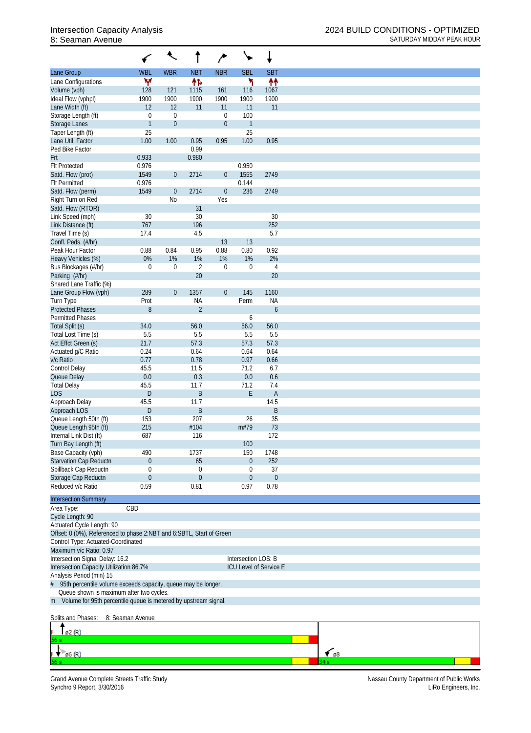# Intersection Capacity Analysis
## 8: Seaman Avenue

2024 BUILD CONDITIONS - OPTIMIZED
SATURDAY MIDDAY PEAK HOUR

| Lane Group | WBL | WBR | NBT | NBR | SBL | SBT |
|---|---|---|---|---|---|---|
| Lane Configurations | | | | | | |
| Volume (vph) | 128 | 121 | 1115 | 161 | 116 | 1067 |
| Ideal Flow (vphpl) | 1900 | 1900 | 1900 | 1900 | 1900 | 1900 |
| Lane Width (ft) | 12 | 12 | 11 | 11 | 11 | 11 |
| Storage Length (ft) | 0 | 0 | | 0 | 100 | |
| Storage Lanes | 1 | 0 | | 0 | 1 | |
| Taper Length (ft) | 25 | | | | 25 | |
| Lane Util. Factor | 1.00 | 1.00 | 0.95 | 0.95 | 1.00 | 0.95 |
| Ped Bike Factor | | | 0.99 | | | |
| Frt | 0.933 | | 0.980 | | | |
| Flt Protected | 0.976 | | | | 0.950 | |
| Satd. Flow (prot) | 1549 | 0 | 2714 | 0 | 1555 | 2749 |
| Flt Permitted | 0.976 | | | | 0.144 | |
| Satd. Flow (perm) | 1549 | 0 | 2714 | 0 | 236 | 2749 |
| Right Turn on Red | | No | | Yes | | |
| Satd. Flow (RTOR) | | | 31 | | | |
| Link Speed (mph) | 30 | | 30 | | | 30 |
| Link Distance (ft) | 767 | | 196 | | | 252 |
| Travel Time (s) | 17.4 | | 4.5 | | | 5.7 |
| Confl. Peds. (#/hr) | | | | 13 | 13 | |
| Peak Hour Factor | 0.88 | 0.84 | 0.95 | 0.88 | 0.80 | 0.92 |
| Heavy Vehicles (%) | 0% | 1% | 1% | 1% | 1% | 2% |
| Bus Blockages (#/hr) | 0 | 0 | 2 | 0 | 0 | 4 |
| Parking (#/hr) | | | 20 | | | 20 |
| Shared Lane Traffic (%) | | | | | | |
| Lane Group Flow (vph) | 289 | 0 | 1357 | 0 | 145 | 1160 |
| Turn Type | Prot | | NA | | Perm | NA |
| Protected Phases | 8 | | 2 | | | 6 |
| Permitted Phases | | | | | 6 | |
| Total Split (s) | 34.0 | | 56.0 | | 56.0 | 56.0 |
| Total Lost Time (s) | 5.5 | | 5.5 | | 5.5 | 5.5 |
| Act Effct Green (s) | 21.7 | | 57.3 | | 57.3 | 57.3 |
| Actuated g/C Ratio | 0.24 | | 0.64 | | 0.64 | 0.64 |
| v/c Ratio | 0.77 | | 0.78 | | 0.97 | 0.66 |
| Control Delay | 45.5 | | 11.5 | | 71.2 | 6.7 |
| Queue Delay | 0.0 | | 0.3 | | 0.0 | 0.6 |
| Total Delay | 45.5 | | 11.7 | | 71.2 | 7.4 |
| LOS | D | | B | | E | A |
| Approach Delay | 45.5 | | 11.7 | | | 14.5 |
| Approach LOS | D | | B | | | B |
| Queue Length 50th (ft) | 153 | | 207 | | 26 | 35 |
| Queue Length 95th (ft) | 215 | | #104 | | m#79 | 73 |
| Internal Link Dist (ft) | 687 | | 116 | | | 172 |
| Turn Bay Length (ft) | | | | | 100 | |
| Base Capacity (vph) | 490 | | 1737 | | 150 | 1748 |
| Starvation Cap Reductn | 0 | | 65 | | 0 | 252 |
| Spillback Cap Reductn | 0 | | 0 | | 0 | 37 |
| Storage Cap Reductn | 0 | | 0 | | 0 | 0 |
| Reduced v/c Ratio | 0.59 | | 0.81 | | 0.97 | 0.78 |

**Intersection Summary**

Area Type: CBD
Cycle Length: 90
Actuated Cycle Length: 90
Offset: 0 (0%), Referenced to phase 2:NBT and 6:SBTL, Start of Green
Control Type: Actuated-Coordinated
Maximum v/c Ratio: 0.97
Intersection Signal Delay: 16.2 — Intersection LOS: B
Intersection Capacity Utilization 86.7% — ICU Level of Service E
Analysis Period (min) 15
# 95th percentile volume exceeds capacity, queue may be longer.
Queue shown is maximum after two cycles.
m Volume for 95th percentile queue is metered by upstream signal.

Splits and Phases: 8: Seaman Avenue

ø2 (R) 56 s
ø6 (R) 56 s
ø8 34 s

Grand Avenue Complete Streets Traffic Study
Synchro 9 Report, 3/30/2016

Nassau County Department of Public Works
LiRo Engineers, Inc.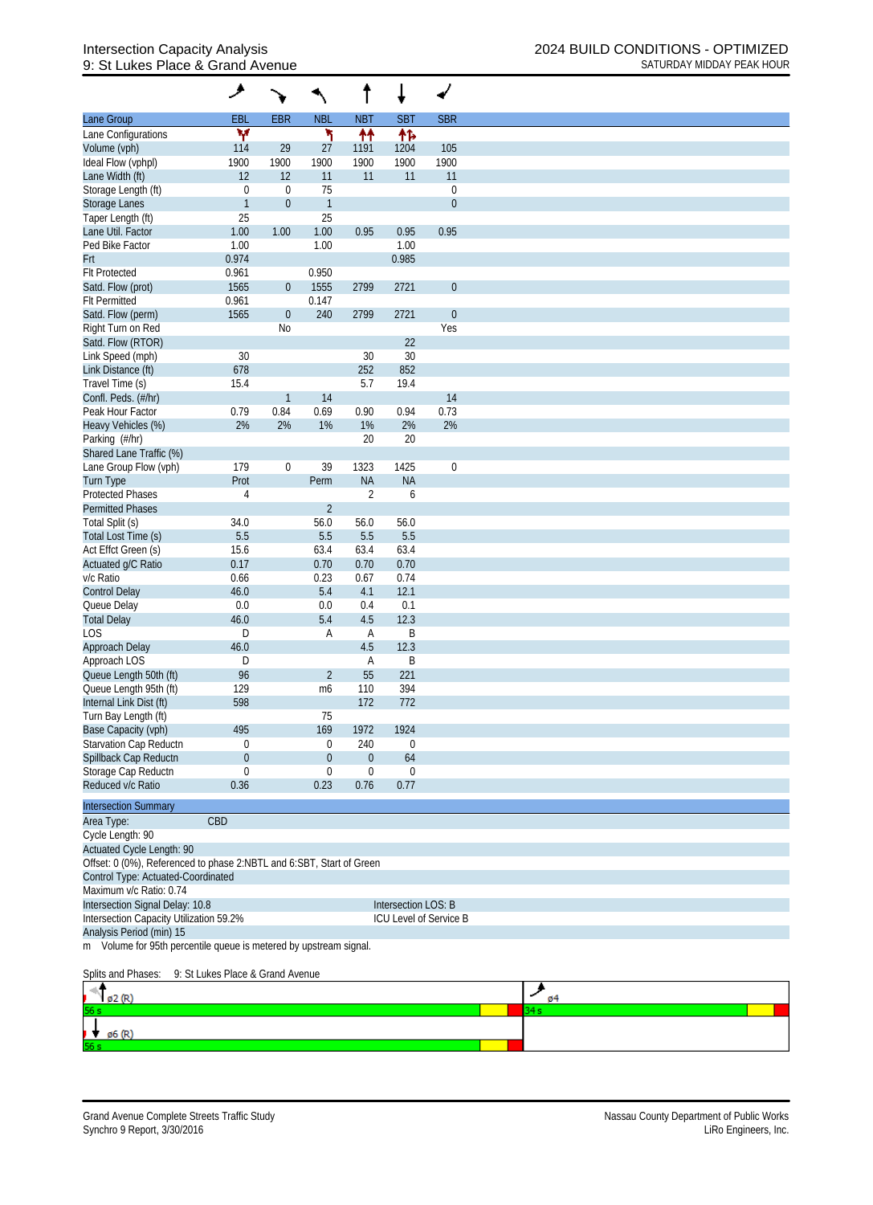# Intersection Capacity Analysis
## 9: St Lukes Place & Grand Avenue

**2024 BUILD CONDITIONS - OPTIMIZED**
SATURDAY MIDDAY PEAK HOUR

| Lane Group | EBL | EBR | NBL | NBT | SBT | SBR |
|---|---|---|---|---|---|---|
| Lane Configurations | | | | | | |
| Volume (vph) | 114 | 29 | 27 | 1191 | 1204 | 105 |
| Ideal Flow (vphpl) | 1900 | 1900 | 1900 | 1900 | 1900 | 1900 |
| Lane Width (ft) | 12 | 12 | 11 | 11 | 11 | 11 |
| Storage Length (ft) | 0 | 0 | 75 | | | 0 |
| Storage Lanes | 1 | 0 | 1 | | | 0 |
| Taper Length (ft) | 25 | | 25 | | | |
| Lane Util. Factor | 1.00 | 1.00 | 1.00 | 0.95 | 0.95 | 0.95 |
| Ped Bike Factor | 1.00 | | 1.00 | | 1.00 | |
| Frt | 0.974 | | | | 0.985 | |
| Flt Protected | 0.961 | | 0.950 | | | |
| Satd. Flow (prot) | 1565 | 0 | 1555 | 2799 | 2721 | 0 |
| Flt Permitted | 0.961 | | 0.147 | | | |
| Satd. Flow (perm) | 1565 | 0 | 240 | 2799 | 2721 | 0 |
| Right Turn on Red | | No | | | | Yes |
| Satd. Flow (RTOR) | | | | | 22 | |
| Link Speed (mph) | 30 | | | 30 | 30 | |
| Link Distance (ft) | 678 | | | 252 | 852 | |
| Travel Time (s) | 15.4 | | | 5.7 | 19.4 | |
| Confl. Peds. (#/hr) | | 1 | 14 | | | 14 |
| Peak Hour Factor | 0.79 | 0.84 | 0.69 | 0.90 | 0.94 | 0.73 |
| Heavy Vehicles (%) | 2% | 2% | 1% | 1% | 2% | 2% |
| Parking (#/hr) | | | | 20 | 20 | |
| Shared Lane Traffic (%) | | | | | | |
| Lane Group Flow (vph) | 179 | 0 | 39 | 1323 | 1425 | 0 |
| Turn Type | Prot | | Perm | NA | NA | |
| Protected Phases | 4 | | | 2 | 6 | |
| Permitted Phases | | | 2 | | | |
| Total Split (s) | 34.0 | | 56.0 | 56.0 | 56.0 | |
| Total Lost Time (s) | 5.5 | | 5.5 | 5.5 | 5.5 | |
| Act Effct Green (s) | 15.6 | | 63.4 | 63.4 | 63.4 | |
| Actuated g/C Ratio | 0.17 | | 0.70 | 0.70 | 0.70 | |
| v/c Ratio | 0.66 | | 0.23 | 0.67 | 0.74 | |
| Control Delay | 46.0 | | 5.4 | 4.1 | 12.1 | |
| Queue Delay | 0.0 | | 0.0 | 0.4 | 0.1 | |
| Total Delay | 46.0 | | 5.4 | 4.5 | 12.3 | |
| LOS | D | | A | A | B | |
| Approach Delay | 46.0 | | | 4.5 | 12.3 | |
| Approach LOS | D | | | A | B | |
| Queue Length 50th (ft) | 96 | | 2 | 55 | 221 | |
| Queue Length 95th (ft) | 129 | | m6 | 110 | 394 | |
| Internal Link Dist (ft) | 598 | | | 172 | 772 | |
| Turn Bay Length (ft) | | | 75 | | | |
| Base Capacity (vph) | 495 | | 169 | 1972 | 1924 | |
| Starvation Cap Reductn | 0 | | 0 | 240 | 0 | |
| Spillback Cap Reductn | 0 | | 0 | 0 | 64 | |
| Storage Cap Reductn | 0 | | 0 | 0 | 0 | |
| Reduced v/c Ratio | 0.36 | | 0.23 | 0.76 | 0.77 | |

**Intersection Summary**

Area Type: CBD
Cycle Length: 90
Actuated Cycle Length: 90
Offset: 0 (0%), Referenced to phase 2:NBTL and 6:SBT, Start of Green
Control Type: Actuated-Coordinated
Maximum v/c Ratio: 0.74
Intersection Signal Delay: 10.8 — Intersection LOS: B
Intersection Capacity Utilization 59.2% — ICU Level of Service B
Analysis Period (min) 15
m Volume for 95th percentile queue is metered by upstream signal.

Splits and Phases: 9: St Lukes Place & Grand Avenue

ø2 (R) 56 s | ø4 34 s
ø6 (R) 56 s

Grand Avenue Complete Streets Traffic Study
Synchro 9 Report, 3/30/2016

Nassau County Department of Public Works
LiRo Engineers, Inc.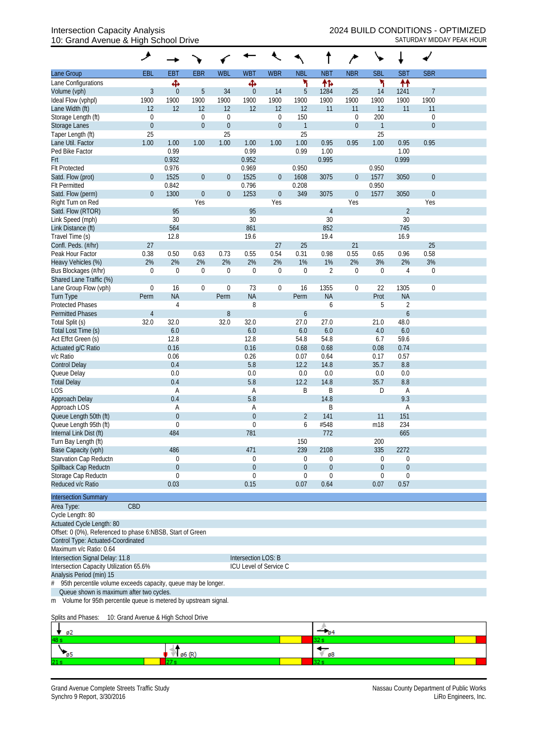Intersection Capacity Analysis
10: Grand Avenue & High School Drive

2024 BUILD CONDITIONS - OPTIMIZED
SATURDAY MIDDAY PEAK HOUR

| Lane Group | EBL | EBT | EBR | WBL | WBT | WBR | NBL | NBT | NBR | SBL | SBT | SBR |
|---|---|---|---|---|---|---|---|---|---|---|---|---|
| Lane Configurations | | ✣ | | | ✣ | | ↰ | ↑↱ | | ↰ | ↑↑ | |
| Volume (vph) | 3 | 0 | 5 | 34 | 0 | 14 | 5 | 1284 | 25 | 14 | 1241 | 7 |
| Ideal Flow (vphpl) | 1900 | 1900 | 1900 | 1900 | 1900 | 1900 | 1900 | 1900 | 1900 | 1900 | 1900 | 1900 |
| Lane Width (ft) | 12 | 12 | 12 | 12 | 12 | 12 | 12 | 11 | 11 | 12 | 11 | 11 |
| Storage Length (ft) | 0 | | 0 | 0 | | 0 | 150 | | 0 | 200 | | 0 |
| Storage Lanes | 0 | | 0 | 0 | | 0 | 1 | | 0 | 1 | | 0 |
| Taper Length (ft) | 25 | | | 25 | | | 25 | | | 25 | | |
| Lane Util. Factor | 1.00 | 1.00 | 1.00 | 1.00 | 1.00 | 1.00 | 1.00 | 0.95 | 0.95 | 1.00 | 0.95 | 0.95 |
| Ped Bike Factor | | 0.99 | | | 0.99 | | 0.99 | 1.00 | | | 1.00 | |
| Frt | | 0.932 | | | 0.952 | | | 0.995 | | | 0.999 | |
| Flt Protected | | 0.976 | | | 0.969 | | 0.950 | | | 0.950 | | |
| Satd. Flow (prot) | 0 | 1525 | 0 | 0 | 1525 | 0 | 1608 | 3075 | 0 | 1577 | 3050 | 0 |
| Flt Permitted | | 0.842 | | | 0.796 | | 0.208 | | | 0.950 | | |
| Satd. Flow (perm) | 0 | 1300 | 0 | 0 | 1253 | 0 | 349 | 3075 | 0 | 1577 | 3050 | 0 |
| Right Turn on Red | | | Yes | | | Yes | | | Yes | | | Yes |
| Satd. Flow (RTOR) | | 95 | | | 95 | | | 4 | | | 2 | |
| Link Speed (mph) | | 30 | | | 30 | | | 30 | | | 30 | |
| Link Distance (ft) | | 564 | | | 861 | | | 852 | | | 745 | |
| Travel Time (s) | | 12.8 | | | 19.6 | | | 19.4 | | | 16.9 | |
| Confl. Peds. (#/hr) | 27 | | | | | 27 | 25 | | 21 | | | 25 |
| Peak Hour Factor | 0.38 | 0.50 | 0.63 | 0.73 | 0.55 | 0.54 | 0.31 | 0.98 | 0.55 | 0.65 | 0.96 | 0.58 |
| Heavy Vehicles (%) | 2% | 2% | 2% | 2% | 2% | 2% | 1% | 1% | 2% | 3% | 2% | 3% |
| Bus Blockages (#/hr) | 0 | 0 | 0 | 0 | 0 | 0 | 0 | 2 | 0 | 0 | 4 | 0 |
| Shared Lane Traffic (%) | | | | | | | | | | | | |
| Lane Group Flow (vph) | 0 | 16 | 0 | 0 | 73 | 0 | 16 | 1355 | 0 | 22 | 1305 | 0 |
| Turn Type | Perm | NA | | Perm | NA | | Perm | NA | | Prot | NA | |
| Protected Phases | | 4 | | | 8 | | | 6 | | 5 | 2 | |
| Permitted Phases | 4 | | | 8 | | | 6 | | | | 6 | |
| Total Split (s) | 32.0 | 32.0 | | 32.0 | 32.0 | | 27.0 | 27.0 | | 21.0 | 48.0 | |
| Total Lost Time (s) | | 6.0 | | | 6.0 | | 6.0 | 6.0 | | 4.0 | 6.0 | |
| Act Effct Green (s) | | 12.8 | | | 12.8 | | 54.8 | 54.8 | | 6.7 | 59.6 | |
| Actuated g/C Ratio | | 0.16 | | | 0.16 | | 0.68 | 0.68 | | 0.08 | 0.74 | |
| v/c Ratio | | 0.06 | | | 0.26 | | 0.07 | 0.64 | | 0.17 | 0.57 | |
| Control Delay | | 0.4 | | | 5.8 | | 12.2 | 14.8 | | 35.7 | 8.8 | |
| Queue Delay | | 0.0 | | | 0.0 | | 0.0 | 0.0 | | 0.0 | 0.0 | |
| Total Delay | | 0.4 | | | 5.8 | | 12.2 | 14.8 | | 35.7 | 8.8 | |
| LOS | | A | | | A | | B | B | | D | A | |
| Approach Delay | | 0.4 | | | 5.8 | | | 14.8 | | | 9.3 | |
| Approach LOS | | A | | | A | | | B | | | A | |
| Queue Length 50th (ft) | | 0 | | | 0 | | 2 | 141 | | 11 | 151 | |
| Queue Length 95th (ft) | | 0 | | | 0 | | 6 | #548 | | m18 | 234 | |
| Internal Link Dist (ft) | | 484 | | | 781 | | | 772 | | | 665 | |
| Turn Bay Length (ft) | | | | | | | 150 | | | 200 | | |
| Base Capacity (vph) | | 486 | | | 471 | | 239 | 2108 | | 335 | 2272 | |
| Starvation Cap Reductn | | 0 | | | 0 | | 0 | 0 | | 0 | 0 | |
| Spillback Cap Reductn | | 0 | | | 0 | | 0 | 0 | | 0 | 0 | |
| Storage Cap Reductn | | 0 | | | 0 | | 0 | 0 | | 0 | 0 | |
| Reduced v/c Ratio | | 0.03 | | | 0.15 | | 0.07 | 0.64 | | 0.07 | 0.57 | |

**Intersection Summary**

Area Type: CBD
Cycle Length: 80
Actuated Cycle Length: 80
Offset: 0 (0%), Referenced to phase 6:NBSB, Start of Green
Control Type: Actuated-Coordinated
Maximum v/c Ratio: 0.64
Intersection Signal Delay: 11.8 — Intersection LOS: B
Intersection Capacity Utilization 65.6% — ICU Level of Service C
Analysis Period (min) 15
# 95th percentile volume exceeds capacity, queue may be longer.
Queue shown is maximum after two cycles.
m Volume for 95th percentile queue is metered by upstream signal.

Splits and Phases: 10: Grand Avenue & High School Drive

| | |
|---|---|
| ø2 — 48 s | ø4 — 32 s |
| ø5 — 21 s; ø6 (R) — 27 s | ø8 — 32 s |

Grand Avenue Complete Streets Traffic Study
Synchro 9 Report, 3/30/2016

Nassau County Department of Public Works
LiRo Engineers, Inc.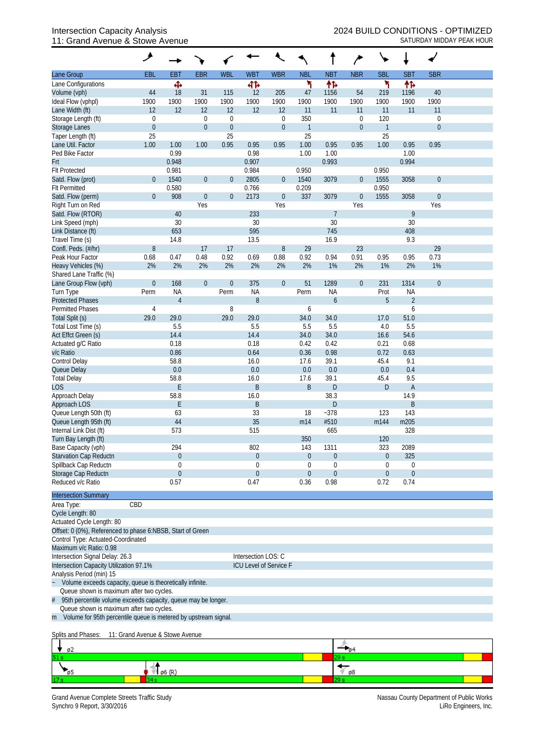# Intersection Capacity Analysis
## 11: Grand Avenue & Stowe Avenue

2024 BUILD CONDITIONS - OPTIMIZED
SATURDAY MIDDAY PEAK HOUR

| Lane Group | EBL | EBT | EBR | WBL | WBT | WBR | NBL | NBT | NBR | SBL | SBT | SBR |
|---|---|---|---|---|---|---|---|---|---|---|---|---|
| Lane Configurations | | ✣ | | | ✣↑ | | ↰ | ↑↑ | | ↰ | ↑↑ | |
| Volume (vph) | 44 | 18 | 31 | 115 | 12 | 205 | 47 | 1156 | 54 | 219 | 1196 | 40 |
| Ideal Flow (vphpl) | 1900 | 1900 | 1900 | 1900 | 1900 | 1900 | 1900 | 1900 | 1900 | 1900 | 1900 | 1900 |
| Lane Width (ft) | 12 | 12 | 12 | 12 | 12 | 12 | 11 | 11 | 11 | 11 | 11 | 11 |
| Storage Length (ft) | 0 | | 0 | 0 | | 0 | 350 | | 0 | 120 | | 0 |
| Storage Lanes | 0 | | 0 | 0 | | 0 | 1 | | 0 | 1 | | 0 |
| Taper Length (ft) | 25 | | | 25 | | | 25 | | | 25 | | |
| Lane Util. Factor | 1.00 | 1.00 | 1.00 | 0.95 | 0.95 | 0.95 | 1.00 | 0.95 | 0.95 | 1.00 | 0.95 | 0.95 |
| Ped Bike Factor | | 0.99 | | | 0.98 | | 1.00 | 1.00 | | | 1.00 | |
| Frt | | 0.948 | | | 0.907 | | | 0.993 | | | 0.994 | |
| Flt Protected | | 0.981 | | | 0.984 | | 0.950 | | | 0.950 | | |
| Satd. Flow (prot) | 0 | 1540 | 0 | 0 | 2805 | 0 | 1540 | 3079 | 0 | 1555 | 3058 | 0 |
| Flt Permitted | | 0.580 | | | 0.766 | | 0.209 | | | 0.950 | | |
| Satd. Flow (perm) | 0 | 908 | 0 | 0 | 2173 | 0 | 337 | 3079 | 0 | 1555 | 3058 | 0 |
| Right Turn on Red | | | Yes | | | Yes | | | Yes | | | Yes |
| Satd. Flow (RTOR) | | 40 | | | 233 | | | 7 | | | 9 | |
| Link Speed (mph) | | 30 | | | 30 | | | 30 | | | 30 | |
| Link Distance (ft) | | 653 | | | 595 | | | 745 | | | 408 | |
| Travel Time (s) | | 14.8 | | | 13.5 | | | 16.9 | | | 9.3 | |
| Confl. Peds. (#/hr) | 8 | | 17 | 17 | | 8 | 29 | | 23 | | | 29 |
| Peak Hour Factor | 0.68 | 0.47 | 0.48 | 0.92 | 0.69 | 0.88 | 0.92 | 0.94 | 0.91 | 0.95 | 0.95 | 0.73 |
| Heavy Vehicles (%) | 2% | 2% | 2% | 2% | 2% | 2% | 2% | 1% | 2% | 1% | 2% | 1% |
| Shared Lane Traffic (%) | | | | | | | | | | | | |
| Lane Group Flow (vph) | 0 | 168 | 0 | 0 | 375 | 0 | 51 | 1289 | 0 | 231 | 1314 | 0 |
| Turn Type | Perm | NA | | Perm | NA | | Perm | NA | | Prot | NA | |
| Protected Phases | | 4 | | | 8 | | | 6 | | 5 | 2 | |
| Permitted Phases | 4 | | | 8 | | | 6 | | | | 6 | |
| Total Split (s) | 29.0 | 29.0 | | 29.0 | 29.0 | | 34.0 | 34.0 | | 17.0 | 51.0 | |
| Total Lost Time (s) | | 5.5 | | | 5.5 | | 5.5 | 5.5 | | 4.0 | 5.5 | |
| Act Effct Green (s) | | 14.4 | | | 14.4 | | 34.0 | 34.0 | | 16.6 | 54.6 | |
| Actuated g/C Ratio | | 0.18 | | | 0.18 | | 0.42 | 0.42 | | 0.21 | 0.68 | |
| v/c Ratio | | 0.86 | | | 0.64 | | 0.36 | 0.98 | | 0.72 | 0.63 | |
| Control Delay | | 58.8 | | | 16.0 | | 17.6 | 39.1 | | 45.4 | 9.1 | |
| Queue Delay | | 0.0 | | | 0.0 | | 0.0 | 0.0 | | 0.0 | 0.4 | |
| Total Delay | | 58.8 | | | 16.0 | | 17.6 | 39.1 | | 45.4 | 9.5 | |
| LOS | | E | | | B | | B | D | | D | A | |
| Approach Delay | | 58.8 | | | 16.0 | | | 38.3 | | | 14.9 | |
| Approach LOS | | E | | | B | | | D | | | B | |
| Queue Length 50th (ft) | | 63 | | | 33 | | 18 | ~378 | | 123 | 143 | |
| Queue Length 95th (ft) | | 44 | | | 35 | | m14 | #510 | | m144 | m205 | |
| Internal Link Dist (ft) | | 573 | | | 515 | | | 665 | | | 328 | |
| Turn Bay Length (ft) | | | | | | | 350 | | | 120 | | |
| Base Capacity (vph) | | 294 | | | 802 | | 143 | 1311 | | 323 | 2089 | |
| Starvation Cap Reductn | | 0 | | | 0 | | 0 | 0 | | 0 | 325 | |
| Spillback Cap Reductn | | 0 | | | 0 | | 0 | 0 | | 0 | 0 | |
| Storage Cap Reductn | | 0 | | | 0 | | 0 | 0 | | 0 | 0 | |
| Reduced v/c Ratio | | 0.57 | | | 0.47 | | 0.36 | 0.98 | | 0.72 | 0.74 | |

**Intersection Summary**

Area Type: CBD
Cycle Length: 80
Actuated Cycle Length: 80
Offset: 0 (0%), Referenced to phase 6:NBSB, Start of Green
Control Type: Actuated-Coordinated
Maximum v/c Ratio: 0.98
Intersection Signal Delay: 26.3 — Intersection LOS: C
Intersection Capacity Utilization 97.1% — ICU Level of Service F
Analysis Period (min) 15

~ Volume exceeds capacity, queue is theoretically infinite.
Queue shown is maximum after two cycles.
\# 95th percentile volume exceeds capacity, queue may be longer.
Queue shown is maximum after two cycles.
m Volume for 95th percentile queue is metered by upstream signal.

Splits and Phases: 11: Grand Avenue & Stowe Avenue

| ø2 | ø4 |
|---|---|
| 51 s | 29 s |

| ø5 | ø6 (R) | ø8 |
|---|---|---|
| 17 s | 34 s | 29 s |

Grand Avenue Complete Streets Traffic Study
Synchro 9 Report, 3/30/2016

Nassau County Department of Public Works
LiRo Engineers, Inc.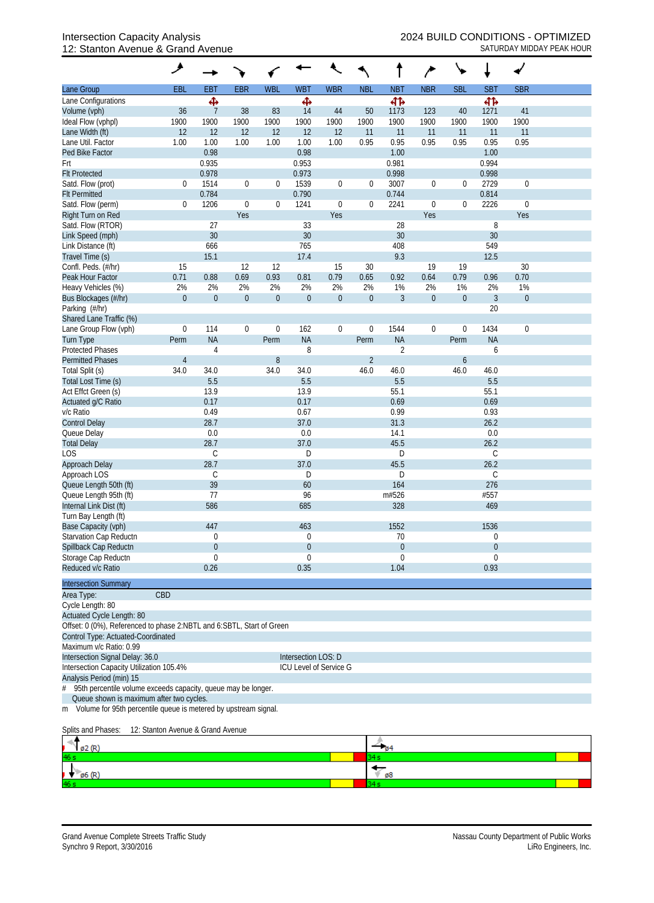Intersection Capacity Analysis
12: Stanton Avenue & Grand Avenue

2024 BUILD CONDITIONS - OPTIMIZED
SATURDAY MIDDAY PEAK HOUR

| Lane Group | EBL | EBT | EBR | WBL | WBT | WBR | NBL | NBT | NBR | SBL | SBT | SBR |
|---|---|---|---|---|---|---|---|---|---|---|---|---|
| Lane Configurations | | ✣ | | | ✣ | | | ᛜ | | | ᛜ | |
| Volume (vph) | 36 | 7 | 38 | 83 | 14 | 44 | 50 | 1173 | 123 | 40 | 1271 | 41 |
| Ideal Flow (vphpl) | 1900 | 1900 | 1900 | 1900 | 1900 | 1900 | 1900 | 1900 | 1900 | 1900 | 1900 | 1900 |
| Lane Width (ft) | 12 | 12 | 12 | 12 | 12 | 12 | 11 | 11 | 11 | 11 | 11 | 11 |
| Lane Util. Factor | 1.00 | 1.00 | 1.00 | 1.00 | 1.00 | 1.00 | 0.95 | 0.95 | 0.95 | 0.95 | 0.95 | 0.95 |
| Ped Bike Factor | | 0.98 | | | 0.98 | | | 1.00 | | | 1.00 | |
| Frt | | 0.935 | | | 0.953 | | | 0.981 | | | 0.994 | |
| Flt Protected | | 0.978 | | | 0.973 | | | 0.998 | | | 0.998 | |
| Satd. Flow (prot) | 0 | 1514 | 0 | 0 | 1539 | 0 | 0 | 3007 | 0 | 0 | 2729 | 0 |
| Flt Permitted | | 0.784 | | | 0.790 | | | 0.744 | | | 0.814 | |
| Satd. Flow (perm) | 0 | 1206 | 0 | 0 | 1241 | 0 | 0 | 2241 | 0 | 0 | 2226 | 0 |
| Right Turn on Red | | | Yes | | | Yes | | | Yes | | | Yes |
| Satd. Flow (RTOR) | | 27 | | | 33 | | | 28 | | | 8 | |
| Link Speed (mph) | | 30 | | | 30 | | | 30 | | | 30 | |
| Link Distance (ft) | | 666 | | | 765 | | | 408 | | | 549 | |
| Travel Time (s) | | 15.1 | | | 17.4 | | | 9.3 | | | 12.5 | |
| Confl. Peds. (#/hr) | 15 | | 12 | 12 | | 15 | 30 | | 19 | 19 | | 30 |
| Peak Hour Factor | 0.71 | 0.88 | 0.69 | 0.93 | 0.81 | 0.79 | 0.65 | 0.92 | 0.64 | 0.79 | 0.96 | 0.70 |
| Heavy Vehicles (%) | 2% | 2% | 2% | 2% | 2% | 2% | 2% | 1% | 2% | 1% | 2% | 1% |
| Bus Blockages (#/hr) | 0 | 0 | 0 | 0 | 0 | 0 | 0 | 3 | 0 | 0 | 3 | 0 |
| Parking (#/hr) | | | | | | | | | | | 20 | |
| Shared Lane Traffic (%) | | | | | | | | | | | | |
| Lane Group Flow (vph) | 0 | 114 | 0 | 0 | 162 | 0 | 0 | 1544 | 0 | 0 | 1434 | 0 |
| Turn Type | Perm | NA | | Perm | NA | | Perm | NA | | Perm | NA | |
| Protected Phases | | 4 | | | 8 | | | 2 | | | 6 | |
| Permitted Phases | 4 | | | 8 | | | 2 | | | 6 | | |
| Total Split (s) | 34.0 | 34.0 | | 34.0 | 34.0 | | 46.0 | 46.0 | | 46.0 | 46.0 | |
| Total Lost Time (s) | | 5.5 | | | 5.5 | | | 5.5 | | | 5.5 | |
| Act Effct Green (s) | | 13.9 | | | 13.9 | | | 55.1 | | | 55.1 | |
| Actuated g/C Ratio | | 0.17 | | | 0.17 | | | 0.69 | | | 0.69 | |
| v/c Ratio | | 0.49 | | | 0.67 | | | 0.99 | | | 0.93 | |
| Control Delay | | 28.7 | | | 37.0 | | | 31.3 | | | 26.2 | |
| Queue Delay | | 0.0 | | | 0.0 | | | 14.1 | | | 0.0 | |
| Total Delay | | 28.7 | | | 37.0 | | | 45.5 | | | 26.2 | |
| LOS | | C | | | D | | | D | | | C | |
| Approach Delay | | 28.7 | | | 37.0 | | | 45.5 | | | 26.2 | |
| Approach LOS | | C | | | D | | | D | | | C | |
| Queue Length 50th (ft) | | 39 | | | 60 | | | 164 | | | 276 | |
| Queue Length 95th (ft) | | 77 | | | 96 | | | m#526 | | | #557 | |
| Internal Link Dist (ft) | | 586 | | | 685 | | | 328 | | | 469 | |
| Turn Bay Length (ft) | | | | | | | | | | | | |
| Base Capacity (vph) | | 447 | | | 463 | | | 1552 | | | 1536 | |
| Starvation Cap Reductn | | 0 | | | 0 | | | 70 | | | 0 | |
| Spillback Cap Reductn | | 0 | | | 0 | | | 0 | | | 0 | |
| Storage Cap Reductn | | 0 | | | 0 | | | 0 | | | 0 | |
| Reduced v/c Ratio | | 0.26 | | | 0.35 | | | 1.04 | | | 0.93 | |

**Intersection Summary**

Area Type: CBD
Cycle Length: 80
Actuated Cycle Length: 80
Offset: 0 (0%), Referenced to phase 2:NBTL and 6:SBTL, Start of Green
Control Type: Actuated-Coordinated
Maximum v/c Ratio: 0.99
Intersection Signal Delay: 36.0 — Intersection LOS: D
Intersection Capacity Utilization 105.4% — ICU Level of Service G
Analysis Period (min) 15
\# 95th percentile volume exceeds capacity, queue may be longer.
Queue shown is maximum after two cycles.
m Volume for 95th percentile queue is metered by upstream signal.

Splits and Phases: 12: Stanton Avenue & Grand Avenue

| ø2 (R) 46 s | ø4 34 s |
|---|---|
| ø6 (R) 46 s | ø8 34 s |

Grand Avenue Complete Streets Traffic Study
Synchro 9 Report, 3/30/2016

Nassau County Department of Public Works
LiRo Engineers, Inc.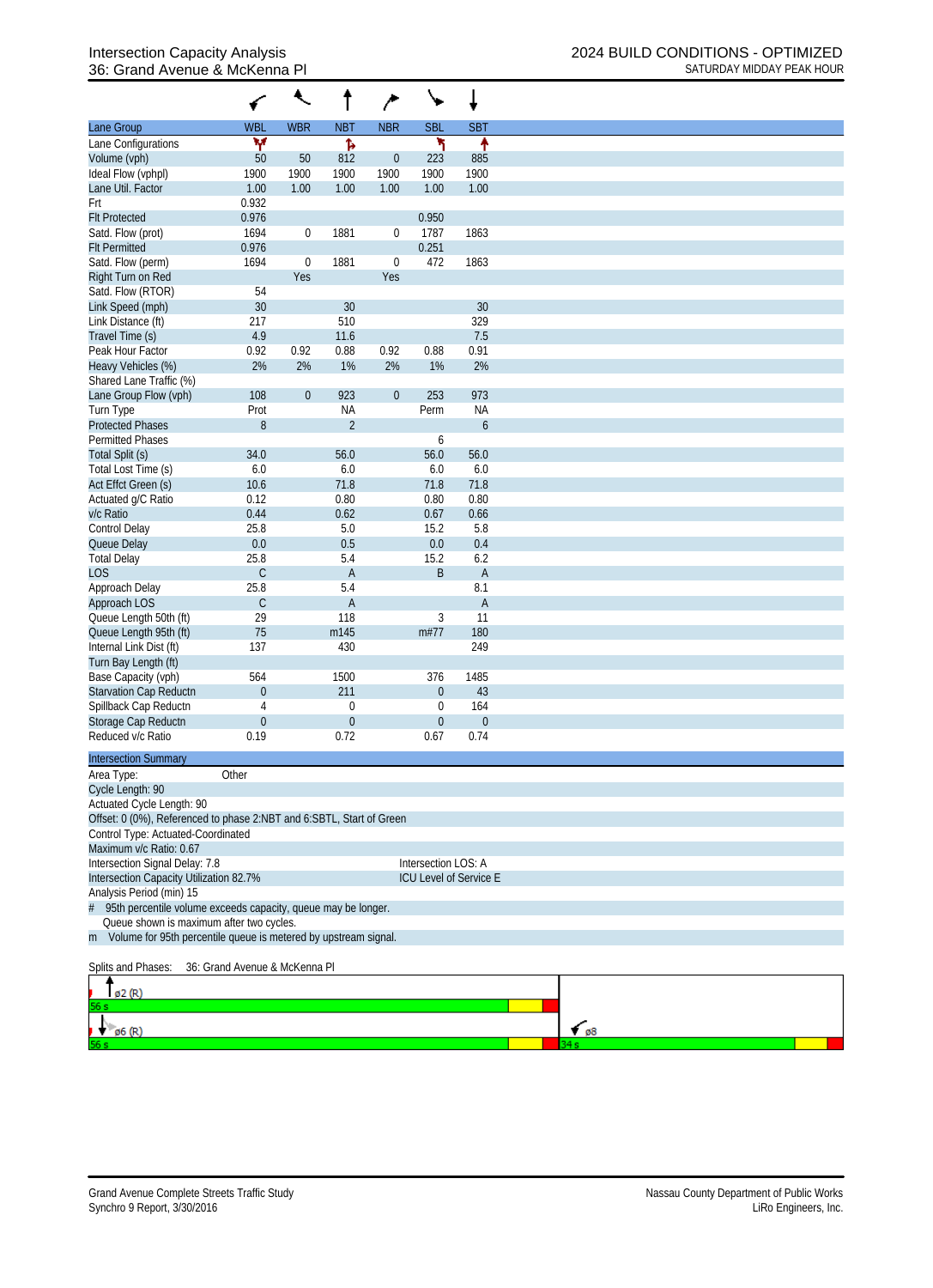Intersection Capacity Analysis
36: Grand Avenue & McKenna Pl

2024 BUILD CONDITIONS - OPTIMIZED
SATURDAY MIDDAY PEAK HOUR

| Lane Group | WBL | WBR | NBT | NBR | SBL | SBT |
|---|---|---|---|---|---|---|
| Lane Configurations | | | | | | |
| Volume (vph) | 50 | 50 | 812 | 0 | 223 | 885 |
| Ideal Flow (vphpl) | 1900 | 1900 | 1900 | 1900 | 1900 | 1900 |
| Lane Util. Factor | 1.00 | 1.00 | 1.00 | 1.00 | 1.00 | 1.00 |
| Frt | 0.932 | | | | | |
| Flt Protected | 0.976 | | | | 0.950 | |
| Satd. Flow (prot) | 1694 | 0 | 1881 | 0 | 1787 | 1863 |
| Flt Permitted | 0.976 | | | | 0.251 | |
| Satd. Flow (perm) | 1694 | 0 | 1881 | 0 | 472 | 1863 |
| Right Turn on Red | | Yes | | Yes | | |
| Satd. Flow (RTOR) | 54 | | | | | |
| Link Speed (mph) | 30 | | 30 | | | 30 |
| Link Distance (ft) | 217 | | 510 | | | 329 |
| Travel Time (s) | 4.9 | | 11.6 | | | 7.5 |
| Peak Hour Factor | 0.92 | 0.92 | 0.88 | 0.92 | 0.88 | 0.91 |
| Heavy Vehicles (%) | 2% | 2% | 1% | 2% | 1% | 2% |
| Shared Lane Traffic (%) | | | | | | |
| Lane Group Flow (vph) | 108 | 0 | 923 | 0 | 253 | 973 |
| Turn Type | Prot | | NA | | Perm | NA |
| Protected Phases | 8 | | 2 | | | 6 |
| Permitted Phases | | | | | 6 | |
| Total Split (s) | 34.0 | | 56.0 | | 56.0 | 56.0 |
| Total Lost Time (s) | 6.0 | | 6.0 | | 6.0 | 6.0 |
| Act Effct Green (s) | 10.6 | | 71.8 | | 71.8 | 71.8 |
| Actuated g/C Ratio | 0.12 | | 0.80 | | 0.80 | 0.80 |
| v/c Ratio | 0.44 | | 0.62 | | 0.67 | 0.66 |
| Control Delay | 25.8 | | 5.0 | | 15.2 | 5.8 |
| Queue Delay | 0.0 | | 0.5 | | 0.0 | 0.4 |
| Total Delay | 25.8 | | 5.4 | | 15.2 | 6.2 |
| LOS | C | | A | | B | A |
| Approach Delay | 25.8 | | 5.4 | | | 8.1 |
| Approach LOS | C | | A | | | A |
| Queue Length 50th (ft) | 29 | | 118 | | 3 | 11 |
| Queue Length 95th (ft) | 75 | | m145 | | m#77 | 180 |
| Internal Link Dist (ft) | 137 | | 430 | | | 249 |
| Turn Bay Length (ft) | | | | | | |
| Base Capacity (vph) | 564 | | 1500 | | 376 | 1485 |
| Starvation Cap Reductn | 0 | | 211 | | 0 | 43 |
| Spillback Cap Reductn | 4 | | 0 | | 0 | 164 |
| Storage Cap Reductn | 0 | | 0 | | 0 | 0 |
| Reduced v/c Ratio | 0.19 | | 0.72 | | 0.67 | 0.74 |

**Intersection Summary**

Area Type: Other
Cycle Length: 90
Actuated Cycle Length: 90
Offset: 0 (0%), Referenced to phase 2:NBT and 6:SBTL, Start of Green
Control Type: Actuated-Coordinated
Maximum v/c Ratio: 0.67
Intersection Signal Delay: 7.8 — Intersection LOS: A
Intersection Capacity Utilization 82.7% — ICU Level of Service E
Analysis Period (min) 15
# 95th percentile volume exceeds capacity, queue may be longer.
Queue shown is maximum after two cycles.
m Volume for 95th percentile queue is metered by upstream signal.

Splits and Phases: 36: Grand Avenue & McKenna Pl

ø2 (R)
56 s
ø6 (R)
56 s
ø8
34 s

Grand Avenue Complete Streets Traffic Study
Synchro 9 Report, 3/30/2016

Nassau County Department of Public Works
LiRo Engineers, Inc.